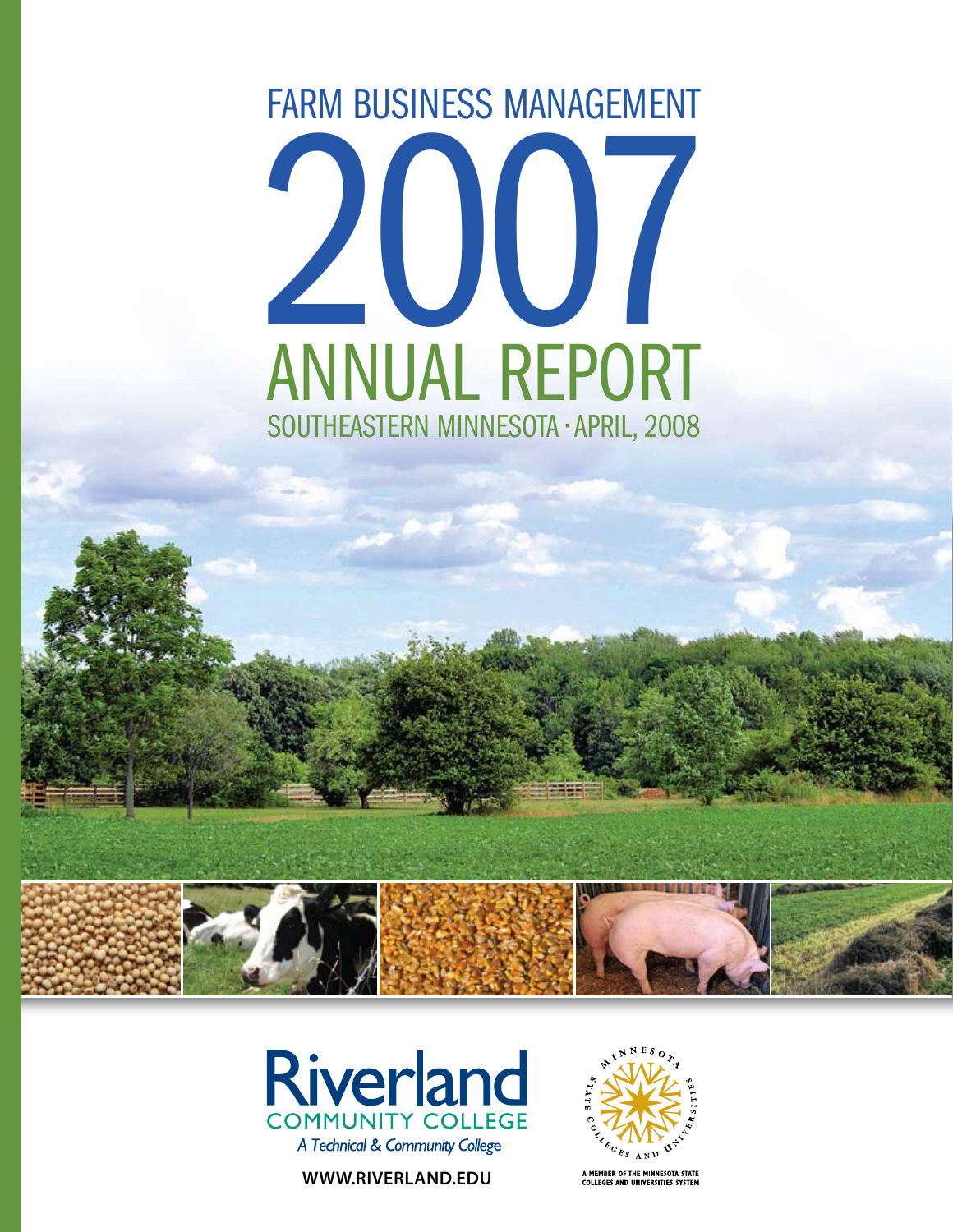# FARM BUSINESS MANAGEMENT

# 2007

# ANNUAL REPORT

## SOUTHEASTERN MINNESOTA · APRIL, 2008

Riverland COMMUNITY COLLEGE

*A Technical & Community College*

**WWW.RIVERLAND.EDU**

MINNESOTA STATE COLLEGES AND UNIVERSITIES

A MEMBER OF THE MINNESOTA STATE COLLEGES AND UNIVERSITIES SYSTEM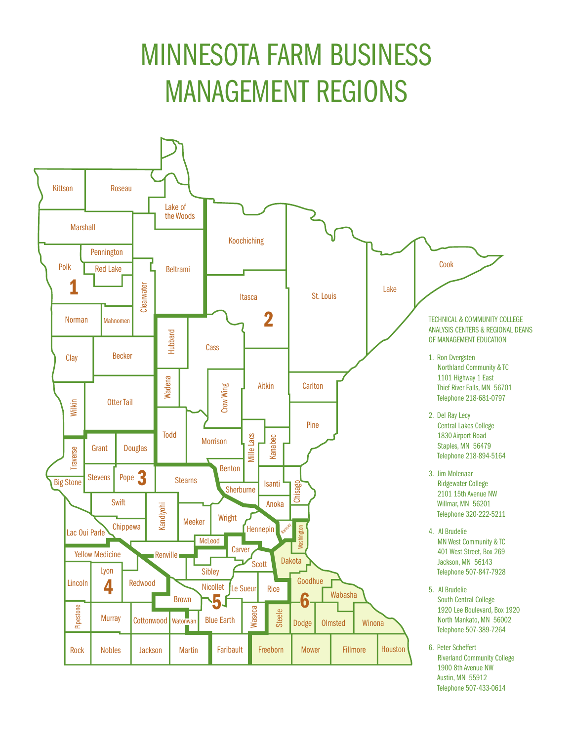# MINNESOTA FARM BUSINESS MANAGEMENT REGIONS

Kittson
Roseau
Lake of the Woods
Marshall
Pennington
Red Lake
Polk
1
Clearwater
Beltrami
Koochiching
Itasca
St. Louis
Lake
Cook
2
Norman
Mahnomen
Hubbard
Cass
Clay
Becker
Wadena
Crow Wing
Aitkin
Carlton
Wilkin
Otter Tail
Todd
Morrison
Mille Lacs
Kanabec
Pine
Traverse
Grant
Douglas
Benton
Big Stone
Stevens
Pope
3
Stearns
Sherburne
Isanti
Chisago
Swift
Kandiyohi
Meeker
Wright
Anoka
Chippewa
Lac Qui Parle
Hennepin
Ramsey
Washington
McLeod
Yellow Medicine
Renville
Carver
Dakota
Scott
Lyon
Sibley
Lincoln
4
Redwood
Nicollet
Le Sueur
Rice
Goodhue
Brown
5
Wabasha
6
Pipestone
Murray
Cottonwood
Watonwan
Blue Earth
Waseca
Steele
Dodge
Olmsted
Winona
Rock
Nobles
Jackson
Martin
Faribault
Freeborn
Mower
Fillmore
Houston

TECHNICAL & COMMUNITY COLLEGE ANALYSIS CENTERS & REGIONAL DEANS OF MANAGEMENT EDUCATION

1. Ron Dvergsten  
   Northland Community & TC  
   1101 Highway 1 East  
   Thief River Falls, MN 56701  
   Telephone 218-681-0797

2. Del Ray Lecy  
   Central Lakes College  
   1830 Airport Road  
   Staples, MN 56479  
   Telephone 218-894-5164

3. Jim Molenaar  
   Ridgewater College  
   2101 15th Avenue NW  
   Willmar, MN 56201  
   Telephone 320-222-5211

4. Al Brudelie  
   MN West Community & TC  
   401 West Street, Box 269  
   Jackson, MN 56143  
   Telephone 507-847-7928

5. Al Brudelie  
   South Central College  
   1920 Lee Boulevard, Box 1920  
   North Mankato, MN 56002  
   Telephone 507-389-7264

6. Peter Scheffert  
   Riverland Community College  
   1900 8th Avenue NW  
   Austin, MN 55912  
   Telephone 507-433-0614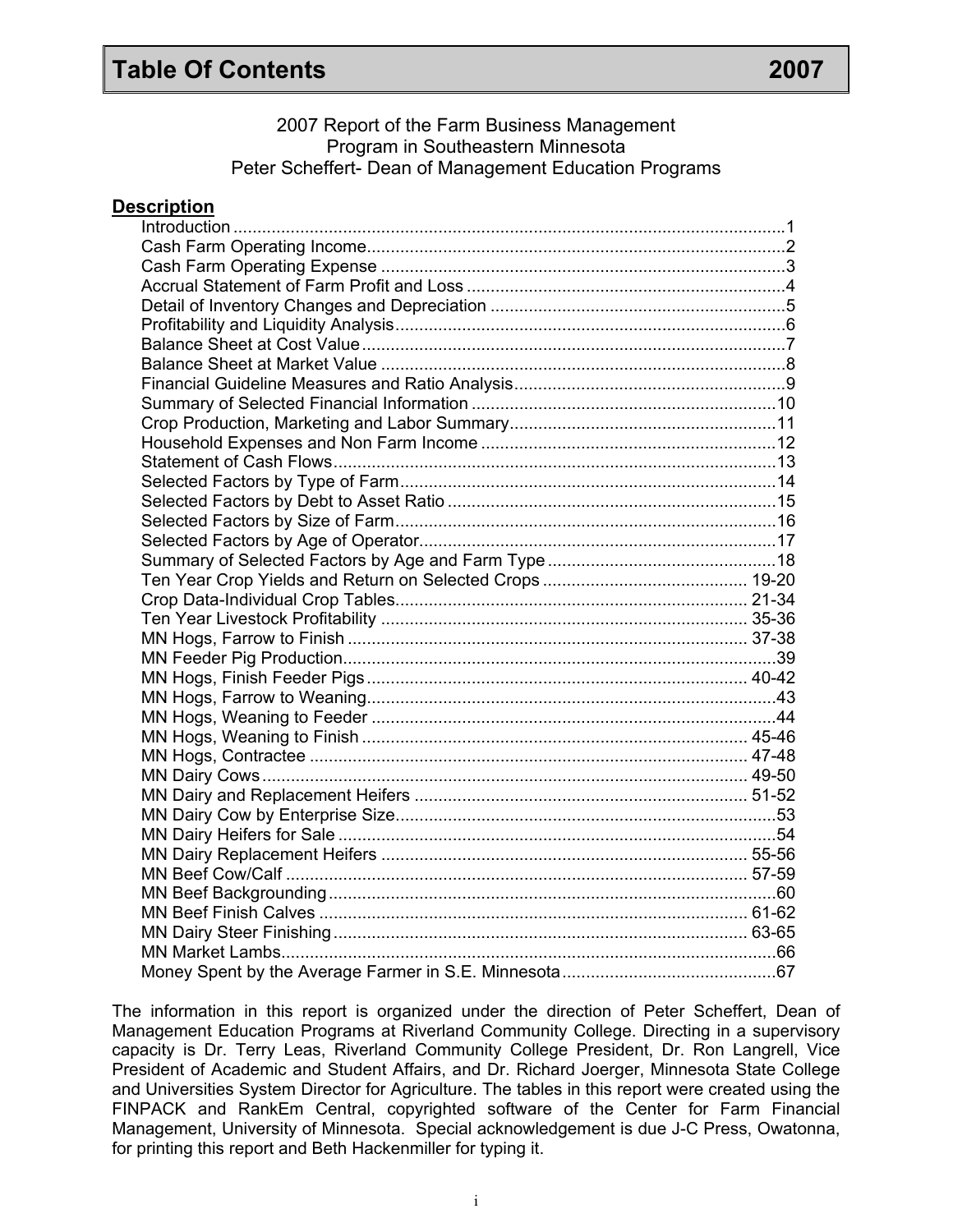# Table Of Contents 2007

2007 Report of the Farm Business Management
Program in Southeastern Minnesota
Peter Scheffert- Dean of Management Education Programs

## Description

| Description | Page |
|---|---|
| Introduction | 1 |
| Cash Farm Operating Income | 2 |
| Cash Farm Operating Expense | 3 |
| Accrual Statement of Farm Profit and Loss | 4 |
| Detail of Inventory Changes and Depreciation | 5 |
| Profitability and Liquidity Analysis | 6 |
| Balance Sheet at Cost Value | 7 |
| Balance Sheet at Market Value | 8 |
| Financial Guideline Measures and Ratio Analysis | 9 |
| Summary of Selected Financial Information | 10 |
| Crop Production, Marketing and Labor Summary | 11 |
| Household Expenses and Non Farm Income | 12 |
| Statement of Cash Flows | 13 |
| Selected Factors by Type of Farm | 14 |
| Selected Factors by Debt to Asset Ratio | 15 |
| Selected Factors by Size of Farm | 16 |
| Selected Factors by Age of Operator | 17 |
| Summary of Selected Factors by Age and Farm Type | 18 |
| Ten Year Crop Yields and Return on Selected Crops | 19-20 |
| Crop Data-Individual Crop Tables | 21-34 |
| Ten Year Livestock Profitability | 35-36 |
| MN Hogs, Farrow to Finish | 37-38 |
| MN Feeder Pig Production | 39 |
| MN Hogs, Finish Feeder Pigs | 40-42 |
| MN Hogs, Farrow to Weaning | 43 |
| MN Hogs, Weaning to Feeder | 44 |
| MN Hogs, Weaning to Finish | 45-46 |
| MN Hogs, Contractee | 47-48 |
| MN Dairy Cows | 49-50 |
| MN Dairy and Replacement Heifers | 51-52 |
| MN Dairy Cow by Enterprise Size | 53 |
| MN Dairy Heifers for Sale | 54 |
| MN Dairy Replacement Heifers | 55-56 |
| MN Beef Cow/Calf | 57-59 |
| MN Beef Backgrounding | 60 |
| MN Beef Finish Calves | 61-62 |
| MN Dairy Steer Finishing | 63-65 |
| MN Market Lambs | 66 |
| Money Spent by the Average Farmer in S.E. Minnesota | 67 |

The information in this report is organized under the direction of Peter Scheffert, Dean of Management Education Programs at Riverland Community College. Directing in a supervisory capacity is Dr. Terry Leas, Riverland Community College President, Dr. Ron Langrell, Vice President of Academic and Student Affairs, and Dr. Richard Joerger, Minnesota State College and Universities System Director for Agriculture. The tables in this report were created using the FINPACK and RankEm Central, copyrighted software of the Center for Farm Financial Management, University of Minnesota. Special acknowledgement is due J-C Press, Owatonna, for printing this report and Beth Hackenmiller for typing it.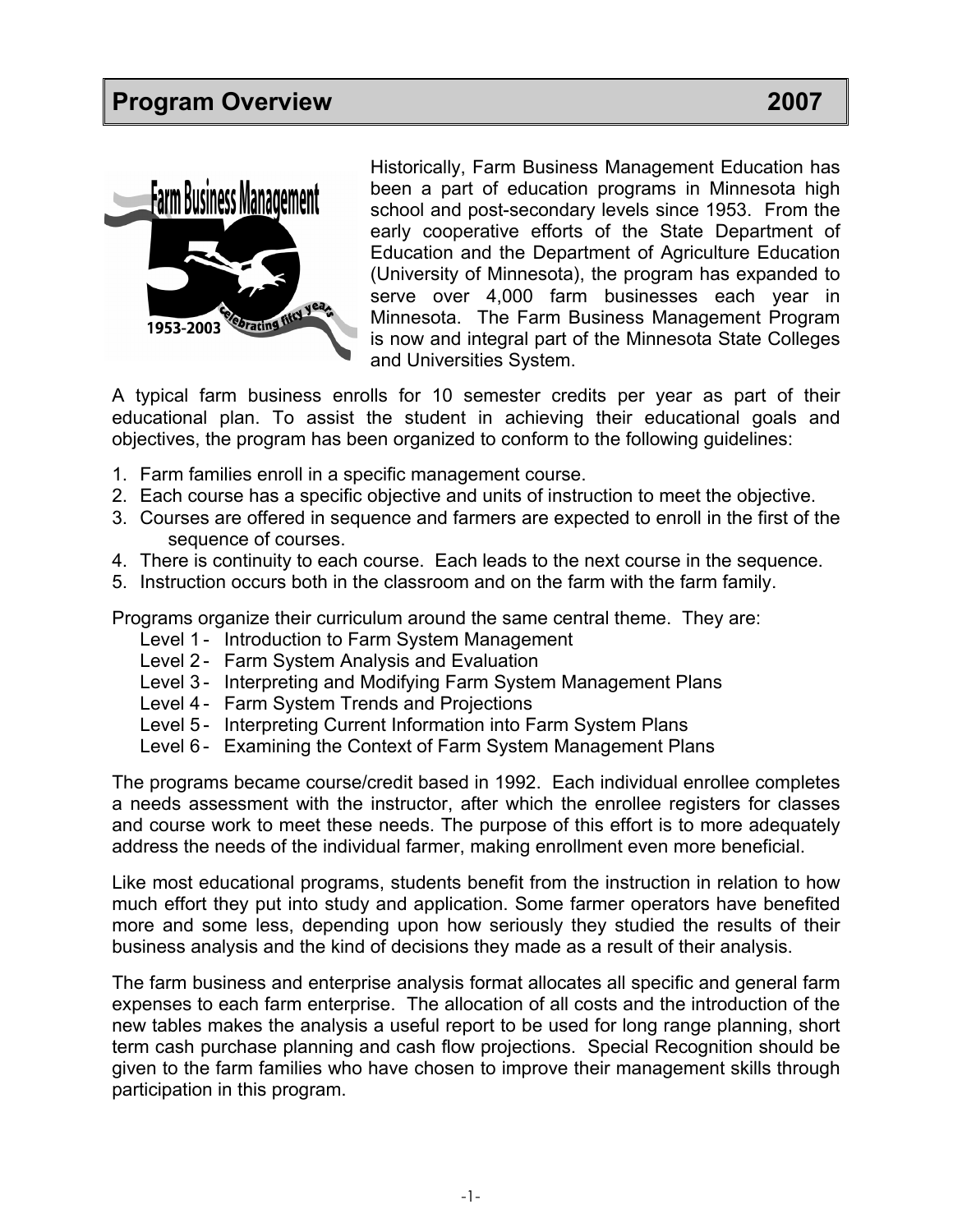# Program Overview 2007

Historically, Farm Business Management Education has been a part of education programs in Minnesota high school and post-secondary levels since 1953. From the early cooperative efforts of the State Department of Education and the Department of Agriculture Education (University of Minnesota), the program has expanded to serve over 4,000 farm businesses each year in Minnesota. The Farm Business Management Program is now and integral part of the Minnesota State Colleges and Universities System.

A typical farm business enrolls for 10 semester credits per year as part of their educational plan. To assist the student in achieving their educational goals and objectives, the program has been organized to conform to the following guidelines:

1. Farm families enroll in a specific management course.
2. Each course has a specific objective and units of instruction to meet the objective.
3. Courses are offered in sequence and farmers are expected to enroll in the first of the sequence of courses.
4. There is continuity to each course. Each leads to the next course in the sequence.
5. Instruction occurs both in the classroom and on the farm with the farm family.

Programs organize their curriculum around the same central theme. They are:

- Level 1 - Introduction to Farm System Management
- Level 2 - Farm System Analysis and Evaluation
- Level 3 - Interpreting and Modifying Farm System Management Plans
- Level 4 - Farm System Trends and Projections
- Level 5 - Interpreting Current Information into Farm System Plans
- Level 6 - Examining the Context of Farm System Management Plans

The programs became course/credit based in 1992. Each individual enrollee completes a needs assessment with the instructor, after which the enrollee registers for classes and course work to meet these needs. The purpose of this effort is to more adequately address the needs of the individual farmer, making enrollment even more beneficial.

Like most educational programs, students benefit from the instruction in relation to how much effort they put into study and application. Some farmer operators have benefited more and some less, depending upon how seriously they studied the results of their business analysis and the kind of decisions they made as a result of their analysis.

The farm business and enterprise analysis format allocates all specific and general farm expenses to each farm enterprise. The allocation of all costs and the introduction of the new tables makes the analysis a useful report to be used for long range planning, short term cash purchase planning and cash flow projections. Special Recognition should be given to the farm families who have chosen to improve their management skills through participation in this program.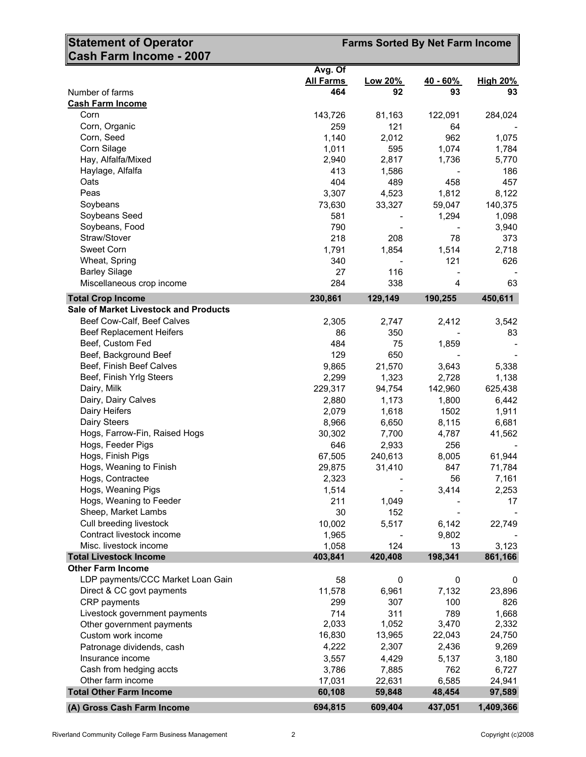## Statement of Operator Cash Farm Income - 2007

**Farms Sorted By Net Farm Income**

| | Avg. Of All Farms | Low 20% | 40 - 60% | High 20% |
|---|---|---|---|---|
| Number of farms | 464 | 92 | 93 | 93 |
| **Cash Farm Income** | | | | |
| Corn | 143,726 | 81,163 | 122,091 | 284,024 |
| Corn, Organic | 259 | 121 | 64 | - |
| Corn, Seed | 1,140 | 2,012 | 962 | 1,075 |
| Corn Silage | 1,011 | 595 | 1,074 | 1,784 |
| Hay, Alfalfa/Mixed | 2,940 | 2,817 | 1,736 | 5,770 |
| Haylage, Alfalfa | 413 | 1,586 | - | 186 |
| Oats | 404 | 489 | 458 | 457 |
| Peas | 3,307 | 4,523 | 1,812 | 8,122 |
| Soybeans | 73,630 | 33,327 | 59,047 | 140,375 |
| Soybeans Seed | 581 | - | 1,294 | 1,098 |
| Soybeans, Food | 790 | - | - | 3,940 |
| Straw/Stover | 218 | 208 | 78 | 373 |
| Sweet Corn | 1,791 | 1,854 | 1,514 | 2,718 |
| Wheat, Spring | 340 | - | 121 | 626 |
| Barley Silage | 27 | 116 | - | - |
| Miscellaneous crop income | 284 | 338 | 4 | 63 |
| **Total Crop Income** | **230,861** | **129,149** | **190,255** | **450,611** |
| **Sale of Market Livestock and Products** | | | | |
| Beef Cow-Calf, Beef Calves | 2,305 | 2,747 | 2,412 | 3,542 |
| Beef Replacement Heifers | 86 | 350 | - | 83 |
| Beef, Custom Fed | 484 | 75 | 1,859 | - |
| Beef, Background Beef | 129 | 650 | - | - |
| Beef, Finish Beef Calves | 9,865 | 21,570 | 3,643 | 5,338 |
| Beef, Finish Yrlg Steers | 2,299 | 1,323 | 2,728 | 1,138 |
| Dairy, Milk | 229,317 | 94,754 | 142,960 | 625,438 |
| Dairy, Dairy Calves | 2,880 | 1,173 | 1,800 | 6,442 |
| Dairy Heifers | 2,079 | 1,618 | 1502 | 1,911 |
| Dairy Steers | 8,966 | 6,650 | 8,115 | 6,681 |
| Hogs, Farrow-Fin, Raised Hogs | 30,302 | 7,700 | 4,787 | 41,562 |
| Hogs, Feeder Pigs | 646 | 2,933 | 256 | - |
| Hogs, Finish Pigs | 67,505 | 240,613 | 8,005 | 61,944 |
| Hogs, Weaning to Finish | 29,875 | 31,410 | 847 | 71,784 |
| Hogs, Contractee | 2,323 | - | 56 | 7,161 |
| Hogs, Weaning Pigs | 1,514 | - | 3,414 | 2,253 |
| Hogs, Weaning to Feeder | 211 | 1,049 | - | 17 |
| Sheep, Market Lambs | 30 | 152 | - | - |
| Cull breeding livestock | 10,002 | 5,517 | 6,142 | 22,749 |
| Contract livestock income | 1,965 | - | 9,802 | - |
| Misc. livestock income | 1,058 | 124 | 13 | 3,123 |
| **Total Livestock Income** | **403,841** | **420,408** | **198,341** | **861,166** |
| **Other Farm Income** | | | | |
| LDP payments/CCC Market Loan Gain | 58 | 0 | 0 | 0 |
| Direct & CC govt payments | 11,578 | 6,961 | 7,132 | 23,896 |
| CRP payments | 299 | 307 | 100 | 826 |
| Livestock government payments | 714 | 311 | 789 | 1,668 |
| Other government payments | 2,033 | 1,052 | 3,470 | 2,332 |
| Custom work income | 16,830 | 13,965 | 22,043 | 24,750 |
| Patronage dividends, cash | 4,222 | 2,307 | 2,436 | 9,269 |
| Insurance income | 3,557 | 4,429 | 5,137 | 3,180 |
| Cash from hedging accts | 3,786 | 7,885 | 762 | 6,727 |
| Other farm income | 17,031 | 22,631 | 6,585 | 24,941 |
| **Total Other Farm Income** | **60,108** | **59,848** | **48,454** | **97,589** |
| **(A) Gross Cash Farm Income** | **694,815** | **609,404** | **437,051** | **1,409,366** |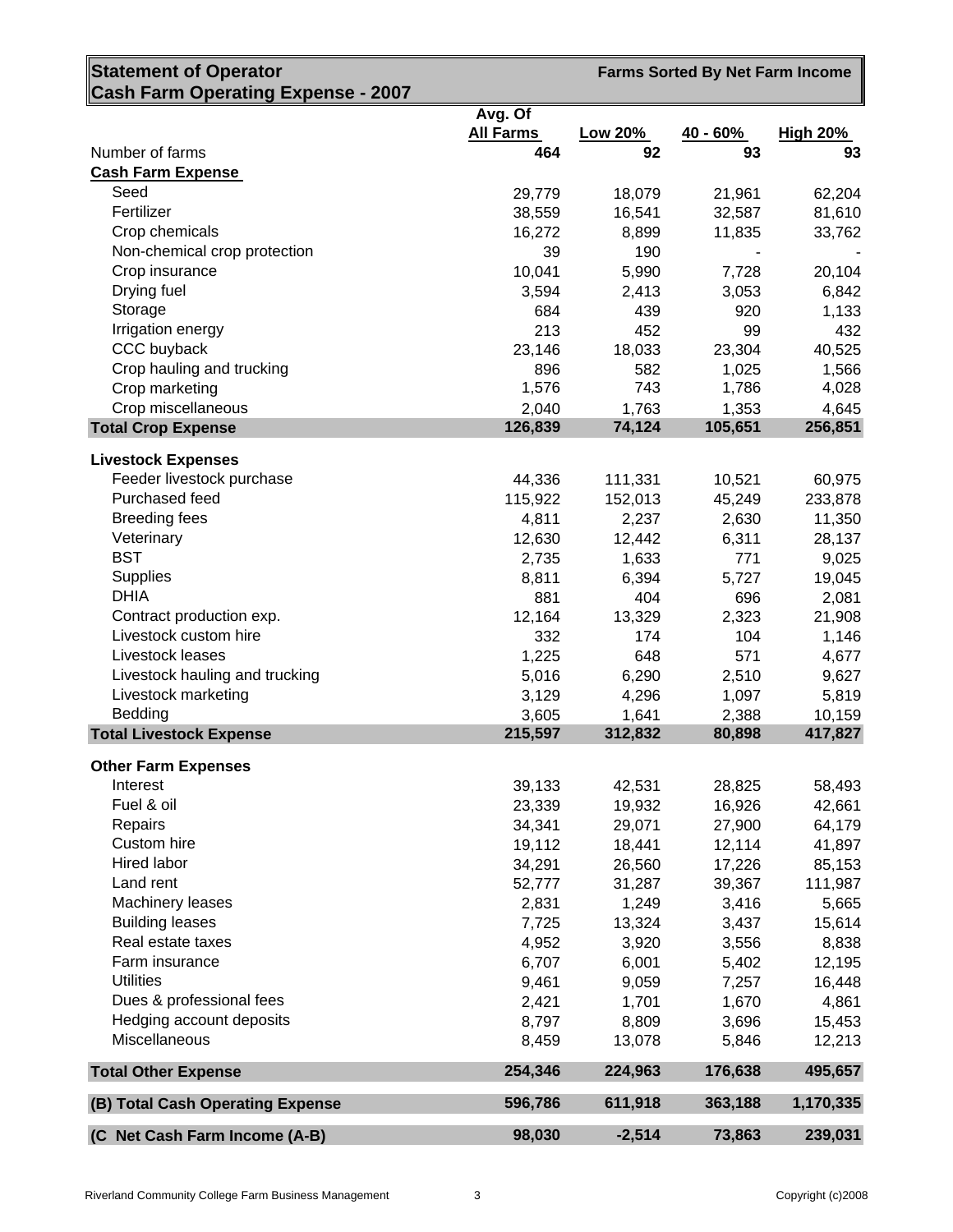## Statement of Operator Cash Farm Operating Expense - 2007

**Farms Sorted By Net Farm Income**

| | Avg. Of All Farms | Low 20% | 40 - 60% | High 20% |
|---|---|---|---|---|
| Number of farms | **464** | **92** | **93** | **93** |
| **Cash Farm Expense** | | | | |
| Seed | 29,779 | 18,079 | 21,961 | 62,204 |
| Fertilizer | 38,559 | 16,541 | 32,587 | 81,610 |
| Crop chemicals | 16,272 | 8,899 | 11,835 | 33,762 |
| Non-chemical crop protection | 39 | 190 | - | - |
| Crop insurance | 10,041 | 5,990 | 7,728 | 20,104 |
| Drying fuel | 3,594 | 2,413 | 3,053 | 6,842 |
| Storage | 684 | 439 | 920 | 1,133 |
| Irrigation energy | 213 | 452 | 99 | 432 |
| CCC buyback | 23,146 | 18,033 | 23,304 | 40,525 |
| Crop hauling and trucking | 896 | 582 | 1,025 | 1,566 |
| Crop marketing | 1,576 | 743 | 1,786 | 4,028 |
| Crop miscellaneous | 2,040 | 1,763 | 1,353 | 4,645 |
| **Total Crop Expense** | **126,839** | **74,124** | **105,651** | **256,851** |
| **Livestock Expenses** | | | | |
| Feeder livestock purchase | 44,336 | 111,331 | 10,521 | 60,975 |
| Purchased feed | 115,922 | 152,013 | 45,249 | 233,878 |
| Breeding fees | 4,811 | 2,237 | 2,630 | 11,350 |
| Veterinary | 12,630 | 12,442 | 6,311 | 28,137 |
| BST | 2,735 | 1,633 | 771 | 9,025 |
| Supplies | 8,811 | 6,394 | 5,727 | 19,045 |
| DHIA | 881 | 404 | 696 | 2,081 |
| Contract production exp. | 12,164 | 13,329 | 2,323 | 21,908 |
| Livestock custom hire | 332 | 174 | 104 | 1,146 |
| Livestock leases | 1,225 | 648 | 571 | 4,677 |
| Livestock hauling and trucking | 5,016 | 6,290 | 2,510 | 9,627 |
| Livestock marketing | 3,129 | 4,296 | 1,097 | 5,819 |
| Bedding | 3,605 | 1,641 | 2,388 | 10,159 |
| **Total Livestock Expense** | **215,597** | **312,832** | **80,898** | **417,827** |
| **Other Farm Expenses** | | | | |
| Interest | 39,133 | 42,531 | 28,825 | 58,493 |
| Fuel & oil | 23,339 | 19,932 | 16,926 | 42,661 |
| Repairs | 34,341 | 29,071 | 27,900 | 64,179 |
| Custom hire | 19,112 | 18,441 | 12,114 | 41,897 |
| Hired labor | 34,291 | 26,560 | 17,226 | 85,153 |
| Land rent | 52,777 | 31,287 | 39,367 | 111,987 |
| Machinery leases | 2,831 | 1,249 | 3,416 | 5,665 |
| Building leases | 7,725 | 13,324 | 3,437 | 15,614 |
| Real estate taxes | 4,952 | 3,920 | 3,556 | 8,838 |
| Farm insurance | 6,707 | 6,001 | 5,402 | 12,195 |
| Utilities | 9,461 | 9,059 | 7,257 | 16,448 |
| Dues & professional fees | 2,421 | 1,701 | 1,670 | 4,861 |
| Hedging account deposits | 8,797 | 8,809 | 3,696 | 15,453 |
| Miscellaneous | 8,459 | 13,078 | 5,846 | 12,213 |
| **Total Other Expense** | **254,346** | **224,963** | **176,638** | **495,657** |
| **(B) Total Cash Operating Expense** | **596,786** | **611,918** | **363,188** | **1,170,335** |
| **(C Net Cash Farm Income (A-B)** | **98,030** | **-2,514** | **73,863** | **239,031** |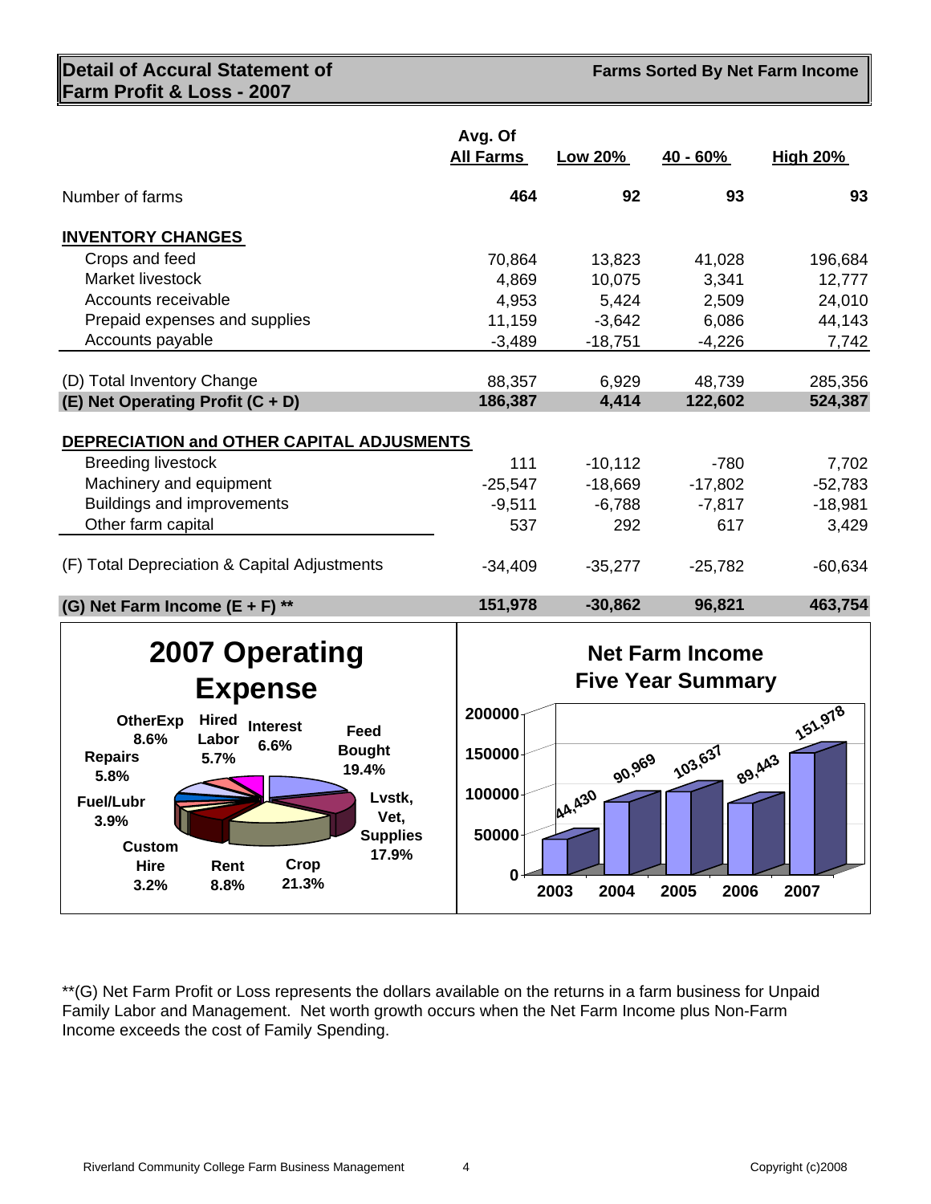## Detail of Accural Statement of Farm Profit & Loss - 2007

**Farms Sorted By Net Farm Income**

| | Avg. Of All Farms | Low 20% | 40 - 60% | High 20% |
|---|---|---|---|---|
| Number of farms | **464** | **92** | **93** | **93** |
| **INVENTORY CHANGES** | | | | |
| Crops and feed | 70,864 | 13,823 | 41,028 | 196,684 |
| Market livestock | 4,869 | 10,075 | 3,341 | 12,777 |
| Accounts receivable | 4,953 | 5,424 | 2,509 | 24,010 |
| Prepaid expenses and supplies | 11,159 | -3,642 | 6,086 | 44,143 |
| Accounts payable | -3,489 | -18,751 | -4,226 | 7,742 |
| (D) Total Inventory Change | 88,357 | 6,929 | 48,739 | 285,356 |
| **(E) Net Operating Profit (C + D)** | **186,387** | **4,414** | **122,602** | **524,387** |
| **DEPRECIATION and OTHER CAPITAL ADJUSMENTS** | | | | |
| Breeding livestock | 111 | -10,112 | -780 | 7,702 |
| Machinery and equipment | -25,547 | -18,669 | -17,802 | -52,783 |
| Buildings and improvements | -9,511 | -6,788 | -7,817 | -18,981 |
| Other farm capital | 537 | 292 | 617 | 3,429 |
| (F) Total Depreciation & Capital Adjustments | -34,409 | -35,277 | -25,782 | -60,634 |
| **(G) Net Farm Income (E + F) \*\*** | **151,978** | **-30,862** | **96,821** | **463,754** |

**2007 Operating Expense**

OtherExp 8.6%
Hired Labor 5.7%
Interest 6.6%
Feed Bought 19.4%
Lvstk, Vet, Supplies 17.9%
Crop 21.3%
Rent 8.8%
Custom Hire 3.2%
Fuel/Lubr 3.9%
Repairs 5.8%

**Net Farm Income Five Year Summary**

200000
150000
100000
50000
0

2003: 44,430
2004: 90,969
2005: 103,637
2006: 89,443
2007: 151,978

\*\*(G) Net Farm Profit or Loss represents the dollars available on the returns in a farm business for Unpaid Family Labor and Management. Net worth growth occurs when the Net Farm Income plus Non-Farm Income exceeds the cost of Family Spending.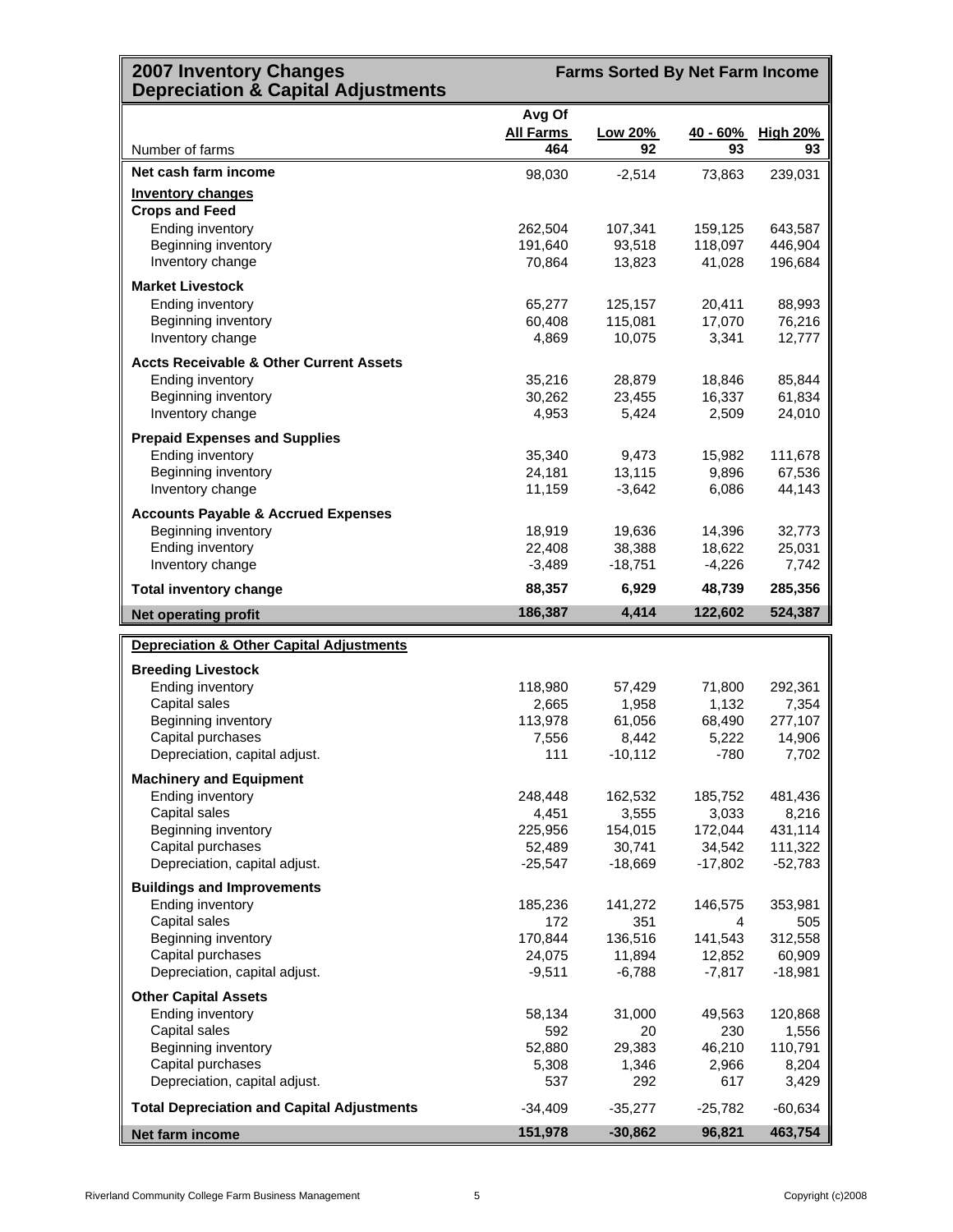## 2007 Inventory Changes Depreciation & Capital Adjustments

**Farms Sorted By Net Farm Income**

| | Avg Of All Farms | Low 20% | 40 - 60% | High 20% |
|---|---|---|---|---|
| Number of farms | 464 | 92 | 93 | 93 |
| **Net cash farm income** | 98,030 | -2,514 | 73,863 | 239,031 |
| **Inventory changes** | | | | |
| **Crops and Feed** | | | | |
| Ending inventory | 262,504 | 107,341 | 159,125 | 643,587 |
| Beginning inventory | 191,640 | 93,518 | 118,097 | 446,904 |
| Inventory change | 70,864 | 13,823 | 41,028 | 196,684 |
| **Market Livestock** | | | | |
| Ending inventory | 65,277 | 125,157 | 20,411 | 88,993 |
| Beginning inventory | 60,408 | 115,081 | 17,070 | 76,216 |
| Inventory change | 4,869 | 10,075 | 3,341 | 12,777 |
| **Accts Receivable & Other Current Assets** | | | | |
| Ending inventory | 35,216 | 28,879 | 18,846 | 85,844 |
| Beginning inventory | 30,262 | 23,455 | 16,337 | 61,834 |
| Inventory change | 4,953 | 5,424 | 2,509 | 24,010 |
| **Prepaid Expenses and Supplies** | | | | |
| Ending inventory | 35,340 | 9,473 | 15,982 | 111,678 |
| Beginning inventory | 24,181 | 13,115 | 9,896 | 67,536 |
| Inventory change | 11,159 | -3,642 | 6,086 | 44,143 |
| **Accounts Payable & Accrued Expenses** | | | | |
| Beginning inventory | 18,919 | 19,636 | 14,396 | 32,773 |
| Ending inventory | 22,408 | 38,388 | 18,622 | 25,031 |
| Inventory change | -3,489 | -18,751 | -4,226 | 7,742 |
| **Total inventory change** | **88,357** | **6,929** | **48,739** | **285,356** |
| **Net operating profit** | **186,387** | **4,414** | **122,602** | **524,387** |

| | Avg Of All Farms | Low 20% | 40 - 60% | High 20% |
|---|---|---|---|---|
| **Depreciation & Other Capital Adjustments** | | | | |
| **Breeding Livestock** | | | | |
| Ending inventory | 118,980 | 57,429 | 71,800 | 292,361 |
| Capital sales | 2,665 | 1,958 | 1,132 | 7,354 |
| Beginning inventory | 113,978 | 61,056 | 68,490 | 277,107 |
| Capital purchases | 7,556 | 8,442 | 5,222 | 14,906 |
| Depreciation, capital adjust. | 111 | -10,112 | -780 | 7,702 |
| **Machinery and Equipment** | | | | |
| Ending inventory | 248,448 | 162,532 | 185,752 | 481,436 |
| Capital sales | 4,451 | 3,555 | 3,033 | 8,216 |
| Beginning inventory | 225,956 | 154,015 | 172,044 | 431,114 |
| Capital purchases | 52,489 | 30,741 | 34,542 | 111,322 |
| Depreciation, capital adjust. | -25,547 | -18,669 | -17,802 | -52,783 |
| **Buildings and Improvements** | | | | |
| Ending inventory | 185,236 | 141,272 | 146,575 | 353,981 |
| Capital sales | 172 | 351 | 4 | 505 |
| Beginning inventory | 170,844 | 136,516 | 141,543 | 312,558 |
| Capital purchases | 24,075 | 11,894 | 12,852 | 60,909 |
| Depreciation, capital adjust. | -9,511 | -6,788 | -7,817 | -18,981 |
| **Other Capital Assets** | | | | |
| Ending inventory | 58,134 | 31,000 | 49,563 | 120,868 |
| Capital sales | 592 | 20 | 230 | 1,556 |
| Beginning inventory | 52,880 | 29,383 | 46,210 | 110,791 |
| Capital purchases | 5,308 | 1,346 | 2,966 | 8,204 |
| Depreciation, capital adjust. | 537 | 292 | 617 | 3,429 |
| **Total Depreciation and Capital Adjustments** | -34,409 | -35,277 | -25,782 | -60,634 |
| **Net farm income** | **151,978** | **-30,862** | **96,821** | **463,754** |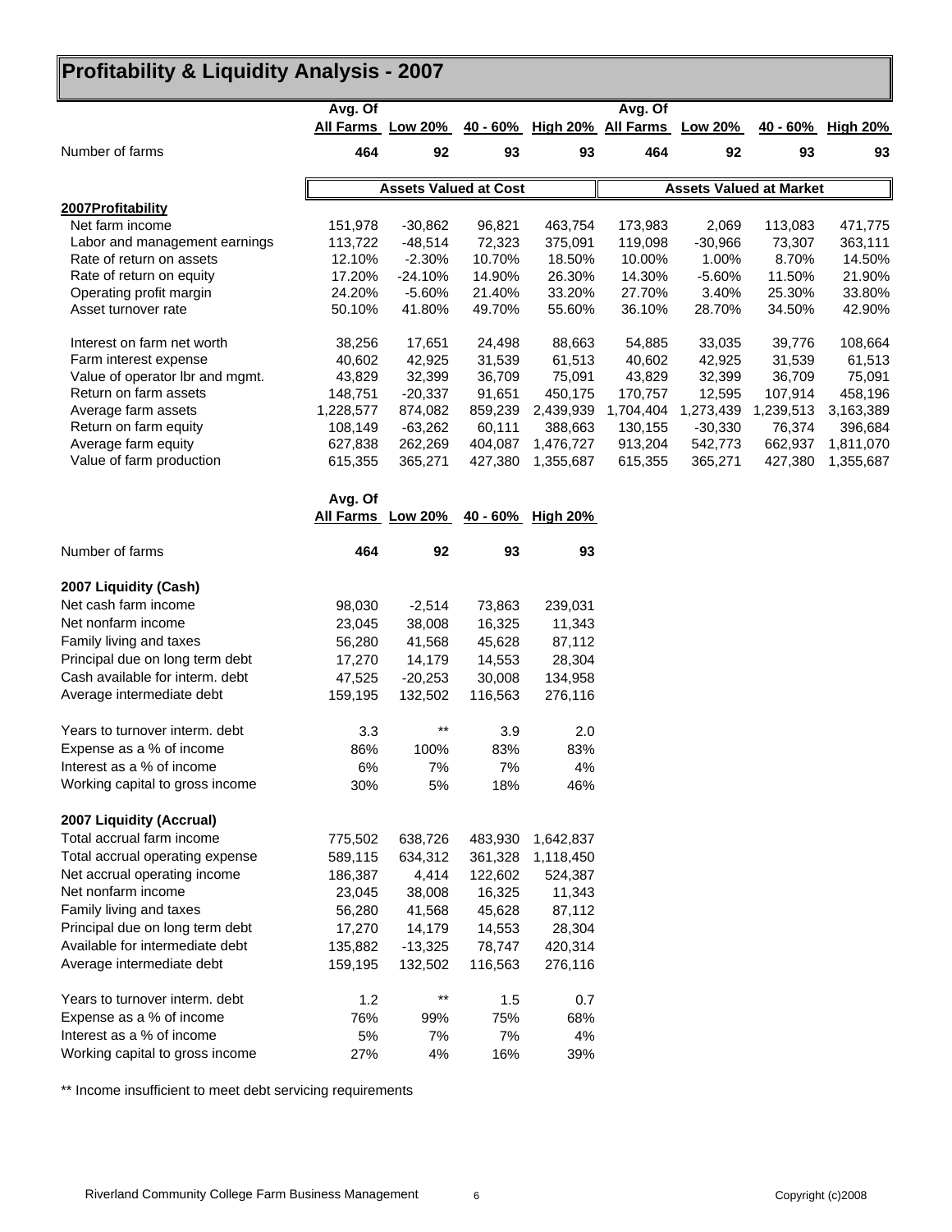# Profitability & Liquidity Analysis - 2007

| | Avg. Of All Farms | Low 20% | 40 - 60% | High 20% | Avg. Of All Farms | Low 20% | 40 - 60% | High 20% |
|---|---|---|---|---|---|---|---|---|
| Number of farms | **464** | **92** | **93** | **93** | **464** | **92** | **93** | **93** |
| | Assets Valued at Cost | | | | Assets Valued at Market | | | |
| **2007Profitability** | | | | | | | | |
| Net farm income | 151,978 | -30,862 | 96,821 | 463,754 | 173,983 | 2,069 | 113,083 | 471,775 |
| Labor and management earnings | 113,722 | -48,514 | 72,323 | 375,091 | 119,098 | -30,966 | 73,307 | 363,111 |
| Rate of return on assets | 12.10% | -2.30% | 10.70% | 18.50% | 10.00% | 1.00% | 8.70% | 14.50% |
| Rate of return on equity | 17.20% | -24.10% | 14.90% | 26.30% | 14.30% | -5.60% | 11.50% | 21.90% |
| Operating profit margin | 24.20% | -5.60% | 21.40% | 33.20% | 27.70% | 3.40% | 25.30% | 33.80% |
| Asset turnover rate | 50.10% | 41.80% | 49.70% | 55.60% | 36.10% | 28.70% | 34.50% | 42.90% |
| Interest on farm net worth | 38,256 | 17,651 | 24,498 | 88,663 | 54,885 | 33,035 | 39,776 | 108,664 |
| Farm interest expense | 40,602 | 42,925 | 31,539 | 61,513 | 40,602 | 42,925 | 31,539 | 61,513 |
| Value of operator lbr and mgmt. | 43,829 | 32,399 | 36,709 | 75,091 | 43,829 | 32,399 | 36,709 | 75,091 |
| Return on farm assets | 148,751 | -20,337 | 91,651 | 450,175 | 170,757 | 12,595 | 107,914 | 458,196 |
| Average farm assets | 1,228,577 | 874,082 | 859,239 | 2,439,939 | 1,704,404 | 1,273,439 | 1,239,513 | 3,163,389 |
| Return on farm equity | 108,149 | -63,262 | 60,111 | 388,663 | 130,155 | -30,330 | 76,374 | 396,684 |
| Average farm equity | 627,838 | 262,269 | 404,087 | 1,476,727 | 913,204 | 542,773 | 662,937 | 1,811,070 |
| Value of farm production | 615,355 | 365,271 | 427,380 | 1,355,687 | 615,355 | 365,271 | 427,380 | 1,355,687 |

| | Avg. Of All Farms | Low 20% | 40 - 60% | High 20% |
|---|---|---|---|---|
| Number of farms | **464** | **92** | **93** | **93** |
| **2007 Liquidity (Cash)** | | | | |
| Net cash farm income | 98,030 | -2,514 | 73,863 | 239,031 |
| Net nonfarm income | 23,045 | 38,008 | 16,325 | 11,343 |
| Family living and taxes | 56,280 | 41,568 | 45,628 | 87,112 |
| Principal due on long term debt | 17,270 | 14,179 | 14,553 | 28,304 |
| Cash available for interm. debt | 47,525 | -20,253 | 30,008 | 134,958 |
| Average intermediate debt | 159,195 | 132,502 | 116,563 | 276,116 |
| Years to turnover interm. debt | 3.3 | ** | 3.9 | 2.0 |
| Expense as a % of income | 86% | 100% | 83% | 83% |
| Interest as a % of income | 6% | 7% | 7% | 4% |
| Working capital to gross income | 30% | 5% | 18% | 46% |
| **2007 Liquidity (Accrual)** | | | | |
| Total accrual farm income | 775,502 | 638,726 | 483,930 | 1,642,837 |
| Total accrual operating expense | 589,115 | 634,312 | 361,328 | 1,118,450 |
| Net accrual operating income | 186,387 | 4,414 | 122,602 | 524,387 |
| Net nonfarm income | 23,045 | 38,008 | 16,325 | 11,343 |
| Family living and taxes | 56,280 | 41,568 | 45,628 | 87,112 |
| Principal due on long term debt | 17,270 | 14,179 | 14,553 | 28,304 |
| Available for intermediate debt | 135,882 | -13,325 | 78,747 | 420,314 |
| Average intermediate debt | 159,195 | 132,502 | 116,563 | 276,116 |
| Years to turnover interm. debt | 1.2 | ** | 1.5 | 0.7 |
| Expense as a % of income | 76% | 99% | 75% | 68% |
| Interest as a % of income | 5% | 7% | 7% | 4% |
| Working capital to gross income | 27% | 4% | 16% | 39% |

** Income insufficient to meet debt servicing requirements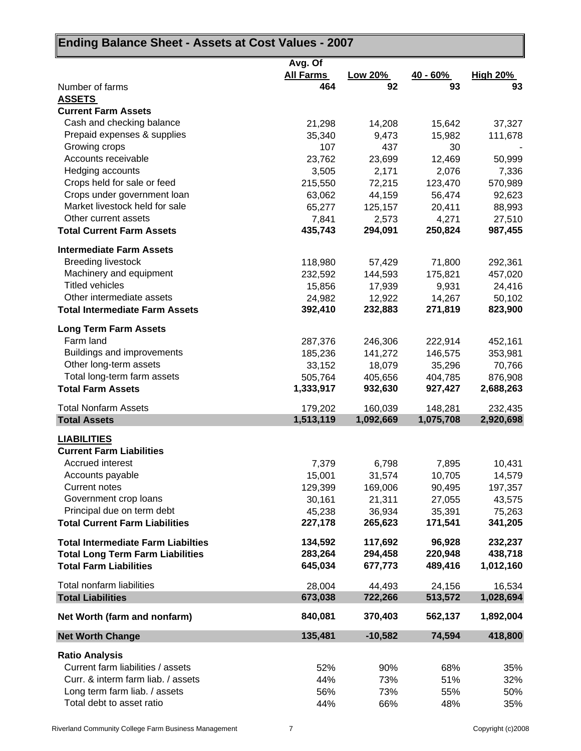# Ending Balance Sheet - Assets at Cost Values - 2007

| | Avg. Of All Farms | Low 20% | 40 - 60% | High 20% |
|---|---|---|---|---|
| Number of farms | 464 | 92 | 93 | 93 |
| **ASSETS** | | | | |
| **Current Farm Assets** | | | | |
| Cash and checking balance | 21,298 | 14,208 | 15,642 | 37,327 |
| Prepaid expenses & supplies | 35,340 | 9,473 | 15,982 | 111,678 |
| Growing crops | 107 | 437 | 30 | - |
| Accounts receivable | 23,762 | 23,699 | 12,469 | 50,999 |
| Hedging accounts | 3,505 | 2,171 | 2,076 | 7,336 |
| Crops held for sale or feed | 215,550 | 72,215 | 123,470 | 570,989 |
| Crops under government loan | 63,062 | 44,159 | 56,474 | 92,623 |
| Market livestock held for sale | 65,277 | 125,157 | 20,411 | 88,993 |
| Other current assets | 7,841 | 2,573 | 4,271 | 27,510 |
| **Total Current Farm Assets** | **435,743** | **294,091** | **250,824** | **987,455** |
| **Intermediate Farm Assets** | | | | |
| Breeding livestock | 118,980 | 57,429 | 71,800 | 292,361 |
| Machinery and equipment | 232,592 | 144,593 | 175,821 | 457,020 |
| Titled vehicles | 15,856 | 17,939 | 9,931 | 24,416 |
| Other intermediate assets | 24,982 | 12,922 | 14,267 | 50,102 |
| **Total Intermediate Farm Assets** | **392,410** | **232,883** | **271,819** | **823,900** |
| **Long Term Farm Assets** | | | | |
| Farm land | 287,376 | 246,306 | 222,914 | 452,161 |
| Buildings and improvements | 185,236 | 141,272 | 146,575 | 353,981 |
| Other long-term assets | 33,152 | 18,079 | 35,296 | 70,766 |
| Total long-term farm assets | 505,764 | 405,656 | 404,785 | 876,908 |
| **Total Farm Assets** | **1,333,917** | **932,630** | **927,427** | **2,688,263** |
| Total Nonfarm Assets | 179,202 | 160,039 | 148,281 | 232,435 |
| **Total Assets** | **1,513,119** | **1,092,669** | **1,075,708** | **2,920,698** |
| **LIABILITIES** | | | | |
| **Current Farm Liabilities** | | | | |
| Accrued interest | 7,379 | 6,798 | 7,895 | 10,431 |
| Accounts payable | 15,001 | 31,574 | 10,705 | 14,579 |
| Current notes | 129,399 | 169,006 | 90,495 | 197,357 |
| Government crop loans | 30,161 | 21,311 | 27,055 | 43,575 |
| Principal due on term debt | 45,238 | 36,934 | 35,391 | 75,263 |
| **Total Current Farm Liabilities** | **227,178** | **265,623** | **171,541** | **341,205** |
| **Total Intermediate Farm Liabilties** | **134,592** | **117,692** | **96,928** | **232,237** |
| **Total Long Term Farm Liabilities** | **283,264** | **294,458** | **220,948** | **438,718** |
| **Total Farm Liabilities** | **645,034** | **677,773** | **489,416** | **1,012,160** |
| Total nonfarm liabilities | 28,004 | 44,493 | 24,156 | 16,534 |
| **Total Liabilities** | **673,038** | **722,266** | **513,572** | **1,028,694** |
| **Net Worth (farm and nonfarm)** | **840,081** | **370,403** | **562,137** | **1,892,004** |
| **Net Worth Change** | **135,481** | **-10,582** | **74,594** | **418,800** |
| **Ratio Analysis** | | | | |
| Current farm liabilities / assets | 52% | 90% | 68% | 35% |
| Curr. & interm farm liab. / assets | 44% | 73% | 51% | 32% |
| Long term farm liab. / assets | 56% | 73% | 55% | 50% |
| Total debt to asset ratio | 44% | 66% | 48% | 35% |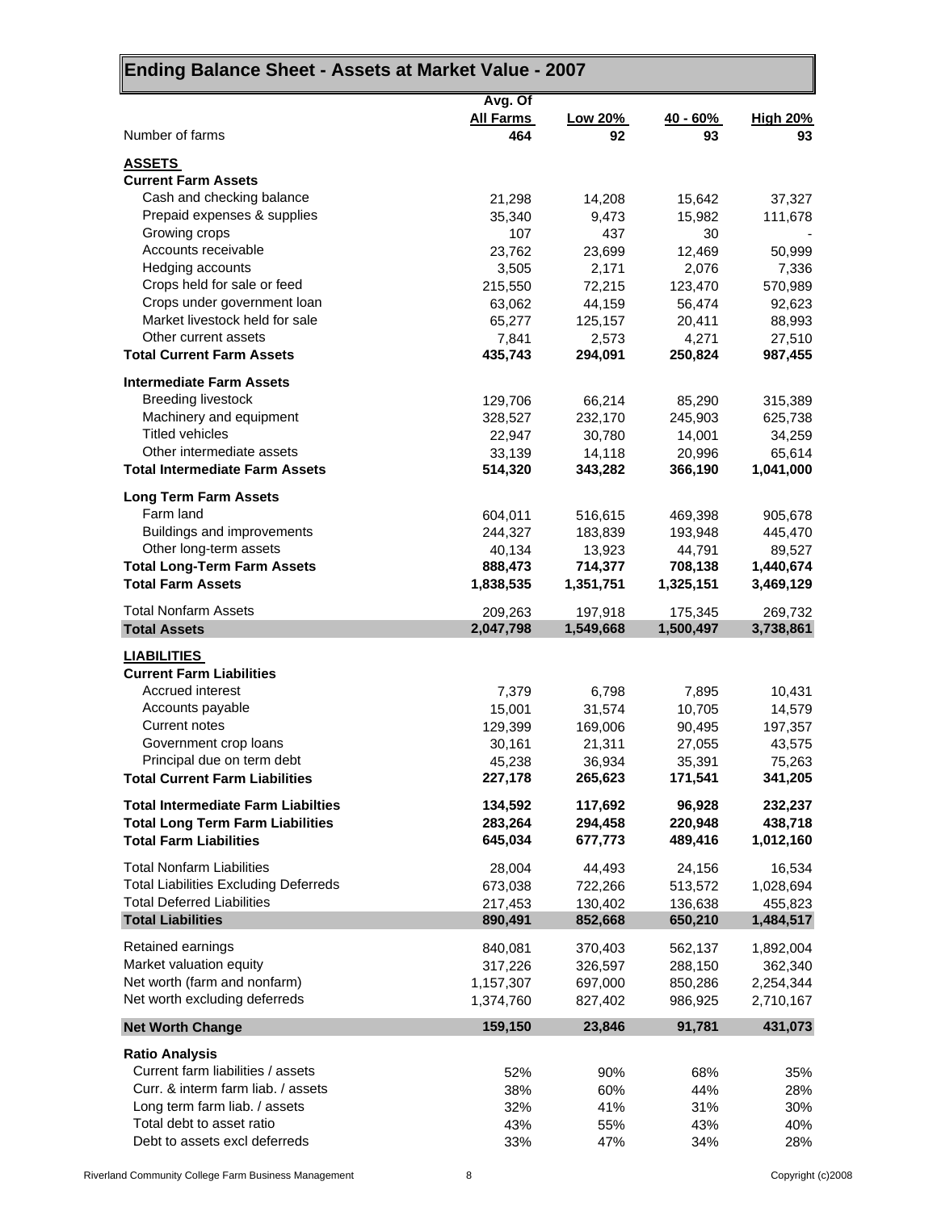# Ending Balance Sheet - Assets at Market Value - 2007

| | Avg. Of All Farms | Low 20% | 40 - 60% | High 20% |
|---|---|---|---|---|
| Number of farms | **464** | **92** | **93** | **93** |
| **ASSETS** | | | | |
| **Current Farm Assets** | | | | |
| Cash and checking balance | 21,298 | 14,208 | 15,642 | 37,327 |
| Prepaid expenses & supplies | 35,340 | 9,473 | 15,982 | 111,678 |
| Growing crops | 107 | 437 | 30 | - |
| Accounts receivable | 23,762 | 23,699 | 12,469 | 50,999 |
| Hedging accounts | 3,505 | 2,171 | 2,076 | 7,336 |
| Crops held for sale or feed | 215,550 | 72,215 | 123,470 | 570,989 |
| Crops under government loan | 63,062 | 44,159 | 56,474 | 92,623 |
| Market livestock held for sale | 65,277 | 125,157 | 20,411 | 88,993 |
| Other current assets | 7,841 | 2,573 | 4,271 | 27,510 |
| **Total Current Farm Assets** | **435,743** | **294,091** | **250,824** | **987,455** |
| **Intermediate Farm Assets** | | | | |
| Breeding livestock | 129,706 | 66,214 | 85,290 | 315,389 |
| Machinery and equipment | 328,527 | 232,170 | 245,903 | 625,738 |
| Titled vehicles | 22,947 | 30,780 | 14,001 | 34,259 |
| Other intermediate assets | 33,139 | 14,118 | 20,996 | 65,614 |
| **Total Intermediate Farm Assets** | **514,320** | **343,282** | **366,190** | **1,041,000** |
| **Long Term Farm Assets** | | | | |
| Farm land | 604,011 | 516,615 | 469,398 | 905,678 |
| Buildings and improvements | 244,327 | 183,839 | 193,948 | 445,470 |
| Other long-term assets | 40,134 | 13,923 | 44,791 | 89,527 |
| **Total Long-Term Farm Assets** | **888,473** | **714,377** | **708,138** | **1,440,674** |
| **Total Farm Assets** | **1,838,535** | **1,351,751** | **1,325,151** | **3,469,129** |
| Total Nonfarm Assets | 209,263 | 197,918 | 175,345 | 269,732 |
| **Total Assets** | **2,047,798** | **1,549,668** | **1,500,497** | **3,738,861** |
| **LIABILITIES** | | | | |
| **Current Farm Liabilities** | | | | |
| Accrued interest | 7,379 | 6,798 | 7,895 | 10,431 |
| Accounts payable | 15,001 | 31,574 | 10,705 | 14,579 |
| Current notes | 129,399 | 169,006 | 90,495 | 197,357 |
| Government crop loans | 30,161 | 21,311 | 27,055 | 43,575 |
| Principal due on term debt | 45,238 | 36,934 | 35,391 | 75,263 |
| **Total Current Farm Liabilities** | **227,178** | **265,623** | **171,541** | **341,205** |
| **Total Intermediate Farm Liabilties** | **134,592** | **117,692** | **96,928** | **232,237** |
| **Total Long Term Farm Liabilities** | **283,264** | **294,458** | **220,948** | **438,718** |
| **Total Farm Liabilities** | **645,034** | **677,773** | **489,416** | **1,012,160** |
| Total Nonfarm Liabilities | 28,004 | 44,493 | 24,156 | 16,534 |
| Total Liabilities Excluding Deferreds | 673,038 | 722,266 | 513,572 | 1,028,694 |
| Total Deferred Liabilities | 217,453 | 130,402 | 136,638 | 455,823 |
| **Total Liabilities** | **890,491** | **852,668** | **650,210** | **1,484,517** |
| Retained earnings | 840,081 | 370,403 | 562,137 | 1,892,004 |
| Market valuation equity | 317,226 | 326,597 | 288,150 | 362,340 |
| Net worth (farm and nonfarm) | 1,157,307 | 697,000 | 850,286 | 2,254,344 |
| Net worth excluding deferreds | 1,374,760 | 827,402 | 986,925 | 2,710,167 |
| **Net Worth Change** | **159,150** | **23,846** | **91,781** | **431,073** |
| **Ratio Analysis** | | | | |
| Current farm liabilities / assets | 52% | 90% | 68% | 35% |
| Curr. & interm farm liab. / assets | 38% | 60% | 44% | 28% |
| Long term farm liab. / assets | 32% | 41% | 31% | 30% |
| Total debt to asset ratio | 43% | 55% | 43% | 40% |
| Debt to assets excl deferreds | 33% | 47% | 34% | 28% |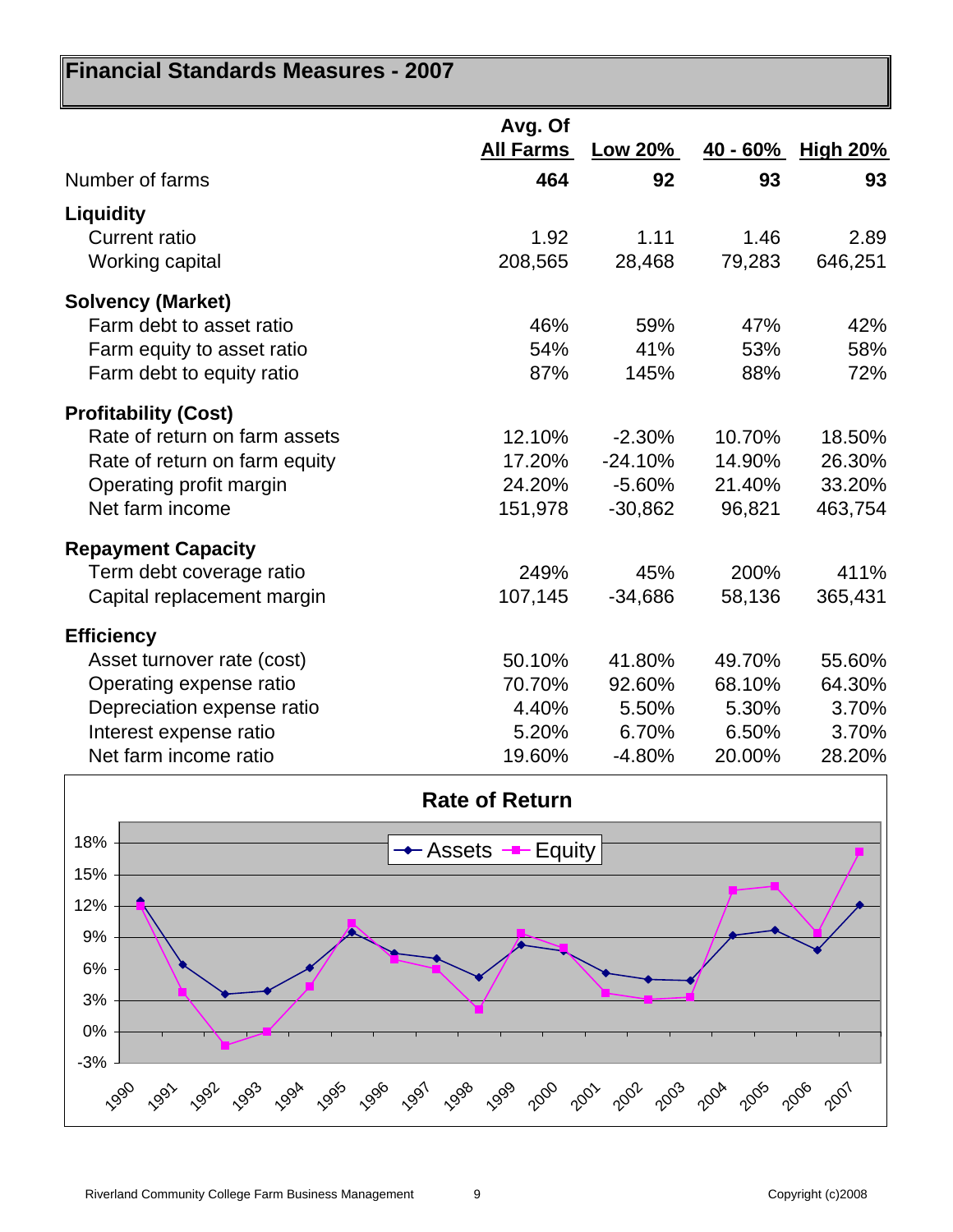## Financial Standards Measures - 2007

| | Avg. Of All Farms | Low 20% | 40 - 60% | High 20% |
|---|---|---|---|---|
| Number of farms | **464** | **92** | **93** | **93** |
| **Liquidity** | | | | |
| Current ratio | 1.92 | 1.11 | 1.46 | 2.89 |
| Working capital | 208,565 | 28,468 | 79,283 | 646,251 |
| **Solvency (Market)** | | | | |
| Farm debt to asset ratio | 46% | 59% | 47% | 42% |
| Farm equity to asset ratio | 54% | 41% | 53% | 58% |
| Farm debt to equity ratio | 87% | 145% | 88% | 72% |
| **Profitability (Cost)** | | | | |
| Rate of return on farm assets | 12.10% | -2.30% | 10.70% | 18.50% |
| Rate of return on farm equity | 17.20% | -24.10% | 14.90% | 26.30% |
| Operating profit margin | 24.20% | -5.60% | 21.40% | 33.20% |
| Net farm income | 151,978 | -30,862 | 96,821 | 463,754 |
| **Repayment Capacity** | | | | |
| Term debt coverage ratio | 249% | 45% | 200% | 411% |
| Capital replacement margin | 107,145 | -34,686 | 58,136 | 365,431 |
| **Efficiency** | | | | |
| Asset turnover rate (cost) | 50.10% | 41.80% | 49.70% | 55.60% |
| Operating expense ratio | 70.70% | 92.60% | 68.10% | 64.30% |
| Depreciation expense ratio | 4.40% | 5.50% | 5.30% | 3.70% |
| Interest expense ratio | 5.20% | 6.70% | 6.50% | 3.70% |
| Net farm income ratio | 19.60% | -4.80% | 20.00% | 28.20% |

Rate of Return

Assets Equity

18%
15%
12%
9%
6%
3%
0%
-3%

1990 1991 1992 1993 1994 1995 1996 1997 1998 1999 2000 2001 2002 2003 2004 2005 2006 2007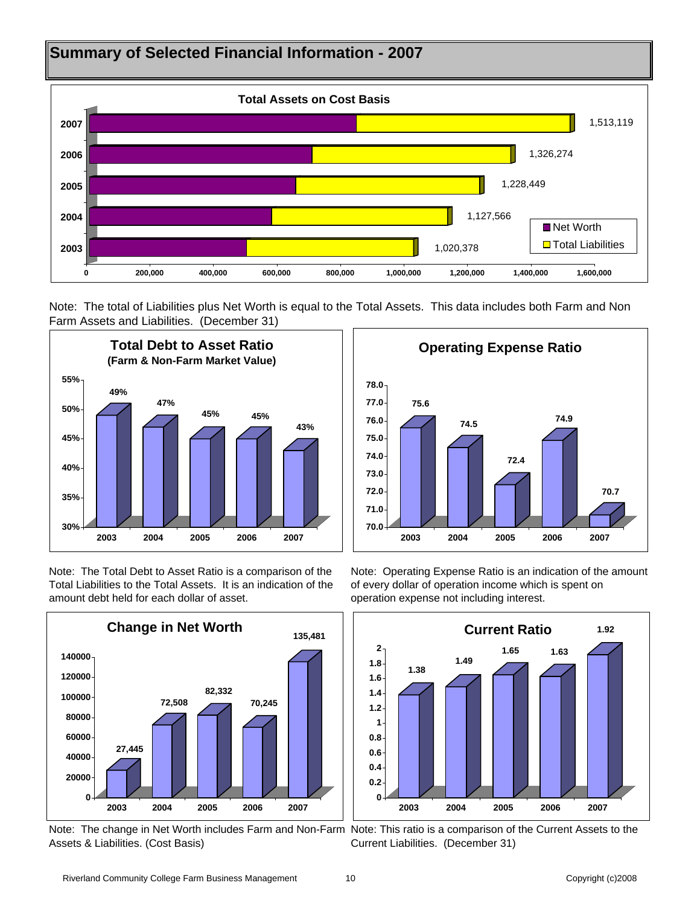# Summary of Selected Financial Information - 2007

**Total Assets on Cost Basis**

| Year | Total Assets |
|---|---|
| 2007 | 1,513,119 |
| 2006 | 1,326,274 |
| 2005 | 1,228,449 |
| 2004 | 1,127,566 |
| 2003 | 1,020,378 |

Note: The total of Liabilities plus Net Worth is equal to the Total Assets. This data includes both Farm and Non Farm Assets and Liabilities. (December 31)

**Total Debt to Asset Ratio (Farm & Non-Farm Market Value)**

| 2003 | 2004 | 2005 | 2006 | 2007 |
|---|---|---|---|---|
| 49% | 47% | 45% | 45% | 43% |

Note: The Total Debt to Asset Ratio is a comparison of the Total Liabilities to the Total Assets. It is an indication of the amount debt held for each dollar of asset.

**Operating Expense Ratio**

| 2003 | 2004 | 2005 | 2006 | 2007 |
|---|---|---|---|---|
| 75.6 | 74.5 | 72.4 | 74.9 | 70.7 |

Note: Operating Expense Ratio is an indication of the amount of every dollar of operation income which is spent on operation expense not including interest.

**Change in Net Worth**

| 2003 | 2004 | 2005 | 2006 | 2007 |
|---|---|---|---|---|
| 27,445 | 72,508 | 82,332 | 70,245 | 135,481 |

Note: The change in Net Worth includes Farm and Non-Farm Assets & Liabilities. (Cost Basis)

**Current Ratio**

| 2003 | 2004 | 2005 | 2006 | 2007 |
|---|---|---|---|---|
| 1.38 | 1.49 | 1.65 | 1.63 | 1.92 |

Note: This ratio is a comparison of the Current Assets to the Current Liabilities. (December 31)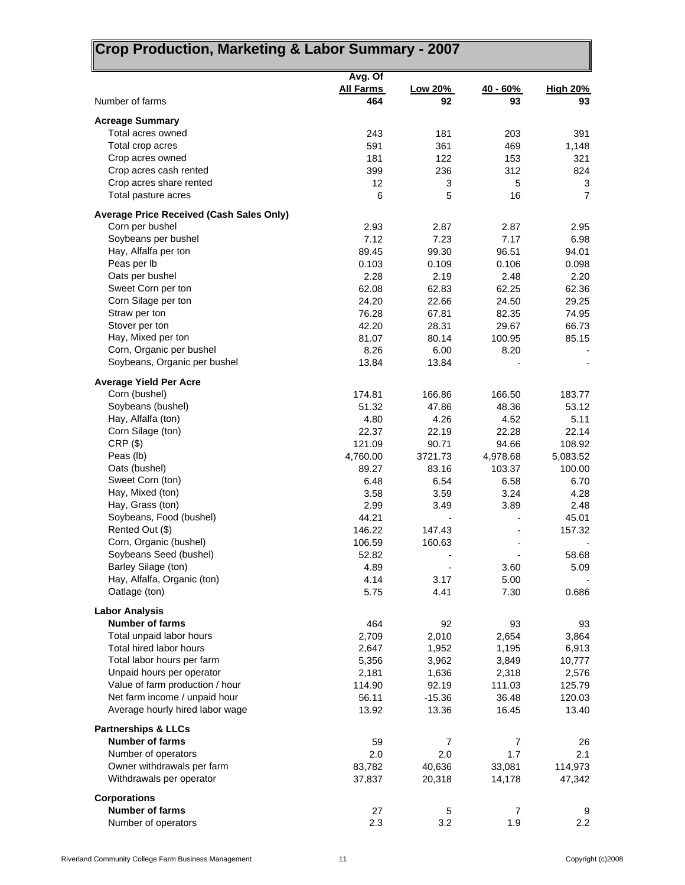# Crop Production, Marketing & Labor Summary - 2007

| | Avg. Of All Farms | Low 20% | 40 - 60% | High 20% |
|---|---|---|---|---|
| Number of farms | 464 | 92 | 93 | 93 |
| **Acreage Summary** | | | | |
| Total acres owned | 243 | 181 | 203 | 391 |
| Total crop acres | 591 | 361 | 469 | 1,148 |
| Crop acres owned | 181 | 122 | 153 | 321 |
| Crop acres cash rented | 399 | 236 | 312 | 824 |
| Crop acres share rented | 12 | 3 | 5 | 3 |
| Total pasture acres | 6 | 5 | 16 | 7 |
| **Average Price Received (Cash Sales Only)** | | | | |
| Corn per bushel | 2.93 | 2.87 | 2.87 | 2.95 |
| Soybeans per bushel | 7.12 | 7.23 | 7.17 | 6.98 |
| Hay, Alfalfa per ton | 89.45 | 99.30 | 96.51 | 94.01 |
| Peas per lb | 0.103 | 0.109 | 0.106 | 0.098 |
| Oats per bushel | 2.28 | 2.19 | 2.48 | 2.20 |
| Sweet Corn per ton | 62.08 | 62.83 | 62.25 | 62.36 |
| Corn Silage per ton | 24.20 | 22.66 | 24.50 | 29.25 |
| Straw per ton | 76.28 | 67.81 | 82.35 | 74.95 |
| Stover per ton | 42.20 | 28.31 | 29.67 | 66.73 |
| Hay, Mixed per ton | 81.07 | 80.14 | 100.95 | 85.15 |
| Corn, Organic per bushel | 8.26 | 6.00 | 8.20 | - |
| Soybeans, Organic per bushel | 13.84 | 13.84 | - | - |
| **Average Yield Per Acre** | | | | |
| Corn (bushel) | 174.81 | 166.86 | 166.50 | 183.77 |
| Soybeans (bushel) | 51.32 | 47.86 | 48.36 | 53.12 |
| Hay, Alfalfa (ton) | 4.80 | 4.26 | 4.52 | 5.11 |
| Corn Silage (ton) | 22.37 | 22.19 | 22.28 | 22.14 |
| CRP ($) | 121.09 | 90.71 | 94.66 | 108.92 |
| Peas (lb) | 4,760.00 | 3721.73 | 4,978.68 | 5,083.52 |
| Oats (bushel) | 89.27 | 83.16 | 103.37 | 100.00 |
| Sweet Corn (ton) | 6.48 | 6.54 | 6.58 | 6.70 |
| Hay, Mixed (ton) | 3.58 | 3.59 | 3.24 | 4.28 |
| Hay, Grass (ton) | 2.99 | 3.49 | 3.89 | 2.48 |
| Soybeans, Food (bushel) | 44.21 | - | - | 45.01 |
| Rented Out ($) | 146.22 | 147.43 | - | 157.32 |
| Corn, Organic (bushel) | 106.59 | 160.63 | - | - |
| Soybeans Seed (bushel) | 52.82 | - | - | 58.68 |
| Barley Silage (ton) | 4.89 | - | 3.60 | 5.09 |
| Hay, Alfalfa, Organic (ton) | 4.14 | 3.17 | 5.00 | - |
| Oatlage (ton) | 5.75 | 4.41 | 7.30 | 0.686 |
| **Labor Analysis** | | | | |
| **Number of farms** | 464 | 92 | 93 | 93 |
| Total unpaid labor hours | 2,709 | 2,010 | 2,654 | 3,864 |
| Total hired labor hours | 2,647 | 1,952 | 1,195 | 6,913 |
| Total labor hours per farm | 5,356 | 3,962 | 3,849 | 10,777 |
| Unpaid hours per operator | 2,181 | 1,636 | 2,318 | 2,576 |
| Value of farm production / hour | 114.90 | 92.19 | 111.03 | 125.79 |
| Net farm income / unpaid hour | 56.11 | -15.36 | 36.48 | 120.03 |
| Average hourly hired labor wage | 13.92 | 13.36 | 16.45 | 13.40 |
| **Partnerships & LLCs** | | | | |
| **Number of farms** | 59 | 7 | 7 | 26 |
| Number of operators | 2.0 | 2.0 | 1.7 | 2.1 |
| Owner withdrawals per farm | 83,782 | 40,636 | 33,081 | 114,973 |
| Withdrawals per operator | 37,837 | 20,318 | 14,178 | 47,342 |
| **Corporations** | | | | |
| **Number of farms** | 27 | 5 | 7 | 9 |
| Number of operators | 2.3 | 3.2 | 1.9 | 2.2 |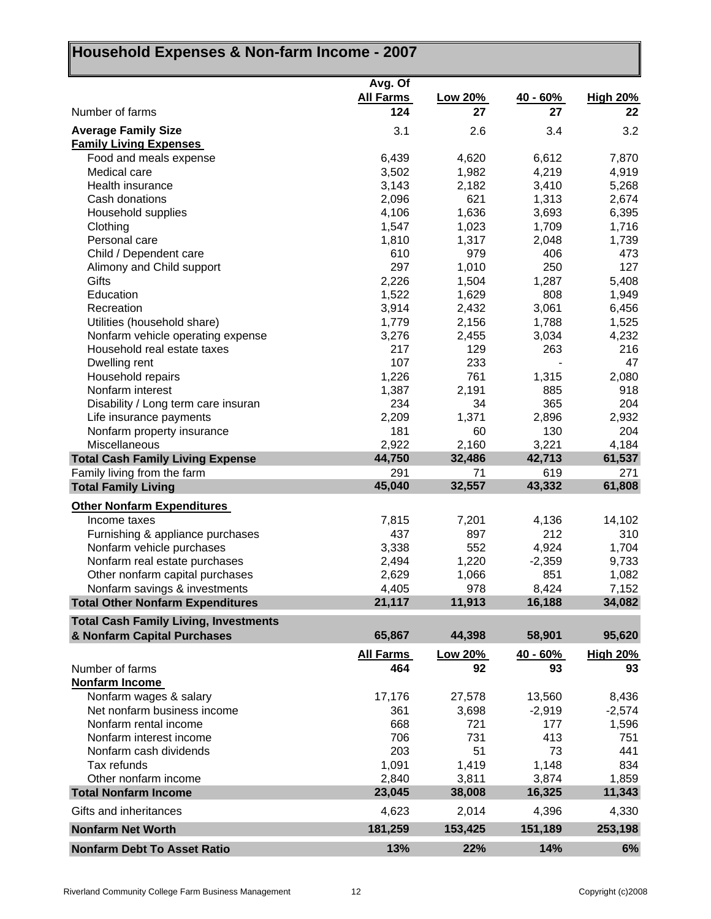# Household Expenses & Non-farm Income - 2007

| | Avg. Of All Farms | Low 20% | 40 - 60% | High 20% |
|---|---|---|---|---|
| Number of farms | **124** | **27** | **27** | **22** |
| **Average Family Size** | 3.1 | 2.6 | 3.4 | 3.2 |
| **Family Living Expenses** | | | | |
| Food and meals expense | 6,439 | 4,620 | 6,612 | 7,870 |
| Medical care | 3,502 | 1,982 | 4,219 | 4,919 |
| Health insurance | 3,143 | 2,182 | 3,410 | 5,268 |
| Cash donations | 2,096 | 621 | 1,313 | 2,674 |
| Household supplies | 4,106 | 1,636 | 3,693 | 6,395 |
| Clothing | 1,547 | 1,023 | 1,709 | 1,716 |
| Personal care | 1,810 | 1,317 | 2,048 | 1,739 |
| Child / Dependent care | 610 | 979 | 406 | 473 |
| Alimony and Child support | 297 | 1,010 | 250 | 127 |
| Gifts | 2,226 | 1,504 | 1,287 | 5,408 |
| Education | 1,522 | 1,629 | 808 | 1,949 |
| Recreation | 3,914 | 2,432 | 3,061 | 6,456 |
| Utilities (household share) | 1,779 | 2,156 | 1,788 | 1,525 |
| Nonfarm vehicle operating expense | 3,276 | 2,455 | 3,034 | 4,232 |
| Household real estate taxes | 217 | 129 | 263 | 216 |
| Dwelling rent | 107 | 233 | - | 47 |
| Household repairs | 1,226 | 761 | 1,315 | 2,080 |
| Nonfarm interest | 1,387 | 2,191 | 885 | 918 |
| Disability / Long term care insuran | 234 | 34 | 365 | 204 |
| Life insurance payments | 2,209 | 1,371 | 2,896 | 2,932 |
| Nonfarm property insurance | 181 | 60 | 130 | 204 |
| Miscellaneous | 2,922 | 2,160 | 3,221 | 4,184 |
| **Total Cash Family Living Expense** | **44,750** | **32,486** | **42,713** | **61,537** |
| Family living from the farm | 291 | 71 | 619 | 271 |
| **Total Family Living** | **45,040** | **32,557** | **43,332** | **61,808** |
| **Other Nonfarm Expenditures** | | | | |
| Income taxes | 7,815 | 7,201 | 4,136 | 14,102 |
| Furnishing & appliance purchases | 437 | 897 | 212 | 310 |
| Nonfarm vehicle purchases | 3,338 | 552 | 4,924 | 1,704 |
| Nonfarm real estate purchases | 2,494 | 1,220 | -2,359 | 9,733 |
| Other nonfarm capital purchases | 2,629 | 1,066 | 851 | 1,082 |
| Nonfarm savings & investments | 4,405 | 978 | 8,424 | 7,152 |
| **Total Other Nonfarm Expenditures** | **21,117** | **11,913** | **16,188** | **34,082** |
| **Total Cash Family Living, Investments & Nonfarm Capital Purchases** | **65,867** | **44,398** | **58,901** | **95,620** |

| | All Farms | Low 20% | 40 - 60% | High 20% |
|---|---|---|---|---|
| Number of farms | **464** | **92** | **93** | **93** |
| **Nonfarm Income** | | | | |
| Nonfarm wages & salary | 17,176 | 27,578 | 13,560 | 8,436 |
| Net nonfarm business income | 361 | 3,698 | -2,919 | -2,574 |
| Nonfarm rental income | 668 | 721 | 177 | 1,596 |
| Nonfarm interest income | 706 | 731 | 413 | 751 |
| Nonfarm cash dividends | 203 | 51 | 73 | 441 |
| Tax refunds | 1,091 | 1,419 | 1,148 | 834 |
| Other nonfarm income | 2,840 | 3,811 | 3,874 | 1,859 |
| **Total Nonfarm Income** | **23,045** | **38,008** | **16,325** | **11,343** |
| Gifts and inheritances | 4,623 | 2,014 | 4,396 | 4,330 |
| **Nonfarm Net Worth** | **181,259** | **153,425** | **151,189** | **253,198** |
| **Nonfarm Debt To Asset Ratio** | **13%** | **22%** | **14%** | **6%** |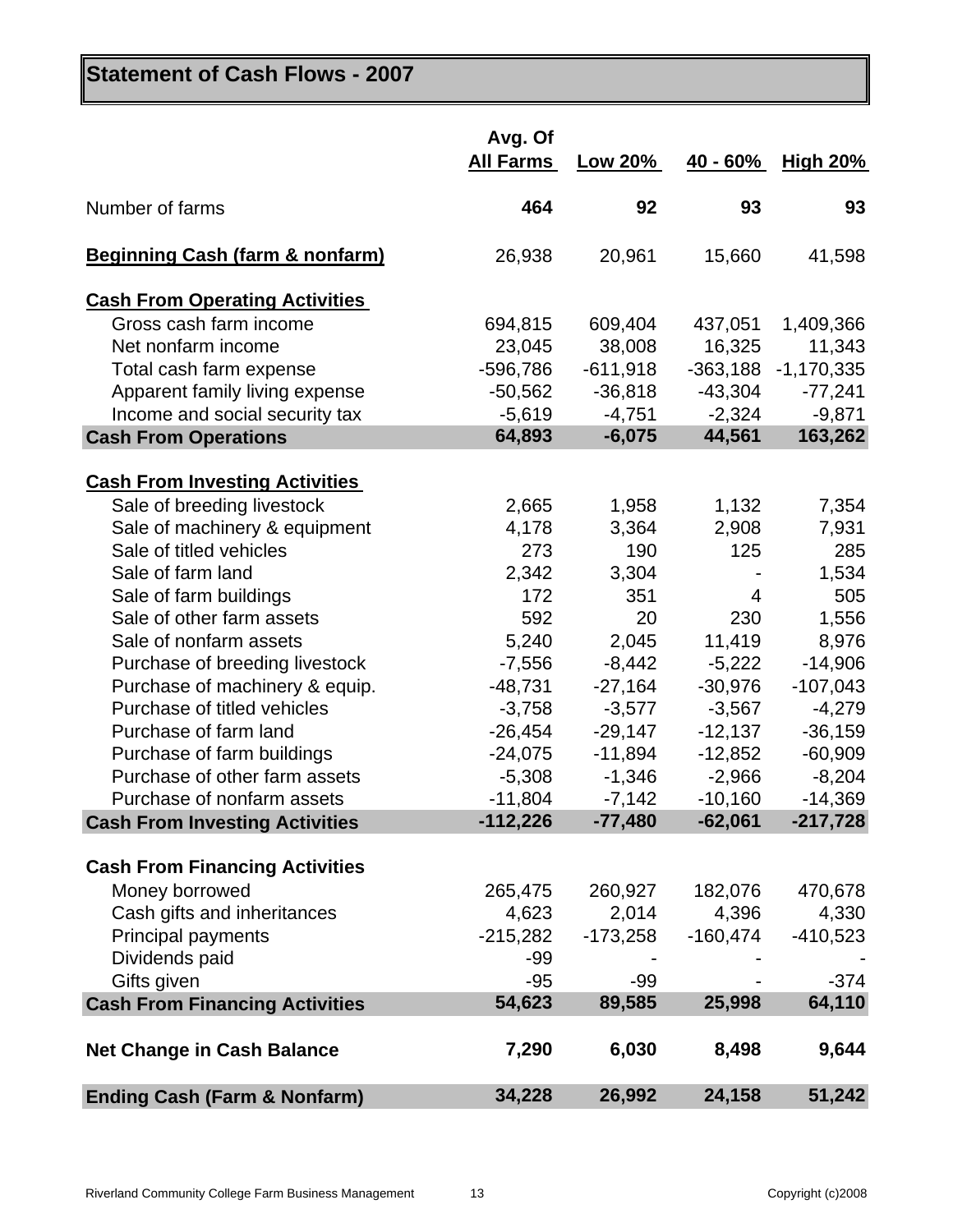# Statement of Cash Flows - 2007

| | Avg. Of All Farms | Low 20% | 40 - 60% | High 20% |
|---|---|---|---|---|
| Number of farms | **464** | **92** | **93** | **93** |
| **Beginning Cash (farm & nonfarm)** | 26,938 | 20,961 | 15,660 | 41,598 |
| **Cash From Operating Activities** | | | | |
| Gross cash farm income | 694,815 | 609,404 | 437,051 | 1,409,366 |
| Net nonfarm income | 23,045 | 38,008 | 16,325 | 11,343 |
| Total cash farm expense | -596,786 | -611,918 | -363,188 | -1,170,335 |
| Apparent family living expense | -50,562 | -36,818 | -43,304 | -77,241 |
| Income and social security tax | -5,619 | -4,751 | -2,324 | -9,871 |
| **Cash From Operations** | **64,893** | **-6,075** | **44,561** | **163,262** |
| **Cash From Investing Activities** | | | | |
| Sale of breeding livestock | 2,665 | 1,958 | 1,132 | 7,354 |
| Sale of machinery & equipment | 4,178 | 3,364 | 2,908 | 7,931 |
| Sale of titled vehicles | 273 | 190 | 125 | 285 |
| Sale of farm land | 2,342 | 3,304 | - | 1,534 |
| Sale of farm buildings | 172 | 351 | 4 | 505 |
| Sale of other farm assets | 592 | 20 | 230 | 1,556 |
| Sale of nonfarm assets | 5,240 | 2,045 | 11,419 | 8,976 |
| Purchase of breeding livestock | -7,556 | -8,442 | -5,222 | -14,906 |
| Purchase of machinery & equip. | -48,731 | -27,164 | -30,976 | -107,043 |
| Purchase of titled vehicles | -3,758 | -3,577 | -3,567 | -4,279 |
| Purchase of farm land | -26,454 | -29,147 | -12,137 | -36,159 |
| Purchase of farm buildings | -24,075 | -11,894 | -12,852 | -60,909 |
| Purchase of other farm assets | -5,308 | -1,346 | -2,966 | -8,204 |
| Purchase of nonfarm assets | -11,804 | -7,142 | -10,160 | -14,369 |
| **Cash From Investing Activities** | **-112,226** | **-77,480** | **-62,061** | **-217,728** |
| **Cash From Financing Activities** | | | | |
| Money borrowed | 265,475 | 260,927 | 182,076 | 470,678 |
| Cash gifts and inheritances | 4,623 | 2,014 | 4,396 | 4,330 |
| Principal payments | -215,282 | -173,258 | -160,474 | -410,523 |
| Dividends paid | -99 | - | - | - |
| Gifts given | -95 | -99 | - | -374 |
| **Cash From Financing Activities** | **54,623** | **89,585** | **25,998** | **64,110** |
| **Net Change in Cash Balance** | **7,290** | **6,030** | **8,498** | **9,644** |
| **Ending Cash (Farm & Nonfarm)** | **34,228** | **26,992** | **24,158** | **51,242** |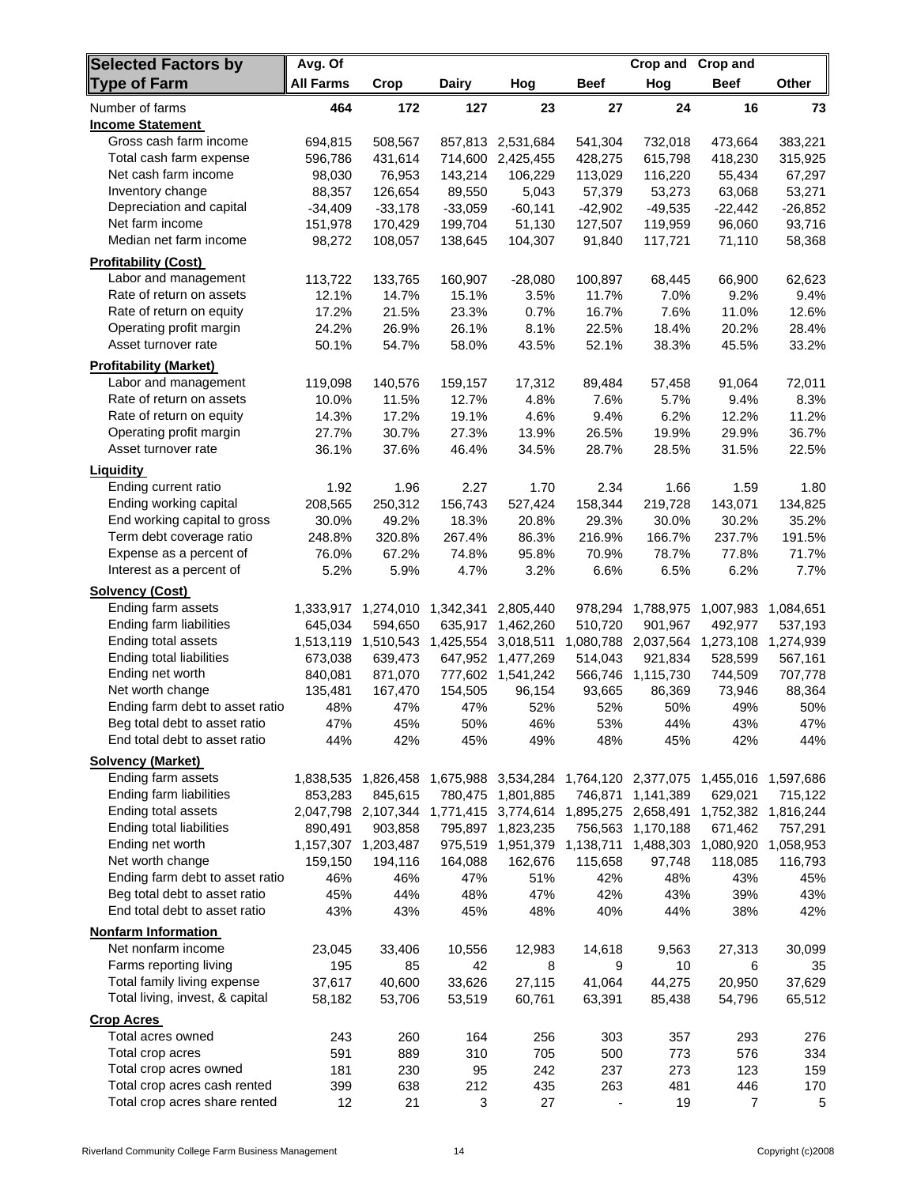| Selected Factors by Type of Farm | Avg. Of All Farms | Crop | Dairy | Hog | Beef | Crop and Hog | Crop and Beef | Other |
|---|---|---|---|---|---|---|---|---|
| Number of farms | 464 | 172 | 127 | 23 | 27 | 24 | 16 | 73 |
| **Income Statement** | | | | | | | | |
| Gross cash farm income | 694,815 | 508,567 | 857,813 | 2,531,684 | 541,304 | 732,018 | 473,664 | 383,221 |
| Total cash farm expense | 596,786 | 431,614 | 714,600 | 2,425,455 | 428,275 | 615,798 | 418,230 | 315,925 |
| Net cash farm income | 98,030 | 76,953 | 143,214 | 106,229 | 113,029 | 116,220 | 55,434 | 67,297 |
| Inventory change | 88,357 | 126,654 | 89,550 | 5,043 | 57,379 | 53,273 | 63,068 | 53,271 |
| Depreciation and capital | -34,409 | -33,178 | -33,059 | -60,141 | -42,902 | -49,535 | -22,442 | -26,852 |
| Net farm income | 151,978 | 170,429 | 199,704 | 51,130 | 127,507 | 119,959 | 96,060 | 93,716 |
| Median net farm income | 98,272 | 108,057 | 138,645 | 104,307 | 91,840 | 117,721 | 71,110 | 58,368 |
| **Profitability (Cost)** | | | | | | | | |
| Labor and management | 113,722 | 133,765 | 160,907 | -28,080 | 100,897 | 68,445 | 66,900 | 62,623 |
| Rate of return on assets | 12.1% | 14.7% | 15.1% | 3.5% | 11.7% | 7.0% | 9.2% | 9.4% |
| Rate of return on equity | 17.2% | 21.5% | 23.3% | 0.7% | 16.7% | 7.6% | 11.0% | 12.6% |
| Operating profit margin | 24.2% | 26.9% | 26.1% | 8.1% | 22.5% | 18.4% | 20.2% | 28.4% |
| Asset turnover rate | 50.1% | 54.7% | 58.0% | 43.5% | 52.1% | 38.3% | 45.5% | 33.2% |
| **Profitability (Market)** | | | | | | | | |
| Labor and management | 119,098 | 140,576 | 159,157 | 17,312 | 89,484 | 57,458 | 91,064 | 72,011 |
| Rate of return on assets | 10.0% | 11.5% | 12.7% | 4.8% | 7.6% | 5.7% | 9.4% | 8.3% |
| Rate of return on equity | 14.3% | 17.2% | 19.1% | 4.6% | 9.4% | 6.2% | 12.2% | 11.2% |
| Operating profit margin | 27.7% | 30.7% | 27.3% | 13.9% | 26.5% | 19.9% | 29.9% | 36.7% |
| Asset turnover rate | 36.1% | 37.6% | 46.4% | 34.5% | 28.7% | 28.5% | 31.5% | 22.5% |
| **Liquidity** | | | | | | | | |
| Ending current ratio | 1.92 | 1.96 | 2.27 | 1.70 | 2.34 | 1.66 | 1.59 | 1.80 |
| Ending working capital | 208,565 | 250,312 | 156,743 | 527,424 | 158,344 | 219,728 | 143,071 | 134,825 |
| End working capital to gross | 30.0% | 49.2% | 18.3% | 20.8% | 29.3% | 30.0% | 30.2% | 35.2% |
| Term debt coverage ratio | 248.8% | 320.8% | 267.4% | 86.3% | 216.9% | 166.7% | 237.7% | 191.5% |
| Expense as a percent of | 76.0% | 67.2% | 74.8% | 95.8% | 70.9% | 78.7% | 77.8% | 71.7% |
| Interest as a percent of | 5.2% | 5.9% | 4.7% | 3.2% | 6.6% | 6.5% | 6.2% | 7.7% |
| **Solvency (Cost)** | | | | | | | | |
| Ending farm assets | 1,333,917 | 1,274,010 | 1,342,341 | 2,805,440 | 978,294 | 1,788,975 | 1,007,983 | 1,084,651 |
| Ending farm liabilities | 645,034 | 594,650 | 635,917 | 1,462,260 | 510,720 | 901,967 | 492,977 | 537,193 |
| Ending total assets | 1,513,119 | 1,510,543 | 1,425,554 | 3,018,511 | 1,080,788 | 2,037,564 | 1,273,108 | 1,274,939 |
| Ending total liabilities | 673,038 | 639,473 | 647,952 | 1,477,269 | 514,043 | 921,834 | 528,599 | 567,161 |
| Ending net worth | 840,081 | 871,070 | 777,602 | 1,541,242 | 566,746 | 1,115,730 | 744,509 | 707,778 |
| Net worth change | 135,481 | 167,470 | 154,505 | 96,154 | 93,665 | 86,369 | 73,946 | 88,364 |
| Ending farm debt to asset ratio | 48% | 47% | 47% | 52% | 52% | 50% | 49% | 50% |
| Beg total debt to asset ratio | 47% | 45% | 50% | 46% | 53% | 44% | 43% | 47% |
| End total debt to asset ratio | 44% | 42% | 45% | 49% | 48% | 45% | 42% | 44% |
| **Solvency (Market)** | | | | | | | | |
| Ending farm assets | 1,838,535 | 1,826,458 | 1,675,988 | 3,534,284 | 1,764,120 | 2,377,075 | 1,455,016 | 1,597,686 |
| Ending farm liabilities | 853,283 | 845,615 | 780,475 | 1,801,885 | 746,871 | 1,141,389 | 629,021 | 715,122 |
| Ending total assets | 2,047,798 | 2,107,344 | 1,771,415 | 3,774,614 | 1,895,275 | 2,658,491 | 1,752,382 | 1,816,244 |
| Ending total liabilities | 890,491 | 903,858 | 795,897 | 1,823,235 | 756,563 | 1,170,188 | 671,462 | 757,291 |
| Ending net worth | 1,157,307 | 1,203,487 | 975,519 | 1,951,379 | 1,138,711 | 1,488,303 | 1,080,920 | 1,058,953 |
| Net worth change | 159,150 | 194,116 | 164,088 | 162,676 | 115,658 | 97,748 | 118,085 | 116,793 |
| Ending farm debt to asset ratio | 46% | 46% | 47% | 51% | 42% | 48% | 43% | 45% |
| Beg total debt to asset ratio | 45% | 44% | 48% | 47% | 42% | 43% | 39% | 43% |
| End total debt to asset ratio | 43% | 43% | 45% | 48% | 40% | 44% | 38% | 42% |
| **Nonfarm Information** | | | | | | | | |
| Net nonfarm income | 23,045 | 33,406 | 10,556 | 12,983 | 14,618 | 9,563 | 27,313 | 30,099 |
| Farms reporting living | 195 | 85 | 42 | 8 | 9 | 10 | 6 | 35 |
| Total family living expense | 37,617 | 40,600 | 33,626 | 27,115 | 41,064 | 44,275 | 20,950 | 37,629 |
| Total living, invest, & capital | 58,182 | 53,706 | 53,519 | 60,761 | 63,391 | 85,438 | 54,796 | 65,512 |
| **Crop Acres** | | | | | | | | |
| Total acres owned | 243 | 260 | 164 | 256 | 303 | 357 | 293 | 276 |
| Total crop acres | 591 | 889 | 310 | 705 | 500 | 773 | 576 | 334 |
| Total crop acres owned | 181 | 230 | 95 | 242 | 237 | 273 | 123 | 159 |
| Total crop acres cash rented | 399 | 638 | 212 | 435 | 263 | 481 | 446 | 170 |
| Total crop acres share rented | 12 | 21 | 3 | 27 | - | 19 | 7 | 5 |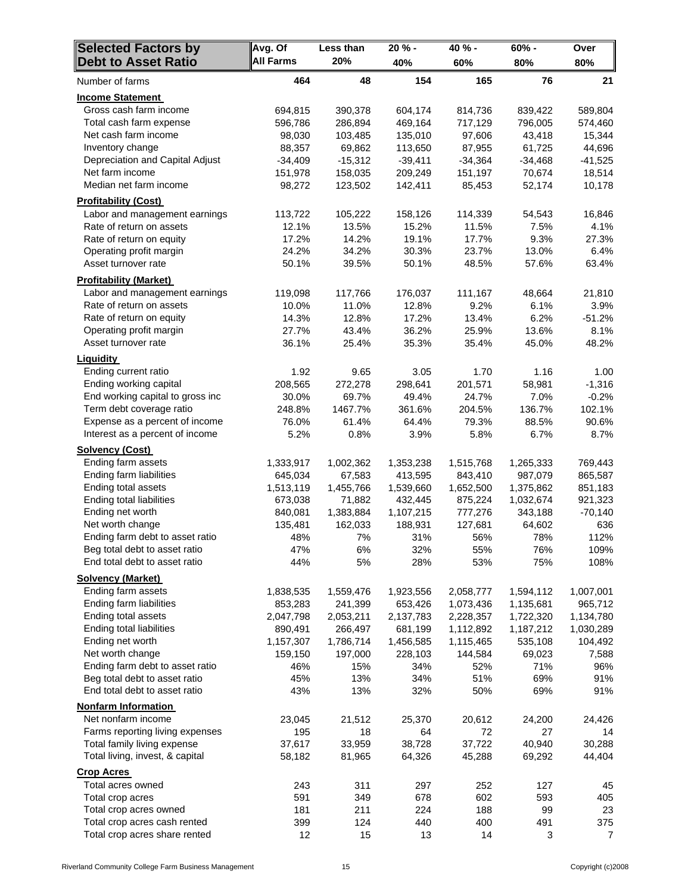| Selected Factors by Debt to Asset Ratio | Avg. Of All Farms | Less than 20% | 20 % - 40% | 40 % - 60% | 60% - 80% | Over 80% |
|---|---|---|---|---|---|---|
| Number of farms | **464** | **48** | **154** | **165** | **76** | **21** |
| **Income Statement** | | | | | | |
| Gross cash farm income | 694,815 | 390,378 | 604,174 | 814,736 | 839,422 | 589,804 |
| Total cash farm expense | 596,786 | 286,894 | 469,164 | 717,129 | 796,005 | 574,460 |
| Net cash farm income | 98,030 | 103,485 | 135,010 | 97,606 | 43,418 | 15,344 |
| Inventory change | 88,357 | 69,862 | 113,650 | 87,955 | 61,725 | 44,696 |
| Depreciation and Capital Adjust | -34,409 | -15,312 | -39,411 | -34,364 | -34,468 | -41,525 |
| Net farm income | 151,978 | 158,035 | 209,249 | 151,197 | 70,674 | 18,514 |
| Median net farm income | 98,272 | 123,502 | 142,411 | 85,453 | 52,174 | 10,178 |
| **Profitability (Cost)** | | | | | | |
| Labor and management earnings | 113,722 | 105,222 | 158,126 | 114,339 | 54,543 | 16,846 |
| Rate of return on assets | 12.1% | 13.5% | 15.2% | 11.5% | 7.5% | 4.1% |
| Rate of return on equity | 17.2% | 14.2% | 19.1% | 17.7% | 9.3% | 27.3% |
| Operating profit margin | 24.2% | 34.2% | 30.3% | 23.7% | 13.0% | 6.4% |
| Asset turnover rate | 50.1% | 39.5% | 50.1% | 48.5% | 57.6% | 63.4% |
| **Profitability (Market)** | | | | | | |
| Labor and management earnings | 119,098 | 117,766 | 176,037 | 111,167 | 48,664 | 21,810 |
| Rate of return on assets | 10.0% | 11.0% | 12.8% | 9.2% | 6.1% | 3.9% |
| Rate of return on equity | 14.3% | 12.8% | 17.2% | 13.4% | 6.2% | -51.2% |
| Operating profit margin | 27.7% | 43.4% | 36.2% | 25.9% | 13.6% | 8.1% |
| Asset turnover rate | 36.1% | 25.4% | 35.3% | 35.4% | 45.0% | 48.2% |
| **Liquidity** | | | | | | |
| Ending current ratio | 1.92 | 9.65 | 3.05 | 1.70 | 1.16 | 1.00 |
| Ending working capital | 208,565 | 272,278 | 298,641 | 201,571 | 58,981 | -1,316 |
| End working capital to gross inc | 30.0% | 69.7% | 49.4% | 24.7% | 7.0% | -0.2% |
| Term debt coverage ratio | 248.8% | 1467.7% | 361.6% | 204.5% | 136.7% | 102.1% |
| Expense as a percent of income | 76.0% | 61.4% | 64.4% | 79.3% | 88.5% | 90.6% |
| Interest as a percent of income | 5.2% | 0.8% | 3.9% | 5.8% | 6.7% | 8.7% |
| **Solvency (Cost)** | | | | | | |
| Ending farm assets | 1,333,917 | 1,002,362 | 1,353,238 | 1,515,768 | 1,265,333 | 769,443 |
| Ending farm liabilities | 645,034 | 67,583 | 413,595 | 843,410 | 987,079 | 865,587 |
| Ending total assets | 1,513,119 | 1,455,766 | 1,539,660 | 1,652,500 | 1,375,862 | 851,183 |
| Ending total liabilities | 673,038 | 71,882 | 432,445 | 875,224 | 1,032,674 | 921,323 |
| Ending net worth | 840,081 | 1,383,884 | 1,107,215 | 777,276 | 343,188 | -70,140 |
| Net worth change | 135,481 | 162,033 | 188,931 | 127,681 | 64,602 | 636 |
| Ending farm debt to asset ratio | 48% | 7% | 31% | 56% | 78% | 112% |
| Beg total debt to asset ratio | 47% | 6% | 32% | 55% | 76% | 109% |
| End total debt to asset ratio | 44% | 5% | 28% | 53% | 75% | 108% |
| **Solvency (Market)** | | | | | | |
| Ending farm assets | 1,838,535 | 1,559,476 | 1,923,556 | 2,058,777 | 1,594,112 | 1,007,001 |
| Ending farm liabilities | 853,283 | 241,399 | 653,426 | 1,073,436 | 1,135,681 | 965,712 |
| Ending total assets | 2,047,798 | 2,053,211 | 2,137,783 | 2,228,357 | 1,722,320 | 1,134,780 |
| Ending total liabilities | 890,491 | 266,497 | 681,199 | 1,112,892 | 1,187,212 | 1,030,289 |
| Ending net worth | 1,157,307 | 1,786,714 | 1,456,585 | 1,115,465 | 535,108 | 104,492 |
| Net worth change | 159,150 | 197,000 | 228,103 | 144,584 | 69,023 | 7,588 |
| Ending farm debt to asset ratio | 46% | 15% | 34% | 52% | 71% | 96% |
| Beg total debt to asset ratio | 45% | 13% | 34% | 51% | 69% | 91% |
| End total debt to asset ratio | 43% | 13% | 32% | 50% | 69% | 91% |
| **Nonfarm Information** | | | | | | |
| Net nonfarm income | 23,045 | 21,512 | 25,370 | 20,612 | 24,200 | 24,426 |
| Farms reporting living expenses | 195 | 18 | 64 | 72 | 27 | 14 |
| Total family living expense | 37,617 | 33,959 | 38,728 | 37,722 | 40,940 | 30,288 |
| Total living, invest, & capital | 58,182 | 81,965 | 64,326 | 45,288 | 69,292 | 44,404 |
| **Crop Acres** | | | | | | |
| Total acres owned | 243 | 311 | 297 | 252 | 127 | 45 |
| Total crop acres | 591 | 349 | 678 | 602 | 593 | 405 |
| Total crop acres owned | 181 | 211 | 224 | 188 | 99 | 23 |
| Total crop acres cash rented | 399 | 124 | 440 | 400 | 491 | 375 |
| Total crop acres share rented | 12 | 15 | 13 | 14 | 3 | 7 |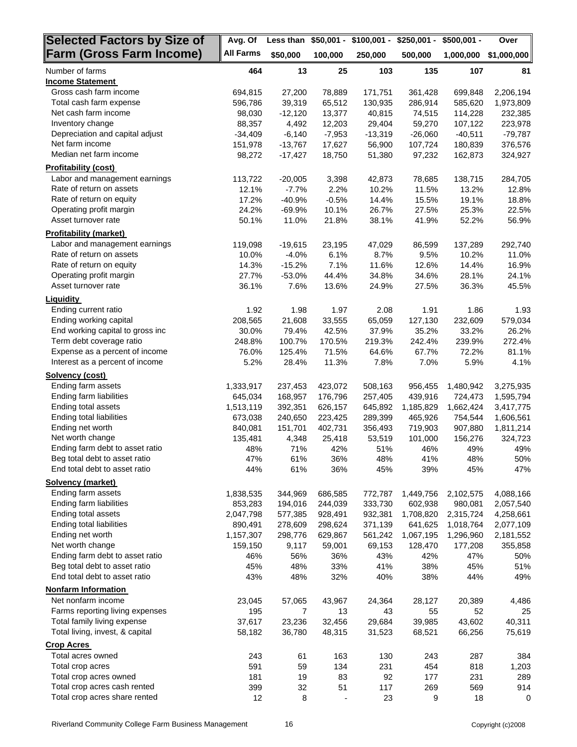| Selected Factors by Size of Farm (Gross Farm Income) | Avg. Of All Farms | Less than $50,000 | $50,001 - 100,000 | $100,001 - 250,000 | $250,001 - 500,000 | $500,001 - 1,000,000 | Over $1,000,000 |
|---|---|---|---|---|---|---|---|
| Number of farms | **464** | **13** | **25** | **103** | **135** | **107** | **81** |
| **Income Statement** | | | | | | | |
| Gross cash farm income | 694,815 | 27,200 | 78,889 | 171,751 | 361,428 | 699,848 | 2,206,194 |
| Total cash farm expense | 596,786 | 39,319 | 65,512 | 130,935 | 286,914 | 585,620 | 1,973,809 |
| Net cash farm income | 98,030 | -12,120 | 13,377 | 40,815 | 74,515 | 114,228 | 232,385 |
| Inventory change | 88,357 | 4,492 | 12,203 | 29,404 | 59,270 | 107,122 | 223,978 |
| Depreciation and capital adjust | -34,409 | -6,140 | -7,953 | -13,319 | -26,060 | -40,511 | -79,787 |
| Net farm income | 151,978 | -13,767 | 17,627 | 56,900 | 107,724 | 180,839 | 376,576 |
| Median net farm income | 98,272 | -17,427 | 18,750 | 51,380 | 97,232 | 162,873 | 324,927 |
| **Profitability (cost)** | | | | | | | |
| Labor and management earnings | 113,722 | -20,005 | 3,398 | 42,873 | 78,685 | 138,715 | 284,705 |
| Rate of return on assets | 12.1% | -7.7% | 2.2% | 10.2% | 11.5% | 13.2% | 12.8% |
| Rate of return on equity | 17.2% | -40.9% | -0.5% | 14.4% | 15.5% | 19.1% | 18.8% |
| Operating profit margin | 24.2% | -69.9% | 10.1% | 26.7% | 27.5% | 25.3% | 22.5% |
| Asset turnover rate | 50.1% | 11.0% | 21.8% | 38.1% | 41.9% | 52.2% | 56.9% |
| **Profitability (market)** | | | | | | | |
| Labor and management earnings | 119,098 | -19,615 | 23,195 | 47,029 | 86,599 | 137,289 | 292,740 |
| Rate of return on assets | 10.0% | -4.0% | 6.1% | 8.7% | 9.5% | 10.2% | 11.0% |
| Rate of return on equity | 14.3% | -15.2% | 7.1% | 11.6% | 12.6% | 14.4% | 16.9% |
| Operating profit margin | 27.7% | -53.0% | 44.4% | 34.8% | 34.6% | 28.1% | 24.1% |
| Asset turnover rate | 36.1% | 7.6% | 13.6% | 24.9% | 27.5% | 36.3% | 45.5% |
| **Liquidity** | | | | | | | |
| Ending current ratio | 1.92 | 1.98 | 1.97 | 2.08 | 1.91 | 1.86 | 1.93 |
| Ending working capital | 208,565 | 21,608 | 33,555 | 65,059 | 127,130 | 232,609 | 579,034 |
| End working capital to gross inc | 30.0% | 79.4% | 42.5% | 37.9% | 35.2% | 33.2% | 26.2% |
| Term debt coverage ratio | 248.8% | 100.7% | 170.5% | 219.3% | 242.4% | 239.9% | 272.4% |
| Expense as a percent of income | 76.0% | 125.4% | 71.5% | 64.6% | 67.7% | 72.2% | 81.1% |
| Interest as a percent of income | 5.2% | 28.4% | 11.3% | 7.8% | 7.0% | 5.9% | 4.1% |
| **Solvency (cost)** | | | | | | | |
| Ending farm assets | 1,333,917 | 237,453 | 423,072 | 508,163 | 956,455 | 1,480,942 | 3,275,935 |
| Ending farm liabilities | 645,034 | 168,957 | 176,796 | 257,405 | 439,916 | 724,473 | 1,595,794 |
| Ending total assets | 1,513,119 | 392,351 | 626,157 | 645,892 | 1,185,829 | 1,662,424 | 3,417,775 |
| Ending total liabilities | 673,038 | 240,650 | 223,425 | 289,399 | 465,926 | 754,544 | 1,606,561 |
| Ending net worth | 840,081 | 151,701 | 402,731 | 356,493 | 719,903 | 907,880 | 1,811,214 |
| Net worth change | 135,481 | 4,348 | 25,418 | 53,519 | 101,000 | 156,276 | 324,723 |
| Ending farm debt to asset ratio | 48% | 71% | 42% | 51% | 46% | 49% | 49% |
| Beg total debt to asset ratio | 47% | 61% | 36% | 48% | 41% | 48% | 50% |
| End total debt to asset ratio | 44% | 61% | 36% | 45% | 39% | 45% | 47% |
| **Solvency (market)** | | | | | | | |
| Ending farm assets | 1,838,535 | 344,969 | 686,585 | 772,787 | 1,449,756 | 2,102,575 | 4,088,166 |
| Ending farm liabilities | 853,283 | 194,016 | 244,039 | 333,730 | 602,938 | 980,081 | 2,057,540 |
| Ending total assets | 2,047,798 | 577,385 | 928,491 | 932,381 | 1,708,820 | 2,315,724 | 4,258,661 |
| Ending total liabilities | 890,491 | 278,609 | 298,624 | 371,139 | 641,625 | 1,018,764 | 2,077,109 |
| Ending net worth | 1,157,307 | 298,776 | 629,867 | 561,242 | 1,067,195 | 1,296,960 | 2,181,552 |
| Net worth change | 159,150 | 9,117 | 59,001 | 69,153 | 128,470 | 177,208 | 355,858 |
| Ending farm debt to asset ratio | 46% | 56% | 36% | 43% | 42% | 47% | 50% |
| Beg total debt to asset ratio | 45% | 48% | 33% | 41% | 38% | 45% | 51% |
| End total debt to asset ratio | 43% | 48% | 32% | 40% | 38% | 44% | 49% |
| **Nonfarm Information** | | | | | | | |
| Net nonfarm income | 23,045 | 57,065 | 43,967 | 24,364 | 28,127 | 20,389 | 4,486 |
| Farms reporting living expenses | 195 | 7 | 13 | 43 | 55 | 52 | 25 |
| Total family living expense | 37,617 | 23,236 | 32,456 | 29,684 | 39,985 | 43,602 | 40,311 |
| Total living, invest, & capital | 58,182 | 36,780 | 48,315 | 31,523 | 68,521 | 66,256 | 75,619 |
| **Crop Acres** | | | | | | | |
| Total acres owned | 243 | 61 | 163 | 130 | 243 | 287 | 384 |
| Total crop acres | 591 | 59 | 134 | 231 | 454 | 818 | 1,203 |
| Total crop acres owned | 181 | 19 | 83 | 92 | 177 | 231 | 289 |
| Total crop acres cash rented | 399 | 32 | 51 | 117 | 269 | 569 | 914 |
| Total crop acres share rented | 12 | 8 | - | 23 | 9 | 18 | 0 |

Riverland Community College Farm Business Management — Copyright (c)2008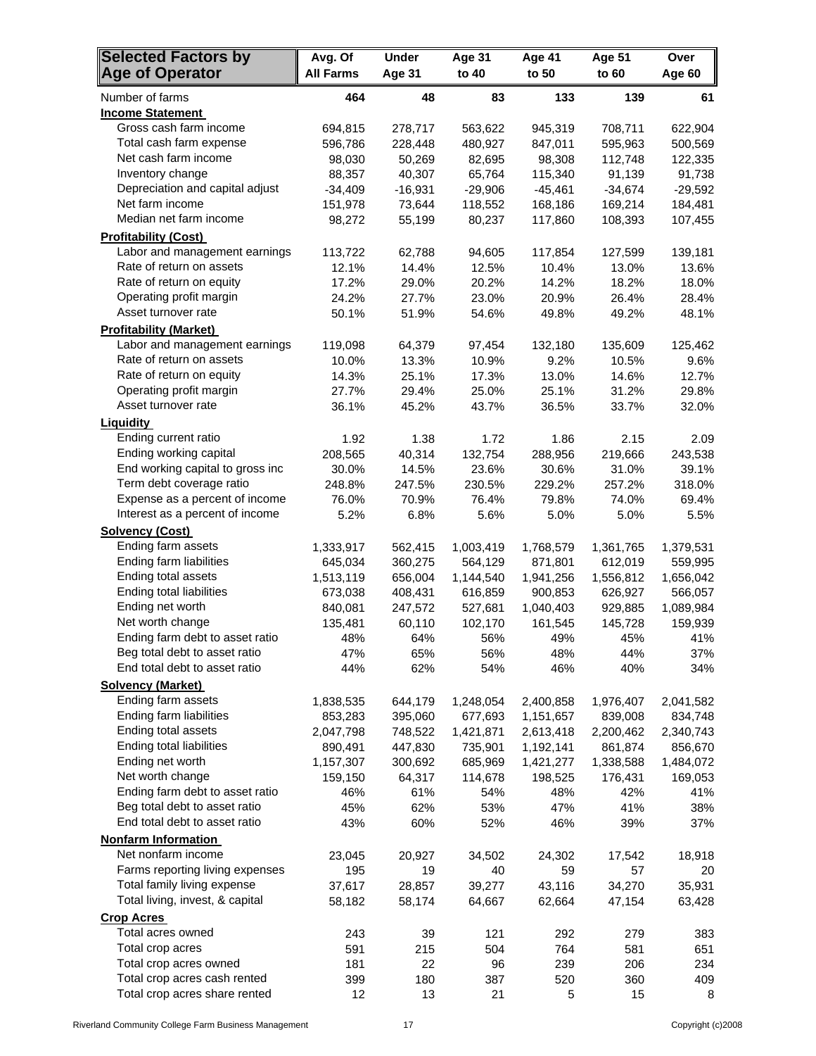| Selected Factors by Age of Operator | Avg. Of All Farms | Under Age 31 | Age 31 to 40 | Age 41 to 50 | Age 51 to 60 | Over Age 60 |
|---|---|---|---|---|---|---|
| Number of farms | **464** | **48** | **83** | **133** | **139** | **61** |
| **Income Statement** | | | | | | |
| Gross cash farm income | 694,815 | 278,717 | 563,622 | 945,319 | 708,711 | 622,904 |
| Total cash farm expense | 596,786 | 228,448 | 480,927 | 847,011 | 595,963 | 500,569 |
| Net cash farm income | 98,030 | 50,269 | 82,695 | 98,308 | 112,748 | 122,335 |
| Inventory change | 88,357 | 40,307 | 65,764 | 115,340 | 91,139 | 91,738 |
| Depreciation and capital adjust | -34,409 | -16,931 | -29,906 | -45,461 | -34,674 | -29,592 |
| Net farm income | 151,978 | 73,644 | 118,552 | 168,186 | 169,214 | 184,481 |
| Median net farm income | 98,272 | 55,199 | 80,237 | 117,860 | 108,393 | 107,455 |
| **Profitability (Cost)** | | | | | | |
| Labor and management earnings | 113,722 | 62,788 | 94,605 | 117,854 | 127,599 | 139,181 |
| Rate of return on assets | 12.1% | 14.4% | 12.5% | 10.4% | 13.0% | 13.6% |
| Rate of return on equity | 17.2% | 29.0% | 20.2% | 14.2% | 18.2% | 18.0% |
| Operating profit margin | 24.2% | 27.7% | 23.0% | 20.9% | 26.4% | 28.4% |
| Asset turnover rate | 50.1% | 51.9% | 54.6% | 49.8% | 49.2% | 48.1% |
| **Profitability (Market)** | | | | | | |
| Labor and management earnings | 119,098 | 64,379 | 97,454 | 132,180 | 135,609 | 125,462 |
| Rate of return on assets | 10.0% | 13.3% | 10.9% | 9.2% | 10.5% | 9.6% |
| Rate of return on equity | 14.3% | 25.1% | 17.3% | 13.0% | 14.6% | 12.7% |
| Operating profit margin | 27.7% | 29.4% | 25.0% | 25.1% | 31.2% | 29.8% |
| Asset turnover rate | 36.1% | 45.2% | 43.7% | 36.5% | 33.7% | 32.0% |
| **Liquidity** | | | | | | |
| Ending current ratio | 1.92 | 1.38 | 1.72 | 1.86 | 2.15 | 2.09 |
| Ending working capital | 208,565 | 40,314 | 132,754 | 288,956 | 219,666 | 243,538 |
| End working capital to gross inc | 30.0% | 14.5% | 23.6% | 30.6% | 31.0% | 39.1% |
| Term debt coverage ratio | 248.8% | 247.5% | 230.5% | 229.2% | 257.2% | 318.0% |
| Expense as a percent of income | 76.0% | 70.9% | 76.4% | 79.8% | 74.0% | 69.4% |
| Interest as a percent of income | 5.2% | 6.8% | 5.6% | 5.0% | 5.0% | 5.5% |
| **Solvency (Cost)** | | | | | | |
| Ending farm assets | 1,333,917 | 562,415 | 1,003,419 | 1,768,579 | 1,361,765 | 1,379,531 |
| Ending farm liabilities | 645,034 | 360,275 | 564,129 | 871,801 | 612,019 | 559,995 |
| Ending total assets | 1,513,119 | 656,004 | 1,144,540 | 1,941,256 | 1,556,812 | 1,656,042 |
| Ending total liabilities | 673,038 | 408,431 | 616,859 | 900,853 | 626,927 | 566,057 |
| Ending net worth | 840,081 | 247,572 | 527,681 | 1,040,403 | 929,885 | 1,089,984 |
| Net worth change | 135,481 | 60,110 | 102,170 | 161,545 | 145,728 | 159,939 |
| Ending farm debt to asset ratio | 48% | 64% | 56% | 49% | 45% | 41% |
| Beg total debt to asset ratio | 47% | 65% | 56% | 48% | 44% | 37% |
| End total debt to asset ratio | 44% | 62% | 54% | 46% | 40% | 34% |
| **Solvency (Market)** | | | | | | |
| Ending farm assets | 1,838,535 | 644,179 | 1,248,054 | 2,400,858 | 1,976,407 | 2,041,582 |
| Ending farm liabilities | 853,283 | 395,060 | 677,693 | 1,151,657 | 839,008 | 834,748 |
| Ending total assets | 2,047,798 | 748,522 | 1,421,871 | 2,613,418 | 2,200,462 | 2,340,743 |
| Ending total liabilities | 890,491 | 447,830 | 735,901 | 1,192,141 | 861,874 | 856,670 |
| Ending net worth | 1,157,307 | 300,692 | 685,969 | 1,421,277 | 1,338,588 | 1,484,072 |
| Net worth change | 159,150 | 64,317 | 114,678 | 198,525 | 176,431 | 169,053 |
| Ending farm debt to asset ratio | 46% | 61% | 54% | 48% | 42% | 41% |
| Beg total debt to asset ratio | 45% | 62% | 53% | 47% | 41% | 38% |
| End total debt to asset ratio | 43% | 60% | 52% | 46% | 39% | 37% |
| **Nonfarm Information** | | | | | | |
| Net nonfarm income | 23,045 | 20,927 | 34,502 | 24,302 | 17,542 | 18,918 |
| Farms reporting living expenses | 195 | 19 | 40 | 59 | 57 | 20 |
| Total family living expense | 37,617 | 28,857 | 39,277 | 43,116 | 34,270 | 35,931 |
| Total living, invest, & capital | 58,182 | 58,174 | 64,667 | 62,664 | 47,154 | 63,428 |
| **Crop Acres** | | | | | | |
| Total acres owned | 243 | 39 | 121 | 292 | 279 | 383 |
| Total crop acres | 591 | 215 | 504 | 764 | 581 | 651 |
| Total crop acres owned | 181 | 22 | 96 | 239 | 206 | 234 |
| Total crop acres cash rented | 399 | 180 | 387 | 520 | 360 | 409 |
| Total crop acres share rented | 12 | 13 | 21 | 5 | 15 | 8 |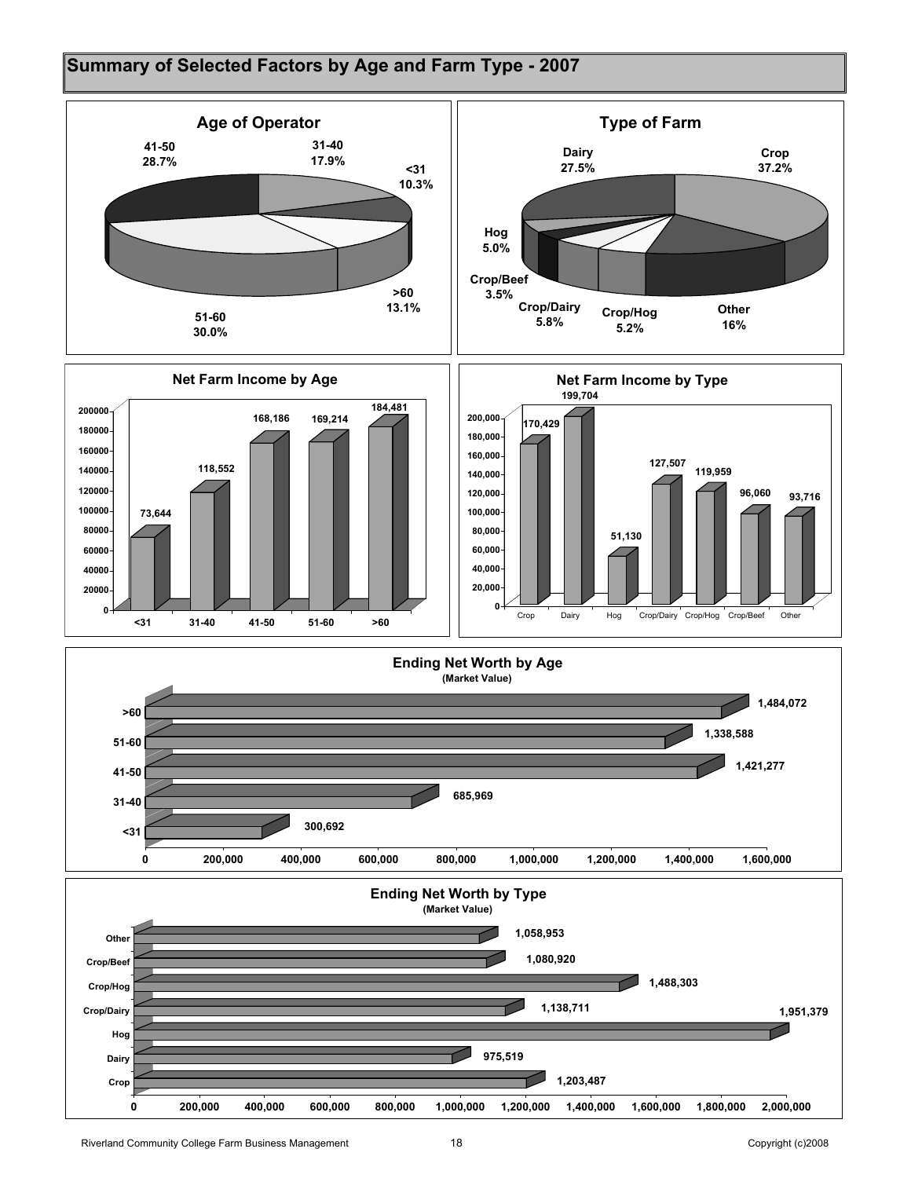# Summary of Selected Factors by Age and Farm Type - 2007

**Age of Operator**

41-50
28.7%

31-40
17.9%

<31
10.3%

>60
13.1%

51-60
30.0%

**Type of Farm**

Dairy
27.5%

Crop
37.2%

Hog
5.0%

Crop/Beef
3.5%

Crop/Dairy
5.8%

Crop/Hog
5.2%

Other
16%

**Net Farm Income by Age**

200000
180000
160000
140000
120000
100000
80000
60000
40000
20000
0

<31 73,644
31-40 118,552
41-50 168,186
51-60 169,214
>60 184,481

**Net Farm Income by Type**

200,000
180,000
160,000
140,000
120,000
100,000
80,000
60,000
40,000
20,000
0

Crop 170,429
Dairy 199,704
Hog 51,130
Crop/Dairy 127,507
Crop/Hog 119,959
Crop/Beef 96,060
Other 93,716

**Ending Net Worth by Age**
(Market Value)

>60 1,484,072
51-60 1,338,588
41-50 1,421,277
31-40 685,969
<31 300,692

0 200,000 400,000 600,000 800,000 1,000,000 1,200,000 1,400,000 1,600,000

**Ending Net Worth by Type**
(Market Value)

Other 1,058,953
Crop/Beef 1,080,920
Crop/Hog 1,488,303
Crop/Dairy 1,138,711
Hog 1,951,379
Dairy 975,519
Crop 1,203,487

0 200,000 400,000 600,000 800,000 1,000,000 1,200,000 1,400,000 1,600,000 1,800,000 2,000,000

Riverland Community College Farm Business Management

Copyright (c)2008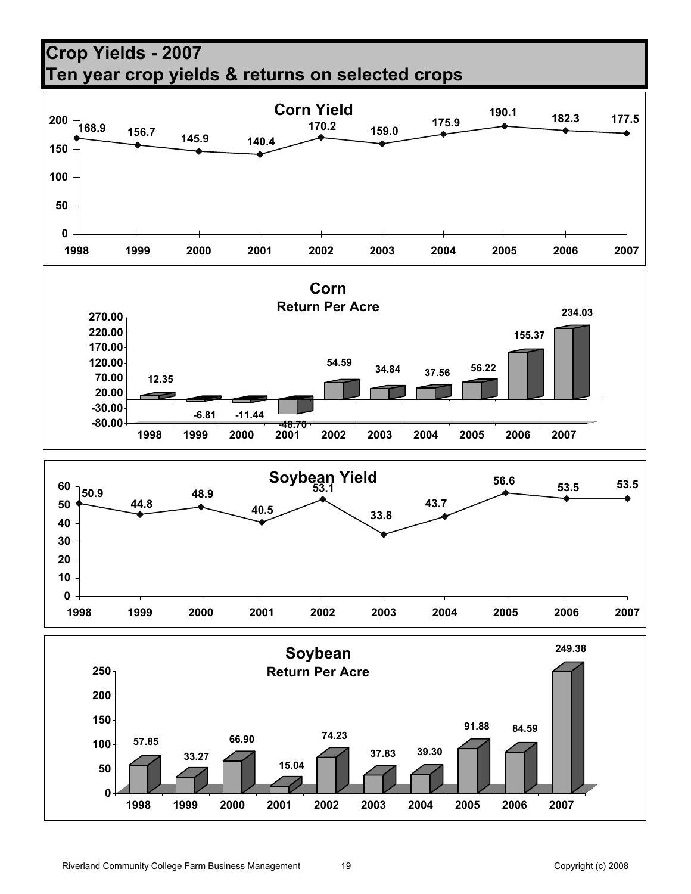# Crop Yields - 2007
## Ten year crop yields & returns on selected crops

**Corn Yield**

200
150
100
50
0

168.9 156.7 145.9 140.4 170.2 159.0 175.9 190.1 182.3 177.5

1998 1999 2000 2001 2002 2003 2004 2005 2006 2007

**Corn**
**Return Per Acre**

270.00
220.00
170.00
120.00
70.00
20.00
-30.00
-80.00

12.35 -6.81 -11.44 -48.70 54.59 34.84 37.56 56.22 155.37 234.03

1998 1999 2000 2001 2002 2003 2004 2005 2006 2007

**Soybean Yield**

60
50
40
30
20
10
0

50.9 44.8 48.9 40.5 53.1 33.8 43.7 56.6 53.5 53.5

1998 1999 2000 2001 2002 2003 2004 2005 2006 2007

**Soybean**
**Return Per Acre**

250
200
150
100
50
0

57.85 33.27 66.90 15.04 74.23 37.83 39.30 91.88 84.59 249.38

1998 1999 2000 2001 2002 2003 2004 2005 2006 2007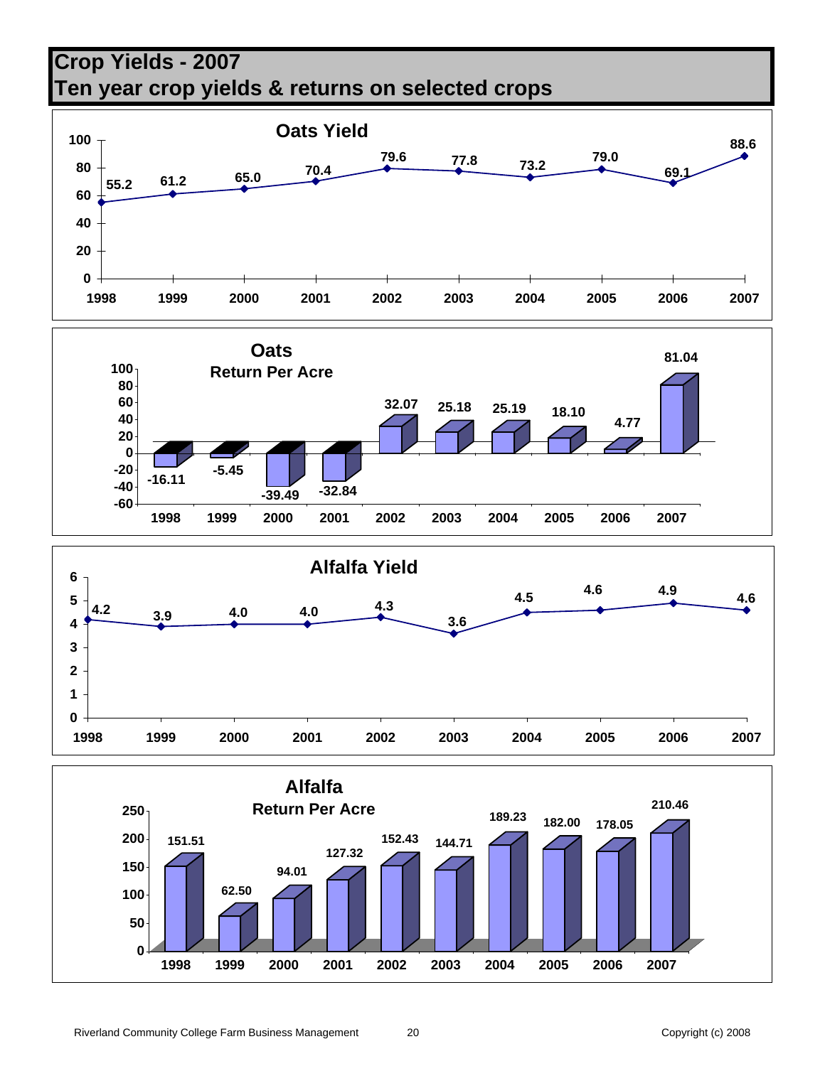# Crop Yields - 2007
## Ten year crop yields & returns on selected crops

### Oats Yield

| Year | Yield |
|---|---|
| 1998 | 55.2 |
| 1999 | 61.2 |
| 2000 | 65.0 |
| 2001 | 70.4 |
| 2002 | 79.6 |
| 2003 | 77.8 |
| 2004 | 73.2 |
| 2005 | 79.0 |
| 2006 | 69.1 |
| 2007 | 88.6 |

### Oats
#### Return Per Acre

| Year | Return Per Acre |
|---|---|
| 1998 | -16.11 |
| 1999 | -5.45 |
| 2000 | -39.49 |
| 2001 | -32.84 |
| 2002 | 32.07 |
| 2003 | 25.18 |
| 2004 | 25.19 |
| 2005 | 18.10 |
| 2006 | 4.77 |
| 2007 | 81.04 |

### Alfalfa Yield

| Year | Yield |
|---|---|
| 1998 | 4.2 |
| 1999 | 3.9 |
| 2000 | 4.0 |
| 2001 | 4.0 |
| 2002 | 4.3 |
| 2003 | 3.6 |
| 2004 | 4.5 |
| 2005 | 4.6 |
| 2006 | 4.9 |
| 2007 | 4.6 |

### Alfalfa
#### Return Per Acre

| Year | Return Per Acre |
|---|---|
| 1998 | 151.51 |
| 1999 | 62.50 |
| 2000 | 94.01 |
| 2001 | 127.32 |
| 2002 | 152.43 |
| 2003 | 144.71 |
| 2004 | 189.23 |
| 2005 | 182.00 |
| 2006 | 178.05 |
| 2007 | 210.46 |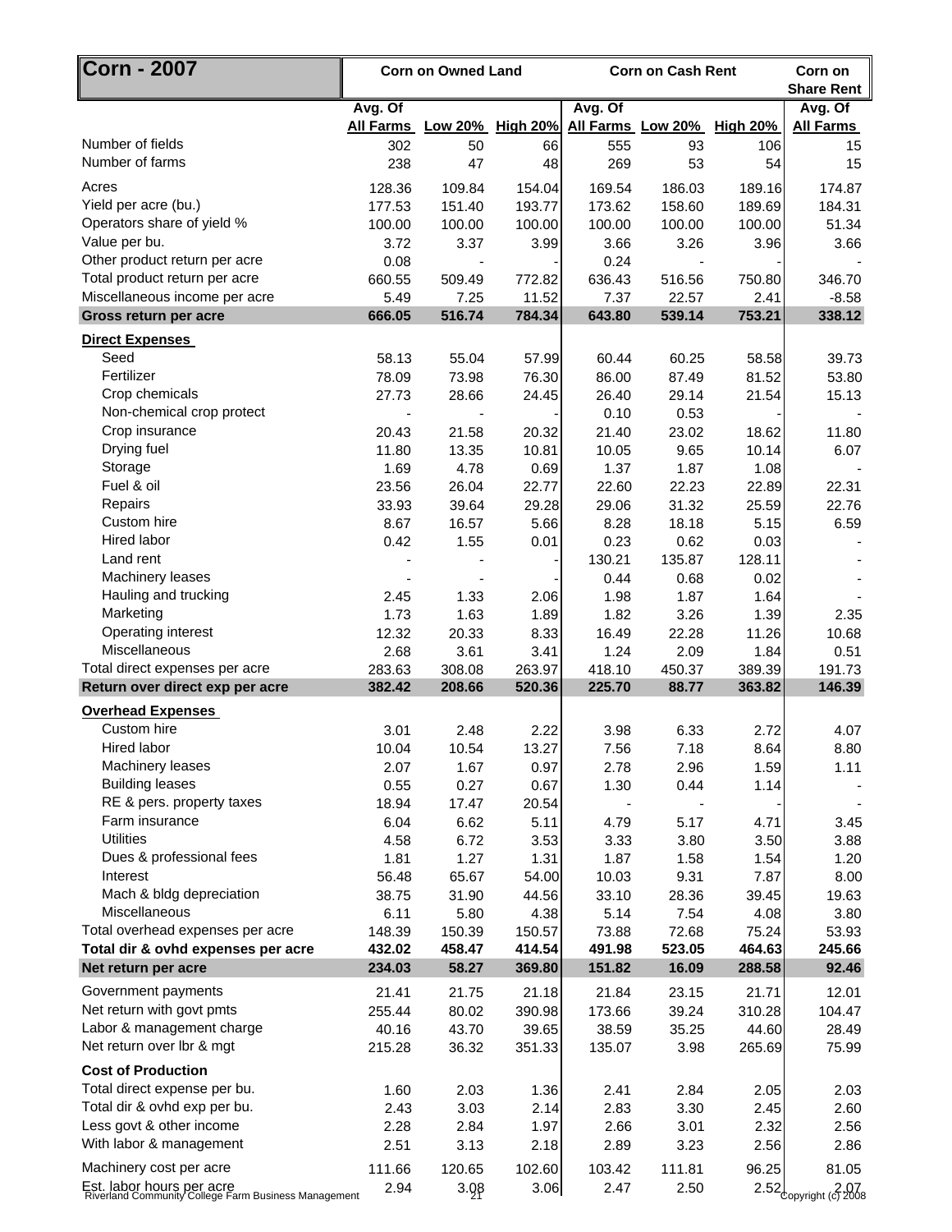| Corn - 2007 | Corn on Owned Land | | | Corn on Cash Rent | | | Corn on Share Rent |
|---|---|---|---|---|---|---|---|
| | Avg. Of All Farms | Low 20% | High 20% | Avg. Of All Farms | Low 20% | High 20% | Avg. Of All Farms |
| Number of fields | 302 | 50 | 66 | 555 | 93 | 106 | 15 |
| Number of farms | 238 | 47 | 48 | 269 | 53 | 54 | 15 |
| Acres | 128.36 | 109.84 | 154.04 | 169.54 | 186.03 | 189.16 | 174.87 |
| Yield per acre (bu.) | 177.53 | 151.40 | 193.77 | 173.62 | 158.60 | 189.69 | 184.31 |
| Operators share of yield % | 100.00 | 100.00 | 100.00 | 100.00 | 100.00 | 100.00 | 51.34 |
| Value per bu. | 3.72 | 3.37 | 3.99 | 3.66 | 3.26 | 3.96 | 3.66 |
| Other product return per acre | 0.08 | - | - | 0.24 | - | - | - |
| Total product return per acre | 660.55 | 509.49 | 772.82 | 636.43 | 516.56 | 750.80 | 346.70 |
| Miscellaneous income per acre | 5.49 | 7.25 | 11.52 | 7.37 | 22.57 | 2.41 | -8.58 |
| **Gross return per acre** | **666.05** | **516.74** | **784.34** | **643.80** | **539.14** | **753.21** | **338.12** |
| **Direct Expenses** | | | | | | | |
| Seed | 58.13 | 55.04 | 57.99 | 60.44 | 60.25 | 58.58 | 39.73 |
| Fertilizer | 78.09 | 73.98 | 76.30 | 86.00 | 87.49 | 81.52 | 53.80 |
| Crop chemicals | 27.73 | 28.66 | 24.45 | 26.40 | 29.14 | 21.54 | 15.13 |
| Non-chemical crop protect | - | - | - | 0.10 | 0.53 | - | - |
| Crop insurance | 20.43 | 21.58 | 20.32 | 21.40 | 23.02 | 18.62 | 11.80 |
| Drying fuel | 11.80 | 13.35 | 10.81 | 10.05 | 9.65 | 10.14 | 6.07 |
| Storage | 1.69 | 4.78 | 0.69 | 1.37 | 1.87 | 1.08 | - |
| Fuel & oil | 23.56 | 26.04 | 22.77 | 22.60 | 22.23 | 22.89 | 22.31 |
| Repairs | 33.93 | 39.64 | 29.28 | 29.06 | 31.32 | 25.59 | 22.76 |
| Custom hire | 8.67 | 16.57 | 5.66 | 8.28 | 18.18 | 5.15 | 6.59 |
| Hired labor | 0.42 | 1.55 | 0.01 | 0.23 | 0.62 | 0.03 | - |
| Land rent | - | - | - | 130.21 | 135.87 | 128.11 | - |
| Machinery leases | - | - | - | 0.44 | 0.68 | 0.02 | - |
| Hauling and trucking | 2.45 | 1.33 | 2.06 | 1.98 | 1.87 | 1.64 | - |
| Marketing | 1.73 | 1.63 | 1.89 | 1.82 | 3.26 | 1.39 | 2.35 |
| Operating interest | 12.32 | 20.33 | 8.33 | 16.49 | 22.28 | 11.26 | 10.68 |
| Miscellaneous | 2.68 | 3.61 | 3.41 | 1.24 | 2.09 | 1.84 | 0.51 |
| Total direct expenses per acre | 283.63 | 308.08 | 263.97 | 418.10 | 450.37 | 389.39 | 191.73 |
| **Return over direct exp per acre** | **382.42** | **208.66** | **520.36** | **225.70** | **88.77** | **363.82** | **146.39** |
| **Overhead Expenses** | | | | | | | |
| Custom hire | 3.01 | 2.48 | 2.22 | 3.98 | 6.33 | 2.72 | 4.07 |
| Hired labor | 10.04 | 10.54 | 13.27 | 7.56 | 7.18 | 8.64 | 8.80 |
| Machinery leases | 2.07 | 1.67 | 0.97 | 2.78 | 2.96 | 1.59 | 1.11 |
| Building leases | 0.55 | 0.27 | 0.67 | 1.30 | 0.44 | 1.14 | - |
| RE & pers. property taxes | 18.94 | 17.47 | 20.54 | - | - | - | - |
| Farm insurance | 6.04 | 6.62 | 5.11 | 4.79 | 5.17 | 4.71 | 3.45 |
| Utilities | 4.58 | 6.72 | 3.53 | 3.33 | 3.80 | 3.50 | 3.88 |
| Dues & professional fees | 1.81 | 1.27 | 1.31 | 1.87 | 1.58 | 1.54 | 1.20 |
| Interest | 56.48 | 65.67 | 54.00 | 10.03 | 9.31 | 7.87 | 8.00 |
| Mach & bldg depreciation | 38.75 | 31.90 | 44.56 | 33.10 | 28.36 | 39.45 | 19.63 |
| Miscellaneous | 6.11 | 5.80 | 4.38 | 5.14 | 7.54 | 4.08 | 3.80 |
| Total overhead expenses per acre | 148.39 | 150.39 | 150.57 | 73.88 | 72.68 | 75.24 | 53.93 |
| **Total dir & ovhd expenses per acre** | **432.02** | **458.47** | **414.54** | **491.98** | **523.05** | **464.63** | **245.66** |
| **Net return per acre** | **234.03** | **58.27** | **369.80** | **151.82** | **16.09** | **288.58** | **92.46** |
| Government payments | 21.41 | 21.75 | 21.18 | 21.84 | 23.15 | 21.71 | 12.01 |
| Net return with govt pmts | 255.44 | 80.02 | 390.98 | 173.66 | 39.24 | 310.28 | 104.47 |
| Labor & management charge | 40.16 | 43.70 | 39.65 | 38.59 | 35.25 | 44.60 | 28.49 |
| Net return over lbr & mgt | 215.28 | 36.32 | 351.33 | 135.07 | 3.98 | 265.69 | 75.99 |
| **Cost of Production** | | | | | | | |
| Total direct expense per bu. | 1.60 | 2.03 | 1.36 | 2.41 | 2.84 | 2.05 | 2.03 |
| Total dir & ovhd exp per bu. | 2.43 | 3.03 | 2.14 | 2.83 | 3.30 | 2.45 | 2.60 |
| Less govt & other income | 2.28 | 2.84 | 1.97 | 2.66 | 3.01 | 2.32 | 2.56 |
| With labor & management | 2.51 | 3.13 | 2.18 | 2.89 | 3.23 | 2.56 | 2.86 |
| Machinery cost per acre | 111.66 | 120.65 | 102.60 | 103.42 | 111.81 | 96.25 | 81.05 |
| Est. labor hours per acre | 2.94 | 3.08 | 3.06 | 2.47 | 2.50 | 2.52 | 2.07 |

Riverland Community College Farm Business Management

Copyright (c) 2008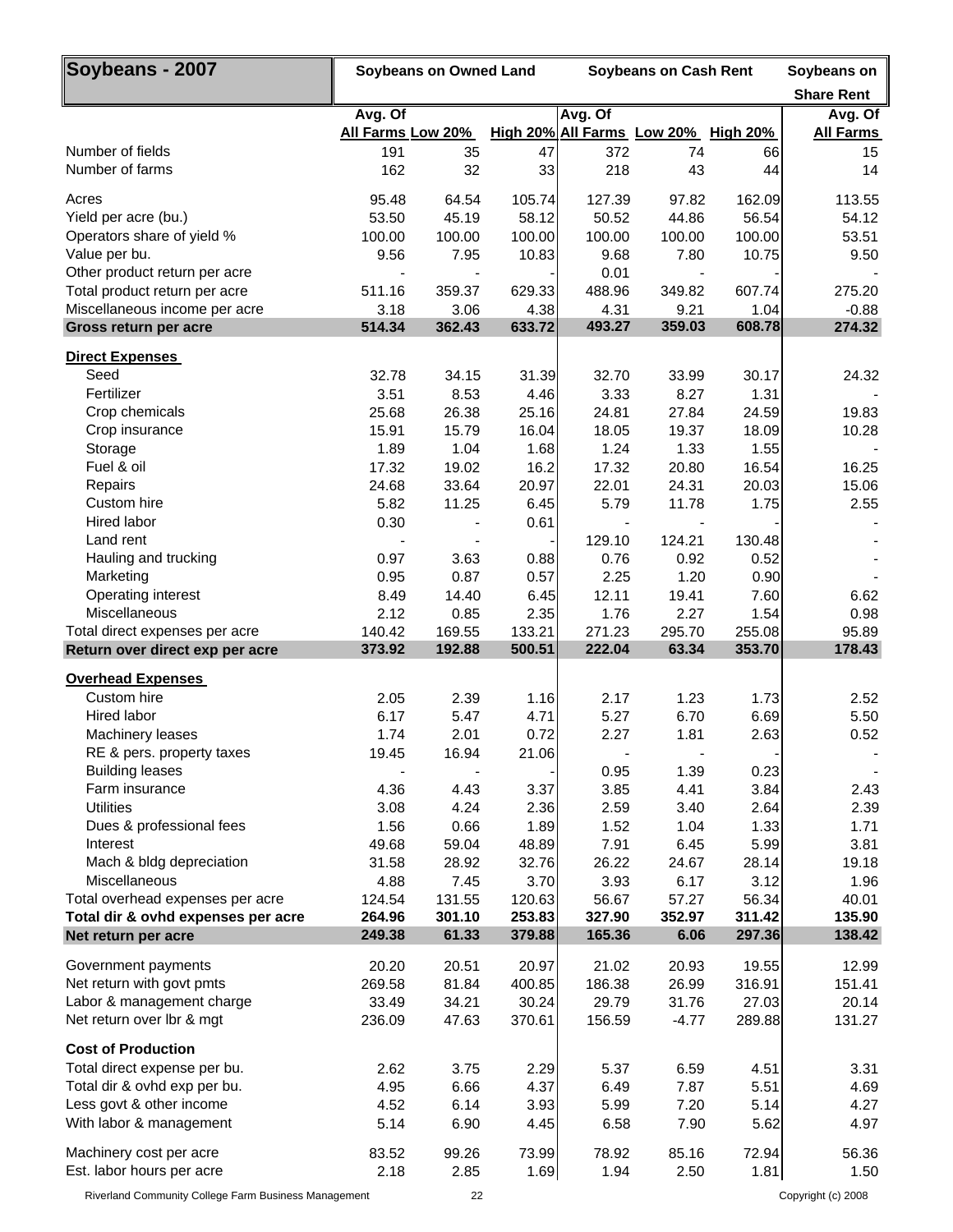| Soybeans - 2007 | Soybeans on Owned Land | | | Soybeans on Cash Rent | | | Soybeans on Share Rent |
|---|---|---|---|---|---|---|---|
| | Avg. Of All Farms | Low 20% | High 20% | Avg. Of All Farms | Low 20% | High 20% | Avg. Of All Farms |
| Number of fields | 191 | 35 | 47 | 372 | 74 | 66 | 15 |
| Number of farms | 162 | 32 | 33 | 218 | 43 | 44 | 14 |
| Acres | 95.48 | 64.54 | 105.74 | 127.39 | 97.82 | 162.09 | 113.55 |
| Yield per acre (bu.) | 53.50 | 45.19 | 58.12 | 50.52 | 44.86 | 56.54 | 54.12 |
| Operators share of yield % | 100.00 | 100.00 | 100.00 | 100.00 | 100.00 | 100.00 | 53.51 |
| Value per bu. | 9.56 | 7.95 | 10.83 | 9.68 | 7.80 | 10.75 | 9.50 |
| Other product return per acre | - | - | - | 0.01 | - | - | - |
| Total product return per acre | 511.16 | 359.37 | 629.33 | 488.96 | 349.82 | 607.74 | 275.20 |
| Miscellaneous income per acre | 3.18 | 3.06 | 4.38 | 4.31 | 9.21 | 1.04 | -0.88 |
| **Gross return per acre** | **514.34** | **362.43** | **633.72** | **493.27** | **359.03** | **608.78** | **274.32** |
| **Direct Expenses** | | | | | | | |
| Seed | 32.78 | 34.15 | 31.39 | 32.70 | 33.99 | 30.17 | 24.32 |
| Fertilizer | 3.51 | 8.53 | 4.46 | 3.33 | 8.27 | 1.31 | - |
| Crop chemicals | 25.68 | 26.38 | 25.16 | 24.81 | 27.84 | 24.59 | 19.83 |
| Crop insurance | 15.91 | 15.79 | 16.04 | 18.05 | 19.37 | 18.09 | 10.28 |
| Storage | 1.89 | 1.04 | 1.68 | 1.24 | 1.33 | 1.55 | - |
| Fuel & oil | 17.32 | 19.02 | 16.2 | 17.32 | 20.80 | 16.54 | 16.25 |
| Repairs | 24.68 | 33.64 | 20.97 | 22.01 | 24.31 | 20.03 | 15.06 |
| Custom hire | 5.82 | 11.25 | 6.45 | 5.79 | 11.78 | 1.75 | 2.55 |
| Hired labor | 0.30 | - | 0.61 | - | - | - | - |
| Land rent | - | - | - | 129.10 | 124.21 | 130.48 | - |
| Hauling and trucking | 0.97 | 3.63 | 0.88 | 0.76 | 0.92 | 0.52 | - |
| Marketing | 0.95 | 0.87 | 0.57 | 2.25 | 1.20 | 0.90 | - |
| Operating interest | 8.49 | 14.40 | 6.45 | 12.11 | 19.41 | 7.60 | 6.62 |
| Miscellaneous | 2.12 | 0.85 | 2.35 | 1.76 | 2.27 | 1.54 | 0.98 |
| Total direct expenses per acre | 140.42 | 169.55 | 133.21 | 271.23 | 295.70 | 255.08 | 95.89 |
| **Return over direct exp per acre** | **373.92** | **192.88** | **500.51** | **222.04** | **63.34** | **353.70** | **178.43** |
| **Overhead Expenses** | | | | | | | |
| Custom hire | 2.05 | 2.39 | 1.16 | 2.17 | 1.23 | 1.73 | 2.52 |
| Hired labor | 6.17 | 5.47 | 4.71 | 5.27 | 6.70 | 6.69 | 5.50 |
| Machinery leases | 1.74 | 2.01 | 0.72 | 2.27 | 1.81 | 2.63 | 0.52 |
| RE & pers. property taxes | 19.45 | 16.94 | 21.06 | - | - | - | - |
| Building leases | - | - | - | 0.95 | 1.39 | 0.23 | - |
| Farm insurance | 4.36 | 4.43 | 3.37 | 3.85 | 4.41 | 3.84 | 2.43 |
| Utilities | 3.08 | 4.24 | 2.36 | 2.59 | 3.40 | 2.64 | 2.39 |
| Dues & professional fees | 1.56 | 0.66 | 1.89 | 1.52 | 1.04 | 1.33 | 1.71 |
| Interest | 49.68 | 59.04 | 48.89 | 7.91 | 6.45 | 5.99 | 3.81 |
| Mach & bldg depreciation | 31.58 | 28.92 | 32.76 | 26.22 | 24.67 | 28.14 | 19.18 |
| Miscellaneous | 4.88 | 7.45 | 3.70 | 3.93 | 6.17 | 3.12 | 1.96 |
| Total overhead expenses per acre | 124.54 | 131.55 | 120.63 | 56.67 | 57.27 | 56.34 | 40.01 |
| **Total dir & ovhd expenses per acre** | **264.96** | **301.10** | **253.83** | **327.90** | **352.97** | **311.42** | **135.90** |
| **Net return per acre** | **249.38** | **61.33** | **379.88** | **165.36** | **6.06** | **297.36** | **138.42** |
| Government payments | 20.20 | 20.51 | 20.97 | 21.02 | 20.93 | 19.55 | 12.99 |
| Net return with govt pmts | 269.58 | 81.84 | 400.85 | 186.38 | 26.99 | 316.91 | 151.41 |
| Labor & management charge | 33.49 | 34.21 | 30.24 | 29.79 | 31.76 | 27.03 | 20.14 |
| Net return over lbr & mgt | 236.09 | 47.63 | 370.61 | 156.59 | -4.77 | 289.88 | 131.27 |
| **Cost of Production** | | | | | | | |
| Total direct expense per bu. | 2.62 | 3.75 | 2.29 | 5.37 | 6.59 | 4.51 | 3.31 |
| Total dir & ovhd exp per bu. | 4.95 | 6.66 | 4.37 | 6.49 | 7.87 | 5.51 | 4.69 |
| Less govt & other income | 4.52 | 6.14 | 3.93 | 5.99 | 7.20 | 5.14 | 4.27 |
| With labor & management | 5.14 | 6.90 | 4.45 | 6.58 | 7.90 | 5.62 | 4.97 |
| Machinery cost per acre | 83.52 | 99.26 | 73.99 | 78.92 | 85.16 | 72.94 | 56.36 |
| Est. labor hours per acre | 2.18 | 2.85 | 1.69 | 1.94 | 2.50 | 1.81 | 1.50 |

Riverland Community College Farm Business Management — Copyright (c) 2008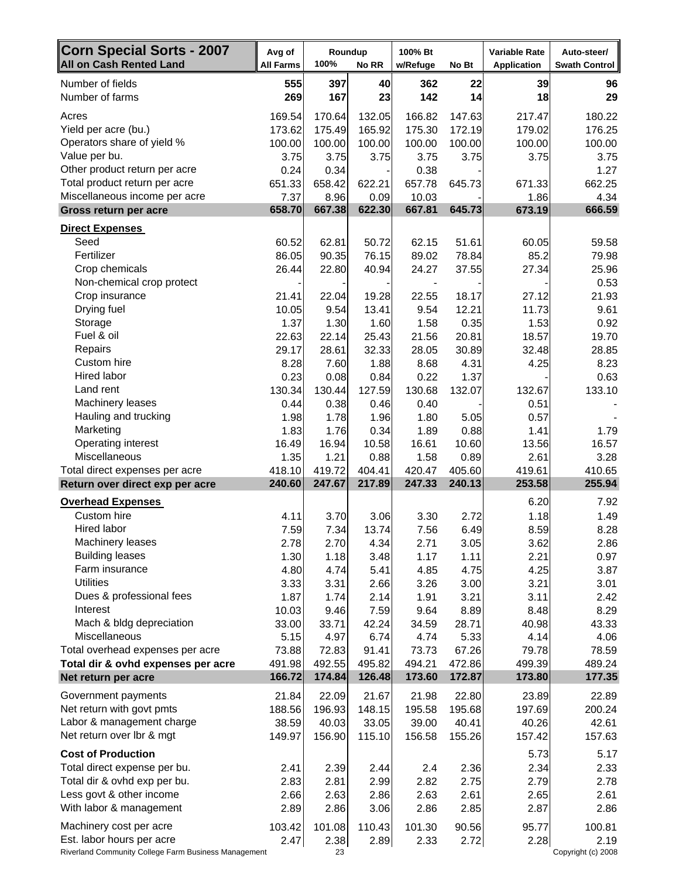| Corn Special Sorts - 2007<br>All on Cash Rented Land | Avg of<br>All Farms | Roundup<br>100% | <br>No RR | 100% Bt<br>w/Refuge | <br>No Bt | Variable Rate<br>Application | Auto-steer/<br>Swath Control |
|---|---|---|---|---|---|---|---|
| Number of fields | **555** | **397** | **40** | **362** | **22** | **39** | **96** |
| Number of farms | **269** | **167** | **23** | **142** | **14** | **18** | **29** |
| Acres | 169.54 | 170.64 | 132.05 | 166.82 | 147.63 | 217.47 | 180.22 |
| Yield per acre (bu.) | 173.62 | 175.49 | 165.92 | 175.30 | 172.19 | 179.02 | 176.25 |
| Operators share of yield % | 100.00 | 100.00 | 100.00 | 100.00 | 100.00 | 100.00 | 100.00 |
| Value per bu. | 3.75 | 3.75 | 3.75 | 3.75 | 3.75 | 3.75 | 3.75 |
| Other product return per acre | 0.24 | 0.34 | - | 0.38 | - | | 1.27 |
| Total product return per acre | 651.33 | 658.42 | 622.21 | 657.78 | 645.73 | 671.33 | 662.25 |
| Miscellaneous income per acre | 7.37 | 8.96 | 0.09 | 10.03 | - | 1.86 | 4.34 |
| **Gross return per acre** | **658.70** | **667.38** | **622.30** | **667.81** | **645.73** | **673.19** | **666.59** |
| **Direct Expenses** | | | | | | | |
| Seed | 60.52 | 62.81 | 50.72 | 62.15 | 51.61 | 60.05 | 59.58 |
| Fertilizer | 86.05 | 90.35 | 76.15 | 89.02 | 78.84 | 85.2 | 79.98 |
| Crop chemicals | 26.44 | 22.80 | 40.94 | 24.27 | 37.55 | 27.34 | 25.96 |
| Non-chemical crop protect | - | - | - | - | - | - | 0.53 |
| Crop insurance | 21.41 | 22.04 | 19.28 | 22.55 | 18.17 | 27.12 | 21.93 |
| Drying fuel | 10.05 | 9.54 | 13.41 | 9.54 | 12.21 | 11.73 | 9.61 |
| Storage | 1.37 | 1.30 | 1.60 | 1.58 | 0.35 | 1.53 | 0.92 |
| Fuel & oil | 22.63 | 22.14 | 25.43 | 21.56 | 20.81 | 18.57 | 19.70 |
| Repairs | 29.17 | 28.61 | 32.33 | 28.05 | 30.89 | 32.48 | 28.85 |
| Custom hire | 8.28 | 7.60 | 1.88 | 8.68 | 4.31 | 4.25 | 8.23 |
| Hired labor | 0.23 | 0.08 | 0.84 | 0.22 | 1.37 | - | 0.63 |
| Land rent | 130.34 | 130.44 | 127.59 | 130.68 | 132.07 | 132.67 | 133.10 |
| Machinery leases | 0.44 | 0.38 | 0.46 | 0.40 | - | 0.51 | - |
| Hauling and trucking | 1.98 | 1.78 | 1.96 | 1.80 | 5.05 | 0.57 | - |
| Marketing | 1.83 | 1.76 | 0.34 | 1.89 | 0.88 | 1.41 | 1.79 |
| Operating interest | 16.49 | 16.94 | 10.58 | 16.61 | 10.60 | 13.56 | 16.57 |
| Miscellaneous | 1.35 | 1.21 | 0.88 | 1.58 | 0.89 | 2.61 | 3.28 |
| Total direct expenses per acre | 418.10 | 419.72 | 404.41 | 420.47 | 405.60 | 419.61 | 410.65 |
| **Return over direct exp per acre** | **240.60** | **247.67** | **217.89** | **247.33** | **240.13** | **253.58** | **255.94** |
| **Overhead Expenses** | | | | | | 6.20 | 7.92 |
| Custom hire | 4.11 | 3.70 | 3.06 | 3.30 | 2.72 | 1.18 | 1.49 |
| Hired labor | 7.59 | 7.34 | 13.74 | 7.56 | 6.49 | 8.59 | 8.28 |
| Machinery leases | 2.78 | 2.70 | 4.34 | 2.71 | 3.05 | 3.62 | 2.86 |
| Building leases | 1.30 | 1.18 | 3.48 | 1.17 | 1.11 | 2.21 | 0.97 |
| Farm insurance | 4.80 | 4.74 | 5.41 | 4.85 | 4.75 | 4.25 | 3.87 |
| Utilities | 3.33 | 3.31 | 2.66 | 3.26 | 3.00 | 3.21 | 3.01 |
| Dues & professional fees | 1.87 | 1.74 | 2.14 | 1.91 | 3.21 | 3.11 | 2.42 |
| Interest | 10.03 | 9.46 | 7.59 | 9.64 | 8.89 | 8.48 | 8.29 |
| Mach & bldg depreciation | 33.00 | 33.71 | 42.24 | 34.59 | 28.71 | 40.98 | 43.33 |
| Miscellaneous | 5.15 | 4.97 | 6.74 | 4.74 | 5.33 | 4.14 | 4.06 |
| Total overhead expenses per acre | 73.88 | 72.83 | 91.41 | 73.73 | 67.26 | 79.78 | 78.59 |
| **Total dir & ovhd expenses per acre** | 491.98 | 492.55 | 495.82 | 494.21 | 472.86 | 499.39 | 489.24 |
| **Net return per acre** | **166.72** | **174.84** | **126.48** | **173.60** | **172.87** | **173.80** | **177.35** |
| Government payments | 21.84 | 22.09 | 21.67 | 21.98 | 22.80 | 23.89 | 22.89 |
| Net return with govt pmts | 188.56 | 196.93 | 148.15 | 195.58 | 195.68 | 197.69 | 200.24 |
| Labor & management charge | 38.59 | 40.03 | 33.05 | 39.00 | 40.41 | 40.26 | 42.61 |
| Net return over lbr & mgt | 149.97 | 156.90 | 115.10 | 156.58 | 155.26 | 157.42 | 157.63 |
| **Cost of Production** | | | | | | 5.73 | 5.17 |
| Total direct expense per bu. | 2.41 | 2.39 | 2.44 | 2.4 | 2.36 | 2.34 | 2.33 |
| Total dir & ovhd exp per bu. | 2.83 | 2.81 | 2.99 | 2.82 | 2.75 | 2.79 | 2.78 |
| Less govt & other income | 2.66 | 2.63 | 2.86 | 2.63 | 2.61 | 2.65 | 2.61 |
| With labor & management | 2.89 | 2.86 | 3.06 | 2.86 | 2.85 | 2.87 | 2.86 |
| Machinery cost per acre | 103.42 | 101.08 | 110.43 | 101.30 | 90.56 | 95.77 | 100.81 |
| Est. labor hours per acre | 2.47 | 2.38 | 2.89 | 2.33 | 2.72 | 2.28 | 2.19 |

Riverland Community College Farm Business Management

Copyright (c) 2008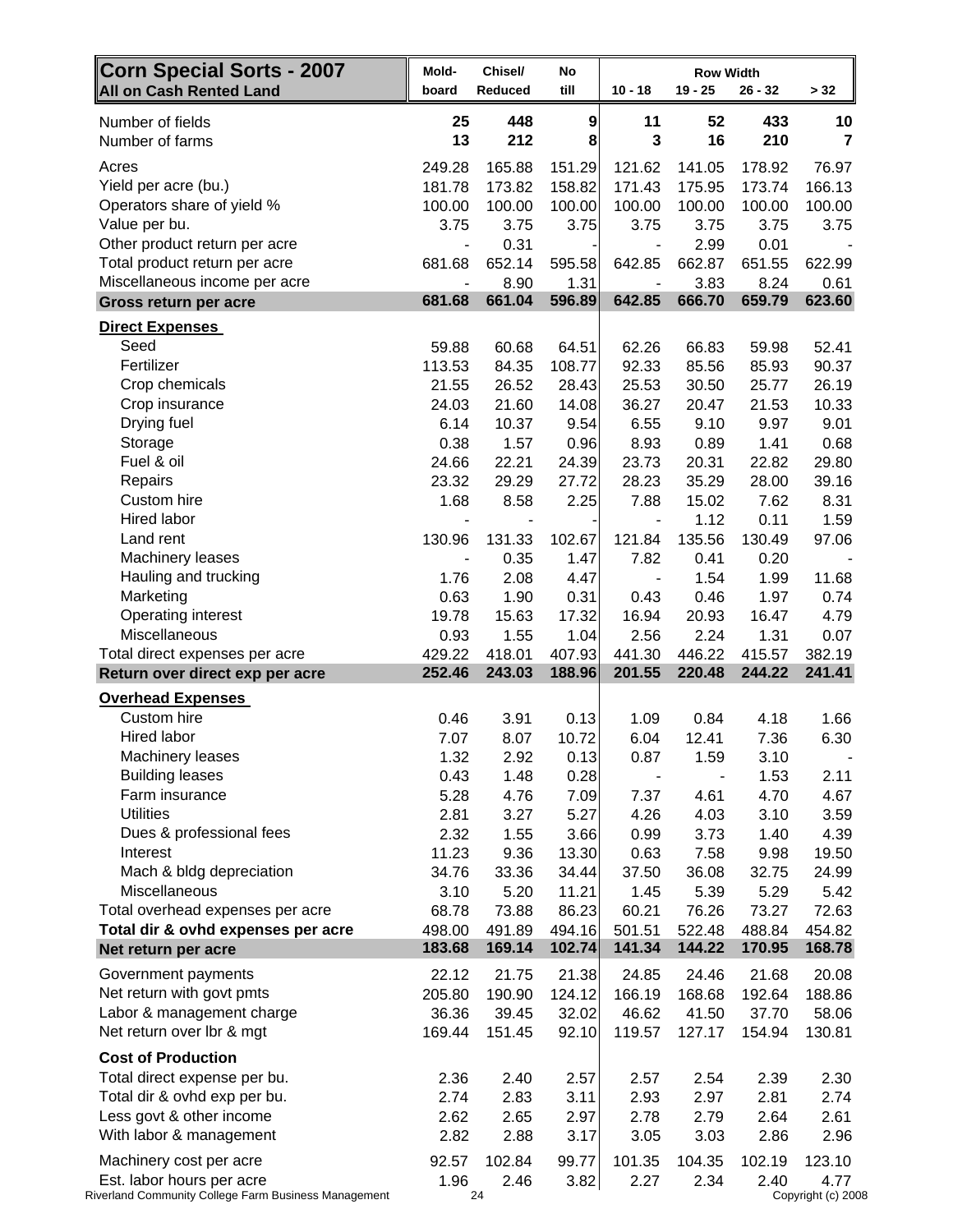| Corn Special Sorts - 2007<br>All on Cash Rented Land | Mold-<br>board | Chisel/<br>Reduced | No<br>till | Row Width<br>10 - 18 | <br>19 - 25 | <br>26 - 32 | <br>> 32 |
|---|---|---|---|---|---|---|---|
| Number of fields | 25 | 448 | 9 | 11 | 52 | 433 | 10 |
| Number of farms | 13 | 212 | 8 | 3 | 16 | 210 | 7 |
| Acres | 249.28 | 165.88 | 151.29 | 121.62 | 141.05 | 178.92 | 76.97 |
| Yield per acre (bu.) | 181.78 | 173.82 | 158.82 | 171.43 | 175.95 | 173.74 | 166.13 |
| Operators share of yield % | 100.00 | 100.00 | 100.00 | 100.00 | 100.00 | 100.00 | 100.00 |
| Value per bu. | 3.75 | 3.75 | 3.75 | 3.75 | 3.75 | 3.75 | 3.75 |
| Other product return per acre | - | 0.31 | - | - | 2.99 | 0.01 | - |
| Total product return per acre | 681.68 | 652.14 | 595.58 | 642.85 | 662.87 | 651.55 | 622.99 |
| Miscellaneous income per acre | - | 8.90 | 1.31 | - | 3.83 | 8.24 | 0.61 |
| **Gross return per acre** | **681.68** | **661.04** | **596.89** | **642.85** | **666.70** | **659.79** | **623.60** |
| **Direct Expenses** | | | | | | | |
| Seed | 59.88 | 60.68 | 64.51 | 62.26 | 66.83 | 59.98 | 52.41 |
| Fertilizer | 113.53 | 84.35 | 108.77 | 92.33 | 85.56 | 85.93 | 90.37 |
| Crop chemicals | 21.55 | 26.52 | 28.43 | 25.53 | 30.50 | 25.77 | 26.19 |
| Crop insurance | 24.03 | 21.60 | 14.08 | 36.27 | 20.47 | 21.53 | 10.33 |
| Drying fuel | 6.14 | 10.37 | 9.54 | 6.55 | 9.10 | 9.97 | 9.01 |
| Storage | 0.38 | 1.57 | 0.96 | 8.93 | 0.89 | 1.41 | 0.68 |
| Fuel & oil | 24.66 | 22.21 | 24.39 | 23.73 | 20.31 | 22.82 | 29.80 |
| Repairs | 23.32 | 29.29 | 27.72 | 28.23 | 35.29 | 28.00 | 39.16 |
| Custom hire | 1.68 | 8.58 | 2.25 | 7.88 | 15.02 | 7.62 | 8.31 |
| Hired labor | - | - | - | - | 1.12 | 0.11 | 1.59 |
| Land rent | 130.96 | 131.33 | 102.67 | 121.84 | 135.56 | 130.49 | 97.06 |
| Machinery leases | - | 0.35 | 1.47 | 7.82 | 0.41 | 0.20 | - |
| Hauling and trucking | 1.76 | 2.08 | 4.47 | - | 1.54 | 1.99 | 11.68 |
| Marketing | 0.63 | 1.90 | 0.31 | 0.43 | 0.46 | 1.97 | 0.74 |
| Operating interest | 19.78 | 15.63 | 17.32 | 16.94 | 20.93 | 16.47 | 4.79 |
| Miscellaneous | 0.93 | 1.55 | 1.04 | 2.56 | 2.24 | 1.31 | 0.07 |
| Total direct expenses per acre | 429.22 | 418.01 | 407.93 | 441.30 | 446.22 | 415.57 | 382.19 |
| **Return over direct exp per acre** | **252.46** | **243.03** | **188.96** | **201.55** | **220.48** | **244.22** | **241.41** |
| **Overhead Expenses** | | | | | | | |
| Custom hire | 0.46 | 3.91 | 0.13 | 1.09 | 0.84 | 4.18 | 1.66 |
| Hired labor | 7.07 | 8.07 | 10.72 | 6.04 | 12.41 | 7.36 | 6.30 |
| Machinery leases | 1.32 | 2.92 | 0.13 | 0.87 | 1.59 | 3.10 | - |
| Building leases | 0.43 | 1.48 | 0.28 | - | - | 1.53 | 2.11 |
| Farm insurance | 5.28 | 4.76 | 7.09 | 7.37 | 4.61 | 4.70 | 4.67 |
| Utilities | 2.81 | 3.27 | 5.27 | 4.26 | 4.03 | 3.10 | 3.59 |
| Dues & professional fees | 2.32 | 1.55 | 3.66 | 0.99 | 3.73 | 1.40 | 4.39 |
| Interest | 11.23 | 9.36 | 13.30 | 0.63 | 7.58 | 9.98 | 19.50 |
| Mach & bldg depreciation | 34.76 | 33.36 | 34.44 | 37.50 | 36.08 | 32.75 | 24.99 |
| Miscellaneous | 3.10 | 5.20 | 11.21 | 1.45 | 5.39 | 5.29 | 5.42 |
| Total overhead expenses per acre | 68.78 | 73.88 | 86.23 | 60.21 | 76.26 | 73.27 | 72.63 |
| **Total dir & ovhd expenses per acre** | 498.00 | 491.89 | 494.16 | 501.51 | 522.48 | 488.84 | 454.82 |
| **Net return per acre** | **183.68** | **169.14** | **102.74** | **141.34** | **144.22** | **170.95** | **168.78** |
| Government payments | 22.12 | 21.75 | 21.38 | 24.85 | 24.46 | 21.68 | 20.08 |
| Net return with govt pmts | 205.80 | 190.90 | 124.12 | 166.19 | 168.68 | 192.64 | 188.86 |
| Labor & management charge | 36.36 | 39.45 | 32.02 | 46.62 | 41.50 | 37.70 | 58.06 |
| Net return over lbr & mgt | 169.44 | 151.45 | 92.10 | 119.57 | 127.17 | 154.94 | 130.81 |
| **Cost of Production** | | | | | | | |
| Total direct expense per bu. | 2.36 | 2.40 | 2.57 | 2.57 | 2.54 | 2.39 | 2.30 |
| Total dir & ovhd exp per bu. | 2.74 | 2.83 | 3.11 | 2.93 | 2.97 | 2.81 | 2.74 |
| Less govt & other income | 2.62 | 2.65 | 2.97 | 2.78 | 2.79 | 2.64 | 2.61 |
| With labor & management | 2.82 | 2.88 | 3.17 | 3.05 | 3.03 | 2.86 | 2.96 |
| Machinery cost per acre | 92.57 | 102.84 | 99.77 | 101.35 | 104.35 | 102.19 | 123.10 |
| Est. labor hours per acre | 1.96 | 2.46 | 3.82 | 2.27 | 2.34 | 2.40 | 4.77 |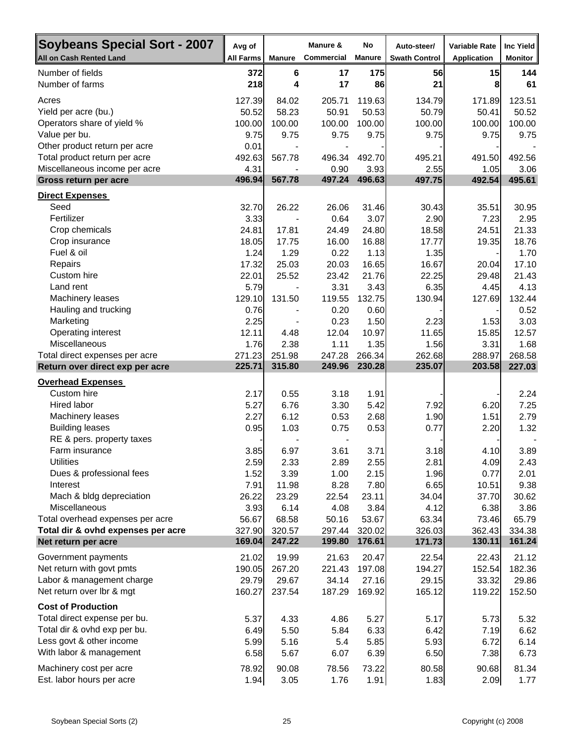| Soybeans Special Sort - 2007<br>All on Cash Rented Land | Avg of<br>All Farms | Manure | Manure &<br>Commercial | No<br>Manure | Auto-steer/<br>Swath Control | Variable Rate<br>Application | Inc Yield<br>Monitor |
|---|---|---|---|---|---|---|---|
| Number of fields | **372** | **6** | **17** | **175** | **56** | **15** | **144** |
| Number of farms | **218** | **4** | **17** | **86** | **21** | **8** | **61** |
| Acres | 127.39 | 84.02 | 205.71 | 119.63 | 134.79 | 171.89 | 123.51 |
| Yield per acre (bu.) | 50.52 | 58.23 | 50.91 | 50.53 | 50.79 | 50.41 | 50.52 |
| Operators share of yield % | 100.00 | 100.00 | 100.00 | 100.00 | 100.00 | 100.00 | 100.00 |
| Value per bu. | 9.75 | 9.75 | 9.75 | 9.75 | 9.75 | 9.75 | 9.75 |
| Other product return per acre | 0.01 | - | - | - | - | - | - |
| Total product return per acre | 492.63 | 567.78 | 496.34 | 492.70 | 495.21 | 491.50 | 492.56 |
| Miscellaneous income per acre | 4.31 | - | 0.90 | 3.93 | 2.55 | 1.05 | 3.06 |
| **Gross return per acre** | **496.94** | **567.78** | **497.24** | **496.63** | **497.75** | **492.54** | **495.61** |
| **Direct Expenses** | | | | | | | |
| Seed | 32.70 | 26.22 | 26.06 | 31.46 | 30.43 | 35.51 | 30.95 |
| Fertilizer | 3.33 | - | 0.64 | 3.07 | 2.90 | 7.23 | 2.95 |
| Crop chemicals | 24.81 | 17.81 | 24.49 | 24.80 | 18.58 | 24.51 | 21.33 |
| Crop insurance | 18.05 | 17.75 | 16.00 | 16.88 | 17.77 | 19.35 | 18.76 |
| Fuel & oil | 1.24 | 1.29 | 0.22 | 1.13 | 1.35 | - | 1.70 |
| Repairs | 17.32 | 25.03 | 20.03 | 16.65 | 16.67 | 20.04 | 17.10 |
| Custom hire | 22.01 | 25.52 | 23.42 | 21.76 | 22.25 | 29.48 | 21.43 |
| Land rent | 5.79 | - | 3.31 | 3.43 | 6.35 | 4.45 | 4.13 |
| Machinery leases | 129.10 | 131.50 | 119.55 | 132.75 | 130.94 | 127.69 | 132.44 |
| Hauling and trucking | 0.76 | - | 0.20 | 0.60 | - | - | 0.52 |
| Marketing | 2.25 | - | 0.23 | 1.50 | 2.23 | 1.53 | 3.03 |
| Operating interest | 12.11 | 4.48 | 12.04 | 10.97 | 11.65 | 15.85 | 12.57 |
| Miscellaneous | 1.76 | 2.38 | 1.11 | 1.35 | 1.56 | 3.31 | 1.68 |
| Total direct expenses per acre | 271.23 | 251.98 | 247.28 | 266.34 | 262.68 | 288.97 | 268.58 |
| **Return over direct exp per acre** | **225.71** | **315.80** | **249.96** | **230.28** | **235.07** | **203.58** | **227.03** |
| **Overhead Expenses** | | | | | | | |
| Custom hire | 2.17 | 0.55 | 3.18 | 1.91 | - | - | 2.24 |
| Hired labor | 5.27 | 6.76 | 3.30 | 5.42 | 7.92 | 6.20 | 7.25 |
| Machinery leases | 2.27 | 6.12 | 0.53 | 2.68 | 1.90 | 1.51 | 2.79 |
| Building leases | 0.95 | 1.03 | 0.75 | 0.53 | 0.77 | 2.20 | 1.32 |
| RE & pers. property taxes | - | - | - | - | - | - | - |
| Farm insurance | 3.85 | 6.97 | 3.61 | 3.71 | 3.18 | 4.10 | 3.89 |
| Utilities | 2.59 | 2.33 | 2.89 | 2.55 | 2.81 | 4.09 | 2.43 |
| Dues & professional fees | 1.52 | 3.39 | 1.00 | 2.15 | 1.96 | 0.77 | 2.01 |
| Interest | 7.91 | 11.98 | 8.28 | 7.80 | 6.65 | 10.51 | 9.38 |
| Mach & bldg depreciation | 26.22 | 23.29 | 22.54 | 23.11 | 34.04 | 37.70 | 30.62 |
| Miscellaneous | 3.93 | 6.14 | 4.08 | 3.84 | 4.12 | 6.38 | 3.86 |
| Total overhead expenses per acre | 56.67 | 68.58 | 50.16 | 53.67 | 63.34 | 73.46 | 65.79 |
| **Total dir & ovhd expenses per acre** | 327.90 | 320.57 | 297.44 | 320.02 | 326.03 | 362.43 | 334.38 |
| **Net return per acre** | **169.04** | **247.22** | **199.80** | **176.61** | **171.73** | **130.11** | **161.24** |
| Government payments | 21.02 | 19.99 | 21.63 | 20.47 | 22.54 | 22.43 | 21.12 |
| Net return with govt pmts | 190.05 | 267.20 | 221.43 | 197.08 | 194.27 | 152.54 | 182.36 |
| Labor & management charge | 29.79 | 29.67 | 34.14 | 27.16 | 29.15 | 33.32 | 29.86 |
| Net return over lbr & mgt | 160.27 | 237.54 | 187.29 | 169.92 | 165.12 | 119.22 | 152.50 |
| **Cost of Production** | | | | | | | |
| Total direct expense per bu. | 5.37 | 4.33 | 4.86 | 5.27 | 5.17 | 5.73 | 5.32 |
| Total dir & ovhd exp per bu. | 6.49 | 5.50 | 5.84 | 6.33 | 6.42 | 7.19 | 6.62 |
| Less govt & other income | 5.99 | 5.16 | 5.4 | 5.85 | 5.93 | 6.72 | 6.14 |
| With labor & management | 6.58 | 5.67 | 6.07 | 6.39 | 6.50 | 7.38 | 6.73 |
| Machinery cost per acre | 78.92 | 90.08 | 78.56 | 73.22 | 80.58 | 90.68 | 81.34 |
| Est. labor hours per acre | 1.94 | 3.05 | 1.76 | 1.91 | 1.83 | 2.09 | 1.77 |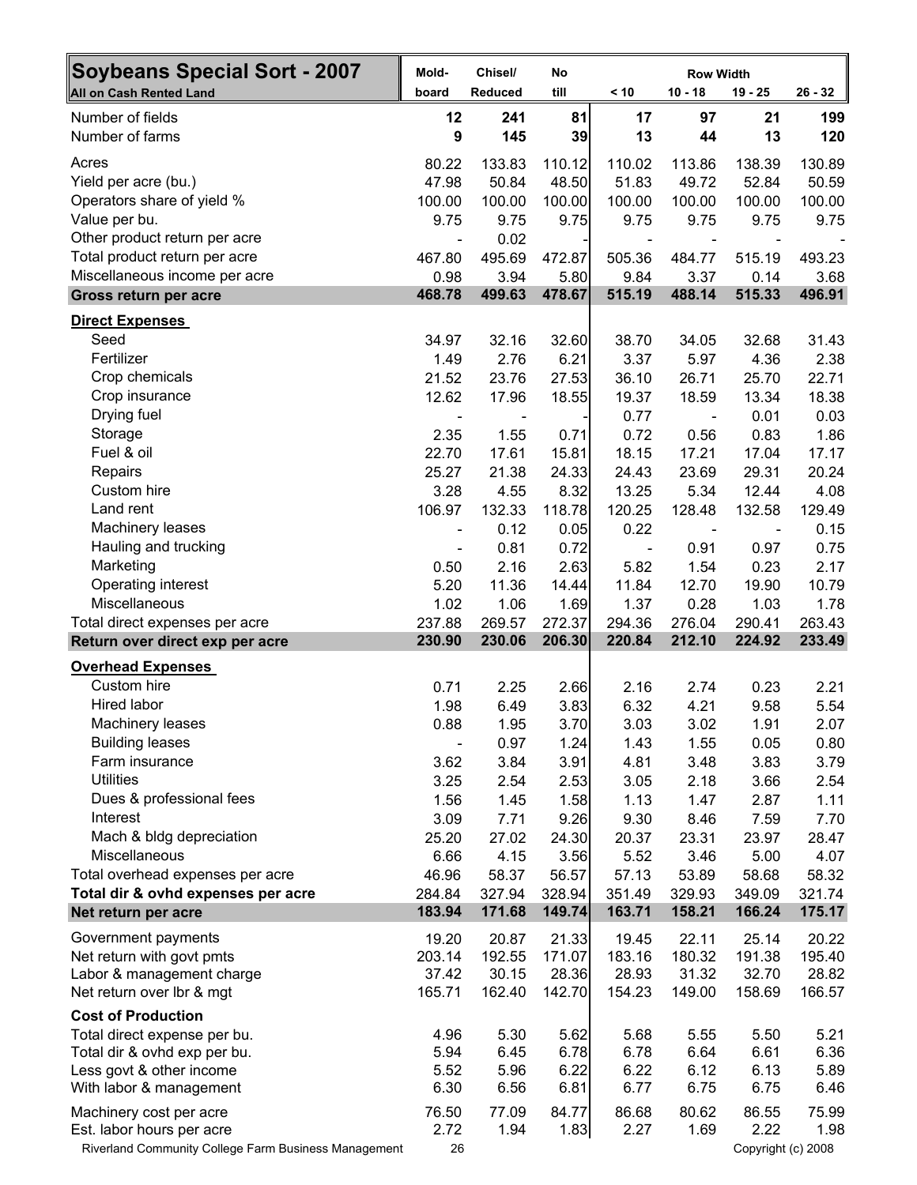| Soybeans Special Sort - 2007 | Mold- | Chisel/ | No | Row Width | | | |
|---|---|---|---|---|---|---|---|
| All on Cash Rented Land | board | Reduced | till | < 10 | 10 - 18 | 19 - 25 | 26 - 32 |
| Number of fields | 12 | 241 | 81 | 17 | 97 | 21 | 199 |
| Number of farms | 9 | 145 | 39 | 13 | 44 | 13 | 120 |
| Acres | 80.22 | 133.83 | 110.12 | 110.02 | 113.86 | 138.39 | 130.89 |
| Yield per acre (bu.) | 47.98 | 50.84 | 48.50 | 51.83 | 49.72 | 52.84 | 50.59 |
| Operators share of yield % | 100.00 | 100.00 | 100.00 | 100.00 | 100.00 | 100.00 | 100.00 |
| Value per bu. | 9.75 | 9.75 | 9.75 | 9.75 | 9.75 | 9.75 | 9.75 |
| Other product return per acre | - | 0.02 | - | - | - | - | - |
| Total product return per acre | 467.80 | 495.69 | 472.87 | 505.36 | 484.77 | 515.19 | 493.23 |
| Miscellaneous income per acre | 0.98 | 3.94 | 5.80 | 9.84 | 3.37 | 0.14 | 3.68 |
| **Gross return per acre** | **468.78** | **499.63** | **478.67** | **515.19** | **488.14** | **515.33** | **496.91** |
| **Direct Expenses** | | | | | | | |
| Seed | 34.97 | 32.16 | 32.60 | 38.70 | 34.05 | 32.68 | 31.43 |
| Fertilizer | 1.49 | 2.76 | 6.21 | 3.37 | 5.97 | 4.36 | 2.38 |
| Crop chemicals | 21.52 | 23.76 | 27.53 | 36.10 | 26.71 | 25.70 | 22.71 |
| Crop insurance | 12.62 | 17.96 | 18.55 | 19.37 | 18.59 | 13.34 | 18.38 |
| Drying fuel | - | - | - | 0.77 | - | 0.01 | 0.03 |
| Storage | 2.35 | 1.55 | 0.71 | 0.72 | 0.56 | 0.83 | 1.86 |
| Fuel & oil | 22.70 | 17.61 | 15.81 | 18.15 | 17.21 | 17.04 | 17.17 |
| Repairs | 25.27 | 21.38 | 24.33 | 24.43 | 23.69 | 29.31 | 20.24 |
| Custom hire | 3.28 | 4.55 | 8.32 | 13.25 | 5.34 | 12.44 | 4.08 |
| Land rent | 106.97 | 132.33 | 118.78 | 120.25 | 128.48 | 132.58 | 129.49 |
| Machinery leases | - | 0.12 | 0.05 | 0.22 | - | - | 0.15 |
| Hauling and trucking | - | 0.81 | 0.72 | - | 0.91 | 0.97 | 0.75 |
| Marketing | 0.50 | 2.16 | 2.63 | 5.82 | 1.54 | 0.23 | 2.17 |
| Operating interest | 5.20 | 11.36 | 14.44 | 11.84 | 12.70 | 19.90 | 10.79 |
| Miscellaneous | 1.02 | 1.06 | 1.69 | 1.37 | 0.28 | 1.03 | 1.78 |
| Total direct expenses per acre | 237.88 | 269.57 | 272.37 | 294.36 | 276.04 | 290.41 | 263.43 |
| **Return over direct exp per acre** | **230.90** | **230.06** | **206.30** | **220.84** | **212.10** | **224.92** | **233.49** |
| **Overhead Expenses** | | | | | | | |
| Custom hire | 0.71 | 2.25 | 2.66 | 2.16 | 2.74 | 0.23 | 2.21 |
| Hired labor | 1.98 | 6.49 | 3.83 | 6.32 | 4.21 | 9.58 | 5.54 |
| Machinery leases | 0.88 | 1.95 | 3.70 | 3.03 | 3.02 | 1.91 | 2.07 |
| Building leases | - | 0.97 | 1.24 | 1.43 | 1.55 | 0.05 | 0.80 |
| Farm insurance | 3.62 | 3.84 | 3.91 | 4.81 | 3.48 | 3.83 | 3.79 |
| Utilities | 3.25 | 2.54 | 2.53 | 3.05 | 2.18 | 3.66 | 2.54 |
| Dues & professional fees | 1.56 | 1.45 | 1.58 | 1.13 | 1.47 | 2.87 | 1.11 |
| Interest | 3.09 | 7.71 | 9.26 | 9.30 | 8.46 | 7.59 | 7.70 |
| Mach & bldg depreciation | 25.20 | 27.02 | 24.30 | 20.37 | 23.31 | 23.97 | 28.47 |
| Miscellaneous | 6.66 | 4.15 | 3.56 | 5.52 | 3.46 | 5.00 | 4.07 |
| Total overhead expenses per acre | 46.96 | 58.37 | 56.57 | 57.13 | 53.89 | 58.68 | 58.32 |
| **Total dir & ovhd expenses per acre** | **284.84** | **327.94** | **328.94** | **351.49** | **329.93** | **349.09** | **321.74** |
| **Net return per acre** | **183.94** | **171.68** | **149.74** | **163.71** | **158.21** | **166.24** | **175.17** |
| Government payments | 19.20 | 20.87 | 21.33 | 19.45 | 22.11 | 25.14 | 20.22 |
| Net return with govt pmts | 203.14 | 192.55 | 171.07 | 183.16 | 180.32 | 191.38 | 195.40 |
| Labor & management charge | 37.42 | 30.15 | 28.36 | 28.93 | 31.32 | 32.70 | 28.82 |
| Net return over lbr & mgt | 165.71 | 162.40 | 142.70 | 154.23 | 149.00 | 158.69 | 166.57 |
| **Cost of Production** | | | | | | | |
| Total direct expense per bu. | 4.96 | 5.30 | 5.62 | 5.68 | 5.55 | 5.50 | 5.21 |
| Total dir & ovhd exp per bu. | 5.94 | 6.45 | 6.78 | 6.78 | 6.64 | 6.61 | 6.36 |
| Less govt & other income | 5.52 | 5.96 | 6.22 | 6.22 | 6.12 | 6.13 | 5.89 |
| With labor & management | 6.30 | 6.56 | 6.81 | 6.77 | 6.75 | 6.75 | 6.46 |
| Machinery cost per acre | 76.50 | 77.09 | 84.77 | 86.68 | 80.62 | 86.55 | 75.99 |
| Est. labor hours per acre | 2.72 | 1.94 | 1.83 | 2.27 | 1.69 | 2.22 | 1.98 |

Riverland Community College Farm Business Management — Copyright (c) 2008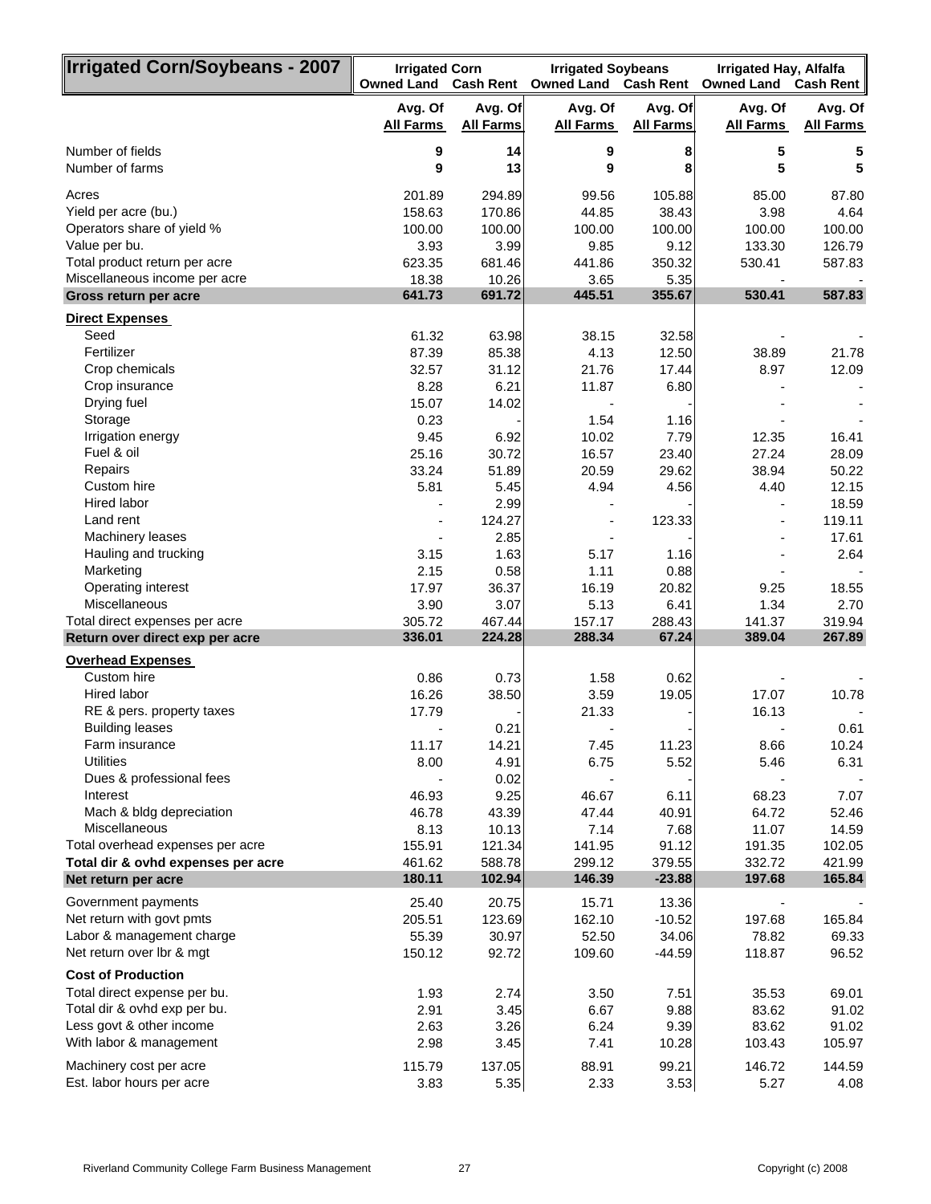| Irrigated Corn/Soybeans - 2007 | Irrigated Corn | | Irrigated Soybeans | | Irrigated Hay, Alfalfa | |
|---|---|---|---|---|---|---|
| | Owned Land | Cash Rent | Owned Land | Cash Rent | Owned Land | Cash Rent |
| | Avg. Of All Farms | Avg. Of All Farms | Avg. Of All Farms | Avg. Of All Farms | Avg. Of All Farms | Avg. Of All Farms |
| Number of fields | 9 | 14 | 9 | 8 | 5 | 5 |
| Number of farms | 9 | 13 | 9 | 8 | 5 | 5 |
| Acres | 201.89 | 294.89 | 99.56 | 105.88 | 85.00 | 87.80 |
| Yield per acre (bu.) | 158.63 | 170.86 | 44.85 | 38.43 | 3.98 | 4.64 |
| Operators share of yield % | 100.00 | 100.00 | 100.00 | 100.00 | 100.00 | 100.00 |
| Value per bu. | 3.93 | 3.99 | 9.85 | 9.12 | 133.30 | 126.79 |
| Total product return per acre | 623.35 | 681.46 | 441.86 | 350.32 | 530.41 | 587.83 |
| Miscellaneous income per acre | 18.38 | 10.26 | 3.65 | 5.35 | - | - |
| **Gross return per acre** | **641.73** | **691.72** | **445.51** | **355.67** | **530.41** | **587.83** |
| **Direct Expenses** | | | | | | |
| Seed | 61.32 | 63.98 | 38.15 | 32.58 | - | - |
| Fertilizer | 87.39 | 85.38 | 4.13 | 12.50 | 38.89 | 21.78 |
| Crop chemicals | 32.57 | 31.12 | 21.76 | 17.44 | 8.97 | 12.09 |
| Crop insurance | 8.28 | 6.21 | 11.87 | 6.80 | - | - |
| Drying fuel | 15.07 | 14.02 | - | - | - | - |
| Storage | 0.23 | - | 1.54 | 1.16 | - | - |
| Irrigation energy | 9.45 | 6.92 | 10.02 | 7.79 | 12.35 | 16.41 |
| Fuel & oil | 25.16 | 30.72 | 16.57 | 23.40 | 27.24 | 28.09 |
| Repairs | 33.24 | 51.89 | 20.59 | 29.62 | 38.94 | 50.22 |
| Custom hire | 5.81 | 5.45 | 4.94 | 4.56 | 4.40 | 12.15 |
| Hired labor | - | 2.99 | - | - | - | 18.59 |
| Land rent | - | 124.27 | - | 123.33 | - | 119.11 |
| Machinery leases | - | 2.85 | - | - | - | 17.61 |
| Hauling and trucking | 3.15 | 1.63 | 5.17 | 1.16 | - | 2.64 |
| Marketing | 2.15 | 0.58 | 1.11 | 0.88 | - | - |
| Operating interest | 17.97 | 36.37 | 16.19 | 20.82 | 9.25 | 18.55 |
| Miscellaneous | 3.90 | 3.07 | 5.13 | 6.41 | 1.34 | 2.70 |
| Total direct expenses per acre | 305.72 | 467.44 | 157.17 | 288.43 | 141.37 | 319.94 |
| **Return over direct exp per acre** | **336.01** | **224.28** | **288.34** | **67.24** | **389.04** | **267.89** |
| **Overhead Expenses** | | | | | | |
| Custom hire | 0.86 | 0.73 | 1.58 | 0.62 | - | - |
| Hired labor | 16.26 | 38.50 | 3.59 | 19.05 | 17.07 | 10.78 |
| RE & pers. property taxes | 17.79 | - | 21.33 | - | 16.13 | - |
| Building leases | - | 0.21 | - | - | - | 0.61 |
| Farm insurance | 11.17 | 14.21 | 7.45 | 11.23 | 8.66 | 10.24 |
| Utilities | 8.00 | 4.91 | 6.75 | 5.52 | 5.46 | 6.31 |
| Dues & professional fees | - | 0.02 | - | - | - | - |
| Interest | 46.93 | 9.25 | 46.67 | 6.11 | 68.23 | 7.07 |
| Mach & bldg depreciation | 46.78 | 43.39 | 47.44 | 40.91 | 64.72 | 52.46 |
| Miscellaneous | 8.13 | 10.13 | 7.14 | 7.68 | 11.07 | 14.59 |
| Total overhead expenses per acre | 155.91 | 121.34 | 141.95 | 91.12 | 191.35 | 102.05 |
| **Total dir & ovhd expenses per acre** | **461.62** | **588.78** | **299.12** | **379.55** | **332.72** | **421.99** |
| **Net return per acre** | **180.11** | **102.94** | **146.39** | **-23.88** | **197.68** | **165.84** |
| Government payments | 25.40 | 20.75 | 15.71 | 13.36 | - | - |
| Net return with govt pmts | 205.51 | 123.69 | 162.10 | -10.52 | 197.68 | 165.84 |
| Labor & management charge | 55.39 | 30.97 | 52.50 | 34.06 | 78.82 | 69.33 |
| Net return over lbr & mgt | 150.12 | 92.72 | 109.60 | -44.59 | 118.87 | 96.52 |
| **Cost of Production** | | | | | | |
| Total direct expense per bu. | 1.93 | 2.74 | 3.50 | 7.51 | 35.53 | 69.01 |
| Total dir & ovhd exp per bu. | 2.91 | 3.45 | 6.67 | 9.88 | 83.62 | 91.02 |
| Less govt & other income | 2.63 | 3.26 | 6.24 | 9.39 | 83.62 | 91.02 |
| With labor & management | 2.98 | 3.45 | 7.41 | 10.28 | 103.43 | 105.97 |
| Machinery cost per acre | 115.79 | 137.05 | 88.91 | 99.21 | 146.72 | 144.59 |
| Est. labor hours per acre | 3.83 | 5.35 | 2.33 | 3.53 | 5.27 | 4.08 |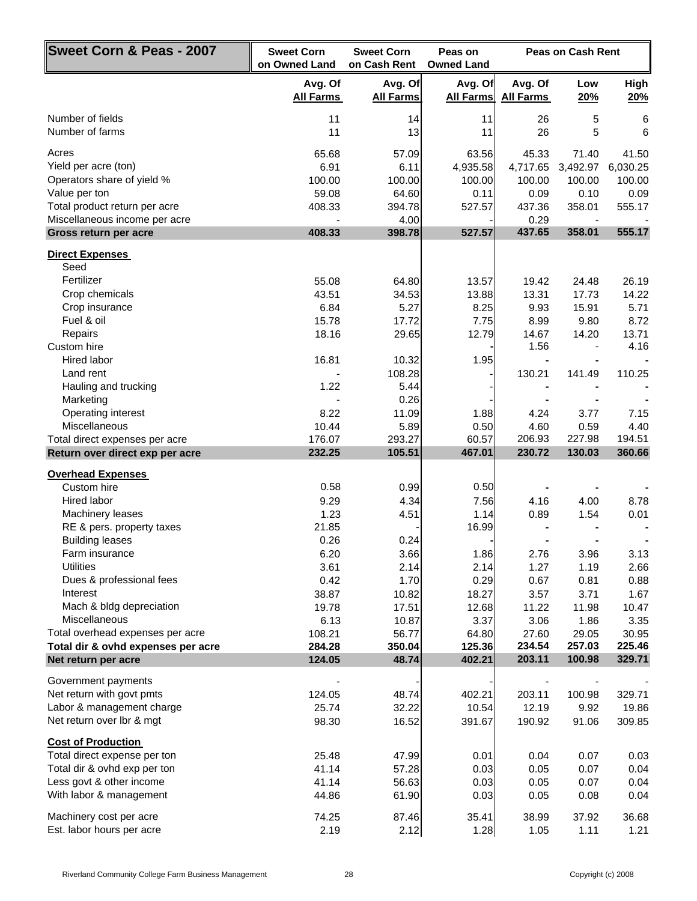| Sweet Corn & Peas - 2007 | Sweet Corn on Owned Land | Sweet Corn on Cash Rent | Peas on Owned Land | Peas on Cash Rent | | |
|---|---|---|---|---|---|---|
| | Avg. Of All Farms | Avg. Of All Farms | Avg. Of All Farms | Avg. Of All Farms | Low 20% | High 20% |
| Number of fields | 11 | 14 | 11 | 26 | 5 | 6 |
| Number of farms | 11 | 13 | 11 | 26 | 5 | 6 |
| Acres | 65.68 | 57.09 | 63.56 | 45.33 | 71.40 | 41.50 |
| Yield per acre (ton) | 6.91 | 6.11 | 4,935.58 | 4,717.65 | 3,492.97 | 6,030.25 |
| Operators share of yield % | 100.00 | 100.00 | 100.00 | 100.00 | 100.00 | 100.00 |
| Value per ton | 59.08 | 64.60 | 0.11 | 0.09 | 0.10 | 0.09 |
| Total product return per acre | 408.33 | 394.78 | 527.57 | 437.36 | 358.01 | 555.17 |
| Miscellaneous income per acre | - | 4.00 | - | 0.29 | - | - |
| **Gross return per acre** | **408.33** | **398.78** | **527.57** | **437.65** | **358.01** | **555.17** |
| **Direct Expenses** | | | | | | |
| Seed | | | | | | |
| Fertilizer | 55.08 | 64.80 | 13.57 | 19.42 | 24.48 | 26.19 |
| Crop chemicals | 43.51 | 34.53 | 13.88 | 13.31 | 17.73 | 14.22 |
| Crop insurance | 6.84 | 5.27 | 8.25 | 9.93 | 15.91 | 5.71 |
| Fuel & oil | 15.78 | 17.72 | 7.75 | 8.99 | 9.80 | 8.72 |
| Repairs | 18.16 | 29.65 | 12.79 | 14.67 | 14.20 | 13.71 |
| Custom hire | | | - | 1.56 | - | 4.16 |
| Hired labor | 16.81 | 10.32 | 1.95 | - | - | - |
| Land rent | - | 108.28 | - | 130.21 | 141.49 | 110.25 |
| Hauling and trucking | 1.22 | 5.44 | - | - | - | - |
| Marketing | - | 0.26 | - | - | - | - |
| Operating interest | 8.22 | 11.09 | 1.88 | 4.24 | 3.77 | 7.15 |
| Miscellaneous | 10.44 | 5.89 | 0.50 | 4.60 | 0.59 | 4.40 |
| Total direct expenses per acre | 176.07 | 293.27 | 60.57 | 206.93 | 227.98 | 194.51 |
| **Return over direct exp per acre** | **232.25** | **105.51** | **467.01** | **230.72** | **130.03** | **360.66** |
| **Overhead Expenses** | | | | | | |
| Custom hire | 0.58 | 0.99 | 0.50 | - | - | - |
| Hired labor | 9.29 | 4.34 | 7.56 | 4.16 | 4.00 | 8.78 |
| Machinery leases | 1.23 | 4.51 | 1.14 | 0.89 | 1.54 | 0.01 |
| RE & pers. property taxes | 21.85 | - | 16.99 | - | - | - |
| Building leases | 0.26 | 0.24 | - | - | - | - |
| Farm insurance | 6.20 | 3.66 | 1.86 | 2.76 | 3.96 | 3.13 |
| Utilities | 3.61 | 2.14 | 2.14 | 1.27 | 1.19 | 2.66 |
| Dues & professional fees | 0.42 | 1.70 | 0.29 | 0.67 | 0.81 | 0.88 |
| Interest | 38.87 | 10.82 | 18.27 | 3.57 | 3.71 | 1.67 |
| Mach & bldg depreciation | 19.78 | 17.51 | 12.68 | 11.22 | 11.98 | 10.47 |
| Miscellaneous | 6.13 | 10.87 | 3.37 | 3.06 | 1.86 | 3.35 |
| Total overhead expenses per acre | 108.21 | 56.77 | 64.80 | 27.60 | 29.05 | 30.95 |
| **Total dir & ovhd expenses per acre** | **284.28** | **350.04** | **125.36** | **234.54** | **257.03** | **225.46** |
| **Net return per acre** | **124.05** | **48.74** | **402.21** | **203.11** | **100.98** | **329.71** |
| Government payments | - | - | - | - | - | - |
| Net return with govt pmts | 124.05 | 48.74 | 402.21 | 203.11 | 100.98 | 329.71 |
| Labor & management charge | 25.74 | 32.22 | 10.54 | 12.19 | 9.92 | 19.86 |
| Net return over lbr & mgt | 98.30 | 16.52 | 391.67 | 190.92 | 91.06 | 309.85 |
| **Cost of Production** | | | | | | |
| Total direct expense per ton | 25.48 | 47.99 | 0.01 | 0.04 | 0.07 | 0.03 |
| Total dir & ovhd exp per ton | 41.14 | 57.28 | 0.03 | 0.05 | 0.07 | 0.04 |
| Less govt & other income | 41.14 | 56.63 | 0.03 | 0.05 | 0.07 | 0.04 |
| With labor & management | 44.86 | 61.90 | 0.03 | 0.05 | 0.08 | 0.04 |
| Machinery cost per acre | 74.25 | 87.46 | 35.41 | 38.99 | 37.92 | 36.68 |
| Est. labor hours per acre | 2.19 | 2.12 | 1.28 | 1.05 | 1.11 | 1.21 |

Riverland Community College Farm Business Management

Copyright (c) 2008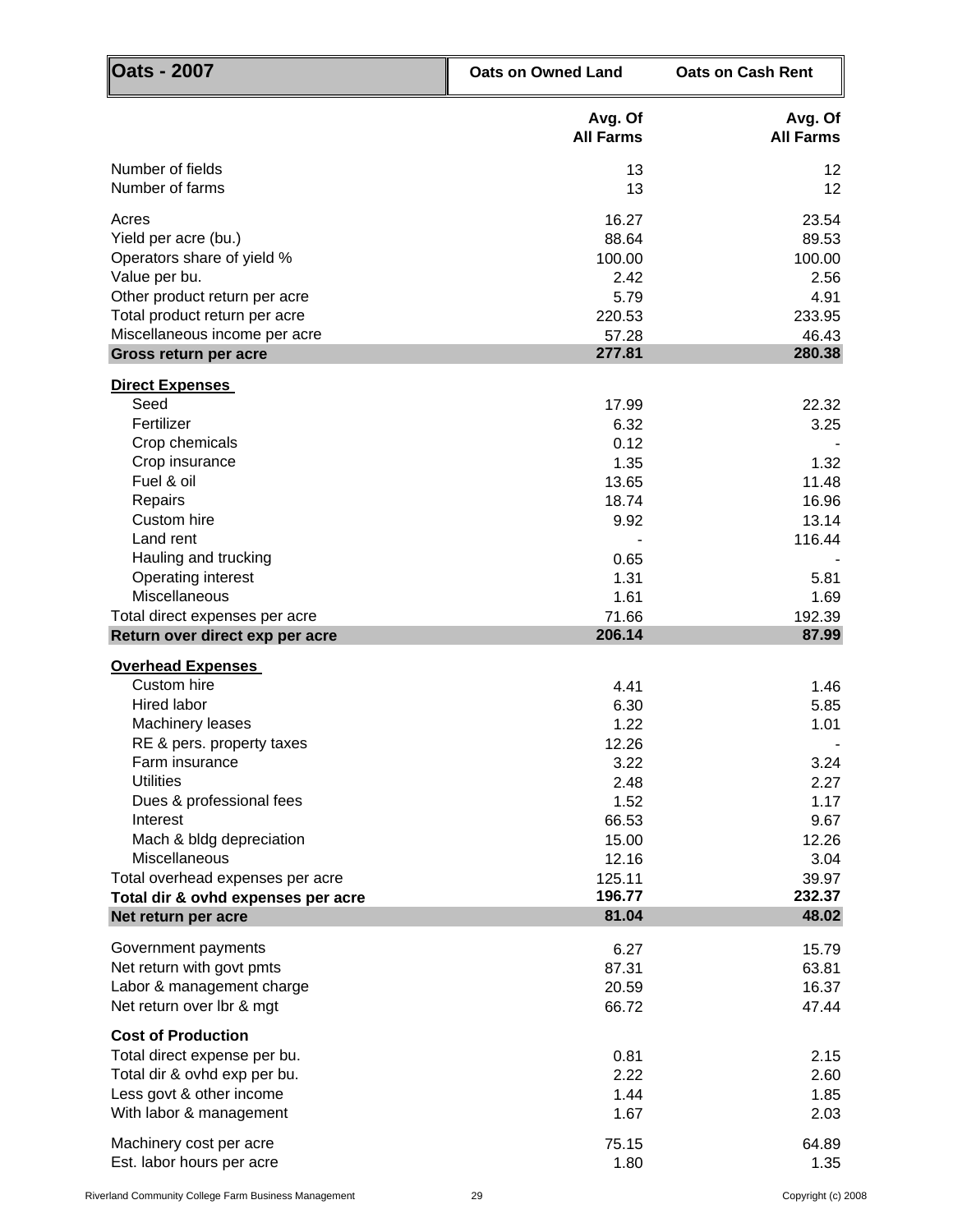| Oats - 2007 | Oats on Owned Land | Oats on Cash Rent |
|---|---|---|
| | Avg. Of All Farms | Avg. Of All Farms |
| Number of fields | 13 | 12 |
| Number of farms | 13 | 12 |
| Acres | 16.27 | 23.54 |
| Yield per acre (bu.) | 88.64 | 89.53 |
| Operators share of yield % | 100.00 | 100.00 |
| Value per bu. | 2.42 | 2.56 |
| Other product return per acre | 5.79 | 4.91 |
| Total product return per acre | 220.53 | 233.95 |
| Miscellaneous income per acre | 57.28 | 46.43 |
| **Gross return per acre** | **277.81** | **280.38** |
| **Direct Expenses** | | |
| Seed | 17.99 | 22.32 |
| Fertilizer | 6.32 | 3.25 |
| Crop chemicals | 0.12 | - |
| Crop insurance | 1.35 | 1.32 |
| Fuel & oil | 13.65 | 11.48 |
| Repairs | 18.74 | 16.96 |
| Custom hire | 9.92 | 13.14 |
| Land rent | - | 116.44 |
| Hauling and trucking | 0.65 | - |
| Operating interest | 1.31 | 5.81 |
| Miscellaneous | 1.61 | 1.69 |
| Total direct expenses per acre | 71.66 | 192.39 |
| **Return over direct exp per acre** | **206.14** | **87.99** |
| **Overhead Expenses** | | |
| Custom hire | 4.41 | 1.46 |
| Hired labor | 6.30 | 5.85 |
| Machinery leases | 1.22 | 1.01 |
| RE & pers. property taxes | 12.26 | - |
| Farm insurance | 3.22 | 3.24 |
| Utilities | 2.48 | 2.27 |
| Dues & professional fees | 1.52 | 1.17 |
| Interest | 66.53 | 9.67 |
| Mach & bldg depreciation | 15.00 | 12.26 |
| Miscellaneous | 12.16 | 3.04 |
| Total overhead expenses per acre | 125.11 | 39.97 |
| **Total dir & ovhd expenses per acre** | **196.77** | **232.37** |
| **Net return per acre** | **81.04** | **48.02** |
| Government payments | 6.27 | 15.79 |
| Net return with govt pmts | 87.31 | 63.81 |
| Labor & management charge | 20.59 | 16.37 |
| Net return over lbr & mgt | 66.72 | 47.44 |
| **Cost of Production** | | |
| Total direct expense per bu. | 0.81 | 2.15 |
| Total dir & ovhd exp per bu. | 2.22 | 2.60 |
| Less govt & other income | 1.44 | 1.85 |
| With labor & management | 1.67 | 2.03 |
| Machinery cost per acre | 75.15 | 64.89 |
| Est. labor hours per acre | 1.80 | 1.35 |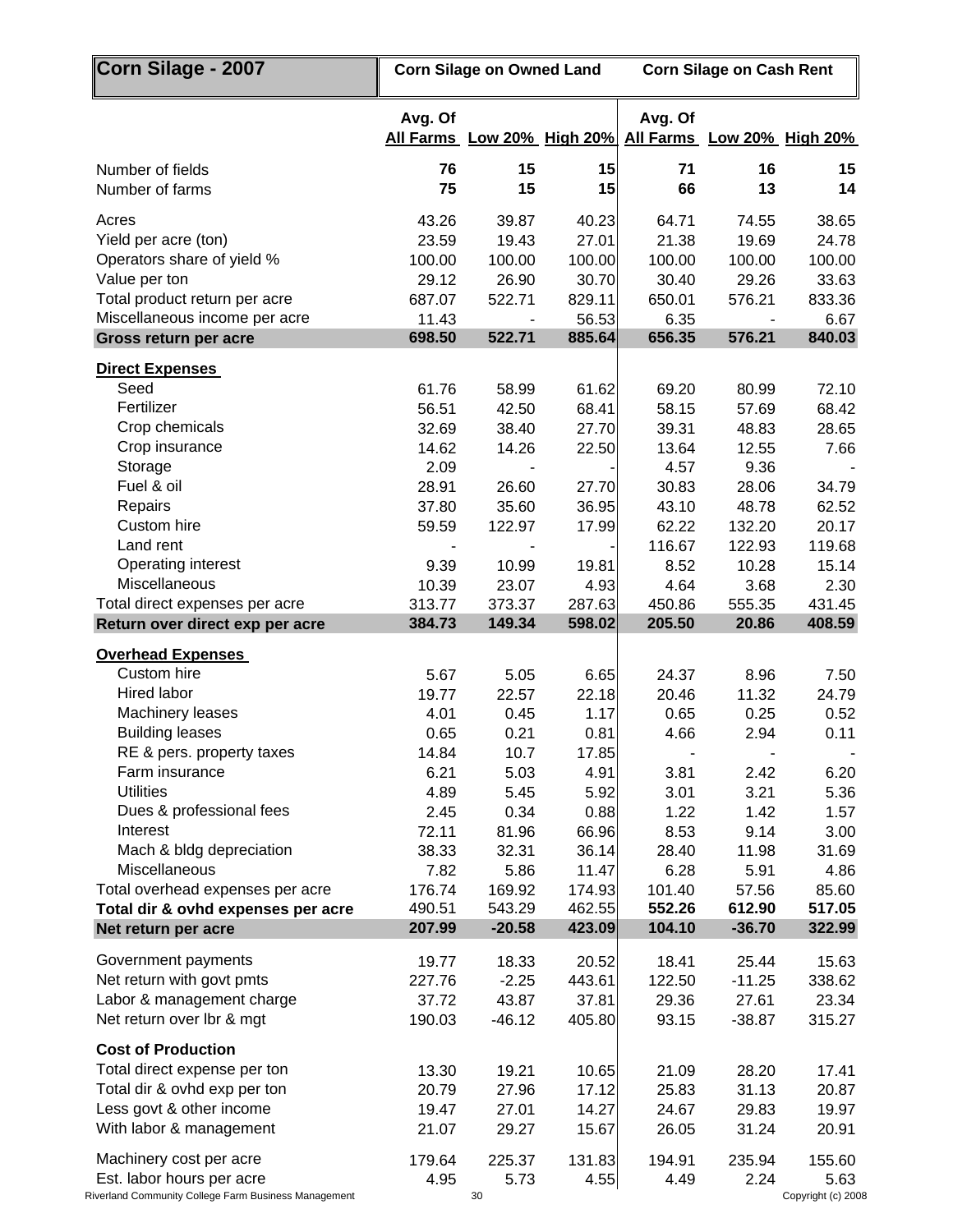| Corn Silage - 2007 | Corn Silage on Owned Land | | | Corn Silage on Cash Rent | | |
|---|---|---|---|---|---|---|
| | Avg. Of All Farms | Low 20% | High 20% | Avg. Of All Farms | Low 20% | High 20% |
| Number of fields | **76** | **15** | **15** | **71** | **16** | **15** |
| Number of farms | **75** | **15** | **15** | **66** | **13** | **14** |
| Acres | 43.26 | 39.87 | 40.23 | 64.71 | 74.55 | 38.65 |
| Yield per acre (ton) | 23.59 | 19.43 | 27.01 | 21.38 | 19.69 | 24.78 |
| Operators share of yield % | 100.00 | 100.00 | 100.00 | 100.00 | 100.00 | 100.00 |
| Value per ton | 29.12 | 26.90 | 30.70 | 30.40 | 29.26 | 33.63 |
| Total product return per acre | 687.07 | 522.71 | 829.11 | 650.01 | 576.21 | 833.36 |
| Miscellaneous income per acre | 11.43 | - | 56.53 | 6.35 | - | 6.67 |
| **Gross return per acre** | **698.50** | **522.71** | **885.64** | **656.35** | **576.21** | **840.03** |
| **Direct Expenses** | | | | | | |
| Seed | 61.76 | 58.99 | 61.62 | 69.20 | 80.99 | 72.10 |
| Fertilizer | 56.51 | 42.50 | 68.41 | 58.15 | 57.69 | 68.42 |
| Crop chemicals | 32.69 | 38.40 | 27.70 | 39.31 | 48.83 | 28.65 |
| Crop insurance | 14.62 | 14.26 | 22.50 | 13.64 | 12.55 | 7.66 |
| Storage | 2.09 | - | - | 4.57 | 9.36 | - |
| Fuel & oil | 28.91 | 26.60 | 27.70 | 30.83 | 28.06 | 34.79 |
| Repairs | 37.80 | 35.60 | 36.95 | 43.10 | 48.78 | 62.52 |
| Custom hire | 59.59 | 122.97 | 17.99 | 62.22 | 132.20 | 20.17 |
| Land rent | - | - | - | 116.67 | 122.93 | 119.68 |
| Operating interest | 9.39 | 10.99 | 19.81 | 8.52 | 10.28 | 15.14 |
| Miscellaneous | 10.39 | 23.07 | 4.93 | 4.64 | 3.68 | 2.30 |
| Total direct expenses per acre | 313.77 | 373.37 | 287.63 | 450.86 | 555.35 | 431.45 |
| **Return over direct exp per acre** | **384.73** | **149.34** | **598.02** | **205.50** | **20.86** | **408.59** |
| **Overhead Expenses** | | | | | | |
| Custom hire | 5.67 | 5.05 | 6.65 | 24.37 | 8.96 | 7.50 |
| Hired labor | 19.77 | 22.57 | 22.18 | 20.46 | 11.32 | 24.79 |
| Machinery leases | 4.01 | 0.45 | 1.17 | 0.65 | 0.25 | 0.52 |
| Building leases | 0.65 | 0.21 | 0.81 | 4.66 | 2.94 | 0.11 |
| RE & pers. property taxes | 14.84 | 10.7 | 17.85 | - | - | - |
| Farm insurance | 6.21 | 5.03 | 4.91 | 3.81 | 2.42 | 6.20 |
| Utilities | 4.89 | 5.45 | 5.92 | 3.01 | 3.21 | 5.36 |
| Dues & professional fees | 2.45 | 0.34 | 0.88 | 1.22 | 1.42 | 1.57 |
| Interest | 72.11 | 81.96 | 66.96 | 8.53 | 9.14 | 3.00 |
| Mach & bldg depreciation | 38.33 | 32.31 | 36.14 | 28.40 | 11.98 | 31.69 |
| Miscellaneous | 7.82 | 5.86 | 11.47 | 6.28 | 5.91 | 4.86 |
| Total overhead expenses per acre | 176.74 | 169.92 | 174.93 | 101.40 | 57.56 | 85.60 |
| **Total dir & ovhd expenses per acre** | 490.51 | 543.29 | 462.55 | **552.26** | **612.90** | **517.05** |
| **Net return per acre** | **207.99** | **-20.58** | **423.09** | **104.10** | **-36.70** | **322.99** |
| Government payments | 19.77 | 18.33 | 20.52 | 18.41 | 25.44 | 15.63 |
| Net return with govt pmts | 227.76 | -2.25 | 443.61 | 122.50 | -11.25 | 338.62 |
| Labor & management charge | 37.72 | 43.87 | 37.81 | 29.36 | 27.61 | 23.34 |
| Net return over lbr & mgt | 190.03 | -46.12 | 405.80 | 93.15 | -38.87 | 315.27 |
| **Cost of Production** | | | | | | |
| Total direct expense per ton | 13.30 | 19.21 | 10.65 | 21.09 | 28.20 | 17.41 |
| Total dir & ovhd exp per ton | 20.79 | 27.96 | 17.12 | 25.83 | 31.13 | 20.87 |
| Less govt & other income | 19.47 | 27.01 | 14.27 | 24.67 | 29.83 | 19.97 |
| With labor & management | 21.07 | 29.27 | 15.67 | 26.05 | 31.24 | 20.91 |
| Machinery cost per acre | 179.64 | 225.37 | 131.83 | 194.91 | 235.94 | 155.60 |
| Est. labor hours per acre | 4.95 | 5.73 | 4.55 | 4.49 | 2.24 | 5.63 |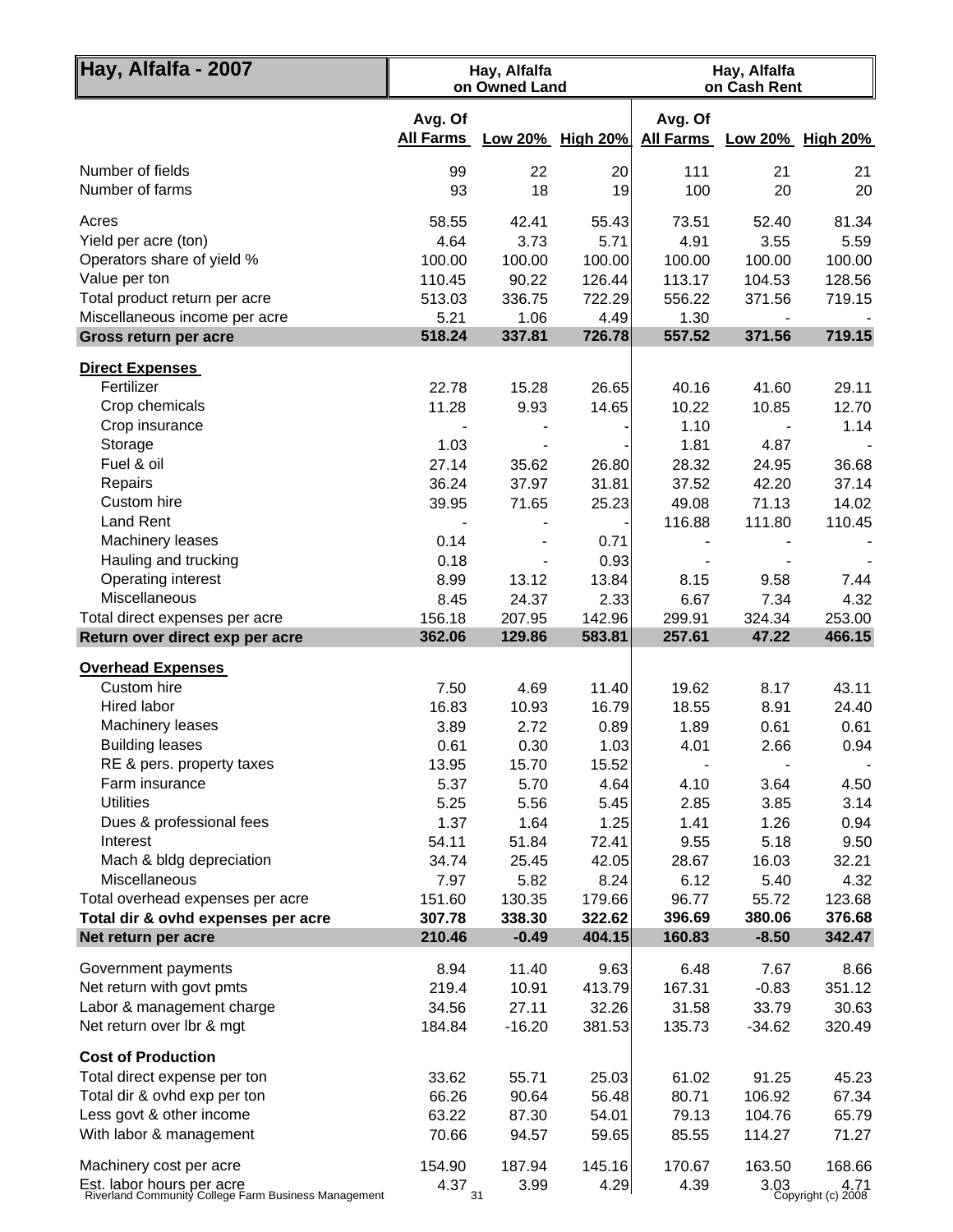| Hay, Alfalfa - 2007 | Hay, Alfalfa on Owned Land | | | Hay, Alfalfa on Cash Rent | | |
|---|---|---|---|---|---|---|
| | Avg. Of All Farms | Low 20% | High 20% | Avg. Of All Farms | Low 20% | High 20% |
| Number of fields | 99 | 22 | 20 | 111 | 21 | 21 |
| Number of farms | 93 | 18 | 19 | 100 | 20 | 20 |
| Acres | 58.55 | 42.41 | 55.43 | 73.51 | 52.40 | 81.34 |
| Yield per acre (ton) | 4.64 | 3.73 | 5.71 | 4.91 | 3.55 | 5.59 |
| Operators share of yield % | 100.00 | 100.00 | 100.00 | 100.00 | 100.00 | 100.00 |
| Value per ton | 110.45 | 90.22 | 126.44 | 113.17 | 104.53 | 128.56 |
| Total product return per acre | 513.03 | 336.75 | 722.29 | 556.22 | 371.56 | 719.15 |
| Miscellaneous income per acre | 5.21 | 1.06 | 4.49 | 1.30 | - | - |
| **Gross return per acre** | **518.24** | **337.81** | **726.78** | **557.52** | **371.56** | **719.15** |
| **Direct Expenses** | | | | | | |
| Fertilizer | 22.78 | 15.28 | 26.65 | 40.16 | 41.60 | 29.11 |
| Crop chemicals | 11.28 | 9.93 | 14.65 | 10.22 | 10.85 | 12.70 |
| Crop insurance | - | - | - | 1.10 | - | 1.14 |
| Storage | 1.03 | - | - | 1.81 | 4.87 | - |
| Fuel & oil | 27.14 | 35.62 | 26.80 | 28.32 | 24.95 | 36.68 |
| Repairs | 36.24 | 37.97 | 31.81 | 37.52 | 42.20 | 37.14 |
| Custom hire | 39.95 | 71.65 | 25.23 | 49.08 | 71.13 | 14.02 |
| Land Rent | - | - | - | 116.88 | 111.80 | 110.45 |
| Machinery leases | 0.14 | - | 0.71 | - | - | - |
| Hauling and trucking | 0.18 | - | 0.93 | - | - | - |
| Operating interest | 8.99 | 13.12 | 13.84 | 8.15 | 9.58 | 7.44 |
| Miscellaneous | 8.45 | 24.37 | 2.33 | 6.67 | 7.34 | 4.32 |
| Total direct expenses per acre | 156.18 | 207.95 | 142.96 | 299.91 | 324.34 | 253.00 |
| **Return over direct exp per acre** | **362.06** | **129.86** | **583.81** | **257.61** | **47.22** | **466.15** |
| **Overhead Expenses** | | | | | | |
| Custom hire | 7.50 | 4.69 | 11.40 | 19.62 | 8.17 | 43.11 |
| Hired labor | 16.83 | 10.93 | 16.79 | 18.55 | 8.91 | 24.40 |
| Machinery leases | 3.89 | 2.72 | 0.89 | 1.89 | 0.61 | 0.61 |
| Building leases | 0.61 | 0.30 | 1.03 | 4.01 | 2.66 | 0.94 |
| RE & pers. property taxes | 13.95 | 15.70 | 15.52 | - | - | - |
| Farm insurance | 5.37 | 5.70 | 4.64 | 4.10 | 3.64 | 4.50 |
| Utilities | 5.25 | 5.56 | 5.45 | 2.85 | 3.85 | 3.14 |
| Dues & professional fees | 1.37 | 1.64 | 1.25 | 1.41 | 1.26 | 0.94 |
| Interest | 54.11 | 51.84 | 72.41 | 9.55 | 5.18 | 9.50 |
| Mach & bldg depreciation | 34.74 | 25.45 | 42.05 | 28.67 | 16.03 | 32.21 |
| Miscellaneous | 7.97 | 5.82 | 8.24 | 6.12 | 5.40 | 4.32 |
| Total overhead expenses per acre | 151.60 | 130.35 | 179.66 | 96.77 | 55.72 | 123.68 |
| **Total dir & ovhd expenses per acre** | **307.78** | **338.30** | **322.62** | **396.69** | **380.06** | **376.68** |
| **Net return per acre** | **210.46** | **-0.49** | **404.15** | **160.83** | **-8.50** | **342.47** |
| Government payments | 8.94 | 11.40 | 9.63 | 6.48 | 7.67 | 8.66 |
| Net return with govt pmts | 219.4 | 10.91 | 413.79 | 167.31 | -0.83 | 351.12 |
| Labor & management charge | 34.56 | 27.11 | 32.26 | 31.58 | 33.79 | 30.63 |
| Net return over lbr & mgt | 184.84 | -16.20 | 381.53 | 135.73 | -34.62 | 320.49 |
| **Cost of Production** | | | | | | |
| Total direct expense per ton | 33.62 | 55.71 | 25.03 | 61.02 | 91.25 | 45.23 |
| Total dir & ovhd exp per ton | 66.26 | 90.64 | 56.48 | 80.71 | 106.92 | 67.34 |
| Less govt & other income | 63.22 | 87.30 | 54.01 | 79.13 | 104.76 | 65.79 |
| With labor & management | 70.66 | 94.57 | 59.65 | 85.55 | 114.27 | 71.27 |
| Machinery cost per acre | 154.90 | 187.94 | 145.16 | 170.67 | 163.50 | 168.66 |
| Est. labor hours per acre | 4.37 | 3.99 | 4.29 | 4.39 | 3.03 | 4.71 |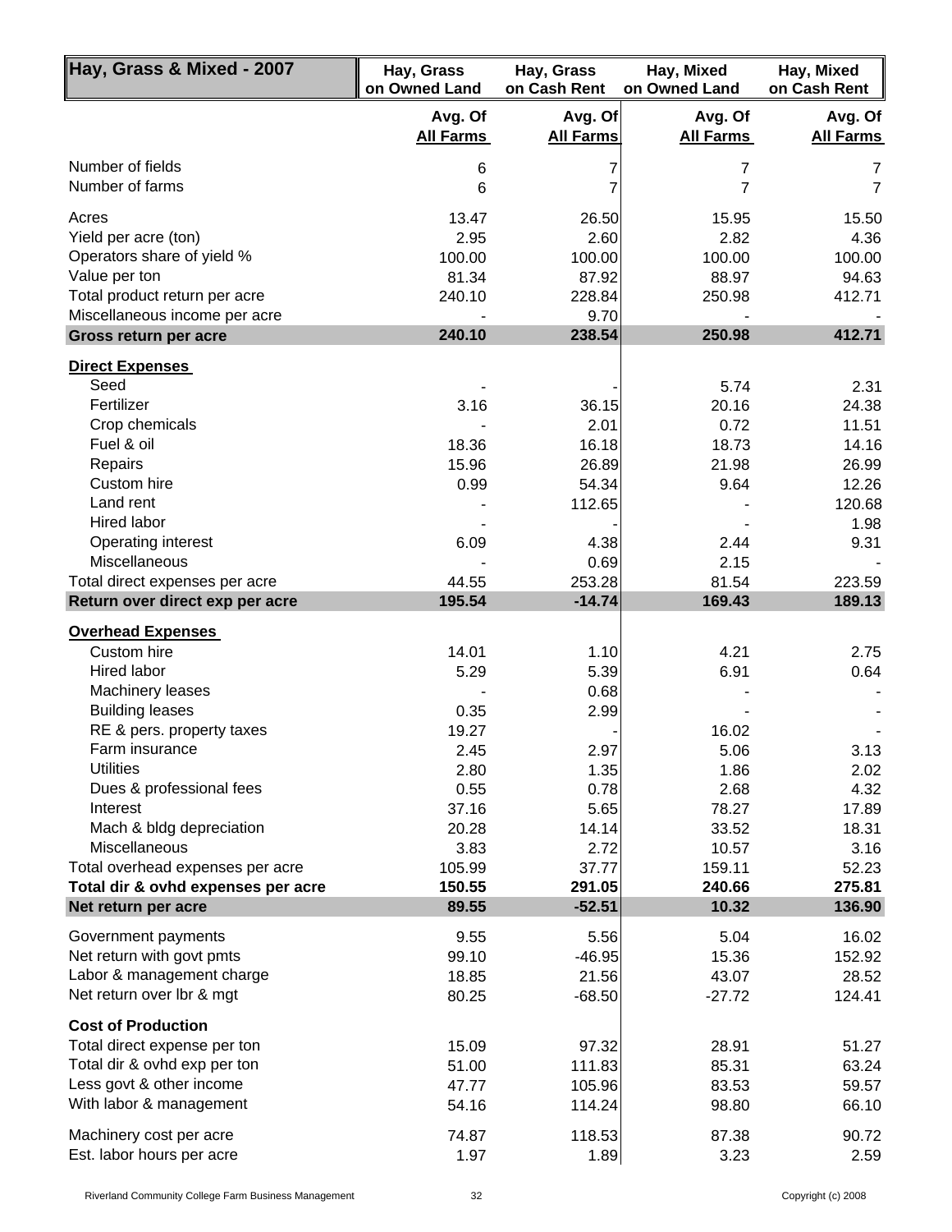| Hay, Grass & Mixed - 2007 | Hay, Grass on Owned Land | Hay, Grass on Cash Rent | Hay, Mixed on Owned Land | Hay, Mixed on Cash Rent |
|---|---|---|---|---|
| | Avg. Of All Farms | Avg. Of All Farms | Avg. Of All Farms | Avg. Of All Farms |
| Number of fields | 6 | 7 | 7 | 7 |
| Number of farms | 6 | 7 | 7 | 7 |
| Acres | 13.47 | 26.50 | 15.95 | 15.50 |
| Yield per acre (ton) | 2.95 | 2.60 | 2.82 | 4.36 |
| Operators share of yield % | 100.00 | 100.00 | 100.00 | 100.00 |
| Value per ton | 81.34 | 87.92 | 88.97 | 94.63 |
| Total product return per acre | 240.10 | 228.84 | 250.98 | 412.71 |
| Miscellaneous income per acre | - | 9.70 | - | - |
| **Gross return per acre** | **240.10** | **238.54** | **250.98** | **412.71** |
| **Direct Expenses** | | | | |
| Seed | - | - | 5.74 | 2.31 |
| Fertilizer | 3.16 | 36.15 | 20.16 | 24.38 |
| Crop chemicals | - | 2.01 | 0.72 | 11.51 |
| Fuel & oil | 18.36 | 16.18 | 18.73 | 14.16 |
| Repairs | 15.96 | 26.89 | 21.98 | 26.99 |
| Custom hire | 0.99 | 54.34 | 9.64 | 12.26 |
| Land rent | - | 112.65 | - | 120.68 |
| Hired labor | - | - | - | 1.98 |
| Operating interest | 6.09 | 4.38 | 2.44 | 9.31 |
| Miscellaneous | - | 0.69 | 2.15 | - |
| Total direct expenses per acre | 44.55 | 253.28 | 81.54 | 223.59 |
| **Return over direct exp per acre** | **195.54** | **-14.74** | **169.43** | **189.13** |
| **Overhead Expenses** | | | | |
| Custom hire | 14.01 | 1.10 | 4.21 | 2.75 |
| Hired labor | 5.29 | 5.39 | 6.91 | 0.64 |
| Machinery leases | - | 0.68 | - | - |
| Building leases | 0.35 | 2.99 | - | - |
| RE & pers. property taxes | 19.27 | - | 16.02 | - |
| Farm insurance | 2.45 | 2.97 | 5.06 | 3.13 |
| Utilities | 2.80 | 1.35 | 1.86 | 2.02 |
| Dues & professional fees | 0.55 | 0.78 | 2.68 | 4.32 |
| Interest | 37.16 | 5.65 | 78.27 | 17.89 |
| Mach & bldg depreciation | 20.28 | 14.14 | 33.52 | 18.31 |
| Miscellaneous | 3.83 | 2.72 | 10.57 | 3.16 |
| Total overhead expenses per acre | 105.99 | 37.77 | 159.11 | 52.23 |
| **Total dir & ovhd expenses per acre** | **150.55** | **291.05** | **240.66** | **275.81** |
| **Net return per acre** | **89.55** | **-52.51** | **10.32** | **136.90** |
| Government payments | 9.55 | 5.56 | 5.04 | 16.02 |
| Net return with govt pmts | 99.10 | -46.95 | 15.36 | 152.92 |
| Labor & management charge | 18.85 | 21.56 | 43.07 | 28.52 |
| Net return over lbr & mgt | 80.25 | -68.50 | -27.72 | 124.41 |
| **Cost of Production** | | | | |
| Total direct expense per ton | 15.09 | 97.32 | 28.91 | 51.27 |
| Total dir & ovhd exp per ton | 51.00 | 111.83 | 85.31 | 63.24 |
| Less govt & other income | 47.77 | 105.96 | 83.53 | 59.57 |
| With labor & management | 54.16 | 114.24 | 98.80 | 66.10 |
| Machinery cost per acre | 74.87 | 118.53 | 87.38 | 90.72 |
| Est. labor hours per acre | 1.97 | 1.89 | 3.23 | 2.59 |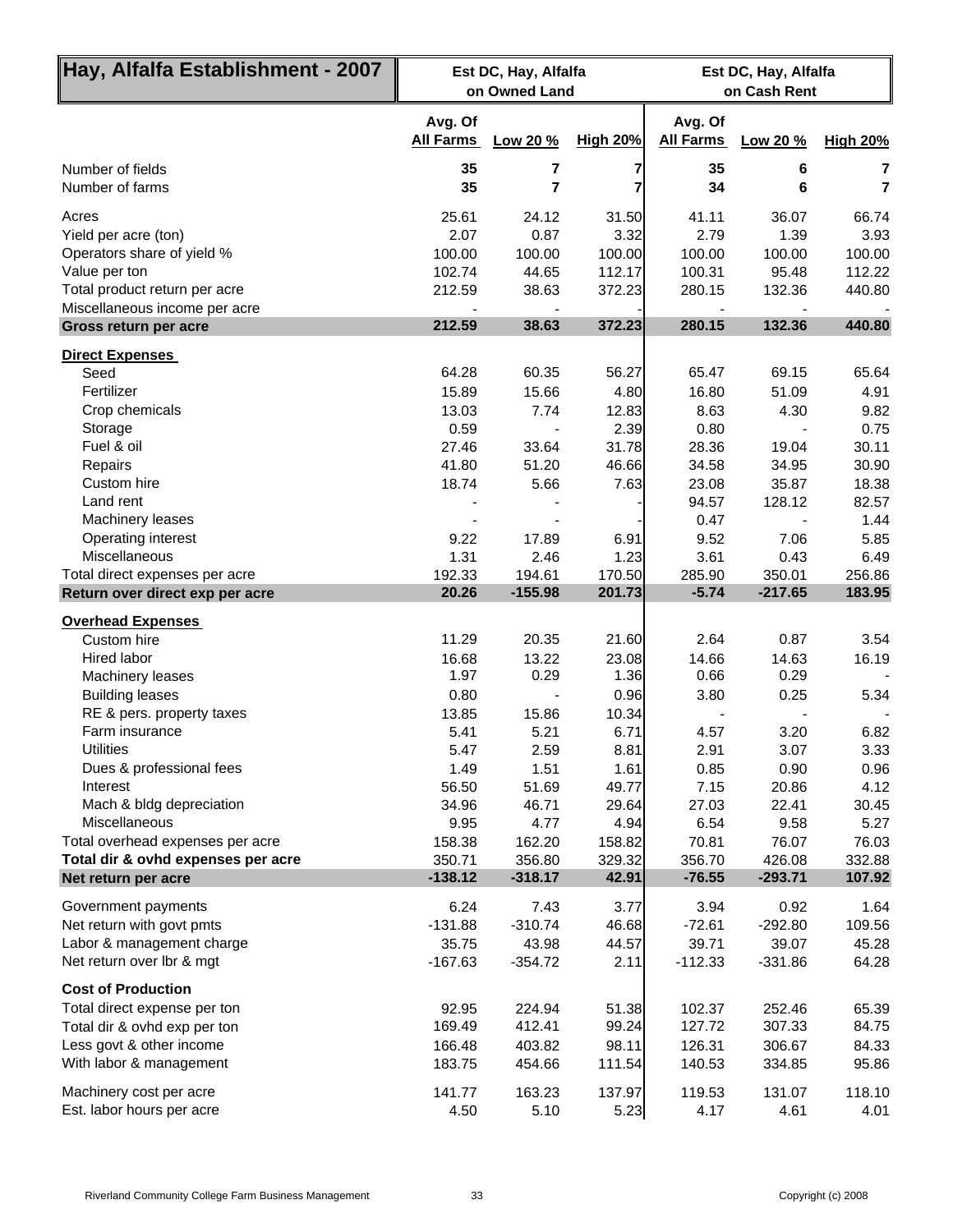| Hay, Alfalfa Establishment - 2007 | Est DC, Hay, Alfalfa on Owned Land | | | Est DC, Hay, Alfalfa on Cash Rent | | |
|---|---|---|---|---|---|---|
| | Avg. Of All Farms | Low 20 % | High 20% | Avg. Of All Farms | Low 20 % | High 20% |
| Number of fields | 35 | 7 | 7 | 35 | 6 | 7 |
| Number of farms | 35 | 7 | 7 | 34 | 6 | 7 |
| Acres | 25.61 | 24.12 | 31.50 | 41.11 | 36.07 | 66.74 |
| Yield per acre (ton) | 2.07 | 0.87 | 3.32 | 2.79 | 1.39 | 3.93 |
| Operators share of yield % | 100.00 | 100.00 | 100.00 | 100.00 | 100.00 | 100.00 |
| Value per ton | 102.74 | 44.65 | 112.17 | 100.31 | 95.48 | 112.22 |
| Total product return per acre | 212.59 | 38.63 | 372.23 | 280.15 | 132.36 | 440.80 |
| Miscellaneous income per acre | - | - | - | - | - | - |
| **Gross return per acre** | **212.59** | **38.63** | **372.23** | **280.15** | **132.36** | **440.80** |
| **Direct Expenses** | | | | | | |
| Seed | 64.28 | 60.35 | 56.27 | 65.47 | 69.15 | 65.64 |
| Fertilizer | 15.89 | 15.66 | 4.80 | 16.80 | 51.09 | 4.91 |
| Crop chemicals | 13.03 | 7.74 | 12.83 | 8.63 | 4.30 | 9.82 |
| Storage | 0.59 | - | 2.39 | 0.80 | - | 0.75 |
| Fuel & oil | 27.46 | 33.64 | 31.78 | 28.36 | 19.04 | 30.11 |
| Repairs | 41.80 | 51.20 | 46.66 | 34.58 | 34.95 | 30.90 |
| Custom hire | 18.74 | 5.66 | 7.63 | 23.08 | 35.87 | 18.38 |
| Land rent | - | - | - | 94.57 | 128.12 | 82.57 |
| Machinery leases | - | - | - | 0.47 | - | 1.44 |
| Operating interest | 9.22 | 17.89 | 6.91 | 9.52 | 7.06 | 5.85 |
| Miscellaneous | 1.31 | 2.46 | 1.23 | 3.61 | 0.43 | 6.49 |
| Total direct expenses per acre | 192.33 | 194.61 | 170.50 | 285.90 | 350.01 | 256.86 |
| **Return over direct exp per acre** | **20.26** | **-155.98** | **201.73** | **-5.74** | **-217.65** | **183.95** |
| **Overhead Expenses** | | | | | | |
| Custom hire | 11.29 | 20.35 | 21.60 | 2.64 | 0.87 | 3.54 |
| Hired labor | 16.68 | 13.22 | 23.08 | 14.66 | 14.63 | 16.19 |
| Machinery leases | 1.97 | 0.29 | 1.36 | 0.66 | 0.29 | - |
| Building leases | 0.80 | - | 0.96 | 3.80 | 0.25 | 5.34 |
| RE & pers. property taxes | 13.85 | 15.86 | 10.34 | - | - | - |
| Farm insurance | 5.41 | 5.21 | 6.71 | 4.57 | 3.20 | 6.82 |
| Utilities | 5.47 | 2.59 | 8.81 | 2.91 | 3.07 | 3.33 |
| Dues & professional fees | 1.49 | 1.51 | 1.61 | 0.85 | 0.90 | 0.96 |
| Interest | 56.50 | 51.69 | 49.77 | 7.15 | 20.86 | 4.12 |
| Mach & bldg depreciation | 34.96 | 46.71 | 29.64 | 27.03 | 22.41 | 30.45 |
| Miscellaneous | 9.95 | 4.77 | 4.94 | 6.54 | 9.58 | 5.27 |
| Total overhead expenses per acre | 158.38 | 162.20 | 158.82 | 70.81 | 76.07 | 76.03 |
| **Total dir & ovhd expenses per acre** | **350.71** | **356.80** | **329.32** | **356.70** | **426.08** | **332.88** |
| **Net return per acre** | **-138.12** | **-318.17** | **42.91** | **-76.55** | **-293.71** | **107.92** |
| Government payments | 6.24 | 7.43 | 3.77 | 3.94 | 0.92 | 1.64 |
| Net return with govt pmts | -131.88 | -310.74 | 46.68 | -72.61 | -292.80 | 109.56 |
| Labor & management charge | 35.75 | 43.98 | 44.57 | 39.71 | 39.07 | 45.28 |
| Net return over lbr & mgt | -167.63 | -354.72 | 2.11 | -112.33 | -331.86 | 64.28 |
| **Cost of Production** | | | | | | |
| Total direct expense per ton | 92.95 | 224.94 | 51.38 | 102.37 | 252.46 | 65.39 |
| Total dir & ovhd exp per ton | 169.49 | 412.41 | 99.24 | 127.72 | 307.33 | 84.75 |
| Less govt & other income | 166.48 | 403.82 | 98.11 | 126.31 | 306.67 | 84.33 |
| With labor & management | 183.75 | 454.66 | 111.54 | 140.53 | 334.85 | 95.86 |
| Machinery cost per acre | 141.77 | 163.23 | 137.97 | 119.53 | 131.07 | 118.10 |
| Est. labor hours per acre | 4.50 | 5.10 | 5.23 | 4.17 | 4.61 | 4.01 |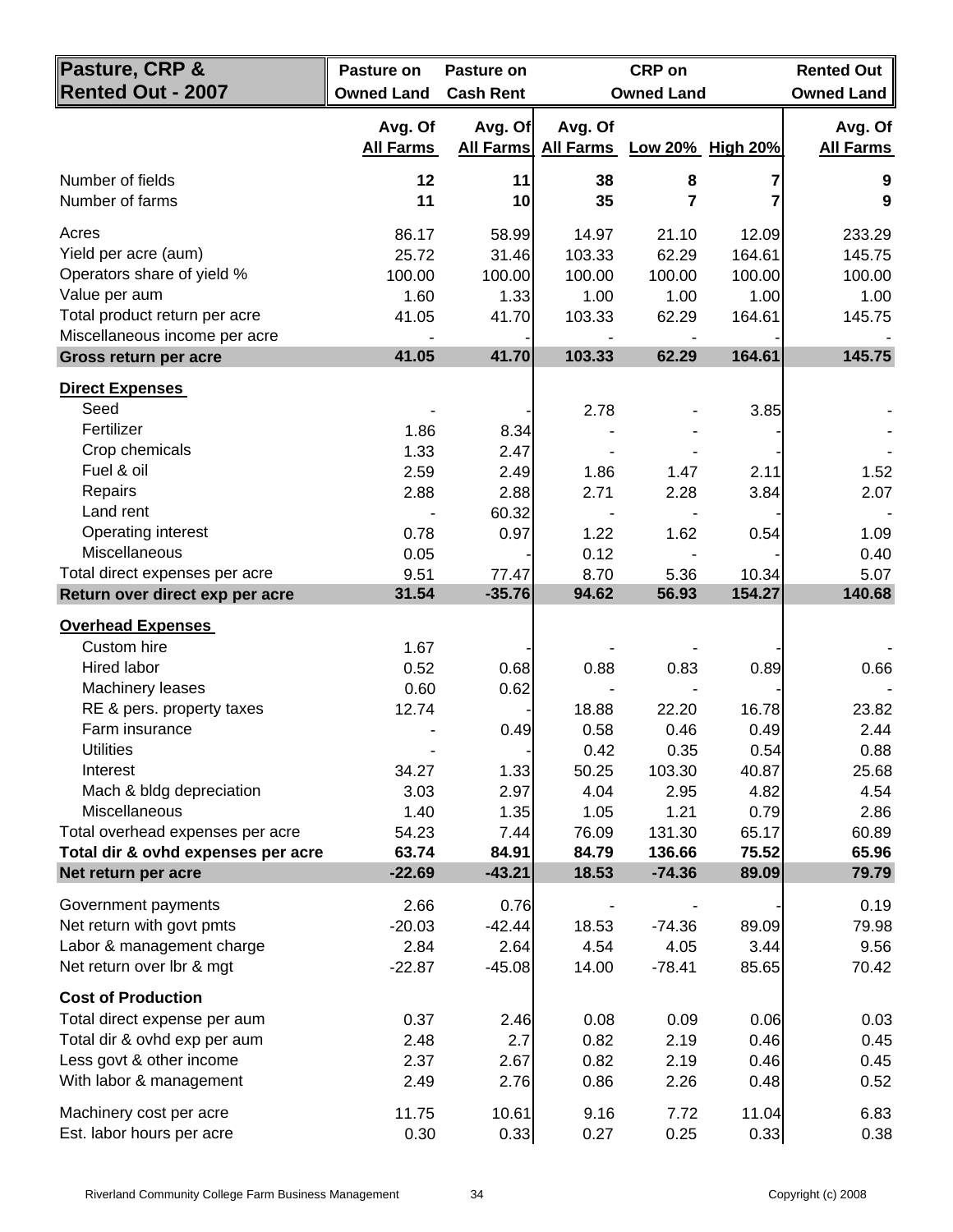| Pasture, CRP & Rented Out - 2007 | Pasture on Owned Land | Pasture on Cash Rent | CRP on Owned Land | | | Rented Out Owned Land |
|---|---|---|---|---|---|---|
| | Avg. Of All Farms | Avg. Of All Farms | Avg. Of All Farms | Low 20% | High 20% | Avg. Of All Farms |
| Number of fields | **12** | **11** | **38** | **8** | **7** | **9** |
| Number of farms | **11** | **10** | **35** | **7** | **7** | **9** |
| Acres | 86.17 | 58.99 | 14.97 | 21.10 | 12.09 | 233.29 |
| Yield per acre (aum) | 25.72 | 31.46 | 103.33 | 62.29 | 164.61 | 145.75 |
| Operators share of yield % | 100.00 | 100.00 | 100.00 | 100.00 | 100.00 | 100.00 |
| Value per aum | 1.60 | 1.33 | 1.00 | 1.00 | 1.00 | 1.00 |
| Total product return per acre | 41.05 | 41.70 | 103.33 | 62.29 | 164.61 | 145.75 |
| Miscellaneous income per acre | - | - | - | - | - | - |
| **Gross return per acre** | **41.05** | **41.70** | **103.33** | **62.29** | **164.61** | **145.75** |
| **Direct Expenses** | | | | | | |
| Seed | - | - | 2.78 | - | 3.85 | - |
| Fertilizer | 1.86 | 8.34 | - | - | - | - |
| Crop chemicals | 1.33 | 2.47 | - | - | - | - |
| Fuel & oil | 2.59 | 2.49 | 1.86 | 1.47 | 2.11 | 1.52 |
| Repairs | 2.88 | 2.88 | 2.71 | 2.28 | 3.84 | 2.07 |
| Land rent | - | 60.32 | - | - | - | - |
| Operating interest | 0.78 | 0.97 | 1.22 | 1.62 | 0.54 | 1.09 |
| Miscellaneous | 0.05 | - | 0.12 | - | - | 0.40 |
| Total direct expenses per acre | 9.51 | 77.47 | 8.70 | 5.36 | 10.34 | 5.07 |
| **Return over direct exp per acre** | **31.54** | **-35.76** | **94.62** | **56.93** | **154.27** | **140.68** |
| **Overhead Expenses** | | | | | | |
| Custom hire | 1.67 | - | - | - | - | - |
| Hired labor | 0.52 | 0.68 | 0.88 | 0.83 | 0.89 | 0.66 |
| Machinery leases | 0.60 | 0.62 | - | - | - | - |
| RE & pers. property taxes | 12.74 | - | 18.88 | 22.20 | 16.78 | 23.82 |
| Farm insurance | - | 0.49 | 0.58 | 0.46 | 0.49 | 2.44 |
| Utilities | - | - | 0.42 | 0.35 | 0.54 | 0.88 |
| Interest | 34.27 | 1.33 | 50.25 | 103.30 | 40.87 | 25.68 |
| Mach & bldg depreciation | 3.03 | 2.97 | 4.04 | 2.95 | 4.82 | 4.54 |
| Miscellaneous | 1.40 | 1.35 | 1.05 | 1.21 | 0.79 | 2.86 |
| Total overhead expenses per acre | 54.23 | 7.44 | 76.09 | 131.30 | 65.17 | 60.89 |
| **Total dir & ovhd expenses per acre** | **63.74** | **84.91** | **84.79** | **136.66** | **75.52** | **65.96** |
| **Net return per acre** | **-22.69** | **-43.21** | **18.53** | **-74.36** | **89.09** | **79.79** |
| Government payments | 2.66 | 0.76 | - | - | - | 0.19 |
| Net return with govt pmts | -20.03 | -42.44 | 18.53 | -74.36 | 89.09 | 79.98 |
| Labor & management charge | 2.84 | 2.64 | 4.54 | 4.05 | 3.44 | 9.56 |
| Net return over lbr & mgt | -22.87 | -45.08 | 14.00 | -78.41 | 85.65 | 70.42 |
| **Cost of Production** | | | | | | |
| Total direct expense per aum | 0.37 | 2.46 | 0.08 | 0.09 | 0.06 | 0.03 |
| Total dir & ovhd exp per aum | 2.48 | 2.7 | 0.82 | 2.19 | 0.46 | 0.45 |
| Less govt & other income | 2.37 | 2.67 | 0.82 | 2.19 | 0.46 | 0.45 |
| With labor & management | 2.49 | 2.76 | 0.86 | 2.26 | 0.48 | 0.52 |
| Machinery cost per acre | 11.75 | 10.61 | 9.16 | 7.72 | 11.04 | 6.83 |
| Est. labor hours per acre | 0.30 | 0.33 | 0.27 | 0.25 | 0.33 | 0.38 |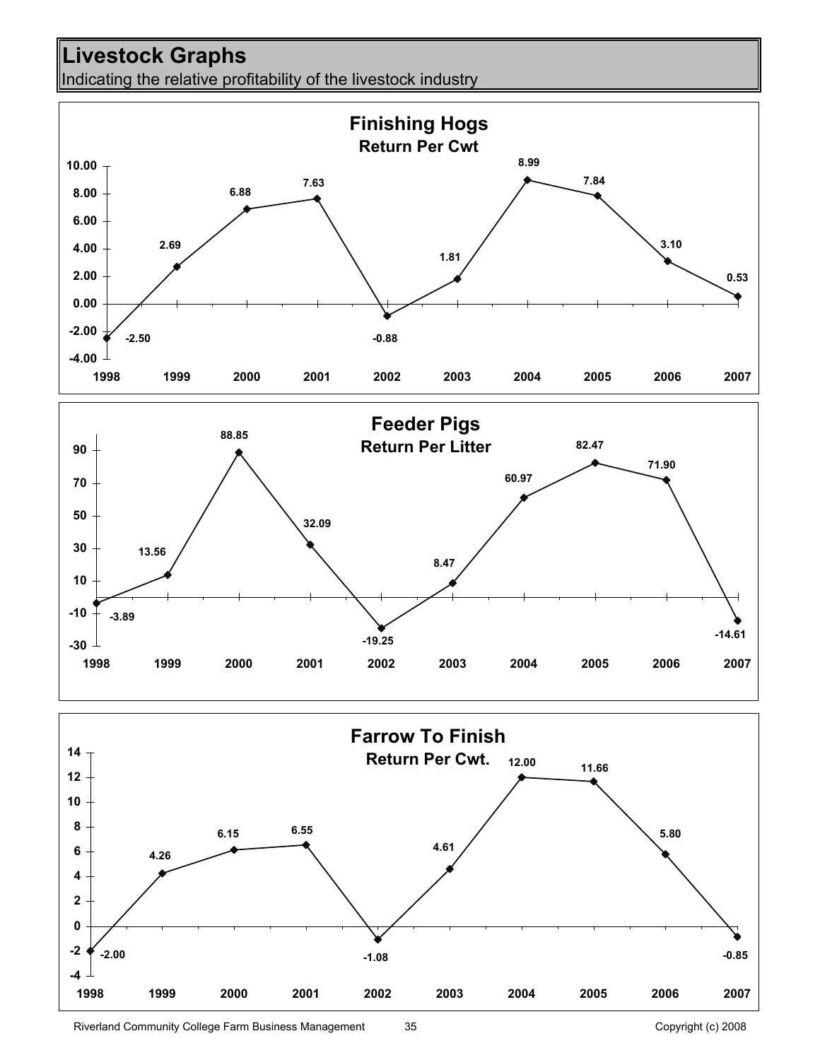# Livestock Graphs

Indicating the relative profitability of the livestock industry

**Finishing Hogs**

**Return Per Cwt**

10.00
8.00
6.00
4.00
2.00
0.00
-2.00
-4.00

-2.50
2.69
6.88
7.63
-0.88
1.81
8.99
7.84
3.10
0.53

1998 1999 2000 2001 2002 2003 2004 2005 2006 2007

**Feeder Pigs**

**Return Per Litter**

90
70
50
30
10
-10
-30

-3.89
13.56
88.85
32.09
-19.25
8.47
60.97
82.47
71.90
-14.61

1998 1999 2000 2001 2002 2003 2004 2005 2006 2007

**Farrow To Finish**

**Return Per Cwt.**

14
12
10
8
6
4
2
0
-2
-4

-2.00
4.26
6.15
6.55
-1.08
4.61
12.00
11.66
5.80
-0.85

1998 1999 2000 2001 2002 2003 2004 2005 2006 2007

Riverland Community College Farm Business Management

Copyright (c) 2008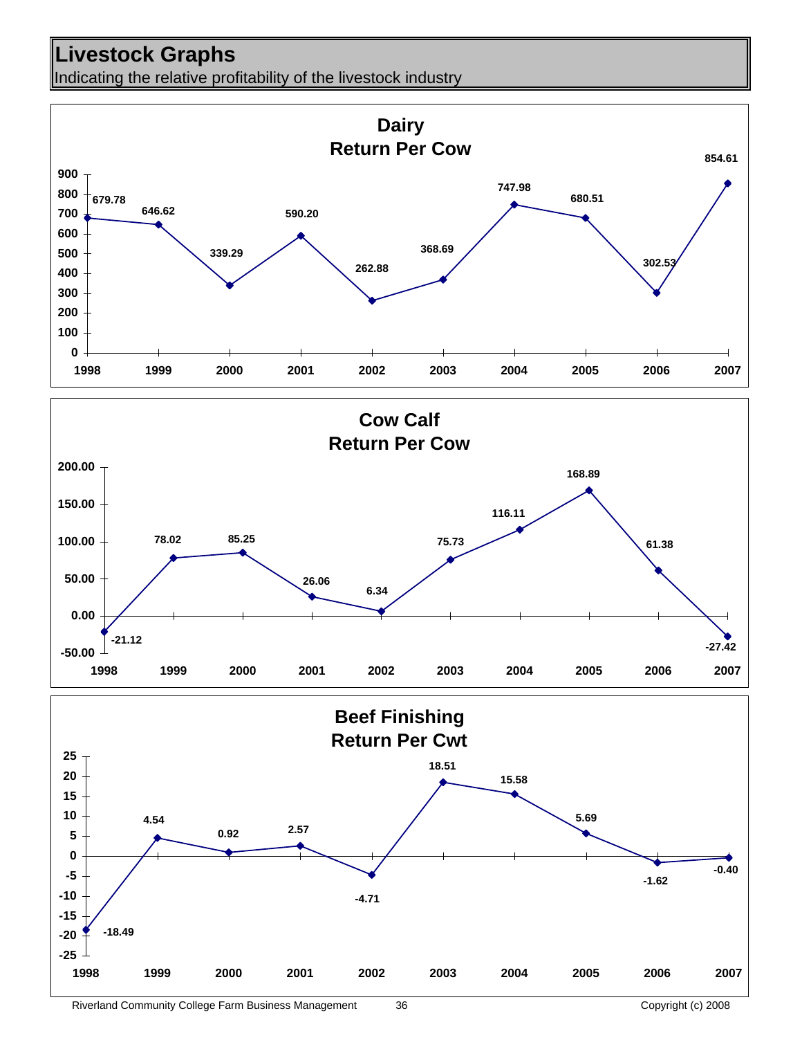# Livestock Graphs

Indicating the relative profitability of the livestock industry

**Dairy**
**Return Per Cow**

900
800
700
600
500
400
300
200
100
0

679.78
646.62
339.29
590.20
262.88
368.69
747.98
680.51
302.53
854.61

1998 1999 2000 2001 2002 2003 2004 2005 2006 2007

**Cow Calf**
**Return Per Cow**

200.00
150.00
100.00
50.00
0.00
-50.00

-21.12
78.02
85.25
26.06
6.34
75.73
116.11
168.89
61.38
-27.42

1998 1999 2000 2001 2002 2003 2004 2005 2006 2007

**Beef Finishing**
**Return Per Cwt**

25
20
15
10
5
0
-5
-10
-15
-20
-25

-18.49
4.54
0.92
2.57
-4.71
18.51
15.58
5.69
-1.62
-0.40

1998 1999 2000 2001 2002 2003 2004 2005 2006 2007

Riverland Community College Farm Business Management
Copyright (c) 2008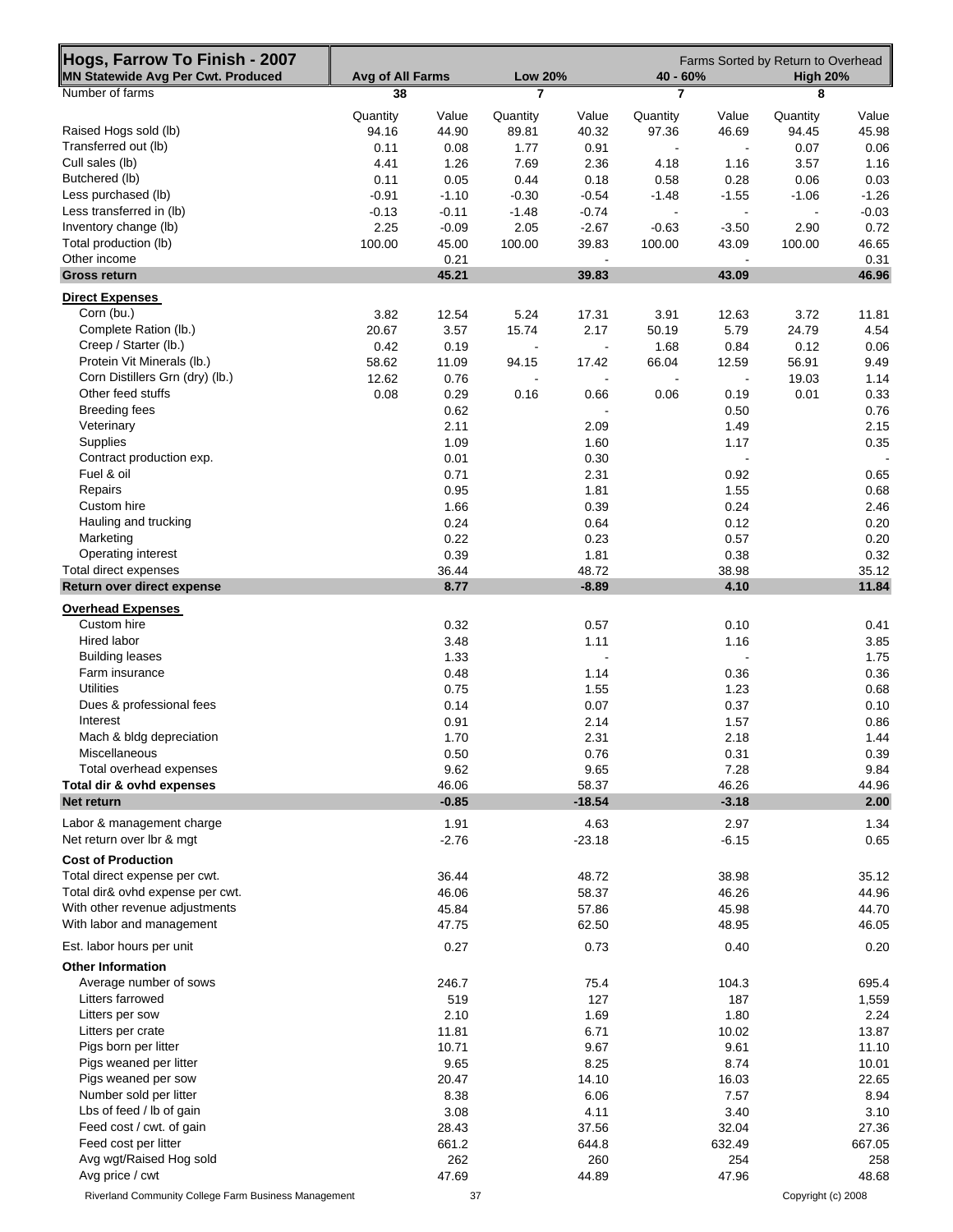# Hogs, Farrow To Finish - 2007

**MN Statewide Avg Per Cwt. Produced**

Farms Sorted by Return to Overhead

| | Avg of All Farms | | Low 20% | | 40 - 60% | | High 20% | |
|---|---|---|---|---|---|---|---|---|
| Number of farms | 38 | | 7 | | 7 | | 8 | |
| | Quantity | Value | Quantity | Value | Quantity | Value | Quantity | Value |
| Raised Hogs sold (lb) | 94.16 | 44.90 | 89.81 | 40.32 | 97.36 | 46.69 | 94.45 | 45.98 |
| Transferred out (lb) | 0.11 | 0.08 | 1.77 | 0.91 | - | - | 0.07 | 0.06 |
| Cull sales (lb) | 4.41 | 1.26 | 7.69 | 2.36 | 4.18 | 1.16 | 3.57 | 1.16 |
| Butchered (lb) | 0.11 | 0.05 | 0.44 | 0.18 | 0.58 | 0.28 | 0.06 | 0.03 |
| Less purchased (lb) | -0.91 | -1.10 | -0.30 | -0.54 | -1.48 | -1.55 | -1.06 | -1.26 |
| Less transferred in (lb) | -0.13 | -0.11 | -1.48 | -0.74 | - | - | - | -0.03 |
| Inventory change (lb) | 2.25 | -0.09 | 2.05 | -2.67 | -0.63 | -3.50 | 2.90 | 0.72 |
| Total production (lb) | 100.00 | 45.00 | 100.00 | 39.83 | 100.00 | 43.09 | 100.00 | 46.65 |
| Other income | | 0.21 | | - | | - | | 0.31 |
| **Gross return** | | **45.21** | | **39.83** | | **43.09** | | **46.96** |
| **Direct Expenses** | | | | | | | | |
| Corn (bu.) | 3.82 | 12.54 | 5.24 | 17.31 | 3.91 | 12.63 | 3.72 | 11.81 |
| Complete Ration (lb.) | 20.67 | 3.57 | 15.74 | 2.17 | 50.19 | 5.79 | 24.79 | 4.54 |
| Creep / Starter (lb.) | 0.42 | 0.19 | - | - | 1.68 | 0.84 | 0.12 | 0.06 |
| Protein Vit Minerals (lb.) | 58.62 | 11.09 | 94.15 | 17.42 | 66.04 | 12.59 | 56.91 | 9.49 |
| Corn Distillers Grn (dry) (lb.) | 12.62 | 0.76 | - | - | - | - | 19.03 | 1.14 |
| Other feed stuffs | 0.08 | 0.29 | 0.16 | 0.66 | 0.06 | 0.19 | 0.01 | 0.33 |
| Breeding fees | | 0.62 | | - | | 0.50 | | 0.76 |
| Veterinary | | 2.11 | | 2.09 | | 1.49 | | 2.15 |
| Supplies | | 1.09 | | 1.60 | | 1.17 | | 0.35 |
| Contract production exp. | | 0.01 | | 0.30 | | - | | - |
| Fuel & oil | | 0.71 | | 2.31 | | 0.92 | | 0.65 |
| Repairs | | 0.95 | | 1.81 | | 1.55 | | 0.68 |
| Custom hire | | 1.66 | | 0.39 | | 0.24 | | 2.46 |
| Hauling and trucking | | 0.24 | | 0.64 | | 0.12 | | 0.20 |
| Marketing | | 0.22 | | 0.23 | | 0.57 | | 0.20 |
| Operating interest | | 0.39 | | 1.81 | | 0.38 | | 0.32 |
| Total direct expenses | | 36.44 | | 48.72 | | 38.98 | | 35.12 |
| **Return over direct expense** | | **8.77** | | **-8.89** | | **4.10** | | **11.84** |
| **Overhead Expenses** | | | | | | | | |
| Custom hire | | 0.32 | | 0.57 | | 0.10 | | 0.41 |
| Hired labor | | 3.48 | | 1.11 | | 1.16 | | 3.85 |
| Building leases | | 1.33 | | - | | - | | 1.75 |
| Farm insurance | | 0.48 | | 1.14 | | 0.36 | | 0.36 |
| Utilities | | 0.75 | | 1.55 | | 1.23 | | 0.68 |
| Dues & professional fees | | 0.14 | | 0.07 | | 0.37 | | 0.10 |
| Interest | | 0.91 | | 2.14 | | 1.57 | | 0.86 |
| Mach & bldg depreciation | | 1.70 | | 2.31 | | 2.18 | | 1.44 |
| Miscellaneous | | 0.50 | | 0.76 | | 0.31 | | 0.39 |
| Total overhead expenses | | 9.62 | | 9.65 | | 7.28 | | 9.84 |
| **Total dir & ovhd expenses** | | **46.06** | | **58.37** | | **46.26** | | **44.96** |
| **Net return** | | **-0.85** | | **-18.54** | | **-3.18** | | **2.00** |
| Labor & management charge | | 1.91 | | 4.63 | | 2.97 | | 1.34 |
| Net return over lbr & mgt | | -2.76 | | -23.18 | | -6.15 | | 0.65 |
| **Cost of Production** | | | | | | | | |
| Total direct expense per cwt. | | 36.44 | | 48.72 | | 38.98 | | 35.12 |
| Total dir& ovhd expense per cwt. | | 46.06 | | 58.37 | | 46.26 | | 44.96 |
| With other revenue adjustments | | 45.84 | | 57.86 | | 45.98 | | 44.70 |
| With labor and management | | 47.75 | | 62.50 | | 48.95 | | 46.05 |
| Est. labor hours per unit | | 0.27 | | 0.73 | | 0.40 | | 0.20 |
| **Other Information** | | | | | | | | |
| Average number of sows | | 246.7 | | 75.4 | | 104.3 | | 695.4 |
| Litters farrowed | | 519 | | 127 | | 187 | | 1,559 |
| Litters per sow | | 2.10 | | 1.69 | | 1.80 | | 2.24 |
| Litters per crate | | 11.81 | | 6.71 | | 10.02 | | 13.87 |
| Pigs born per litter | | 10.71 | | 9.67 | | 9.61 | | 11.10 |
| Pigs weaned per litter | | 9.65 | | 8.25 | | 8.74 | | 10.01 |
| Pigs weaned per sow | | 20.47 | | 14.10 | | 16.03 | | 22.65 |
| Number sold per litter | | 8.38 | | 6.06 | | 7.57 | | 8.94 |
| Lbs of feed / lb of gain | | 3.08 | | 4.11 | | 3.40 | | 3.10 |
| Feed cost / cwt. of gain | | 28.43 | | 37.56 | | 32.04 | | 27.36 |
| Feed cost per litter | | 661.2 | | 644.8 | | 632.49 | | 667.05 |
| Avg wgt/Raised Hog sold | | 262 | | 260 | | 254 | | 258 |
| Avg price / cwt | | 47.69 | | 44.89 | | 47.96 | | 48.68 |

Riverland Community College Farm Business Management

Copyright (c) 2008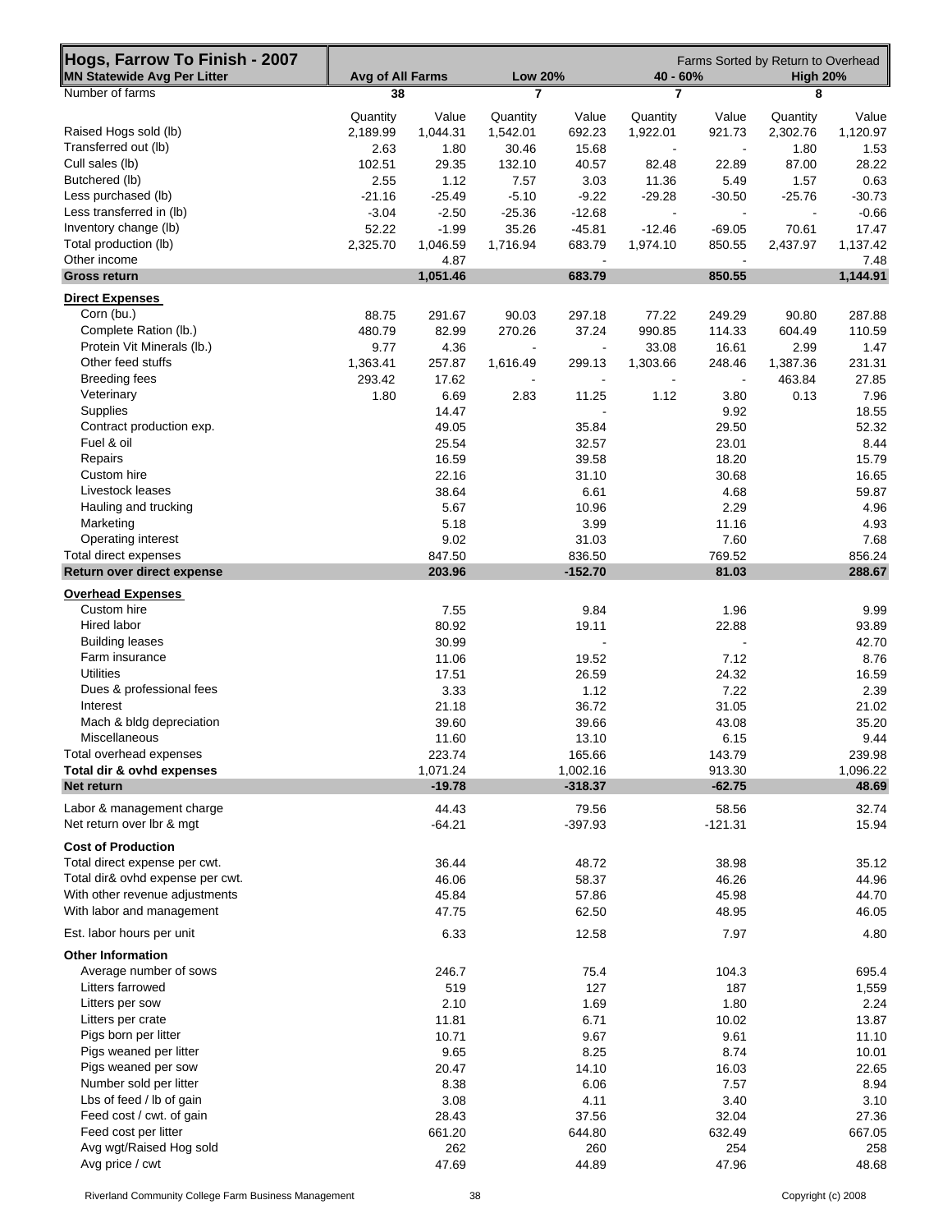# Hogs, Farrow To Finish - 2007

**MN Statewide Avg Per Litter**

Farms Sorted by Return to Overhead

| | Avg of All Farms | | Low 20% | | 40 - 60% | | High 20% | |
|---|---|---|---|---|---|---|---|---|
| Number of farms | 38 | | 7 | | 7 | | 8 | |
| | Quantity | Value | Quantity | Value | Quantity | Value | Quantity | Value |
| Raised Hogs sold (lb) | 2,189.99 | 1,044.31 | 1,542.01 | 692.23 | 1,922.01 | 921.73 | 2,302.76 | 1,120.97 |
| Transferred out (lb) | 2.63 | 1.80 | 30.46 | 15.68 | - | - | 1.80 | 1.53 |
| Cull sales (lb) | 102.51 | 29.35 | 132.10 | 40.57 | 82.48 | 22.89 | 87.00 | 28.22 |
| Butchered (lb) | 2.55 | 1.12 | 7.57 | 3.03 | 11.36 | 5.49 | 1.57 | 0.63 |
| Less purchased (lb) | -21.16 | -25.49 | -5.10 | -9.22 | -29.28 | -30.50 | -25.76 | -30.73 |
| Less transferred in (lb) | -3.04 | -2.50 | -25.36 | -12.68 | - | - | - | -0.66 |
| Inventory change (lb) | 52.22 | -1.99 | 35.26 | -45.81 | -12.46 | -69.05 | 70.61 | 17.47 |
| Total production (lb) | 2,325.70 | 1,046.59 | 1,716.94 | 683.79 | 1,974.10 | 850.55 | 2,437.97 | 1,137.42 |
| Other income | | 4.87 | | - | | - | | 7.48 |
| **Gross return** | | **1,051.46** | | **683.79** | | **850.55** | | **1,144.91** |
| **Direct Expenses** | | | | | | | | |
| Corn (bu.) | 88.75 | 291.67 | 90.03 | 297.18 | 77.22 | 249.29 | 90.80 | 287.88 |
| Complete Ration (lb.) | 480.79 | 82.99 | 270.26 | 37.24 | 990.85 | 114.33 | 604.49 | 110.59 |
| Protein Vit Minerals (lb.) | 9.77 | 4.36 | - | - | 33.08 | 16.61 | 2.99 | 1.47 |
| Other feed stuffs | 1,363.41 | 257.87 | 1,616.49 | 299.13 | 1,303.66 | 248.46 | 1,387.36 | 231.31 |
| Breeding fees | 293.42 | 17.62 | - | - | - | - | 463.84 | 27.85 |
| Veterinary | 1.80 | 6.69 | 2.83 | 11.25 | 1.12 | 3.80 | 0.13 | 7.96 |
| Supplies | | 14.47 | | - | | 9.92 | | 18.55 |
| Contract production exp. | | 49.05 | | 35.84 | | 29.50 | | 52.32 |
| Fuel & oil | | 25.54 | | 32.57 | | 23.01 | | 8.44 |
| Repairs | | 16.59 | | 39.58 | | 18.20 | | 15.79 |
| Custom hire | | 22.16 | | 31.10 | | 30.68 | | 16.65 |
| Livestock leases | | 38.64 | | 6.61 | | 4.68 | | 59.87 |
| Hauling and trucking | | 5.67 | | 10.96 | | 2.29 | | 4.96 |
| Marketing | | 5.18 | | 3.99 | | 11.16 | | 4.93 |
| Operating interest | | 9.02 | | 31.03 | | 7.60 | | 7.68 |
| Total direct expenses | | 847.50 | | 836.50 | | 769.52 | | 856.24 |
| **Return over direct expense** | | **203.96** | | **-152.70** | | **81.03** | | **288.67** |
| **Overhead Expenses** | | | | | | | | |
| Custom hire | | 7.55 | | 9.84 | | 1.96 | | 9.99 |
| Hired labor | | 80.92 | | 19.11 | | 22.88 | | 93.89 |
| Building leases | | 30.99 | | - | | - | | 42.70 |
| Farm insurance | | 11.06 | | 19.52 | | 7.12 | | 8.76 |
| Utilities | | 17.51 | | 26.59 | | 24.32 | | 16.59 |
| Dues & professional fees | | 3.33 | | 1.12 | | 7.22 | | 2.39 |
| Interest | | 21.18 | | 36.72 | | 31.05 | | 21.02 |
| Mach & bldg depreciation | | 39.60 | | 39.66 | | 43.08 | | 35.20 |
| Miscellaneous | | 11.60 | | 13.10 | | 6.15 | | 9.44 |
| Total overhead expenses | | 223.74 | | 165.66 | | 143.79 | | 239.98 |
| **Total dir & ovhd expenses** | | **1,071.24** | | **1,002.16** | | **913.30** | | **1,096.22** |
| **Net return** | | **-19.78** | | **-318.37** | | **-62.75** | | **48.69** |
| Labor & management charge | | 44.43 | | 79.56 | | 58.56 | | 32.74 |
| Net return over lbr & mgt | | -64.21 | | -397.93 | | -121.31 | | 15.94 |
| **Cost of Production** | | | | | | | | |
| Total direct expense per cwt. | | 36.44 | | 48.72 | | 38.98 | | 35.12 |
| Total dir& ovhd expense per cwt. | | 46.06 | | 58.37 | | 46.26 | | 44.96 |
| With other revenue adjustments | | 45.84 | | 57.86 | | 45.98 | | 44.70 |
| With labor and management | | 47.75 | | 62.50 | | 48.95 | | 46.05 |
| Est. labor hours per unit | | 6.33 | | 12.58 | | 7.97 | | 4.80 |
| **Other Information** | | | | | | | | |
| Average number of sows | | 246.7 | | 75.4 | | 104.3 | | 695.4 |
| Litters farrowed | | 519 | | 127 | | 187 | | 1,559 |
| Litters per sow | | 2.10 | | 1.69 | | 1.80 | | 2.24 |
| Litters per crate | | 11.81 | | 6.71 | | 10.02 | | 13.87 |
| Pigs born per litter | | 10.71 | | 9.67 | | 9.61 | | 11.10 |
| Pigs weaned per litter | | 9.65 | | 8.25 | | 8.74 | | 10.01 |
| Pigs weaned per sow | | 20.47 | | 14.10 | | 16.03 | | 22.65 |
| Number sold per litter | | 8.38 | | 6.06 | | 7.57 | | 8.94 |
| Lbs of feed / lb of gain | | 3.08 | | 4.11 | | 3.40 | | 3.10 |
| Feed cost / cwt. of gain | | 28.43 | | 37.56 | | 32.04 | | 27.36 |
| Feed cost per litter | | 661.20 | | 644.80 | | 632.49 | | 667.05 |
| Avg wgt/Raised Hog sold | | 262 | | 260 | | 254 | | 258 |
| Avg price / cwt | | 47.69 | | 44.89 | | 47.96 | | 48.68 |

Riverland Community College Farm Business Management — Copyright (c) 2008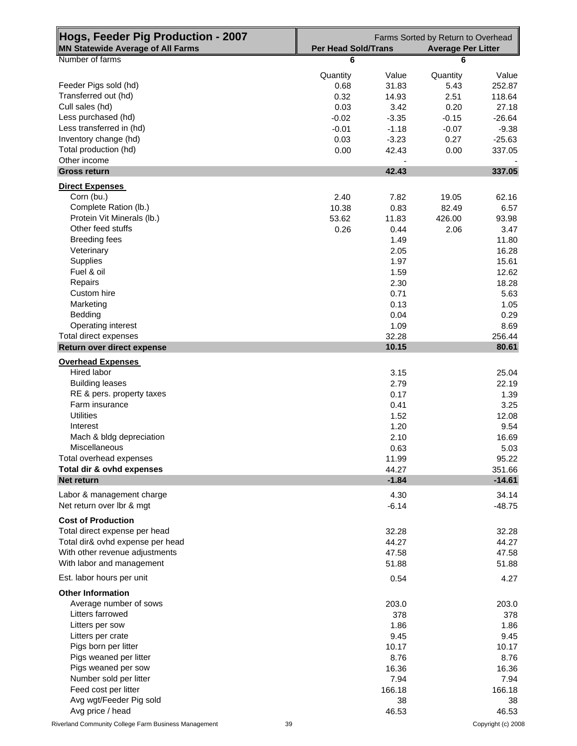| Hogs, Feeder Pig Production - 2007 | Farms Sorted by Return to Overhead | | | |
|---|---|---|---|---|
| MN Statewide Average of All Farms | Per Head Sold/Trans | | Average Per Litter | |
| Number of farms | 6 | | 6 | |
| | Quantity | Value | Quantity | Value |
| Feeder Pigs sold (hd) | 0.68 | 31.83 | 5.43 | 252.87 |
| Transferred out (hd) | 0.32 | 14.93 | 2.51 | 118.64 |
| Cull sales (hd) | 0.03 | 3.42 | 0.20 | 27.18 |
| Less purchased (hd) | -0.02 | -3.35 | -0.15 | -26.64 |
| Less transferred in (hd) | -0.01 | -1.18 | -0.07 | -9.38 |
| Inventory change (hd) | 0.03 | -3.23 | 0.27 | -25.63 |
| Total production (hd) | 0.00 | 42.43 | 0.00 | 337.05 |
| Other income | | - | | - |
| **Gross return** | | **42.43** | | **337.05** |
| **Direct Expenses** | | | | |
| Corn (bu.) | 2.40 | 7.82 | 19.05 | 62.16 |
| Complete Ration (lb.) | 10.38 | 0.83 | 82.49 | 6.57 |
| Protein Vit Minerals (lb.) | 53.62 | 11.83 | 426.00 | 93.98 |
| Other feed stuffs | 0.26 | 0.44 | 2.06 | 3.47 |
| Breeding fees | | 1.49 | | 11.80 |
| Veterinary | | 2.05 | | 16.28 |
| Supplies | | 1.97 | | 15.61 |
| Fuel & oil | | 1.59 | | 12.62 |
| Repairs | | 2.30 | | 18.28 |
| Custom hire | | 0.71 | | 5.63 |
| Marketing | | 0.13 | | 1.05 |
| Bedding | | 0.04 | | 0.29 |
| Operating interest | | 1.09 | | 8.69 |
| Total direct expenses | | 32.28 | | 256.44 |
| **Return over direct expense** | | **10.15** | | **80.61** |
| **Overhead Expenses** | | | | |
| Hired labor | | 3.15 | | 25.04 |
| Building leases | | 2.79 | | 22.19 |
| RE & pers. property taxes | | 0.17 | | 1.39 |
| Farm insurance | | 0.41 | | 3.25 |
| Utilities | | 1.52 | | 12.08 |
| Interest | | 1.20 | | 9.54 |
| Mach & bldg depreciation | | 2.10 | | 16.69 |
| Miscellaneous | | 0.63 | | 5.03 |
| Total overhead expenses | | 11.99 | | 95.22 |
| **Total dir & ovhd expenses** | | 44.27 | | 351.66 |
| **Net return** | | **-1.84** | | **-14.61** |
| Labor & management charge | | 4.30 | | 34.14 |
| Net return over lbr & mgt | | -6.14 | | -48.75 |
| **Cost of Production** | | | | |
| Total direct expense per head | | 32.28 | | 32.28 |
| Total dir& ovhd expense per head | | 44.27 | | 44.27 |
| With other revenue adjustments | | 47.58 | | 47.58 |
| With labor and management | | 51.88 | | 51.88 |
| Est. labor hours per unit | | 0.54 | | 4.27 |
| **Other Information** | | | | |
| Average number of sows | | 203.0 | | 203.0 |
| Litters farrowed | | 378 | | 378 |
| Litters per sow | | 1.86 | | 1.86 |
| Litters per crate | | 9.45 | | 9.45 |
| Pigs born per litter | | 10.17 | | 10.17 |
| Pigs weaned per litter | | 8.76 | | 8.76 |
| Pigs weaned per sow | | 16.36 | | 16.36 |
| Number sold per litter | | 7.94 | | 7.94 |
| Feed cost per litter | | 166.18 | | 166.18 |
| Avg wgt/Feeder Pig sold | | 38 | | 38 |
| Avg price / head | | 46.53 | | 46.53 |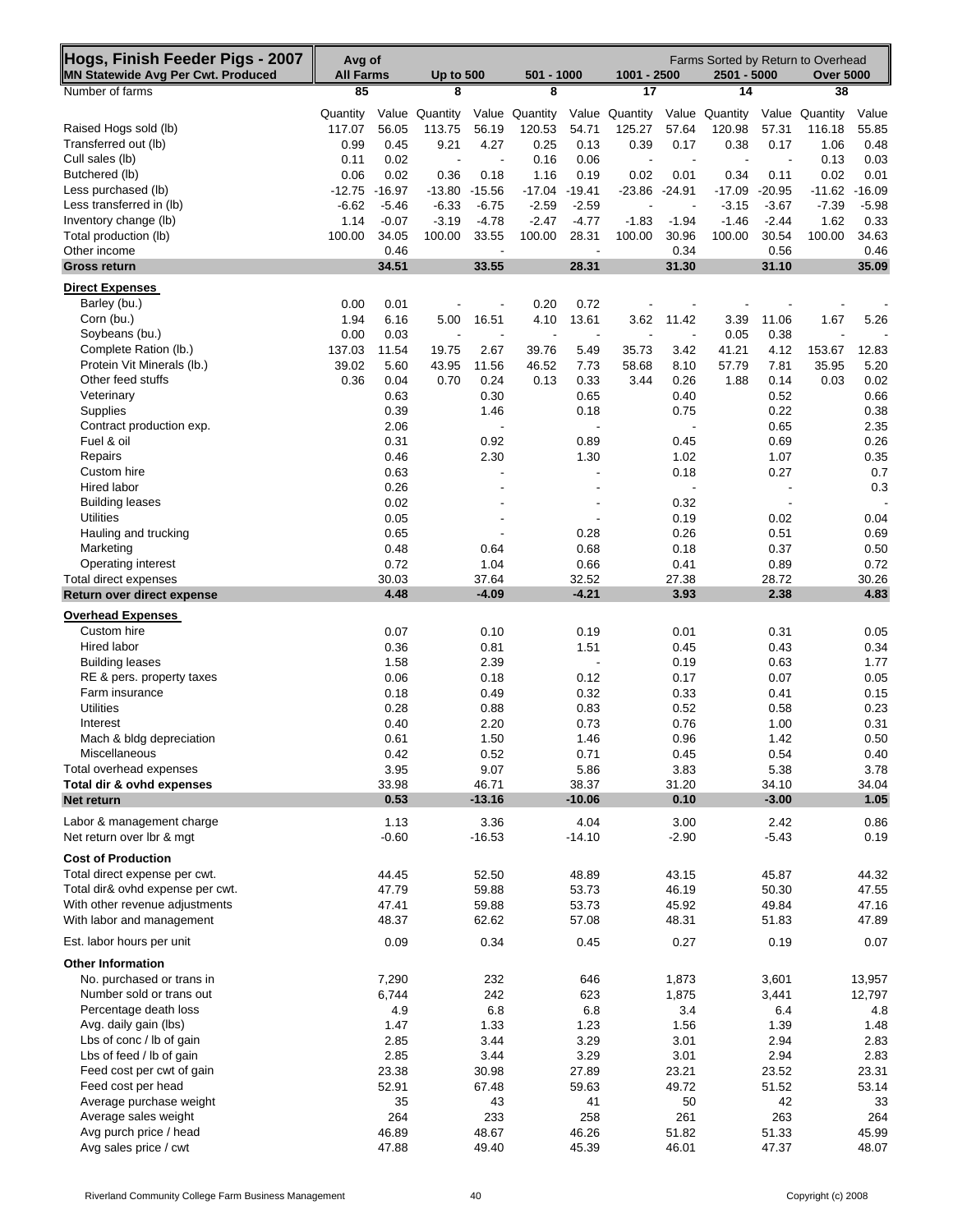| Hogs, Finish Feeder Pigs - 2007<br>MN Statewide Avg Per Cwt. Produced | Avg of All Farms | | Up to 500 | | 501 - 1000 | | 1001 - 2500 | | 2501 - 5000 | | Over 5000 | |
|---|---|---|---|---|---|---|---|---|---|---|---|---|
| | | | Farms Sorted by Return to Overhead | | | | | | | | | |
| Number of farms | 85 | | 8 | | 8 | | 17 | | 14 | | 38 | |
| | Quantity | Value | Quantity | Value | Quantity | Value | Quantity | Value | Quantity | Value | Quantity | Value |
| Raised Hogs sold (lb) | 117.07 | 56.05 | 113.75 | 56.19 | 120.53 | 54.71 | 125.27 | 57.64 | 120.98 | 57.31 | 116.18 | 55.85 |
| Transferred out (lb) | 0.99 | 0.45 | 9.21 | 4.27 | 0.25 | 0.13 | 0.39 | 0.17 | 0.38 | 0.17 | 1.06 | 0.48 |
| Cull sales (lb) | 0.11 | 0.02 | - | - | 0.16 | 0.06 | - | - | - | - | 0.13 | 0.03 |
| Butchered (lb) | 0.06 | 0.02 | 0.36 | 0.18 | 1.16 | 0.19 | 0.02 | 0.01 | 0.34 | 0.11 | 0.02 | 0.01 |
| Less purchased (lb) | -12.75 | -16.97 | -13.80 | -15.56 | -17.04 | -19.41 | -23.86 | -24.91 | -17.09 | -20.95 | -11.62 | -16.09 |
| Less transferred in (lb) | -6.62 | -5.46 | -6.33 | -6.75 | -2.59 | -2.59 | - | - | -3.15 | -3.67 | -7.39 | -5.98 |
| Inventory change (lb) | 1.14 | -0.07 | -3.19 | -4.78 | -2.47 | -4.77 | -1.83 | -1.94 | -1.46 | -2.44 | 1.62 | 0.33 |
| Total production (lb) | 100.00 | 34.05 | 100.00 | 33.55 | 100.00 | 28.31 | 100.00 | 30.96 | 100.00 | 30.54 | 100.00 | 34.63 |
| Other income | | 0.46 | | - | | - | | 0.34 | | 0.56 | | 0.46 |
| **Gross return** | | **34.51** | | **33.55** | | **28.31** | | **31.30** | | **31.10** | | **35.09** |
| **Direct Expenses** | | | | | | | | | | | | |
| Barley (bu.) | 0.00 | 0.01 | - | - | 0.20 | 0.72 | - | - | - | - | - | - |
| Corn (bu.) | 1.94 | 6.16 | 5.00 | 16.51 | 4.10 | 13.61 | 3.62 | 11.42 | 3.39 | 11.06 | 1.67 | 5.26 |
| Soybeans (bu.) | 0.00 | 0.03 | - | - | - | - | - | - | 0.05 | 0.38 | - | - |
| Complete Ration (lb.) | 137.03 | 11.54 | 19.75 | 2.67 | 39.76 | 5.49 | 35.73 | 3.42 | 41.21 | 4.12 | 153.67 | 12.83 |
| Protein Vit Minerals (lb.) | 39.02 | 5.60 | 43.95 | 11.56 | 46.52 | 7.73 | 58.68 | 8.10 | 57.79 | 7.81 | 35.95 | 5.20 |
| Other feed stuffs | 0.36 | 0.04 | 0.70 | 0.24 | 0.13 | 0.33 | 3.44 | 0.26 | 1.88 | 0.14 | 0.03 | 0.02 |
| Veterinary | | 0.63 | | 0.30 | | 0.65 | | 0.40 | | 0.52 | | 0.66 |
| Supplies | | 0.39 | | 1.46 | | 0.18 | | 0.75 | | 0.22 | | 0.38 |
| Contract production exp. | | 2.06 | | - | | - | | - | | 0.65 | | 2.35 |
| Fuel & oil | | 0.31 | | 0.92 | | 0.89 | | 0.45 | | 0.69 | | 0.26 |
| Repairs | | 0.46 | | 2.30 | | 1.30 | | 1.02 | | 1.07 | | 0.35 |
| Custom hire | | 0.63 | | - | | - | | 0.18 | | 0.27 | | 0.7 |
| Hired labor | | 0.26 | | - | | - | | - | | - | | 0.3 |
| Building leases | | 0.02 | | - | | - | | 0.32 | | - | | - |
| Utilities | | 0.05 | | - | | - | | 0.19 | | 0.02 | | 0.04 |
| Hauling and trucking | | 0.65 | | - | | 0.28 | | 0.26 | | 0.51 | | 0.69 |
| Marketing | | 0.48 | | 0.64 | | 0.68 | | 0.18 | | 0.37 | | 0.50 |
| Operating interest | | 0.72 | | 1.04 | | 0.66 | | 0.41 | | 0.89 | | 0.72 |
| Total direct expenses | | 30.03 | | 37.64 | | 32.52 | | 27.38 | | 28.72 | | 30.26 |
| **Return over direct expense** | | **4.48** | | **-4.09** | | **-4.21** | | **3.93** | | **2.38** | | **4.83** |
| **Overhead Expenses** | | | | | | | | | | | | |
| Custom hire | | 0.07 | | 0.10 | | 0.19 | | 0.01 | | 0.31 | | 0.05 |
| Hired labor | | 0.36 | | 0.81 | | 1.51 | | 0.45 | | 0.43 | | 0.34 |
| Building leases | | 1.58 | | 2.39 | | - | | 0.19 | | 0.63 | | 1.77 |
| RE & pers. property taxes | | 0.06 | | 0.18 | | 0.12 | | 0.17 | | 0.07 | | 0.05 |
| Farm insurance | | 0.18 | | 0.49 | | 0.32 | | 0.33 | | 0.41 | | 0.15 |
| Utilities | | 0.28 | | 0.88 | | 0.83 | | 0.52 | | 0.58 | | 0.23 |
| Interest | | 0.40 | | 2.20 | | 0.73 | | 0.76 | | 1.00 | | 0.31 |
| Mach & bldg depreciation | | 0.61 | | 1.50 | | 1.46 | | 0.96 | | 1.42 | | 0.50 |
| Miscellaneous | | 0.42 | | 0.52 | | 0.71 | | 0.45 | | 0.54 | | 0.40 |
| Total overhead expenses | | 3.95 | | 9.07 | | 5.86 | | 3.83 | | 5.38 | | 3.78 |
| **Total dir & ovhd expenses** | | **33.98** | | **46.71** | | **38.37** | | **31.20** | | **34.10** | | **34.04** |
| **Net return** | | **0.53** | | **-13.16** | | **-10.06** | | **0.10** | | **-3.00** | | **1.05** |
| Labor & management charge | | 1.13 | | 3.36 | | 4.04 | | 3.00 | | 2.42 | | 0.86 |
| Net return over lbr & mgt | | -0.60 | | -16.53 | | -14.10 | | -2.90 | | -5.43 | | 0.19 |
| **Cost of Production** | | | | | | | | | | | | |
| Total direct expense per cwt. | | 44.45 | | 52.50 | | 48.89 | | 43.15 | | 45.87 | | 44.32 |
| Total dir& ovhd expense per cwt. | | 47.79 | | 59.88 | | 53.73 | | 46.19 | | 50.30 | | 47.55 |
| With other revenue adjustments | | 47.41 | | 59.88 | | 53.73 | | 45.92 | | 49.84 | | 47.16 |
| With labor and management | | 48.37 | | 62.62 | | 57.08 | | 48.31 | | 51.83 | | 47.89 |
| Est. labor hours per unit | | 0.09 | | 0.34 | | 0.45 | | 0.27 | | 0.19 | | 0.07 |
| **Other Information** | | | | | | | | | | | | |
| No. purchased or trans in | | 7,290 | | 232 | | 646 | | 1,873 | | 3,601 | | 13,957 |
| Number sold or trans out | | 6,744 | | 242 | | 623 | | 1,875 | | 3,441 | | 12,797 |
| Percentage death loss | | 4.9 | | 6.8 | | 6.8 | | 3.4 | | 6.4 | | 4.8 |
| Avg. daily gain (lbs) | | 1.47 | | 1.33 | | 1.23 | | 1.56 | | 1.39 | | 1.48 |
| Lbs of conc / lb of gain | | 2.85 | | 3.44 | | 3.29 | | 3.01 | | 2.94 | | 2.83 |
| Lbs of feed / lb of gain | | 2.85 | | 3.44 | | 3.29 | | 3.01 | | 2.94 | | 2.83 |
| Feed cost per cwt of gain | | 23.38 | | 30.98 | | 27.89 | | 23.21 | | 23.52 | | 23.31 |
| Feed cost per head | | 52.91 | | 67.48 | | 59.63 | | 49.72 | | 51.52 | | 53.14 |
| Average purchase weight | | 35 | | 43 | | 41 | | 50 | | 42 | | 33 |
| Average sales weight | | 264 | | 233 | | 258 | | 261 | | 263 | | 264 |
| Avg purch price / head | | 46.89 | | 48.67 | | 46.26 | | 51.82 | | 51.33 | | 45.99 |
| Avg sales price / cwt | | 47.88 | | 49.40 | | 45.39 | | 46.01 | | 47.37 | | 48.07 |

Riverland Community College Farm Business Management Copyright (c) 2008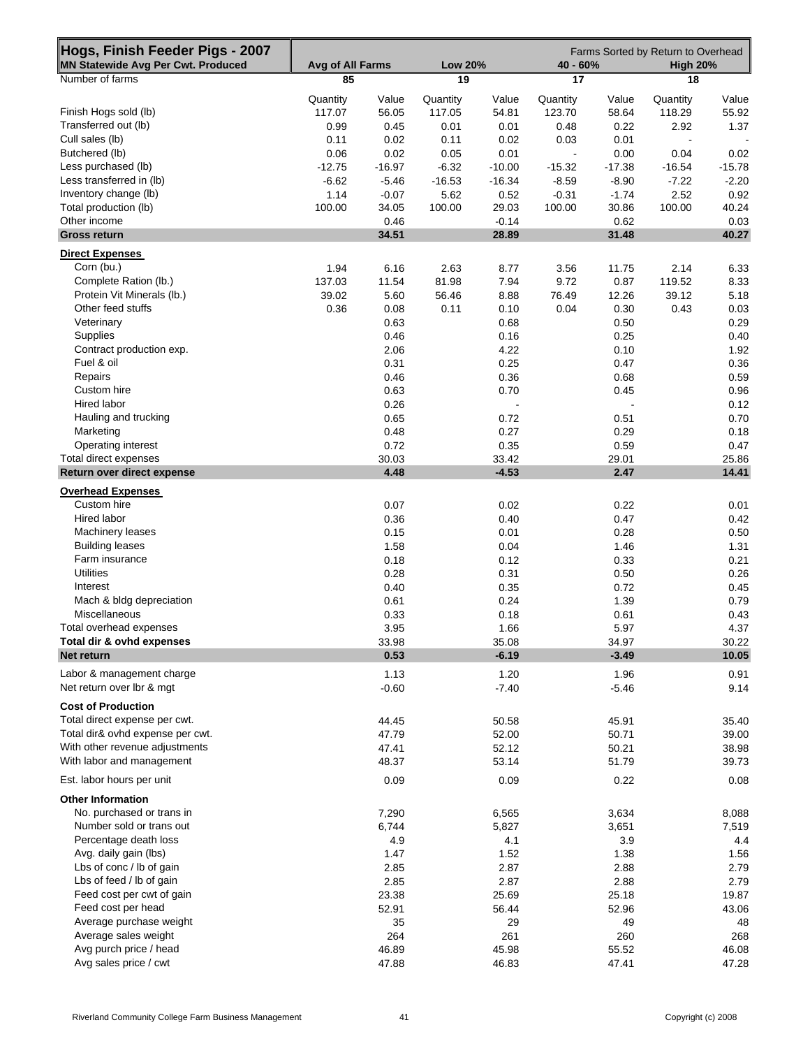| Hogs, Finish Feeder Pigs - 2007<br>MN Statewide Avg Per Cwt. Produced | Avg of All Farms | | Low 20% | | 40 - 60% | | High 20% | |
|---|---|---|---|---|---|---|---|---|
| | | | Farms Sorted by Return to Overhead | | | | | |
| Number of farms | 85 | | 19 | | 17 | | 18 | |
| | Quantity | Value | Quantity | Value | Quantity | Value | Quantity | Value |
| Finish Hogs sold (lb) | 117.07 | 56.05 | 117.05 | 54.81 | 123.70 | 58.64 | 118.29 | 55.92 |
| Transferred out (lb) | 0.99 | 0.45 | 0.01 | 0.01 | 0.48 | 0.22 | 2.92 | 1.37 |
| Cull sales (lb) | 0.11 | 0.02 | 0.11 | 0.02 | 0.03 | 0.01 | - | - |
| Butchered (lb) | 0.06 | 0.02 | 0.05 | 0.01 | - | 0.00 | 0.04 | 0.02 |
| Less purchased (lb) | -12.75 | -16.97 | -6.32 | -10.00 | -15.32 | -17.38 | -16.54 | -15.78 |
| Less transferred in (lb) | -6.62 | -5.46 | -16.53 | -16.34 | -8.59 | -8.90 | -7.22 | -2.20 |
| Inventory change (lb) | 1.14 | -0.07 | 5.62 | 0.52 | -0.31 | -1.74 | 2.52 | 0.92 |
| Total production (lb) | 100.00 | 34.05 | 100.00 | 29.03 | 100.00 | 30.86 | 100.00 | 40.24 |
| Other income | | 0.46 | | -0.14 | | 0.62 | | 0.03 |
| **Gross return** | | **34.51** | | **28.89** | | **31.48** | | **40.27** |
| **Direct Expenses** | | | | | | | | |
| Corn (bu.) | 1.94 | 6.16 | 2.63 | 8.77 | 3.56 | 11.75 | 2.14 | 6.33 |
| Complete Ration (lb.) | 137.03 | 11.54 | 81.98 | 7.94 | 9.72 | 0.87 | 119.52 | 8.33 |
| Protein Vit Minerals (lb.) | 39.02 | 5.60 | 56.46 | 8.88 | 76.49 | 12.26 | 39.12 | 5.18 |
| Other feed stuffs | 0.36 | 0.08 | 0.11 | 0.10 | 0.04 | 0.30 | 0.43 | 0.03 |
| Veterinary | | 0.63 | | 0.68 | | 0.50 | | 0.29 |
| Supplies | | 0.46 | | 0.16 | | 0.25 | | 0.40 |
| Contract production exp. | | 2.06 | | 4.22 | | 0.10 | | 1.92 |
| Fuel & oil | | 0.31 | | 0.25 | | 0.47 | | 0.36 |
| Repairs | | 0.46 | | 0.36 | | 0.68 | | 0.59 |
| Custom hire | | 0.63 | | 0.70 | | 0.45 | | 0.96 |
| Hired labor | | 0.26 | | - | | - | | 0.12 |
| Hauling and trucking | | 0.65 | | 0.72 | | 0.51 | | 0.70 |
| Marketing | | 0.48 | | 0.27 | | 0.29 | | 0.18 |
| Operating interest | | 0.72 | | 0.35 | | 0.59 | | 0.47 |
| Total direct expenses | | 30.03 | | 33.42 | | 29.01 | | 25.86 |
| **Return over direct expense** | | **4.48** | | **-4.53** | | **2.47** | | **14.41** |
| **Overhead Expenses** | | | | | | | | |
| Custom hire | | 0.07 | | 0.02 | | 0.22 | | 0.01 |
| Hired labor | | 0.36 | | 0.40 | | 0.47 | | 0.42 |
| Machinery leases | | 0.15 | | 0.01 | | 0.28 | | 0.50 |
| Building leases | | 1.58 | | 0.04 | | 1.46 | | 1.31 |
| Farm insurance | | 0.18 | | 0.12 | | 0.33 | | 0.21 |
| Utilities | | 0.28 | | 0.31 | | 0.50 | | 0.26 |
| Interest | | 0.40 | | 0.35 | | 0.72 | | 0.45 |
| Mach & bldg depreciation | | 0.61 | | 0.24 | | 1.39 | | 0.79 |
| Miscellaneous | | 0.33 | | 0.18 | | 0.61 | | 0.43 |
| Total overhead expenses | | 3.95 | | 1.66 | | 5.97 | | 4.37 |
| **Total dir & ovhd expenses** | | 33.98 | | 35.08 | | 34.97 | | 30.22 |
| **Net return** | | **0.53** | | **-6.19** | | **-3.49** | | **10.05** |
| Labor & management charge | | 1.13 | | 1.20 | | 1.96 | | 0.91 |
| Net return over lbr & mgt | | -0.60 | | -7.40 | | -5.46 | | 9.14 |
| **Cost of Production** | | | | | | | | |
| Total direct expense per cwt. | | 44.45 | | 50.58 | | 45.91 | | 35.40 |
| Total dir& ovhd expense per cwt. | | 47.79 | | 52.00 | | 50.71 | | 39.00 |
| With other revenue adjustments | | 47.41 | | 52.12 | | 50.21 | | 38.98 |
| With labor and management | | 48.37 | | 53.14 | | 51.79 | | 39.73 |
| Est. labor hours per unit | | 0.09 | | 0.09 | | 0.22 | | 0.08 |
| **Other Information** | | | | | | | | |
| No. purchased or trans in | | 7,290 | | 6,565 | | 3,634 | | 8,088 |
| Number sold or trans out | | 6,744 | | 5,827 | | 3,651 | | 7,519 |
| Percentage death loss | | 4.9 | | 4.1 | | 3.9 | | 4.4 |
| Avg. daily gain (lbs) | | 1.47 | | 1.52 | | 1.38 | | 1.56 |
| Lbs of conc / lb of gain | | 2.85 | | 2.87 | | 2.88 | | 2.79 |
| Lbs of feed / lb of gain | | 2.85 | | 2.87 | | 2.88 | | 2.79 |
| Feed cost per cwt of gain | | 23.38 | | 25.69 | | 25.18 | | 19.87 |
| Feed cost per head | | 52.91 | | 56.44 | | 52.96 | | 43.06 |
| Average purchase weight | | 35 | | 29 | | 49 | | 48 |
| Average sales weight | | 264 | | 261 | | 260 | | 268 |
| Avg purch price / head | | 46.89 | | 45.98 | | 55.52 | | 46.08 |
| Avg sales price / cwt | | 47.88 | | 46.83 | | 47.41 | | 47.28 |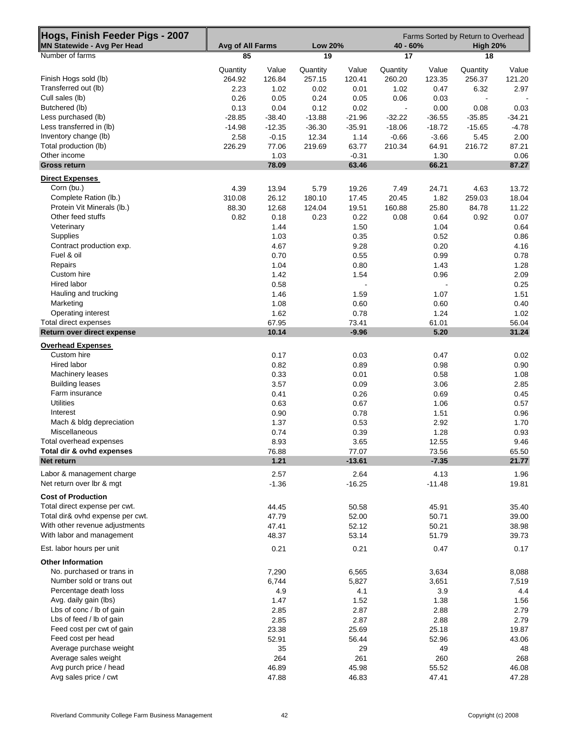| Hogs, Finish Feeder Pigs - 2007<br>MN Statewide - Avg Per Head | Avg of All Farms | | Low 20% | | 40 - 60% | | High 20% | |
|---|---|---|---|---|---|---|---|---|
| | Farms Sorted by Return to Overhead | | | | | | | |
| Number of farms | 85 | | 19 | | 17 | | 18 | |
| | Quantity | Value | Quantity | Value | Quantity | Value | Quantity | Value |
| Finish Hogs sold (lb) | 264.92 | 126.84 | 257.15 | 120.41 | 260.20 | 123.35 | 256.37 | 121.20 |
| Transferred out (lb) | 2.23 | 1.02 | 0.02 | 0.01 | 1.02 | 0.47 | 6.32 | 2.97 |
| Cull sales (lb) | 0.26 | 0.05 | 0.24 | 0.05 | 0.06 | 0.03 | - | - |
| Butchered (lb) | 0.13 | 0.04 | 0.12 | 0.02 | - | 0.00 | 0.08 | 0.03 |
| Less purchased (lb) | -28.85 | -38.40 | -13.88 | -21.96 | -32.22 | -36.55 | -35.85 | -34.21 |
| Less transferred in (lb) | -14.98 | -12.35 | -36.30 | -35.91 | -18.06 | -18.72 | -15.65 | -4.78 |
| Inventory change (lb) | 2.58 | -0.15 | 12.34 | 1.14 | -0.66 | -3.66 | 5.45 | 2.00 |
| Total production (lb) | 226.29 | 77.06 | 219.69 | 63.77 | 210.34 | 64.91 | 216.72 | 87.21 |
| Other income | | 1.03 | | -0.31 | | 1.30 | | 0.06 |
| **Gross return** | | **78.09** | | **63.46** | | **66.21** | | **87.27** |
| **Direct Expenses** | | | | | | | | |
| Corn (bu.) | 4.39 | 13.94 | 5.79 | 19.26 | 7.49 | 24.71 | 4.63 | 13.72 |
| Complete Ration (lb.) | 310.08 | 26.12 | 180.10 | 17.45 | 20.45 | 1.82 | 259.03 | 18.04 |
| Protein Vit Minerals (lb.) | 88.30 | 12.68 | 124.04 | 19.51 | 160.88 | 25.80 | 84.78 | 11.22 |
| Other feed stuffs | 0.82 | 0.18 | 0.23 | 0.22 | 0.08 | 0.64 | 0.92 | 0.07 |
| Veterinary | | 1.44 | | 1.50 | | 1.04 | | 0.64 |
| Supplies | | 1.03 | | 0.35 | | 0.52 | | 0.86 |
| Contract production exp. | | 4.67 | | 9.28 | | 0.20 | | 4.16 |
| Fuel & oil | | 0.70 | | 0.55 | | 0.99 | | 0.78 |
| Repairs | | 1.04 | | 0.80 | | 1.43 | | 1.28 |
| Custom hire | | 1.42 | | 1.54 | | 0.96 | | 2.09 |
| Hired labor | | 0.58 | | - | | - | | 0.25 |
| Hauling and trucking | | 1.46 | | 1.59 | | 1.07 | | 1.51 |
| Marketing | | 1.08 | | 0.60 | | 0.60 | | 0.40 |
| Operating interest | | 1.62 | | 0.78 | | 1.24 | | 1.02 |
| Total direct expenses | | 67.95 | | 73.41 | | 61.01 | | 56.04 |
| **Return over direct expense** | | **10.14** | | **-9.96** | | **5.20** | | **31.24** |
| **Overhead Expenses** | | | | | | | | |
| Custom hire | | 0.17 | | 0.03 | | 0.47 | | 0.02 |
| Hired labor | | 0.82 | | 0.89 | | 0.98 | | 0.90 |
| Machinery leases | | 0.33 | | 0.01 | | 0.58 | | 1.08 |
| Building leases | | 3.57 | | 0.09 | | 3.06 | | 2.85 |
| Farm insurance | | 0.41 | | 0.26 | | 0.69 | | 0.45 |
| Utilities | | 0.63 | | 0.67 | | 1.06 | | 0.57 |
| Interest | | 0.90 | | 0.78 | | 1.51 | | 0.96 |
| Mach & bldg depreciation | | 1.37 | | 0.53 | | 2.92 | | 1.70 |
| Miscellaneous | | 0.74 | | 0.39 | | 1.28 | | 0.93 |
| Total overhead expenses | | 8.93 | | 3.65 | | 12.55 | | 9.46 |
| **Total dir & ovhd expenses** | | **76.88** | | **77.07** | | **73.56** | | **65.50** |
| **Net return** | | **1.21** | | **-13.61** | | **-7.35** | | **21.77** |
| Labor & management charge | | 2.57 | | 2.64 | | 4.13 | | 1.96 |
| Net return over lbr & mgt | | -1.36 | | -16.25 | | -11.48 | | 19.81 |
| **Cost of Production** | | | | | | | | |
| Total direct expense per cwt. | | 44.45 | | 50.58 | | 45.91 | | 35.40 |
| Total dir& ovhd expense per cwt. | | 47.79 | | 52.00 | | 50.71 | | 39.00 |
| With other revenue adjustments | | 47.41 | | 52.12 | | 50.21 | | 38.98 |
| With labor and management | | 48.37 | | 53.14 | | 51.79 | | 39.73 |
| Est. labor hours per unit | | 0.21 | | 0.21 | | 0.47 | | 0.17 |
| **Other Information** | | | | | | | | |
| No. purchased or trans in | | 7,290 | | 6,565 | | 3,634 | | 8,088 |
| Number sold or trans out | | 6,744 | | 5,827 | | 3,651 | | 7,519 |
| Percentage death loss | | 4.9 | | 4.1 | | 3.9 | | 4.4 |
| Avg. daily gain (lbs) | | 1.47 | | 1.52 | | 1.38 | | 1.56 |
| Lbs of conc / lb of gain | | 2.85 | | 2.87 | | 2.88 | | 2.79 |
| Lbs of feed / lb of gain | | 2.85 | | 2.87 | | 2.88 | | 2.79 |
| Feed cost per cwt of gain | | 23.38 | | 25.69 | | 25.18 | | 19.87 |
| Feed cost per head | | 52.91 | | 56.44 | | 52.96 | | 43.06 |
| Average purchase weight | | 35 | | 29 | | 49 | | 48 |
| Average sales weight | | 264 | | 261 | | 260 | | 268 |
| Avg purch price / head | | 46.89 | | 45.98 | | 55.52 | | 46.08 |
| Avg sales price / cwt | | 47.88 | | 46.83 | | 47.41 | | 47.28 |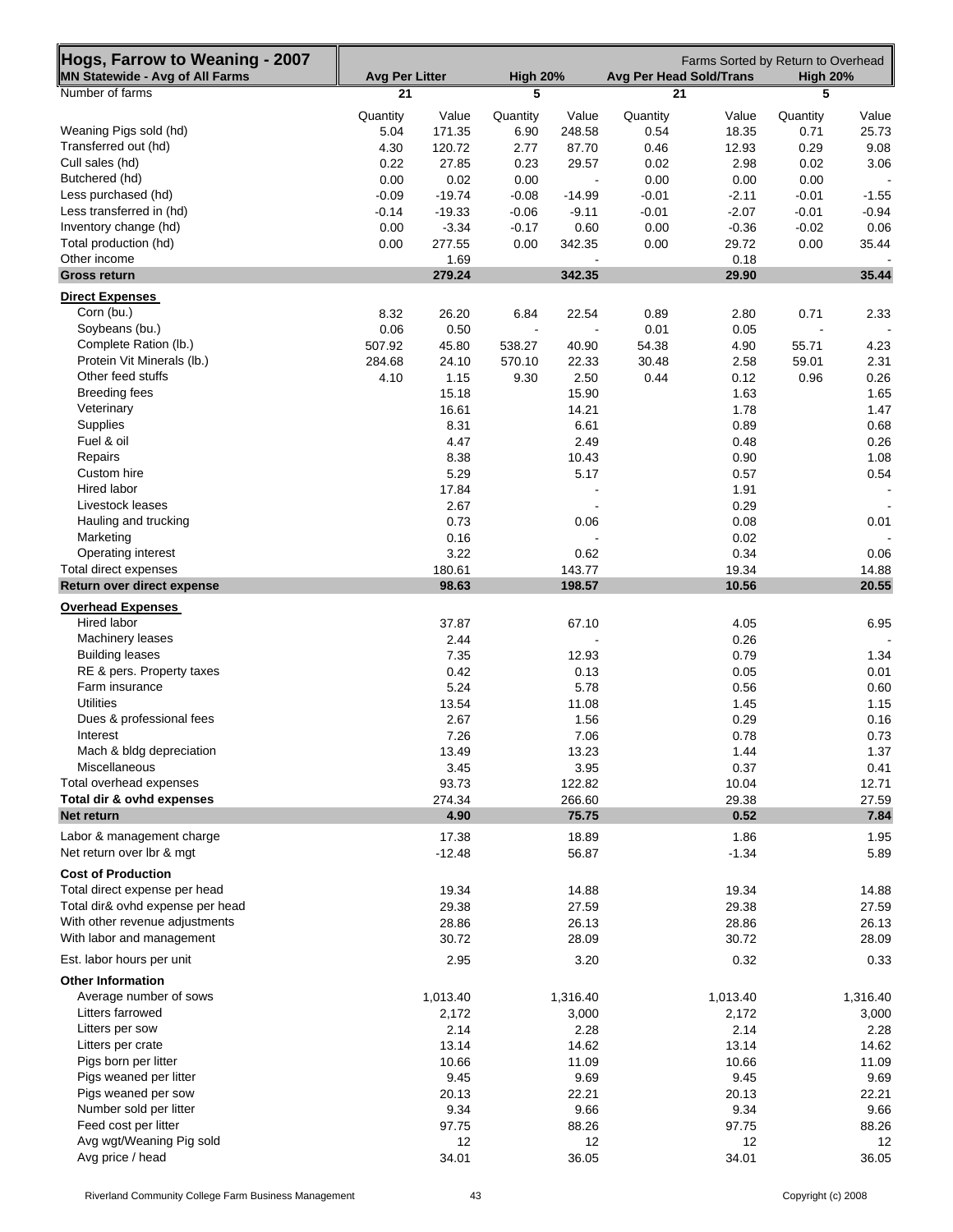| Hogs, Farrow to Weaning - 2007<br>MN Statewide - Avg of All Farms | Avg Per Litter | | High 20% | | Avg Per Head Sold/Trans | | High 20% | |
|---|---|---|---|---|---|---|---|---|
| | Farms Sorted by Return to Overhead | | | | | | | |
| Number of farms | 21 | | 5 | | 21 | | 5 | |
| | Quantity | Value | Quantity | Value | Quantity | Value | Quantity | Value |
| Weaning Pigs sold (hd) | 5.04 | 171.35 | 6.90 | 248.58 | 0.54 | 18.35 | 0.71 | 25.73 |
| Transferred out (hd) | 4.30 | 120.72 | 2.77 | 87.70 | 0.46 | 12.93 | 0.29 | 9.08 |
| Cull sales (hd) | 0.22 | 27.85 | 0.23 | 29.57 | 0.02 | 2.98 | 0.02 | 3.06 |
| Butchered (hd) | 0.00 | 0.02 | 0.00 | - | 0.00 | 0.00 | 0.00 | - |
| Less purchased (hd) | -0.09 | -19.74 | -0.08 | -14.99 | -0.01 | -2.11 | -0.01 | -1.55 |
| Less transferred in (hd) | -0.14 | -19.33 | -0.06 | -9.11 | -0.01 | -2.07 | -0.01 | -0.94 |
| Inventory change (hd) | 0.00 | -3.34 | -0.17 | 0.60 | 0.00 | -0.36 | -0.02 | 0.06 |
| Total production (hd) | 0.00 | 277.55 | 0.00 | 342.35 | 0.00 | 29.72 | 0.00 | 35.44 |
| Other income | | 1.69 | | - | | 0.18 | | - |
| **Gross return** | | **279.24** | | **342.35** | | **29.90** | | **35.44** |
| **Direct Expenses** | | | | | | | | |
| Corn (bu.) | 8.32 | 26.20 | 6.84 | 22.54 | 0.89 | 2.80 | 0.71 | 2.33 |
| Soybeans (bu.) | 0.06 | 0.50 | - | - | 0.01 | 0.05 | - | - |
| Complete Ration (lb.) | 507.92 | 45.80 | 538.27 | 40.90 | 54.38 | 4.90 | 55.71 | 4.23 |
| Protein Vit Minerals (lb.) | 284.68 | 24.10 | 570.10 | 22.33 | 30.48 | 2.58 | 59.01 | 2.31 |
| Other feed stuffs | 4.10 | 1.15 | 9.30 | 2.50 | 0.44 | 0.12 | 0.96 | 0.26 |
| Breeding fees | | 15.18 | | 15.90 | | 1.63 | | 1.65 |
| Veterinary | | 16.61 | | 14.21 | | 1.78 | | 1.47 |
| Supplies | | 8.31 | | 6.61 | | 0.89 | | 0.68 |
| Fuel & oil | | 4.47 | | 2.49 | | 0.48 | | 0.26 |
| Repairs | | 8.38 | | 10.43 | | 0.90 | | 1.08 |
| Custom hire | | 5.29 | | 5.17 | | 0.57 | | 0.54 |
| Hired labor | | 17.84 | | - | | 1.91 | | - |
| Livestock leases | | 2.67 | | - | | 0.29 | | - |
| Hauling and trucking | | 0.73 | | 0.06 | | 0.08 | | 0.01 |
| Marketing | | 0.16 | | - | | 0.02 | | - |
| Operating interest | | 3.22 | | 0.62 | | 0.34 | | 0.06 |
| Total direct expenses | | 180.61 | | 143.77 | | 19.34 | | 14.88 |
| **Return over direct expense** | | **98.63** | | **198.57** | | **10.56** | | **20.55** |
| **Overhead Expenses** | | | | | | | | |
| Hired labor | | 37.87 | | 67.10 | | 4.05 | | 6.95 |
| Machinery leases | | 2.44 | | - | | 0.26 | | - |
| Building leases | | 7.35 | | 12.93 | | 0.79 | | 1.34 |
| RE & pers. Property taxes | | 0.42 | | 0.13 | | 0.05 | | 0.01 |
| Farm insurance | | 5.24 | | 5.78 | | 0.56 | | 0.60 |
| Utilities | | 13.54 | | 11.08 | | 1.45 | | 1.15 |
| Dues & professional fees | | 2.67 | | 1.56 | | 0.29 | | 0.16 |
| Interest | | 7.26 | | 7.06 | | 0.78 | | 0.73 |
| Mach & bldg depreciation | | 13.49 | | 13.23 | | 1.44 | | 1.37 |
| Miscellaneous | | 3.45 | | 3.95 | | 0.37 | | 0.41 |
| Total overhead expenses | | 93.73 | | 122.82 | | 10.04 | | 12.71 |
| **Total dir & ovhd expenses** | | 274.34 | | 266.60 | | 29.38 | | 27.59 |
| **Net return** | | **4.90** | | **75.75** | | **0.52** | | **7.84** |
| Labor & management charge | | 17.38 | | 18.89 | | 1.86 | | 1.95 |
| Net return over lbr & mgt | | -12.48 | | 56.87 | | -1.34 | | 5.89 |
| **Cost of Production** | | | | | | | | |
| Total direct expense per head | | 19.34 | | 14.88 | | 19.34 | | 14.88 |
| Total dir& ovhd expense per head | | 29.38 | | 27.59 | | 29.38 | | 27.59 |
| With other revenue adjustments | | 28.86 | | 26.13 | | 28.86 | | 26.13 |
| With labor and management | | 30.72 | | 28.09 | | 30.72 | | 28.09 |
| Est. labor hours per unit | | 2.95 | | 3.20 | | 0.32 | | 0.33 |
| **Other Information** | | | | | | | | |
| Average number of sows | | 1,013.40 | | 1,316.40 | | 1,013.40 | | 1,316.40 |
| Litters farrowed | | 2,172 | | 3,000 | | 2,172 | | 3,000 |
| Litters per sow | | 2.14 | | 2.28 | | 2.14 | | 2.28 |
| Litters per crate | | 13.14 | | 14.62 | | 13.14 | | 14.62 |
| Pigs born per litter | | 10.66 | | 11.09 | | 10.66 | | 11.09 |
| Pigs weaned per litter | | 9.45 | | 9.69 | | 9.45 | | 9.69 |
| Pigs weaned per sow | | 20.13 | | 22.21 | | 20.13 | | 22.21 |
| Number sold per litter | | 9.34 | | 9.66 | | 9.34 | | 9.66 |
| Feed cost per litter | | 97.75 | | 88.26 | | 97.75 | | 88.26 |
| Avg wgt/Weaning Pig sold | | 12 | | 12 | | 12 | | 12 |
| Avg price / head | | 34.01 | | 36.05 | | 34.01 | | 36.05 |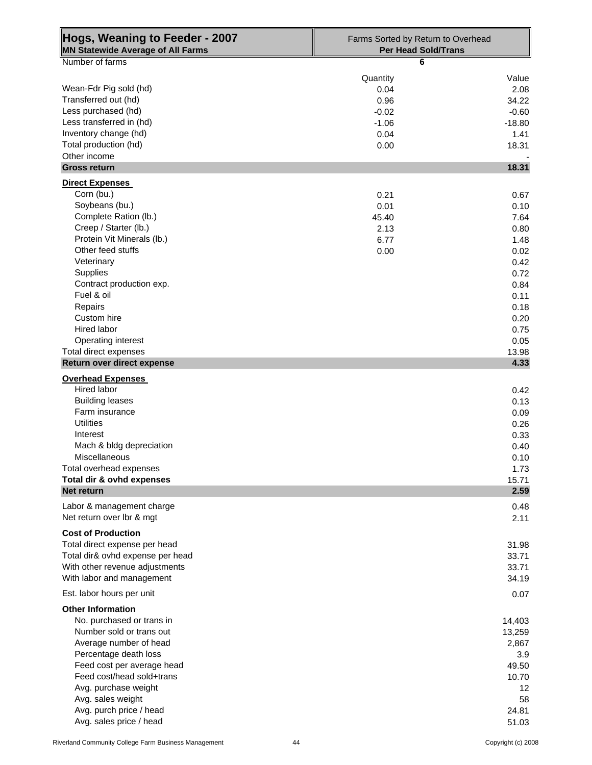| **Hogs, Weaning to Feeder - 2007** | Farms Sorted by Return to Overhead | |
|---|---|---|
| **MN Statewide Average of All Farms** | **Per Head Sold/Trans** | |
| Number of farms | **6** | |
| | Quantity | Value |
| Wean-Fdr Pig sold (hd) | 0.04 | 2.08 |
| Transferred out (hd) | 0.96 | 34.22 |
| Less purchased (hd) | -0.02 | -0.60 |
| Less transferred in (hd) | -1.06 | -18.80 |
| Inventory change (hd) | 0.04 | 1.41 |
| Total production (hd) | 0.00 | 18.31 |
| Other income | | - |
| **Gross return** | | **18.31** |
| **Direct Expenses** | | |
| Corn (bu.) | 0.21 | 0.67 |
| Soybeans (bu.) | 0.01 | 0.10 |
| Complete Ration (lb.) | 45.40 | 7.64 |
| Creep / Starter (lb.) | 2.13 | 0.80 |
| Protein Vit Minerals (lb.) | 6.77 | 1.48 |
| Other feed stuffs | 0.00 | 0.02 |
| Veterinary | | 0.42 |
| Supplies | | 0.72 |
| Contract production exp. | | 0.84 |
| Fuel & oil | | 0.11 |
| Repairs | | 0.18 |
| Custom hire | | 0.20 |
| Hired labor | | 0.75 |
| Operating interest | | 0.05 |
| Total direct expenses | | 13.98 |
| **Return over direct expense** | | **4.33** |
| **Overhead Expenses** | | |
| Hired labor | | 0.42 |
| Building leases | | 0.13 |
| Farm insurance | | 0.09 |
| Utilities | | 0.26 |
| Interest | | 0.33 |
| Mach & bldg depreciation | | 0.40 |
| Miscellaneous | | 0.10 |
| Total overhead expenses | | 1.73 |
| **Total dir & ovhd expenses** | | 15.71 |
| **Net return** | | **2.59** |
| Labor & management charge | | 0.48 |
| Net return over lbr & mgt | | 2.11 |
| **Cost of Production** | | |
| Total direct expense per head | | 31.98 |
| Total dir& ovhd expense per head | | 33.71 |
| With other revenue adjustments | | 33.71 |
| With labor and management | | 34.19 |
| Est. labor hours per unit | | 0.07 |
| **Other Information** | | |
| No. purchased or trans in | | 14,403 |
| Number sold or trans out | | 13,259 |
| Average number of head | | 2,867 |
| Percentage death loss | | 3.9 |
| Feed cost per average head | | 49.50 |
| Feed cost/head sold+trans | | 10.70 |
| Avg. purchase weight | | 12 |
| Avg. sales weight | | 58 |
| Avg. purch price / head | | 24.81 |
| Avg. sales price / head | | 51.03 |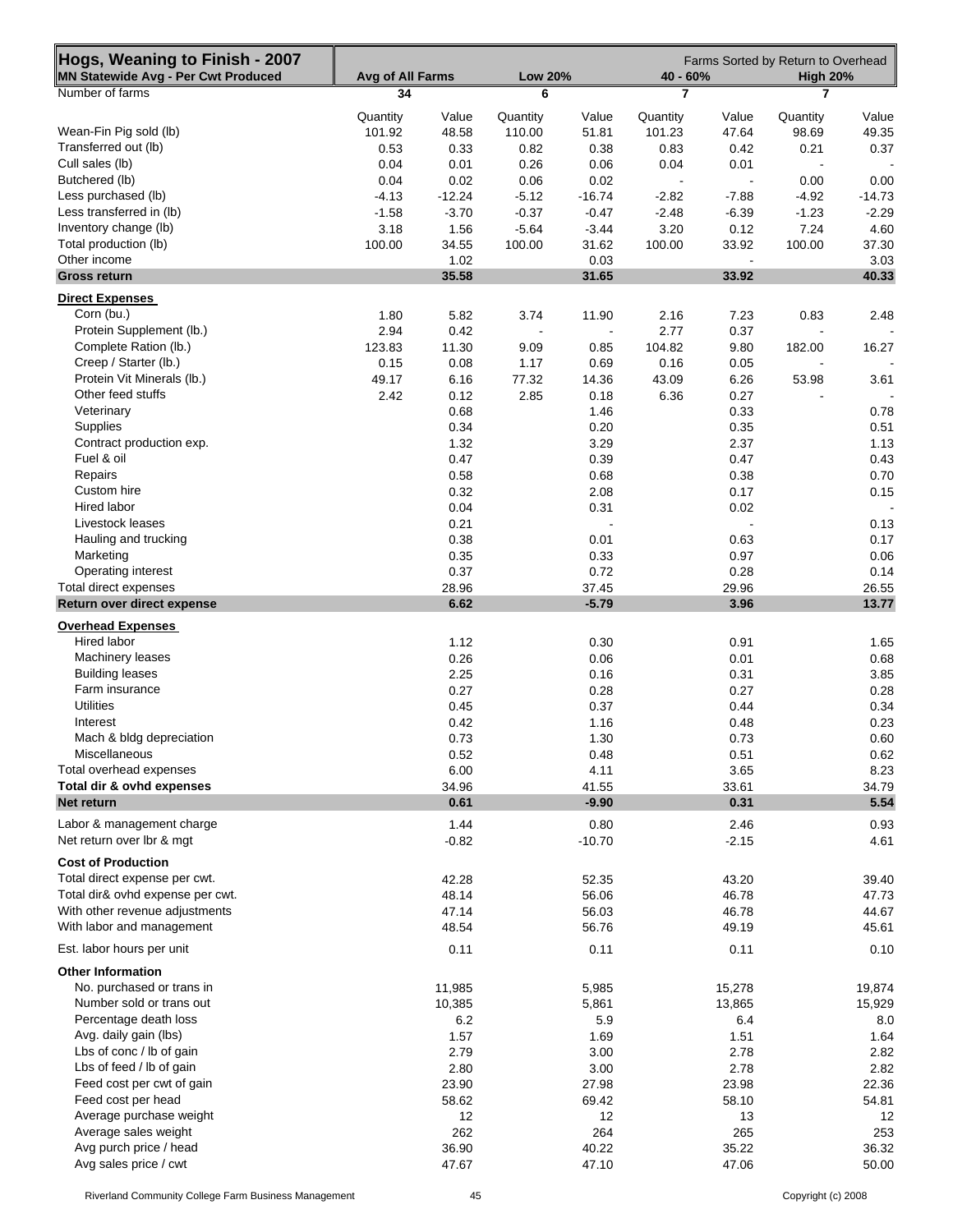| Hogs, Weaning to Finish - 2007<br>MN Statewide Avg - Per Cwt Produced | Avg of All Farms | | Low 20% | | 40 - 60% | | High 20% | |
|---|---|---|---|---|---|---|---|---|
| | | | Farms Sorted by Return to Overhead | | | | | |
| Number of farms | 34 | | 6 | | 7 | | 7 | |
| | Quantity | Value | Quantity | Value | Quantity | Value | Quantity | Value |
| Wean-Fin Pig sold (lb) | 101.92 | 48.58 | 110.00 | 51.81 | 101.23 | 47.64 | 98.69 | 49.35 |
| Transferred out (lb) | 0.53 | 0.33 | 0.82 | 0.38 | 0.83 | 0.42 | 0.21 | 0.37 |
| Cull sales (lb) | 0.04 | 0.01 | 0.26 | 0.06 | 0.04 | 0.01 | - | - |
| Butchered (lb) | 0.04 | 0.02 | 0.06 | 0.02 | - | - | 0.00 | 0.00 |
| Less purchased (lb) | -4.13 | -12.24 | -5.12 | -16.74 | -2.82 | -7.88 | -4.92 | -14.73 |
| Less transferred in (lb) | -1.58 | -3.70 | -0.37 | -0.47 | -2.48 | -6.39 | -1.23 | -2.29 |
| Inventory change (lb) | 3.18 | 1.56 | -5.64 | -3.44 | 3.20 | 0.12 | 7.24 | 4.60 |
| Total production (lb) | 100.00 | 34.55 | 100.00 | 31.62 | 100.00 | 33.92 | 100.00 | 37.30 |
| Other income | | 1.02 | | 0.03 | | - | | 3.03 |
| **Gross return** | | **35.58** | | **31.65** | | **33.92** | | **40.33** |
| **Direct Expenses** | | | | | | | | |
| Corn (bu.) | 1.80 | 5.82 | 3.74 | 11.90 | 2.16 | 7.23 | 0.83 | 2.48 |
| Protein Supplement (lb.) | 2.94 | 0.42 | - | - | 2.77 | 0.37 | - | - |
| Complete Ration (lb.) | 123.83 | 11.30 | 9.09 | 0.85 | 104.82 | 9.80 | 182.00 | 16.27 |
| Creep / Starter (lb.) | 0.15 | 0.08 | 1.17 | 0.69 | 0.16 | 0.05 | - | - |
| Protein Vit Minerals (lb.) | 49.17 | 6.16 | 77.32 | 14.36 | 43.09 | 6.26 | 53.98 | 3.61 |
| Other feed stuffs | 2.42 | 0.12 | 2.85 | 0.18 | 6.36 | 0.27 | - | - |
| Veterinary | | 0.68 | | 1.46 | | 0.33 | | 0.78 |
| Supplies | | 0.34 | | 0.20 | | 0.35 | | 0.51 |
| Contract production exp. | | 1.32 | | 3.29 | | 2.37 | | 1.13 |
| Fuel & oil | | 0.47 | | 0.39 | | 0.47 | | 0.43 |
| Repairs | | 0.58 | | 0.68 | | 0.38 | | 0.70 |
| Custom hire | | 0.32 | | 2.08 | | 0.17 | | 0.15 |
| Hired labor | | 0.04 | | 0.31 | | 0.02 | | - |
| Livestock leases | | 0.21 | | - | | - | | 0.13 |
| Hauling and trucking | | 0.38 | | 0.01 | | 0.63 | | 0.17 |
| Marketing | | 0.35 | | 0.33 | | 0.97 | | 0.06 |
| Operating interest | | 0.37 | | 0.72 | | 0.28 | | 0.14 |
| Total direct expenses | | 28.96 | | 37.45 | | 29.96 | | 26.55 |
| **Return over direct expense** | | **6.62** | | **-5.79** | | **3.96** | | **13.77** |
| **Overhead Expenses** | | | | | | | | |
| Hired labor | | 1.12 | | 0.30 | | 0.91 | | 1.65 |
| Machinery leases | | 0.26 | | 0.06 | | 0.01 | | 0.68 |
| Building leases | | 2.25 | | 0.16 | | 0.31 | | 3.85 |
| Farm insurance | | 0.27 | | 0.28 | | 0.27 | | 0.28 |
| Utilities | | 0.45 | | 0.37 | | 0.44 | | 0.34 |
| Interest | | 0.42 | | 1.16 | | 0.48 | | 0.23 |
| Mach & bldg depreciation | | 0.73 | | 1.30 | | 0.73 | | 0.60 |
| Miscellaneous | | 0.52 | | 0.48 | | 0.51 | | 0.62 |
| Total overhead expenses | | 6.00 | | 4.11 | | 3.65 | | 8.23 |
| **Total dir & ovhd expenses** | | **34.96** | | **41.55** | | **33.61** | | **34.79** |
| **Net return** | | **0.61** | | **-9.90** | | **0.31** | | **5.54** |
| Labor & management charge | | 1.44 | | 0.80 | | 2.46 | | 0.93 |
| Net return over lbr & mgt | | -0.82 | | -10.70 | | -2.15 | | 4.61 |
| **Cost of Production** | | | | | | | | |
| Total direct expense per cwt. | | 42.28 | | 52.35 | | 43.20 | | 39.40 |
| Total dir& ovhd expense per cwt. | | 48.14 | | 56.06 | | 46.78 | | 47.73 |
| With other revenue adjustments | | 47.14 | | 56.03 | | 46.78 | | 44.67 |
| With labor and management | | 48.54 | | 56.76 | | 49.19 | | 45.61 |
| Est. labor hours per unit | | 0.11 | | 0.11 | | 0.11 | | 0.10 |
| **Other Information** | | | | | | | | |
| No. purchased or trans in | | 11,985 | | 5,985 | | 15,278 | | 19,874 |
| Number sold or trans out | | 10,385 | | 5,861 | | 13,865 | | 15,929 |
| Percentage death loss | | 6.2 | | 5.9 | | 6.4 | | 8.0 |
| Avg. daily gain (lbs) | | 1.57 | | 1.69 | | 1.51 | | 1.64 |
| Lbs of conc / lb of gain | | 2.79 | | 3.00 | | 2.78 | | 2.82 |
| Lbs of feed / lb of gain | | 2.80 | | 3.00 | | 2.78 | | 2.82 |
| Feed cost per cwt of gain | | 23.90 | | 27.98 | | 23.98 | | 22.36 |
| Feed cost per head | | 58.62 | | 69.42 | | 58.10 | | 54.81 |
| Average purchase weight | | 12 | | 12 | | 13 | | 12 |
| Average sales weight | | 262 | | 264 | | 265 | | 253 |
| Avg purch price / head | | 36.90 | | 40.22 | | 35.22 | | 36.32 |
| Avg sales price / cwt | | 47.67 | | 47.10 | | 47.06 | | 50.00 |

Riverland Community College Farm Business Management Copyright (c) 2008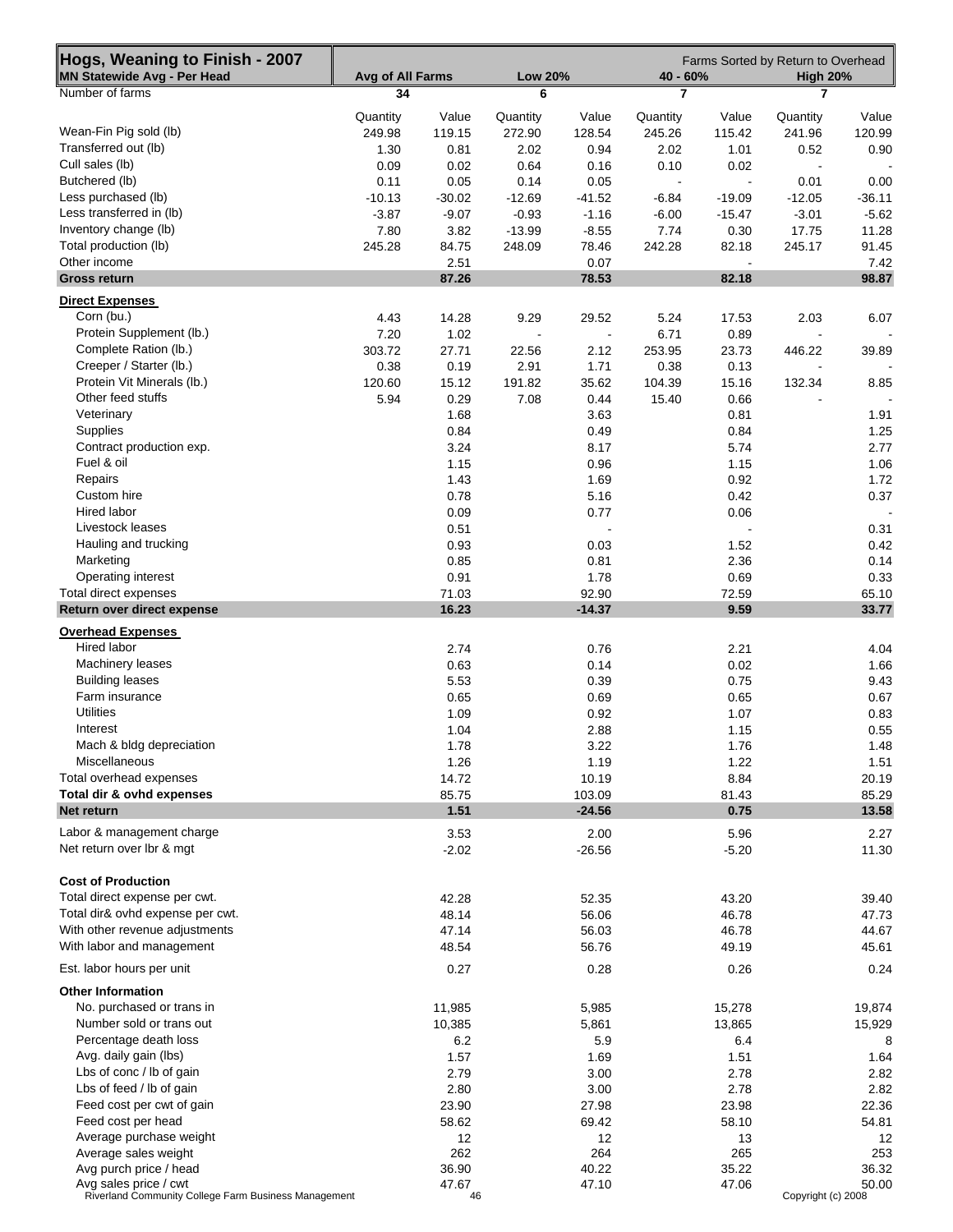| Hogs, Weaning to Finish - 2007 | | | | | | | Farms Sorted by Return to Overhead | |
|---|---|---|---|---|---|---|---|---|
| MN Statewide Avg - Per Head | Avg of All Farms | | Low 20% | | 40 - 60% | | High 20% | |
| Number of farms | 34 | | 6 | | 7 | | 7 | |
| | Quantity | Value | Quantity | Value | Quantity | Value | Quantity | Value |
| Wean-Fin Pig sold (lb) | 249.98 | 119.15 | 272.90 | 128.54 | 245.26 | 115.42 | 241.96 | 120.99 |
| Transferred out (lb) | 1.30 | 0.81 | 2.02 | 0.94 | 2.02 | 1.01 | 0.52 | 0.90 |
| Cull sales (lb) | 0.09 | 0.02 | 0.64 | 0.16 | 0.10 | 0.02 | - | - |
| Butchered (lb) | 0.11 | 0.05 | 0.14 | 0.05 | - | - | 0.01 | 0.00 |
| Less purchased (lb) | -10.13 | -30.02 | -12.69 | -41.52 | -6.84 | -19.09 | -12.05 | -36.11 |
| Less transferred in (lb) | -3.87 | -9.07 | -0.93 | -1.16 | -6.00 | -15.47 | -3.01 | -5.62 |
| Inventory change (lb) | 7.80 | 3.82 | -13.99 | -8.55 | 7.74 | 0.30 | 17.75 | 11.28 |
| Total production (lb) | 245.28 | 84.75 | 248.09 | 78.46 | 242.28 | 82.18 | 245.17 | 91.45 |
| Other income | | 2.51 | | 0.07 | | - | | 7.42 |
| **Gross return** | | **87.26** | | **78.53** | | **82.18** | | **98.87** |
| **Direct Expenses** | | | | | | | | |
| Corn (bu.) | 4.43 | 14.28 | 9.29 | 29.52 | 5.24 | 17.53 | 2.03 | 6.07 |
| Protein Supplement (lb.) | 7.20 | 1.02 | - | - | 6.71 | 0.89 | - | - |
| Complete Ration (lb.) | 303.72 | 27.71 | 22.56 | 2.12 | 253.95 | 23.73 | 446.22 | 39.89 |
| Creeper / Starter (lb.) | 0.38 | 0.19 | 2.91 | 1.71 | 0.38 | 0.13 | - | - |
| Protein Vit Minerals (lb.) | 120.60 | 15.12 | 191.82 | 35.62 | 104.39 | 15.16 | 132.34 | 8.85 |
| Other feed stuffs | 5.94 | 0.29 | 7.08 | 0.44 | 15.40 | 0.66 | - | - |
| Veterinary | | 1.68 | | 3.63 | | 0.81 | | 1.91 |
| Supplies | | 0.84 | | 0.49 | | 0.84 | | 1.25 |
| Contract production exp. | | 3.24 | | 8.17 | | 5.74 | | 2.77 |
| Fuel & oil | | 1.15 | | 0.96 | | 1.15 | | 1.06 |
| Repairs | | 1.43 | | 1.69 | | 0.92 | | 1.72 |
| Custom hire | | 0.78 | | 5.16 | | 0.42 | | 0.37 |
| Hired labor | | 0.09 | | 0.77 | | 0.06 | | - |
| Livestock leases | | 0.51 | | - | | - | | 0.31 |
| Hauling and trucking | | 0.93 | | 0.03 | | 1.52 | | 0.42 |
| Marketing | | 0.85 | | 0.81 | | 2.36 | | 0.14 |
| Operating interest | | 0.91 | | 1.78 | | 0.69 | | 0.33 |
| Total direct expenses | | 71.03 | | 92.90 | | 72.59 | | 65.10 |
| **Return over direct expense** | | **16.23** | | **-14.37** | | **9.59** | | **33.77** |
| **Overhead Expenses** | | | | | | | | |
| Hired labor | | 2.74 | | 0.76 | | 2.21 | | 4.04 |
| Machinery leases | | 0.63 | | 0.14 | | 0.02 | | 1.66 |
| Building leases | | 5.53 | | 0.39 | | 0.75 | | 9.43 |
| Farm insurance | | 0.65 | | 0.69 | | 0.65 | | 0.67 |
| Utilities | | 1.09 | | 0.92 | | 1.07 | | 0.83 |
| Interest | | 1.04 | | 2.88 | | 1.15 | | 0.55 |
| Mach & bldg depreciation | | 1.78 | | 3.22 | | 1.76 | | 1.48 |
| Miscellaneous | | 1.26 | | 1.19 | | 1.22 | | 1.51 |
| Total overhead expenses | | 14.72 | | 10.19 | | 8.84 | | 20.19 |
| **Total dir & ovhd expenses** | | 85.75 | | 103.09 | | 81.43 | | 85.29 |
| **Net return** | | **1.51** | | **-24.56** | | **0.75** | | **13.58** |
| Labor & management charge | | 3.53 | | 2.00 | | 5.96 | | 2.27 |
| Net return over lbr & mgt | | -2.02 | | -26.56 | | -5.20 | | 11.30 |
| **Cost of Production** | | | | | | | | |
| Total direct expense per cwt. | | 42.28 | | 52.35 | | 43.20 | | 39.40 |
| Total dir& ovhd expense per cwt. | | 48.14 | | 56.06 | | 46.78 | | 47.73 |
| With other revenue adjustments | | 47.14 | | 56.03 | | 46.78 | | 44.67 |
| With labor and management | | 48.54 | | 56.76 | | 49.19 | | 45.61 |
| Est. labor hours per unit | | 0.27 | | 0.28 | | 0.26 | | 0.24 |
| **Other Information** | | | | | | | | |
| No. purchased or trans in | | 11,985 | | 5,985 | | 15,278 | | 19,874 |
| Number sold or trans out | | 10,385 | | 5,861 | | 13,865 | | 15,929 |
| Percentage death loss | | 6.2 | | 5.9 | | 6.4 | | 8 |
| Avg. daily gain (lbs) | | 1.57 | | 1.69 | | 1.51 | | 1.64 |
| Lbs of conc / lb of gain | | 2.79 | | 3.00 | | 2.78 | | 2.82 |
| Lbs of feed / lb of gain | | 2.80 | | 3.00 | | 2.78 | | 2.82 |
| Feed cost per cwt of gain | | 23.90 | | 27.98 | | 23.98 | | 22.36 |
| Feed cost per head | | 58.62 | | 69.42 | | 58.10 | | 54.81 |
| Average purchase weight | | 12 | | 12 | | 13 | | 12 |
| Average sales weight | | 262 | | 264 | | 265 | | 253 |
| Avg purch price / head | | 36.90 | | 40.22 | | 35.22 | | 36.32 |
| Avg sales price / cwt | | 47.67 | | 47.10 | | 47.06 | | 50.00 |

Riverland Community College Farm Business Management Copyright (c) 2008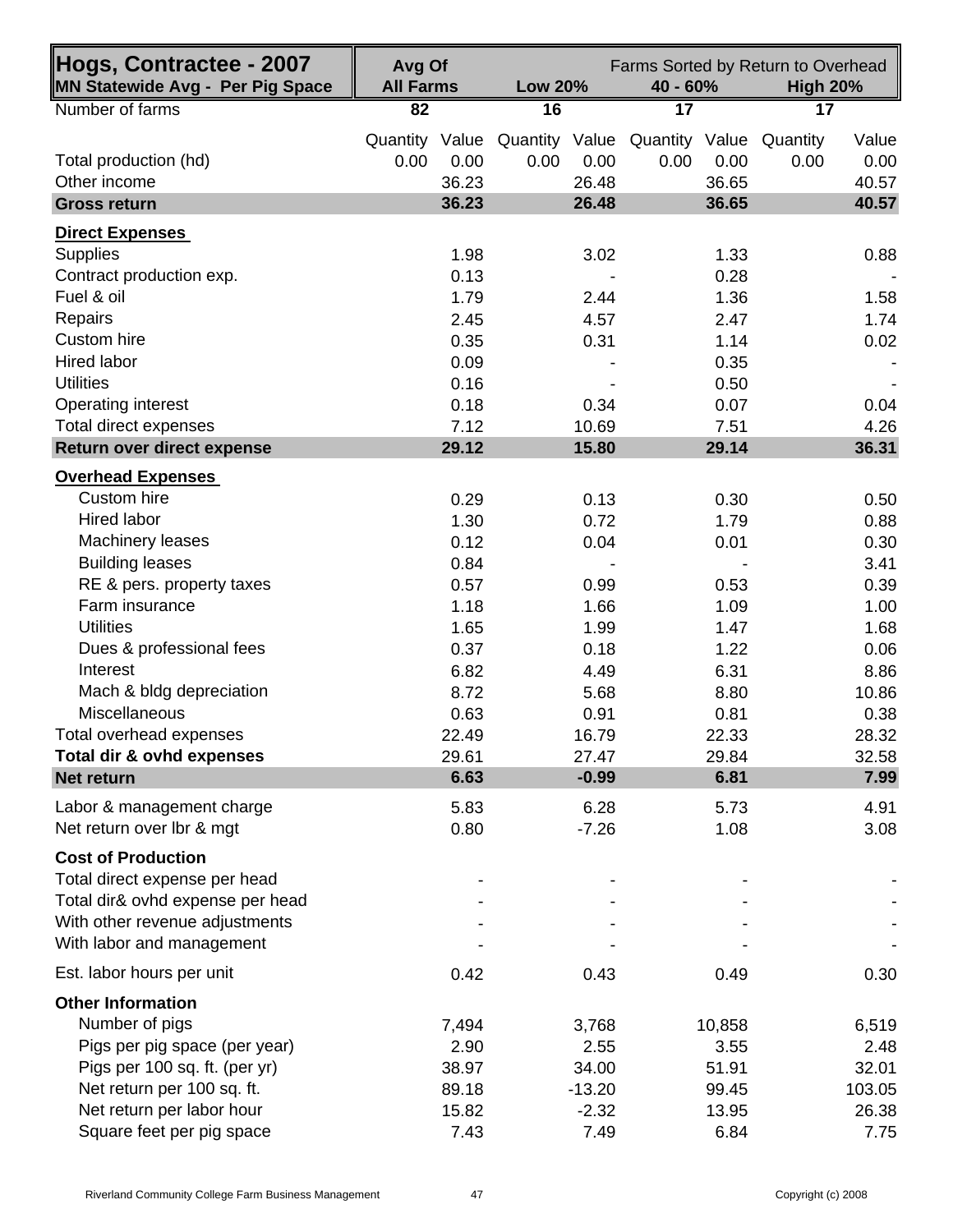| Hogs, Contractee - 2007<br>MN Statewide Avg - Per Pig Space | Avg Of<br>All Farms | | Farms Sorted by Return to Overhead<br>Low 20% | | 40 - 60% | | High 20% | |
|---|---|---|---|---|---|---|---|---|
| Number of farms | 82 | | 16 | | 17 | | 17 | |
| | Quantity | Value | Quantity | Value | Quantity | Value | Quantity | Value |
| Total production (hd) | 0.00 | 0.00 | 0.00 | 0.00 | 0.00 | 0.00 | 0.00 | 0.00 |
| Other income | | 36.23 | | 26.48 | | 36.65 | | 40.57 |
| **Gross return** | | **36.23** | | **26.48** | | **36.65** | | **40.57** |
| **Direct Expenses** | | | | | | | | |
| Supplies | | 1.98 | | 3.02 | | 1.33 | | 0.88 |
| Contract production exp. | | 0.13 | | - | | 0.28 | | - |
| Fuel & oil | | 1.79 | | 2.44 | | 1.36 | | 1.58 |
| Repairs | | 2.45 | | 4.57 | | 2.47 | | 1.74 |
| Custom hire | | 0.35 | | 0.31 | | 1.14 | | 0.02 |
| Hired labor | | 0.09 | | - | | 0.35 | | - |
| Utilities | | 0.16 | | - | | 0.50 | | - |
| Operating interest | | 0.18 | | 0.34 | | 0.07 | | 0.04 |
| Total direct expenses | | 7.12 | | 10.69 | | 7.51 | | 4.26 |
| **Return over direct expense** | | **29.12** | | **15.80** | | **29.14** | | **36.31** |
| **Overhead Expenses** | | | | | | | | |
| Custom hire | | 0.29 | | 0.13 | | 0.30 | | 0.50 |
| Hired labor | | 1.30 | | 0.72 | | 1.79 | | 0.88 |
| Machinery leases | | 0.12 | | 0.04 | | 0.01 | | 0.30 |
| Building leases | | 0.84 | | - | | - | | 3.41 |
| RE & pers. property taxes | | 0.57 | | 0.99 | | 0.53 | | 0.39 |
| Farm insurance | | 1.18 | | 1.66 | | 1.09 | | 1.00 |
| Utilities | | 1.65 | | 1.99 | | 1.47 | | 1.68 |
| Dues & professional fees | | 0.37 | | 0.18 | | 1.22 | | 0.06 |
| Interest | | 6.82 | | 4.49 | | 6.31 | | 8.86 |
| Mach & bldg depreciation | | 8.72 | | 5.68 | | 8.80 | | 10.86 |
| Miscellaneous | | 0.63 | | 0.91 | | 0.81 | | 0.38 |
| Total overhead expenses | | 22.49 | | 16.79 | | 22.33 | | 28.32 |
| **Total dir & ovhd expenses** | | **29.61** | | **27.47** | | **29.84** | | **32.58** |
| **Net return** | | **6.63** | | **-0.99** | | **6.81** | | **7.99** |
| Labor & management charge | | 5.83 | | 6.28 | | 5.73 | | 4.91 |
| Net return over lbr & mgt | | 0.80 | | -7.26 | | 1.08 | | 3.08 |
| **Cost of Production** | | | | | | | | |
| Total direct expense per head | | - | | - | | - | | - |
| Total dir& ovhd expense per head | | - | | - | | - | | - |
| With other revenue adjustments | | - | | - | | - | | - |
| With labor and management | | - | | - | | - | | - |
| Est. labor hours per unit | | 0.42 | | 0.43 | | 0.49 | | 0.30 |
| **Other Information** | | | | | | | | |
| Number of pigs | | 7,494 | | 3,768 | | 10,858 | | 6,519 |
| Pigs per pig space (per year) | | 2.90 | | 2.55 | | 3.55 | | 2.48 |
| Pigs per 100 sq. ft. (per yr) | | 38.97 | | 34.00 | | 51.91 | | 32.01 |
| Net return per 100 sq. ft. | | 89.18 | | -13.20 | | 99.45 | | 103.05 |
| Net return per labor hour | | 15.82 | | -2.32 | | 13.95 | | 26.38 |
| Square feet per pig space | | 7.43 | | 7.49 | | 6.84 | | 7.75 |

Riverland Community College Farm Business Management

Copyright (c) 2008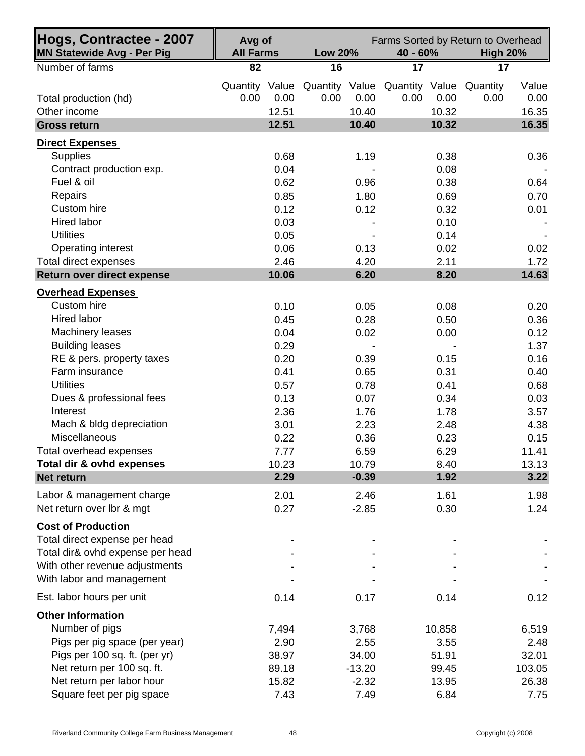| Hogs, Contractee - 2007 | Avg of | | Farms Sorted by Return to Overhead | | | | | |
|---|---|---|---|---|---|---|---|---|
| MN Statewide Avg - Per Pig | All Farms | | Low 20% | | 40 - 60% | | High 20% | |
| Number of farms | 82 | | 16 | | 17 | | 17 | |
| | Quantity | Value | Quantity | Value | Quantity | Value | Quantity | Value |
| Total production (hd) | 0.00 | 0.00 | 0.00 | 0.00 | 0.00 | 0.00 | 0.00 | 0.00 |
| Other income | | 12.51 | | 10.40 | | 10.32 | | 16.35 |
| **Gross return** | | **12.51** | | **10.40** | | **10.32** | | **16.35** |
| **Direct Expenses** | | | | | | | | |
| Supplies | | 0.68 | | 1.19 | | 0.38 | | 0.36 |
| Contract production exp. | | 0.04 | | - | | 0.08 | | - |
| Fuel & oil | | 0.62 | | 0.96 | | 0.38 | | 0.64 |
| Repairs | | 0.85 | | 1.80 | | 0.69 | | 0.70 |
| Custom hire | | 0.12 | | 0.12 | | 0.32 | | 0.01 |
| Hired labor | | 0.03 | | - | | 0.10 | | - |
| Utilities | | 0.05 | | - | | 0.14 | | - |
| Operating interest | | 0.06 | | 0.13 | | 0.02 | | 0.02 |
| Total direct expenses | | 2.46 | | 4.20 | | 2.11 | | 1.72 |
| **Return over direct expense** | | **10.06** | | **6.20** | | **8.20** | | **14.63** |
| **Overhead Expenses** | | | | | | | | |
| Custom hire | | 0.10 | | 0.05 | | 0.08 | | 0.20 |
| Hired labor | | 0.45 | | 0.28 | | 0.50 | | 0.36 |
| Machinery leases | | 0.04 | | 0.02 | | 0.00 | | 0.12 |
| Building leases | | 0.29 | | - | | - | | 1.37 |
| RE & pers. property taxes | | 0.20 | | 0.39 | | 0.15 | | 0.16 |
| Farm insurance | | 0.41 | | 0.65 | | 0.31 | | 0.40 |
| Utilities | | 0.57 | | 0.78 | | 0.41 | | 0.68 |
| Dues & professional fees | | 0.13 | | 0.07 | | 0.34 | | 0.03 |
| Interest | | 2.36 | | 1.76 | | 1.78 | | 3.57 |
| Mach & bldg depreciation | | 3.01 | | 2.23 | | 2.48 | | 4.38 |
| Miscellaneous | | 0.22 | | 0.36 | | 0.23 | | 0.15 |
| Total overhead expenses | | 7.77 | | 6.59 | | 6.29 | | 11.41 |
| **Total dir & ovhd expenses** | | 10.23 | | 10.79 | | 8.40 | | 13.13 |
| **Net return** | | **2.29** | | **-0.39** | | **1.92** | | **3.22** |
| Labor & management charge | | 2.01 | | 2.46 | | 1.61 | | 1.98 |
| Net return over lbr & mgt | | 0.27 | | -2.85 | | 0.30 | | 1.24 |
| **Cost of Production** | | | | | | | | |
| Total direct expense per head | | - | | - | | - | | - |
| Total dir& ovhd expense per head | | - | | - | | - | | - |
| With other revenue adjustments | | - | | - | | - | | - |
| With labor and management | | - | | - | | - | | - |
| Est. labor hours per unit | | 0.14 | | 0.17 | | 0.14 | | 0.12 |
| **Other Information** | | | | | | | | |
| Number of pigs | | 7,494 | | 3,768 | | 10,858 | | 6,519 |
| Pigs per pig space (per year) | | 2.90 | | 2.55 | | 3.55 | | 2.48 |
| Pigs per 100 sq. ft. (per yr) | | 38.97 | | 34.00 | | 51.91 | | 32.01 |
| Net return per 100 sq. ft. | | 89.18 | | -13.20 | | 99.45 | | 103.05 |
| Net return per labor hour | | 15.82 | | -2.32 | | 13.95 | | 26.38 |
| Square feet per pig space | | 7.43 | | 7.49 | | 6.84 | | 7.75 |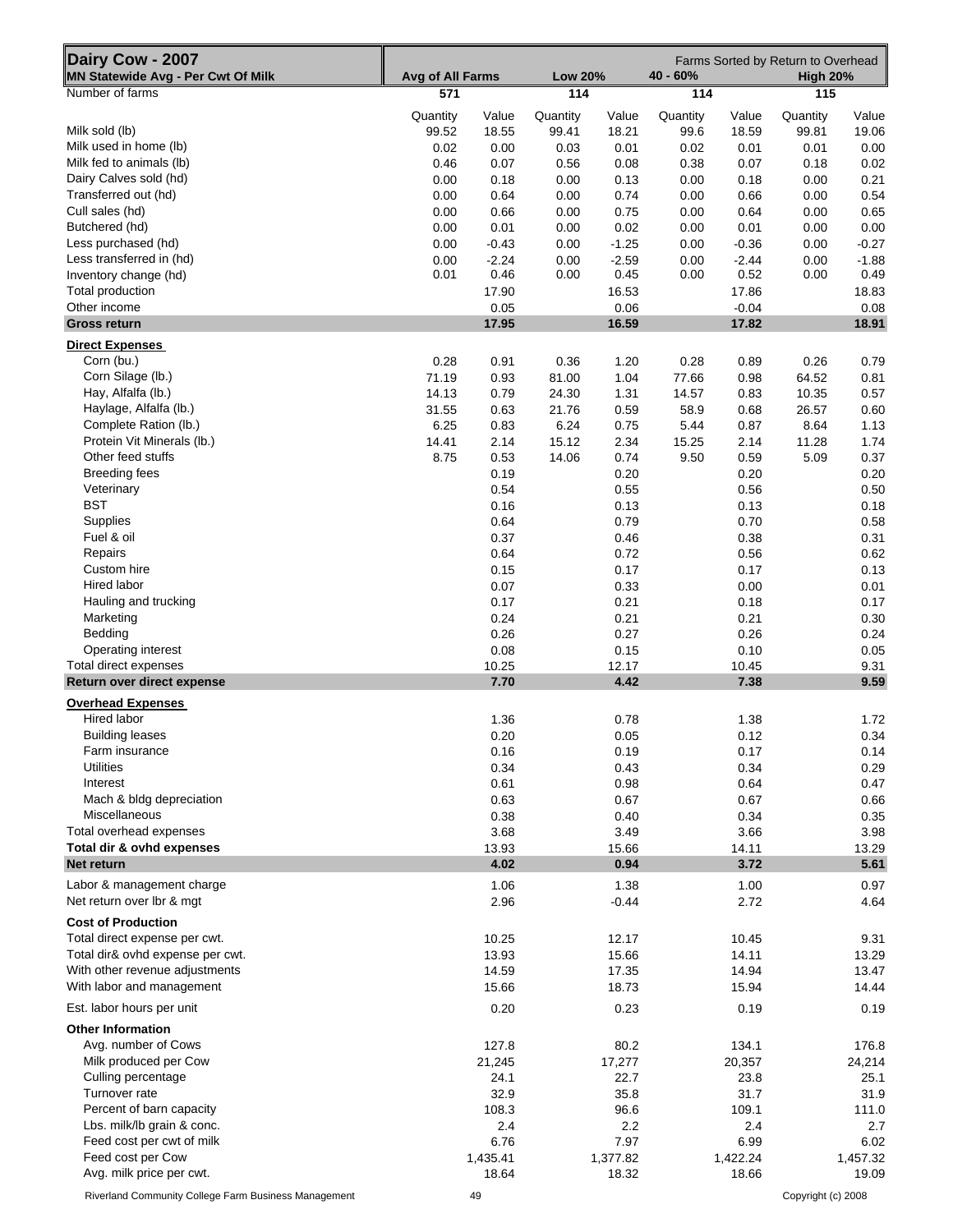| Dairy Cow - 2007<br>MN Statewide Avg - Per Cwt Of Milk | Avg of All Farms | | Low 20% | | 40 - 60% | | High 20% | |
|---|---|---|---|---|---|---|---|---|
| | | | | | Farms Sorted by Return to Overhead | | | |
| Number of farms | 571 | | 114 | | 114 | | 115 | |
| | Quantity | Value | Quantity | Value | Quantity | Value | Quantity | Value |
| Milk sold (lb) | 99.52 | 18.55 | 99.41 | 18.21 | 99.6 | 18.59 | 99.81 | 19.06 |
| Milk used in home (lb) | 0.02 | 0.00 | 0.03 | 0.01 | 0.02 | 0.01 | 0.01 | 0.00 |
| Milk fed to animals (lb) | 0.46 | 0.07 | 0.56 | 0.08 | 0.38 | 0.07 | 0.18 | 0.02 |
| Dairy Calves sold (hd) | 0.00 | 0.18 | 0.00 | 0.13 | 0.00 | 0.18 | 0.00 | 0.21 |
| Transferred out (hd) | 0.00 | 0.64 | 0.00 | 0.74 | 0.00 | 0.66 | 0.00 | 0.54 |
| Cull sales (hd) | 0.00 | 0.66 | 0.00 | 0.75 | 0.00 | 0.64 | 0.00 | 0.65 |
| Butchered (hd) | 0.00 | 0.01 | 0.00 | 0.02 | 0.00 | 0.01 | 0.00 | 0.00 |
| Less purchased (hd) | 0.00 | -0.43 | 0.00 | -1.25 | 0.00 | -0.36 | 0.00 | -0.27 |
| Less transferred in (hd) | 0.00 | -2.24 | 0.00 | -2.59 | 0.00 | -2.44 | 0.00 | -1.88 |
| Inventory change (hd) | 0.01 | 0.46 | 0.00 | 0.45 | 0.00 | 0.52 | 0.00 | 0.49 |
| Total production | | 17.90 | | 16.53 | | 17.86 | | 18.83 |
| Other income | | 0.05 | | 0.06 | | -0.04 | | 0.08 |
| **Gross return** | | **17.95** | | **16.59** | | **17.82** | | **18.91** |
| **Direct Expenses** | | | | | | | | |
| Corn (bu.) | 0.28 | 0.91 | 0.36 | 1.20 | 0.28 | 0.89 | 0.26 | 0.79 |
| Corn Silage (lb.) | 71.19 | 0.93 | 81.00 | 1.04 | 77.66 | 0.98 | 64.52 | 0.81 |
| Hay, Alfalfa (lb.) | 14.13 | 0.79 | 24.30 | 1.31 | 14.57 | 0.83 | 10.35 | 0.57 |
| Haylage, Alfalfa (lb.) | 31.55 | 0.63 | 21.76 | 0.59 | 58.9 | 0.68 | 26.57 | 0.60 |
| Complete Ration (lb.) | 6.25 | 0.83 | 6.24 | 0.75 | 5.44 | 0.87 | 8.64 | 1.13 |
| Protein Vit Minerals (lb.) | 14.41 | 2.14 | 15.12 | 2.34 | 15.25 | 2.14 | 11.28 | 1.74 |
| Other feed stuffs | 8.75 | 0.53 | 14.06 | 0.74 | 9.50 | 0.59 | 5.09 | 0.37 |
| Breeding fees | | 0.19 | | 0.20 | | 0.20 | | 0.20 |
| Veterinary | | 0.54 | | 0.55 | | 0.56 | | 0.50 |
| BST | | 0.16 | | 0.13 | | 0.13 | | 0.18 |
| Supplies | | 0.64 | | 0.79 | | 0.70 | | 0.58 |
| Fuel & oil | | 0.37 | | 0.46 | | 0.38 | | 0.31 |
| Repairs | | 0.64 | | 0.72 | | 0.56 | | 0.62 |
| Custom hire | | 0.15 | | 0.17 | | 0.17 | | 0.13 |
| Hired labor | | 0.07 | | 0.33 | | 0.00 | | 0.01 |
| Hauling and trucking | | 0.17 | | 0.21 | | 0.18 | | 0.17 |
| Marketing | | 0.24 | | 0.21 | | 0.21 | | 0.30 |
| Bedding | | 0.26 | | 0.27 | | 0.26 | | 0.24 |
| Operating interest | | 0.08 | | 0.15 | | 0.10 | | 0.05 |
| Total direct expenses | | 10.25 | | 12.17 | | 10.45 | | 9.31 |
| **Return over direct expense** | | **7.70** | | **4.42** | | **7.38** | | **9.59** |
| **Overhead Expenses** | | | | | | | | |
| Hired labor | | 1.36 | | 0.78 | | 1.38 | | 1.72 |
| Building leases | | 0.20 | | 0.05 | | 0.12 | | 0.34 |
| Farm insurance | | 0.16 | | 0.19 | | 0.17 | | 0.14 |
| Utilities | | 0.34 | | 0.43 | | 0.34 | | 0.29 |
| Interest | | 0.61 | | 0.98 | | 0.64 | | 0.47 |
| Mach & bldg depreciation | | 0.63 | | 0.67 | | 0.67 | | 0.66 |
| Miscellaneous | | 0.38 | | 0.40 | | 0.34 | | 0.35 |
| Total overhead expenses | | 3.68 | | 3.49 | | 3.66 | | 3.98 |
| **Total dir & ovhd expenses** | | 13.93 | | 15.66 | | 14.11 | | 13.29 |
| **Net return** | | **4.02** | | **0.94** | | **3.72** | | **5.61** |
| Labor & management charge | | 1.06 | | 1.38 | | 1.00 | | 0.97 |
| Net return over lbr & mgt | | 2.96 | | -0.44 | | 2.72 | | 4.64 |
| **Cost of Production** | | | | | | | | |
| Total direct expense per cwt. | | 10.25 | | 12.17 | | 10.45 | | 9.31 |
| Total dir& ovhd expense per cwt. | | 13.93 | | 15.66 | | 14.11 | | 13.29 |
| With other revenue adjustments | | 14.59 | | 17.35 | | 14.94 | | 13.47 |
| With labor and management | | 15.66 | | 18.73 | | 15.94 | | 14.44 |
| Est. labor hours per unit | | 0.20 | | 0.23 | | 0.19 | | 0.19 |
| **Other Information** | | | | | | | | |
| Avg. number of Cows | | 127.8 | | 80.2 | | 134.1 | | 176.8 |
| Milk produced per Cow | | 21,245 | | 17,277 | | 20,357 | | 24,214 |
| Culling percentage | | 24.1 | | 22.7 | | 23.8 | | 25.1 |
| Turnover rate | | 32.9 | | 35.8 | | 31.7 | | 31.9 |
| Percent of barn capacity | | 108.3 | | 96.6 | | 109.1 | | 111.0 |
| Lbs. milk/lb grain & conc. | | 2.4 | | 2.2 | | 2.4 | | 2.7 |
| Feed cost per cwt of milk | | 6.76 | | 7.97 | | 6.99 | | 6.02 |
| Feed cost per Cow | | 1,435.41 | | 1,377.82 | | 1,422.24 | | 1,457.32 |
| Avg. milk price per cwt. | | 18.64 | | 18.32 | | 18.66 | | 19.09 |

Riverland Community College Farm Business Management

Copyright (c) 2008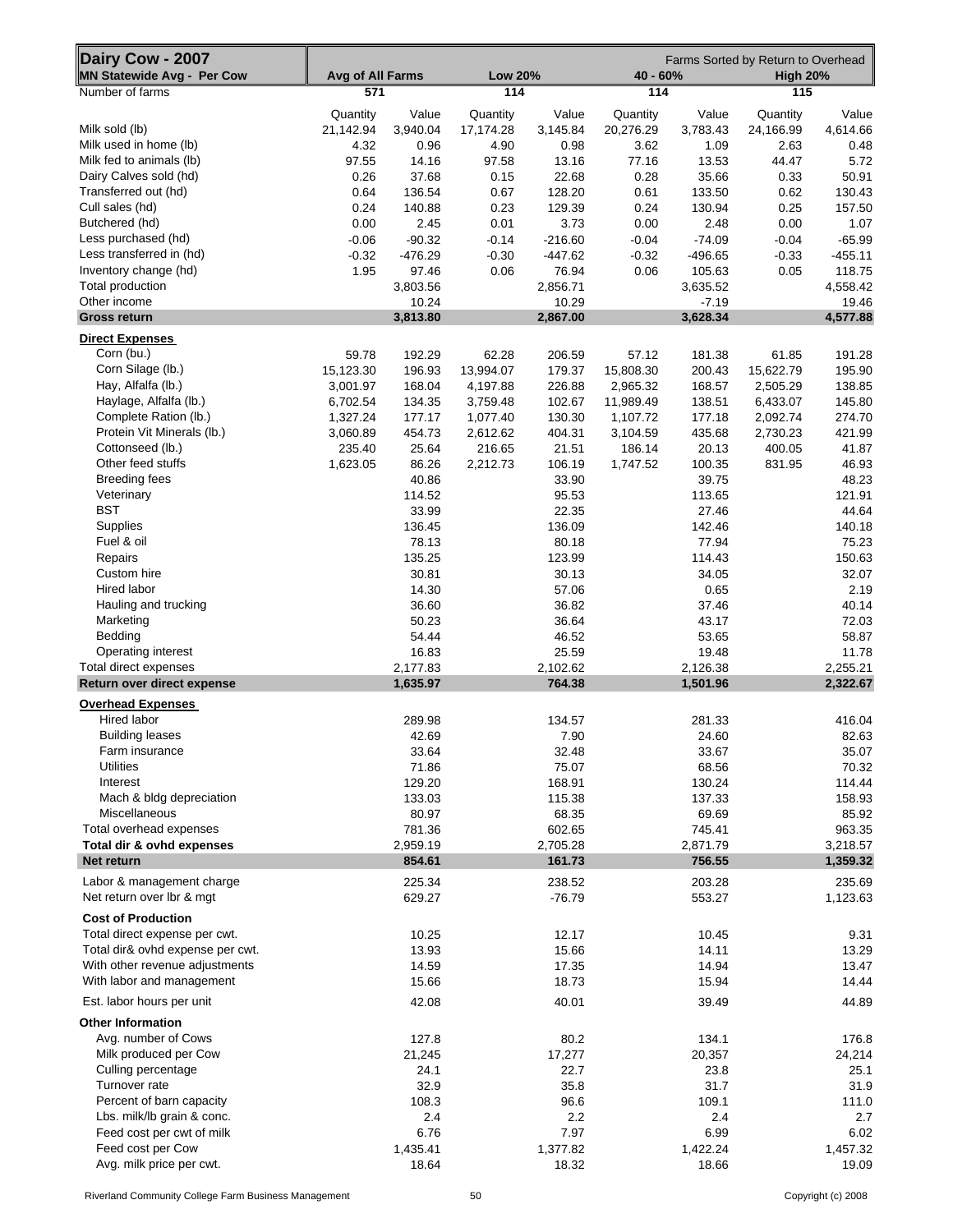| Dairy Cow - 2007 | | | | | | | Farms Sorted by Return to Overhead | |
|---|---|---|---|---|---|---|---|---|
| MN Statewide Avg - Per Cow | Avg of All Farms | | Low 20% | | 40 - 60% | | High 20% | |
| Number of farms | 571 | | 114 | | 114 | | 115 | |
| | Quantity | Value | Quantity | Value | Quantity | Value | Quantity | Value |
| Milk sold (lb) | 21,142.94 | 3,940.04 | 17,174.28 | 3,145.84 | 20,276.29 | 3,783.43 | 24,166.99 | 4,614.66 |
| Milk used in home (lb) | 4.32 | 0.96 | 4.90 | 0.98 | 3.62 | 1.09 | 2.63 | 0.48 |
| Milk fed to animals (lb) | 97.55 | 14.16 | 97.58 | 13.16 | 77.16 | 13.53 | 44.47 | 5.72 |
| Dairy Calves sold (hd) | 0.26 | 37.68 | 0.15 | 22.68 | 0.28 | 35.66 | 0.33 | 50.91 |
| Transferred out (hd) | 0.64 | 136.54 | 0.67 | 128.20 | 0.61 | 133.50 | 0.62 | 130.43 |
| Cull sales (hd) | 0.24 | 140.88 | 0.23 | 129.39 | 0.24 | 130.94 | 0.25 | 157.50 |
| Butchered (hd) | 0.00 | 2.45 | 0.01 | 3.73 | 0.00 | 2.48 | 0.00 | 1.07 |
| Less purchased (hd) | -0.06 | -90.32 | -0.14 | -216.60 | -0.04 | -74.09 | -0.04 | -65.99 |
| Less transferred in (hd) | -0.32 | -476.29 | -0.30 | -447.62 | -0.32 | -496.65 | -0.33 | -455.11 |
| Inventory change (hd) | 1.95 | 97.46 | 0.06 | 76.94 | 0.06 | 105.63 | 0.05 | 118.75 |
| Total production | | 3,803.56 | | 2,856.71 | | 3,635.52 | | 4,558.42 |
| Other income | | 10.24 | | 10.29 | | -7.19 | | 19.46 |
| **Gross return** | | **3,813.80** | | **2,867.00** | | **3,628.34** | | **4,577.88** |
| **Direct Expenses** | | | | | | | | |
| Corn (bu.) | 59.78 | 192.29 | 62.28 | 206.59 | 57.12 | 181.38 | 61.85 | 191.28 |
| Corn Silage (lb.) | 15,123.30 | 196.93 | 13,994.07 | 179.37 | 15,808.30 | 200.43 | 15,622.79 | 195.90 |
| Hay, Alfalfa (lb.) | 3,001.97 | 168.04 | 4,197.88 | 226.88 | 2,965.32 | 168.57 | 2,505.29 | 138.85 |
| Haylage, Alfalfa (lb.) | 6,702.54 | 134.35 | 3,759.48 | 102.67 | 11,989.49 | 138.51 | 6,433.07 | 145.80 |
| Complete Ration (lb.) | 1,327.24 | 177.17 | 1,077.40 | 130.30 | 1,107.72 | 177.18 | 2,092.74 | 274.70 |
| Protein Vit Minerals (lb.) | 3,060.89 | 454.73 | 2,612.62 | 404.31 | 3,104.59 | 435.68 | 2,730.23 | 421.99 |
| Cottonseed (lb.) | 235.40 | 25.64 | 216.65 | 21.51 | 186.14 | 20.13 | 400.05 | 41.87 |
| Other feed stuffs | 1,623.05 | 86.26 | 2,212.73 | 106.19 | 1,747.52 | 100.35 | 831.95 | 46.93 |
| Breeding fees | | 40.86 | | 33.90 | | 39.75 | | 48.23 |
| Veterinary | | 114.52 | | 95.53 | | 113.65 | | 121.91 |
| BST | | 33.99 | | 22.35 | | 27.46 | | 44.64 |
| Supplies | | 136.45 | | 136.09 | | 142.46 | | 140.18 |
| Fuel & oil | | 78.13 | | 80.18 | | 77.94 | | 75.23 |
| Repairs | | 135.25 | | 123.99 | | 114.43 | | 150.63 |
| Custom hire | | 30.81 | | 30.13 | | 34.05 | | 32.07 |
| Hired labor | | 14.30 | | 57.06 | | 0.65 | | 2.19 |
| Hauling and trucking | | 36.60 | | 36.82 | | 37.46 | | 40.14 |
| Marketing | | 50.23 | | 36.64 | | 43.17 | | 72.03 |
| Bedding | | 54.44 | | 46.52 | | 53.65 | | 58.87 |
| Operating interest | | 16.83 | | 25.59 | | 19.48 | | 11.78 |
| Total direct expenses | | 2,177.83 | | 2,102.62 | | 2,126.38 | | 2,255.21 |
| **Return over direct expense** | | **1,635.97** | | **764.38** | | **1,501.96** | | **2,322.67** |
| **Overhead Expenses** | | | | | | | | |
| Hired labor | | 289.98 | | 134.57 | | 281.33 | | 416.04 |
| Building leases | | 42.69 | | 7.90 | | 24.60 | | 82.63 |
| Farm insurance | | 33.64 | | 32.48 | | 33.67 | | 35.07 |
| Utilities | | 71.86 | | 75.07 | | 68.56 | | 70.32 |
| Interest | | 129.20 | | 168.91 | | 130.24 | | 114.44 |
| Mach & bldg depreciation | | 133.03 | | 115.38 | | 137.33 | | 158.93 |
| Miscellaneous | | 80.97 | | 68.35 | | 69.69 | | 85.92 |
| Total overhead expenses | | 781.36 | | 602.65 | | 745.41 | | 963.35 |
| **Total dir & ovhd expenses** | | 2,959.19 | | 2,705.28 | | 2,871.79 | | 3,218.57 |
| **Net return** | | **854.61** | | **161.73** | | **756.55** | | **1,359.32** |
| Labor & management charge | | 225.34 | | 238.52 | | 203.28 | | 235.69 |
| Net return over lbr & mgt | | 629.27 | | -76.79 | | 553.27 | | 1,123.63 |
| **Cost of Production** | | | | | | | | |
| Total direct expense per cwt. | | 10.25 | | 12.17 | | 10.45 | | 9.31 |
| Total dir& ovhd expense per cwt. | | 13.93 | | 15.66 | | 14.11 | | 13.29 |
| With other revenue adjustments | | 14.59 | | 17.35 | | 14.94 | | 13.47 |
| With labor and management | | 15.66 | | 18.73 | | 15.94 | | 14.44 |
| Est. labor hours per unit | | 42.08 | | 40.01 | | 39.49 | | 44.89 |
| **Other Information** | | | | | | | | |
| Avg. number of Cows | | 127.8 | | 80.2 | | 134.1 | | 176.8 |
| Milk produced per Cow | | 21,245 | | 17,277 | | 20,357 | | 24,214 |
| Culling percentage | | 24.1 | | 22.7 | | 23.8 | | 25.1 |
| Turnover rate | | 32.9 | | 35.8 | | 31.7 | | 31.9 |
| Percent of barn capacity | | 108.3 | | 96.6 | | 109.1 | | 111.0 |
| Lbs. milk/lb grain & conc. | | 2.4 | | 2.2 | | 2.4 | | 2.7 |
| Feed cost per cwt of milk | | 6.76 | | 7.97 | | 6.99 | | 6.02 |
| Feed cost per Cow | | 1,435.41 | | 1,377.82 | | 1,422.24 | | 1,457.32 |
| Avg. milk price per cwt. | | 18.64 | | 18.32 | | 18.66 | | 19.09 |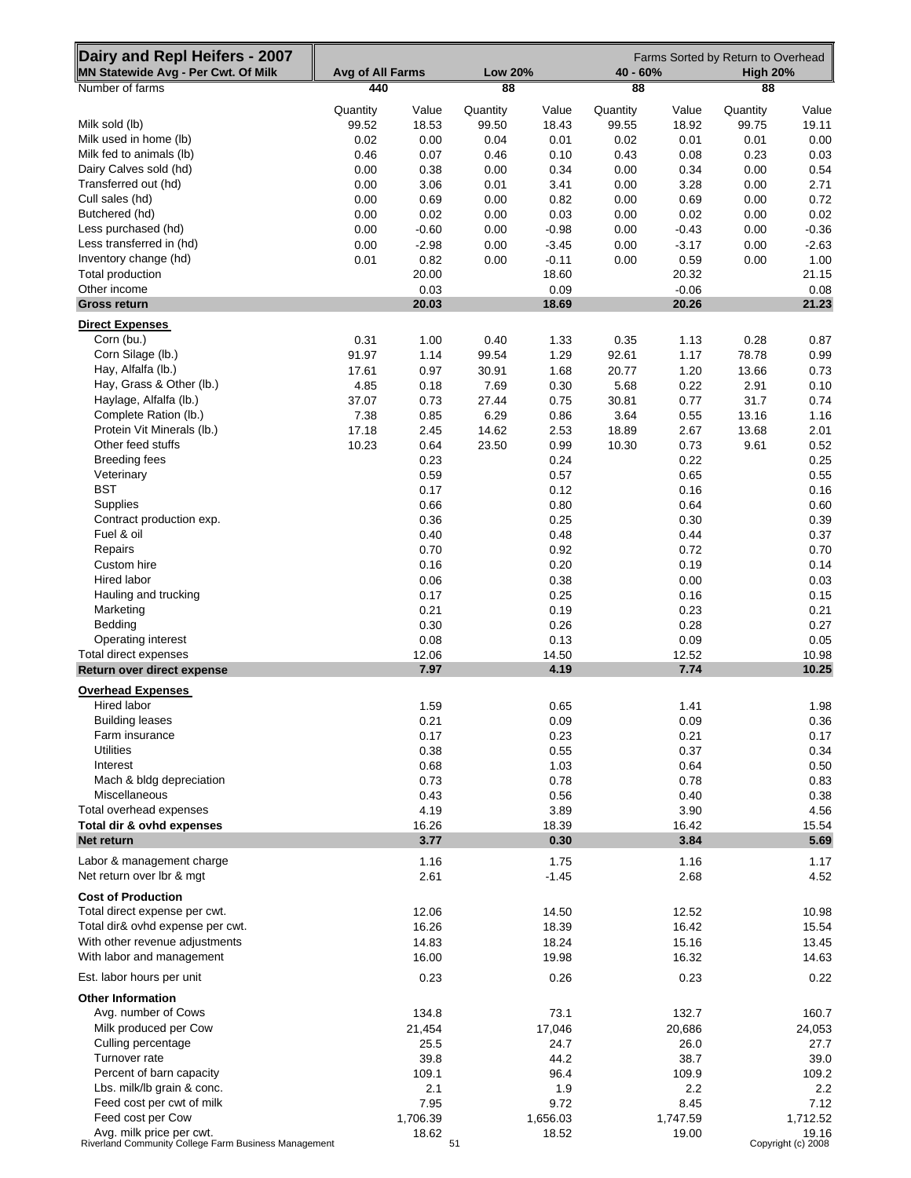| Dairy and Repl Heifers - 2007 | | | | | | | Farms Sorted by Return to Overhead | |
|---|---|---|---|---|---|---|---|---|
| MN Statewide Avg - Per Cwt. Of Milk | Avg of All Farms | | Low 20% | | 40 - 60% | | High 20% | |
| Number of farms | 440 | | 88 | | 88 | | 88 | |
| | Quantity | Value | Quantity | Value | Quantity | Value | Quantity | Value |
| Milk sold (lb) | 99.52 | 18.53 | 99.50 | 18.43 | 99.55 | 18.92 | 99.75 | 19.11 |
| Milk used in home (lb) | 0.02 | 0.00 | 0.04 | 0.01 | 0.02 | 0.01 | 0.01 | 0.00 |
| Milk fed to animals (lb) | 0.46 | 0.07 | 0.46 | 0.10 | 0.43 | 0.08 | 0.23 | 0.03 |
| Dairy Calves sold (hd) | 0.00 | 0.38 | 0.00 | 0.34 | 0.00 | 0.34 | 0.00 | 0.54 |
| Transferred out (hd) | 0.00 | 3.06 | 0.01 | 3.41 | 0.00 | 3.28 | 0.00 | 2.71 |
| Cull sales (hd) | 0.00 | 0.69 | 0.00 | 0.82 | 0.00 | 0.69 | 0.00 | 0.72 |
| Butchered (hd) | 0.00 | 0.02 | 0.00 | 0.03 | 0.00 | 0.02 | 0.00 | 0.02 |
| Less purchased (hd) | 0.00 | -0.60 | 0.00 | -0.98 | 0.00 | -0.43 | 0.00 | -0.36 |
| Less transferred in (hd) | 0.00 | -2.98 | 0.00 | -3.45 | 0.00 | -3.17 | 0.00 | -2.63 |
| Inventory change (hd) | 0.01 | 0.82 | 0.00 | -0.11 | 0.00 | 0.59 | 0.00 | 1.00 |
| Total production | | 20.00 | | 18.60 | | 20.32 | | 21.15 |
| Other income | | 0.03 | | 0.09 | | -0.06 | | 0.08 |
| **Gross return** | | **20.03** | | **18.69** | | **20.26** | | **21.23** |
| **Direct Expenses** | | | | | | | | |
| Corn (bu.) | 0.31 | 1.00 | 0.40 | 1.33 | 0.35 | 1.13 | 0.28 | 0.87 |
| Corn Silage (lb.) | 91.97 | 1.14 | 99.54 | 1.29 | 92.61 | 1.17 | 78.78 | 0.99 |
| Hay, Alfalfa (lb.) | 17.61 | 0.97 | 30.91 | 1.68 | 20.77 | 1.20 | 13.66 | 0.73 |
| Hay, Grass & Other (lb.) | 4.85 | 0.18 | 7.69 | 0.30 | 5.68 | 0.22 | 2.91 | 0.10 |
| Haylage, Alfalfa (lb.) | 37.07 | 0.73 | 27.44 | 0.75 | 30.81 | 0.77 | 31.7 | 0.74 |
| Complete Ration (lb.) | 7.38 | 0.85 | 6.29 | 0.86 | 3.64 | 0.55 | 13.16 | 1.16 |
| Protein Vit Minerals (lb.) | 17.18 | 2.45 | 14.62 | 2.53 | 18.89 | 2.67 | 13.68 | 2.01 |
| Other feed stuffs | 10.23 | 0.64 | 23.50 | 0.99 | 10.30 | 0.73 | 9.61 | 0.52 |
| Breeding fees | | 0.23 | | 0.24 | | 0.22 | | 0.25 |
| Veterinary | | 0.59 | | 0.57 | | 0.65 | | 0.55 |
| BST | | 0.17 | | 0.12 | | 0.16 | | 0.16 |
| Supplies | | 0.66 | | 0.80 | | 0.64 | | 0.60 |
| Contract production exp. | | 0.36 | | 0.25 | | 0.30 | | 0.39 |
| Fuel & oil | | 0.40 | | 0.48 | | 0.44 | | 0.37 |
| Repairs | | 0.70 | | 0.92 | | 0.72 | | 0.70 |
| Custom hire | | 0.16 | | 0.20 | | 0.19 | | 0.14 |
| Hired labor | | 0.06 | | 0.38 | | 0.00 | | 0.03 |
| Hauling and trucking | | 0.17 | | 0.25 | | 0.16 | | 0.15 |
| Marketing | | 0.21 | | 0.19 | | 0.23 | | 0.21 |
| Bedding | | 0.30 | | 0.26 | | 0.28 | | 0.27 |
| Operating interest | | 0.08 | | 0.13 | | 0.09 | | 0.05 |
| Total direct expenses | | 12.06 | | 14.50 | | 12.52 | | 10.98 |
| **Return over direct expense** | | **7.97** | | **4.19** | | **7.74** | | **10.25** |
| **Overhead Expenses** | | | | | | | | |
| Hired labor | | 1.59 | | 0.65 | | 1.41 | | 1.98 |
| Building leases | | 0.21 | | 0.09 | | 0.09 | | 0.36 |
| Farm insurance | | 0.17 | | 0.23 | | 0.21 | | 0.17 |
| Utilities | | 0.38 | | 0.55 | | 0.37 | | 0.34 |
| Interest | | 0.68 | | 1.03 | | 0.64 | | 0.50 |
| Mach & bldg depreciation | | 0.73 | | 0.78 | | 0.78 | | 0.83 |
| Miscellaneous | | 0.43 | | 0.56 | | 0.40 | | 0.38 |
| Total overhead expenses | | 4.19 | | 3.89 | | 3.90 | | 4.56 |
| **Total dir & ovhd expenses** | | **16.26** | | **18.39** | | **16.42** | | **15.54** |
| **Net return** | | **3.77** | | **0.30** | | **3.84** | | **5.69** |
| Labor & management charge | | 1.16 | | 1.75 | | 1.16 | | 1.17 |
| Net return over lbr & mgt | | 2.61 | | -1.45 | | 2.68 | | 4.52 |
| **Cost of Production** | | | | | | | | |
| Total direct expense per cwt. | | 12.06 | | 14.50 | | 12.52 | | 10.98 |
| Total dir& ovhd expense per cwt. | | 16.26 | | 18.39 | | 16.42 | | 15.54 |
| With other revenue adjustments | | 14.83 | | 18.24 | | 15.16 | | 13.45 |
| With labor and management | | 16.00 | | 19.98 | | 16.32 | | 14.63 |
| Est. labor hours per unit | | 0.23 | | 0.26 | | 0.23 | | 0.22 |
| **Other Information** | | | | | | | | |
| Avg. number of Cows | | 134.8 | | 73.1 | | 132.7 | | 160.7 |
| Milk produced per Cow | | 21,454 | | 17,046 | | 20,686 | | 24,053 |
| Culling percentage | | 25.5 | | 24.7 | | 26.0 | | 27.7 |
| Turnover rate | | 39.8 | | 44.2 | | 38.7 | | 39.0 |
| Percent of barn capacity | | 109.1 | | 96.4 | | 109.9 | | 109.2 |
| Lbs. milk/lb grain & conc. | | 2.1 | | 1.9 | | 2.2 | | 2.2 |
| Feed cost per cwt of milk | | 7.95 | | 9.72 | | 8.45 | | 7.12 |
| Feed cost per Cow | | 1,706.39 | | 1,656.03 | | 1,747.59 | | 1,712.52 |
| Avg. milk price per cwt. | | 18.62 | | 18.52 | | 19.00 | | 19.16 |

Riverland Community College Farm Business Management

Copyright (c) 2008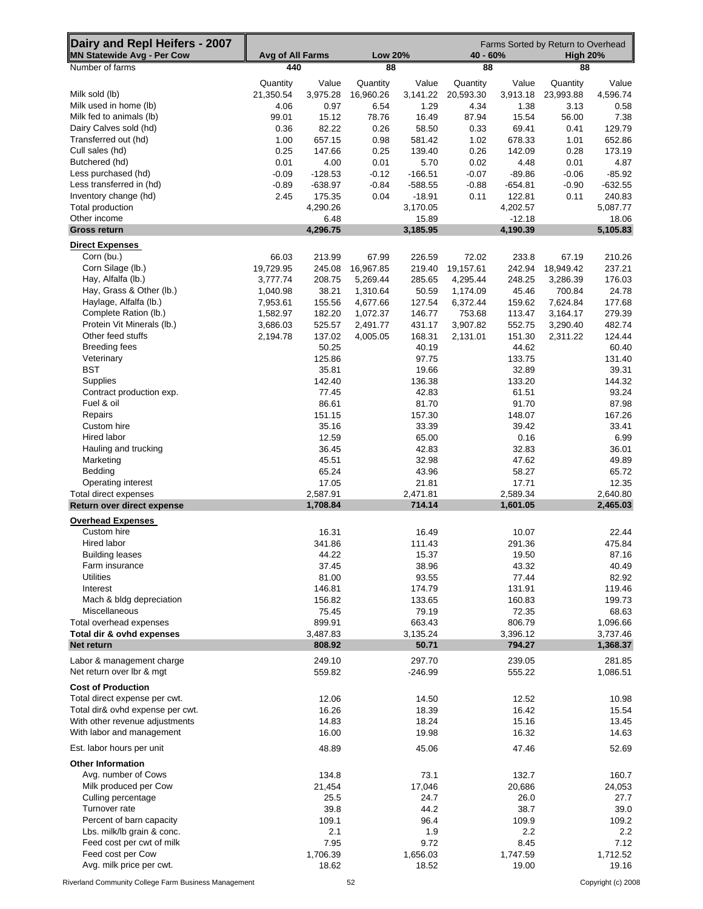| Dairy and Repl Heifers - 2007<br>MN Statewide Avg - Per Cow | Avg of All Farms | | Low 20% | | 40 - 60% | | High 20% | |
|---|---|---|---|---|---|---|---|---|
| | | | | | Farms Sorted by Return to Overhead | | | |
| Number of farms | 440 | | 88 | | 88 | | 88 | |
| | Quantity | Value | Quantity | Value | Quantity | Value | Quantity | Value |
| Milk sold (lb) | 21,350.54 | 3,975.28 | 16,960.26 | 3,141.22 | 20,593.30 | 3,913.18 | 23,993.88 | 4,596.74 |
| Milk used in home (lb) | 4.06 | 0.97 | 6.54 | 1.29 | 4.34 | 1.38 | 3.13 | 0.58 |
| Milk fed to animals (lb) | 99.01 | 15.12 | 78.76 | 16.49 | 87.94 | 15.54 | 56.00 | 7.38 |
| Dairy Calves sold (hd) | 0.36 | 82.22 | 0.26 | 58.50 | 0.33 | 69.41 | 0.41 | 129.79 |
| Transferred out (hd) | 1.00 | 657.15 | 0.98 | 581.42 | 1.02 | 678.33 | 1.01 | 652.86 |
| Cull sales (hd) | 0.25 | 147.66 | 0.25 | 139.40 | 0.26 | 142.09 | 0.28 | 173.19 |
| Butchered (hd) | 0.01 | 4.00 | 0.01 | 5.70 | 0.02 | 4.48 | 0.01 | 4.87 |
| Less purchased (hd) | -0.09 | -128.53 | -0.12 | -166.51 | -0.07 | -89.86 | -0.06 | -85.92 |
| Less transferred in (hd) | -0.89 | -638.97 | -0.84 | -588.55 | -0.88 | -654.81 | -0.90 | -632.55 |
| Inventory change (hd) | 2.45 | 175.35 | 0.04 | -18.91 | 0.11 | 122.81 | 0.11 | 240.83 |
| Total production | | 4,290.26 | | 3,170.05 | | 4,202.57 | | 5,087.77 |
| Other income | | 6.48 | | 15.89 | | -12.18 | | 18.06 |
| **Gross return** | | **4,296.75** | | **3,185.95** | | **4,190.39** | | **5,105.83** |
| **Direct Expenses** | | | | | | | | |
| Corn (bu.) | 66.03 | 213.99 | 67.99 | 226.59 | 72.02 | 233.8 | 67.19 | 210.26 |
| Corn Silage (lb.) | 19,729.95 | 245.08 | 16,967.85 | 219.40 | 19,157.61 | 242.94 | 18,949.42 | 237.21 |
| Hay, Alfalfa (lb.) | 3,777.74 | 208.75 | 5,269.44 | 285.65 | 4,295.44 | 248.25 | 3,286.39 | 176.03 |
| Hay, Grass & Other (lb.) | 1,040.98 | 38.21 | 1,310.64 | 50.59 | 1,174.09 | 45.46 | 700.84 | 24.78 |
| Haylage, Alfalfa (lb.) | 7,953.61 | 155.56 | 4,677.66 | 127.54 | 6,372.44 | 159.62 | 7,624.84 | 177.68 |
| Complete Ration (lb.) | 1,582.97 | 182.20 | 1,072.37 | 146.77 | 753.68 | 113.47 | 3,164.17 | 279.39 |
| Protein Vit Minerals (lb.) | 3,686.03 | 525.57 | 2,491.77 | 431.17 | 3,907.82 | 552.75 | 3,290.40 | 482.74 |
| Other feed stuffs | 2,194.78 | 137.02 | 4,005.05 | 168.31 | 2,131.01 | 151.30 | 2,311.22 | 124.44 |
| Breeding fees | | 50.25 | | 40.19 | | 44.62 | | 60.40 |
| Veterinary | | 125.86 | | 97.75 | | 133.75 | | 131.40 |
| BST | | 35.81 | | 19.66 | | 32.89 | | 39.31 |
| Supplies | | 142.40 | | 136.38 | | 133.20 | | 144.32 |
| Contract production exp. | | 77.45 | | 42.83 | | 61.51 | | 93.24 |
| Fuel & oil | | 86.61 | | 81.70 | | 91.70 | | 87.98 |
| Repairs | | 151.15 | | 157.30 | | 148.07 | | 167.26 |
| Custom hire | | 35.16 | | 33.39 | | 39.42 | | 33.41 |
| Hired labor | | 12.59 | | 65.00 | | 0.16 | | 6.99 |
| Hauling and trucking | | 36.45 | | 42.83 | | 32.83 | | 36.01 |
| Marketing | | 45.51 | | 32.98 | | 47.62 | | 49.89 |
| Bedding | | 65.24 | | 43.96 | | 58.27 | | 65.72 |
| Operating interest | | 17.05 | | 21.81 | | 17.71 | | 12.35 |
| Total direct expenses | | 2,587.91 | | 2,471.81 | | 2,589.34 | | 2,640.80 |
| **Return over direct expense** | | **1,708.84** | | **714.14** | | **1,601.05** | | **2,465.03** |
| **Overhead Expenses** | | | | | | | | |
| Custom hire | | 16.31 | | 16.49 | | 10.07 | | 22.44 |
| Hired labor | | 341.86 | | 111.43 | | 291.36 | | 475.84 |
| Building leases | | 44.22 | | 15.37 | | 19.50 | | 87.16 |
| Farm insurance | | 37.45 | | 38.96 | | 43.32 | | 40.49 |
| Utilities | | 81.00 | | 93.55 | | 77.44 | | 82.92 |
| Interest | | 146.81 | | 174.79 | | 131.91 | | 119.46 |
| Mach & bldg depreciation | | 156.82 | | 133.65 | | 160.83 | | 199.73 |
| Miscellaneous | | 75.45 | | 79.19 | | 72.35 | | 68.63 |
| Total overhead expenses | | 899.91 | | 663.43 | | 806.79 | | 1,096.66 |
| **Total dir & ovhd expenses** | | **3,487.83** | | **3,135.24** | | **3,396.12** | | **3,737.46** |
| **Net return** | | **808.92** | | **50.71** | | **794.27** | | **1,368.37** |
| Labor & management charge | | 249.10 | | 297.70 | | 239.05 | | 281.85 |
| Net return over lbr & mgt | | 559.82 | | -246.99 | | 555.22 | | 1,086.51 |
| **Cost of Production** | | | | | | | | |
| Total direct expense per cwt. | | 12.06 | | 14.50 | | 12.52 | | 10.98 |
| Total dir& ovhd expense per cwt. | | 16.26 | | 18.39 | | 16.42 | | 15.54 |
| With other revenue adjustments | | 14.83 | | 18.24 | | 15.16 | | 13.45 |
| With labor and management | | 16.00 | | 19.98 | | 16.32 | | 14.63 |
| Est. labor hours per unit | | 48.89 | | 45.06 | | 47.46 | | 52.69 |
| **Other Information** | | | | | | | | |
| Avg. number of Cows | | 134.8 | | 73.1 | | 132.7 | | 160.7 |
| Milk produced per Cow | | 21,454 | | 17,046 | | 20,686 | | 24,053 |
| Culling percentage | | 25.5 | | 24.7 | | 26.0 | | 27.7 |
| Turnover rate | | 39.8 | | 44.2 | | 38.7 | | 39.0 |
| Percent of barn capacity | | 109.1 | | 96.4 | | 109.9 | | 109.2 |
| Lbs. milk/lb grain & conc. | | 2.1 | | 1.9 | | 2.2 | | 2.2 |
| Feed cost per cwt of milk | | 7.95 | | 9.72 | | 8.45 | | 7.12 |
| Feed cost per Cow | | 1,706.39 | | 1,656.03 | | 1,747.59 | | 1,712.52 |
| Avg. milk price per cwt. | | 18.62 | | 18.52 | | 19.00 | | 19.16 |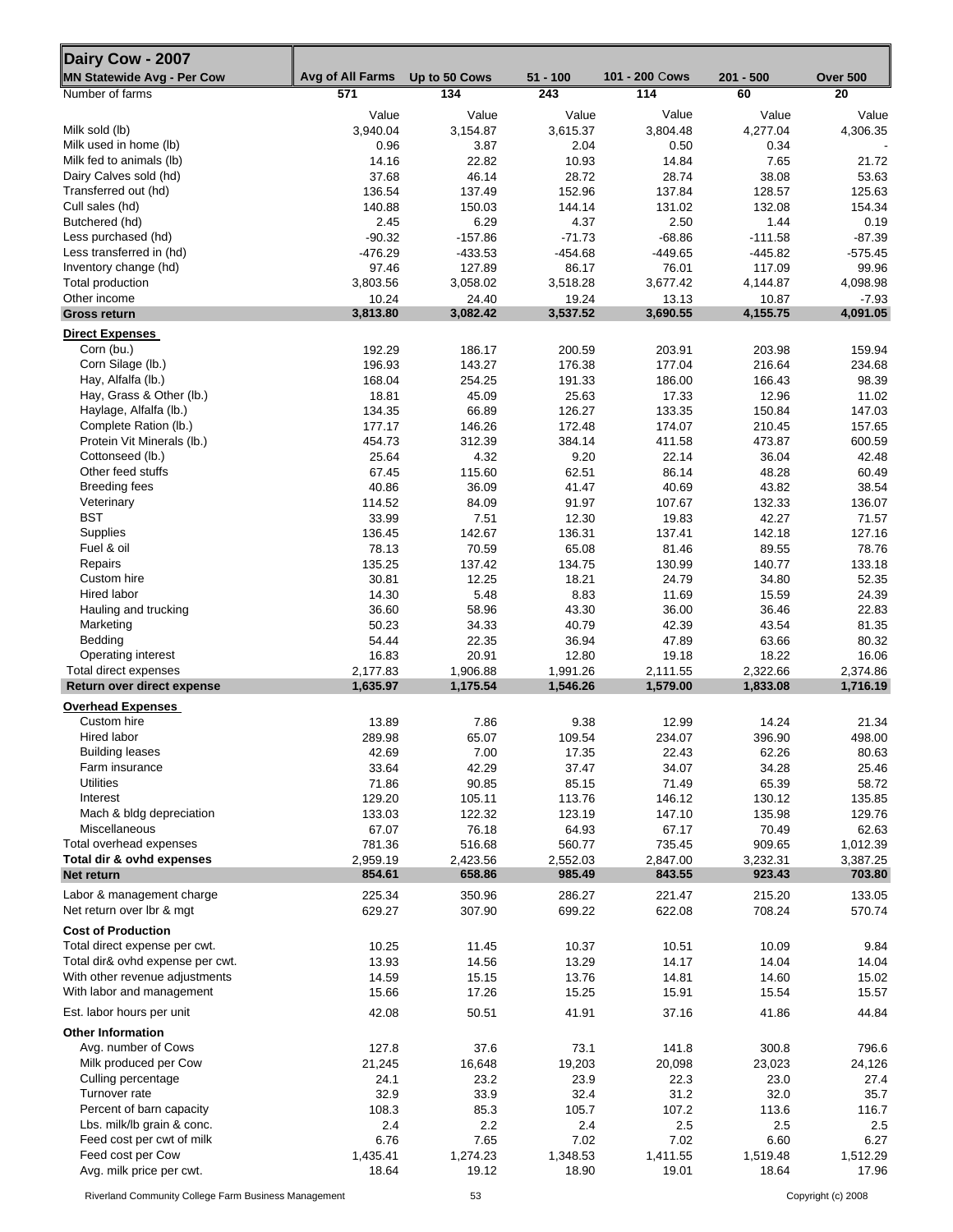| Dairy Cow - 2007<br>MN Statewide Avg - Per Cow | Avg of All Farms | Up to 50 Cows | 51 - 100 | 101 - 200 Cows | 201 - 500 | Over 500 |
|---|---|---|---|---|---|---|
| Number of farms | 571 | 134 | 243 | 114 | 60 | 20 |
| | Value | Value | Value | Value | Value | Value |
| Milk sold (lb) | 3,940.04 | 3,154.87 | 3,615.37 | 3,804.48 | 4,277.04 | 4,306.35 |
| Milk used in home (lb) | 0.96 | 3.87 | 2.04 | 0.50 | 0.34 | - |
| Milk fed to animals (lb) | 14.16 | 22.82 | 10.93 | 14.84 | 7.65 | 21.72 |
| Dairy Calves sold (hd) | 37.68 | 46.14 | 28.72 | 28.74 | 38.08 | 53.63 |
| Transferred out (hd) | 136.54 | 137.49 | 152.96 | 137.84 | 128.57 | 125.63 |
| Cull sales (hd) | 140.88 | 150.03 | 144.14 | 131.02 | 132.08 | 154.34 |
| Butchered (hd) | 2.45 | 6.29 | 4.37 | 2.50 | 1.44 | 0.19 |
| Less purchased (hd) | -90.32 | -157.86 | -71.73 | -68.86 | -111.58 | -87.39 |
| Less transferred in (hd) | -476.29 | -433.53 | -454.68 | -449.65 | -445.82 | -575.45 |
| Inventory change (hd) | 97.46 | 127.89 | 86.17 | 76.01 | 117.09 | 99.96 |
| Total production | 3,803.56 | 3,058.02 | 3,518.28 | 3,677.42 | 4,144.87 | 4,098.98 |
| Other income | 10.24 | 24.40 | 19.24 | 13.13 | 10.87 | -7.93 |
| **Gross return** | **3,813.80** | **3,082.42** | **3,537.52** | **3,690.55** | **4,155.75** | **4,091.05** |
| **Direct Expenses** | | | | | | |
| Corn (bu.) | 192.29 | 186.17 | 200.59 | 203.91 | 203.98 | 159.94 |
| Corn Silage (lb.) | 196.93 | 143.27 | 176.38 | 177.04 | 216.64 | 234.68 |
| Hay, Alfalfa (lb.) | 168.04 | 254.25 | 191.33 | 186.00 | 166.43 | 98.39 |
| Hay, Grass & Other (lb.) | 18.81 | 45.09 | 25.63 | 17.33 | 12.96 | 11.02 |
| Haylage, Alfalfa (lb.) | 134.35 | 66.89 | 126.27 | 133.35 | 150.84 | 147.03 |
| Complete Ration (lb.) | 177.17 | 146.26 | 172.48 | 174.07 | 210.45 | 157.65 |
| Protein Vit Minerals (lb.) | 454.73 | 312.39 | 384.14 | 411.58 | 473.87 | 600.59 |
| Cottonseed (lb.) | 25.64 | 4.32 | 9.20 | 22.14 | 36.04 | 42.48 |
| Other feed stuffs | 67.45 | 115.60 | 62.51 | 86.14 | 48.28 | 60.49 |
| Breeding fees | 40.86 | 36.09 | 41.47 | 40.69 | 43.82 | 38.54 |
| Veterinary | 114.52 | 84.09 | 91.97 | 107.67 | 132.33 | 136.07 |
| BST | 33.99 | 7.51 | 12.30 | 19.83 | 42.27 | 71.57 |
| Supplies | 136.45 | 142.67 | 136.31 | 137.41 | 142.18 | 127.16 |
| Fuel & oil | 78.13 | 70.59 | 65.08 | 81.46 | 89.55 | 78.76 |
| Repairs | 135.25 | 137.42 | 134.75 | 130.99 | 140.77 | 133.18 |
| Custom hire | 30.81 | 12.25 | 18.21 | 24.79 | 34.80 | 52.35 |
| Hired labor | 14.30 | 5.48 | 8.83 | 11.69 | 15.59 | 24.39 |
| Hauling and trucking | 36.60 | 58.96 | 43.30 | 36.00 | 36.46 | 22.83 |
| Marketing | 50.23 | 34.33 | 40.79 | 42.39 | 43.54 | 81.35 |
| Bedding | 54.44 | 22.35 | 36.94 | 47.89 | 63.66 | 80.32 |
| Operating interest | 16.83 | 20.91 | 12.80 | 19.18 | 18.22 | 16.06 |
| Total direct expenses | 2,177.83 | 1,906.88 | 1,991.26 | 2,111.55 | 2,322.66 | 2,374.86 |
| **Return over direct expense** | **1,635.97** | **1,175.54** | **1,546.26** | **1,579.00** | **1,833.08** | **1,716.19** |
| **Overhead Expenses** | | | | | | |
| Custom hire | 13.89 | 7.86 | 9.38 | 12.99 | 14.24 | 21.34 |
| Hired labor | 289.98 | 65.07 | 109.54 | 234.07 | 396.90 | 498.00 |
| Building leases | 42.69 | 7.00 | 17.35 | 22.43 | 62.26 | 80.63 |
| Farm insurance | 33.64 | 42.29 | 37.47 | 34.07 | 34.28 | 25.46 |
| Utilities | 71.86 | 90.85 | 85.15 | 71.49 | 65.39 | 58.72 |
| Interest | 129.20 | 105.11 | 113.76 | 146.12 | 130.12 | 135.85 |
| Mach & bldg depreciation | 133.03 | 122.32 | 123.19 | 147.10 | 135.98 | 129.76 |
| Miscellaneous | 67.07 | 76.18 | 64.93 | 67.17 | 70.49 | 62.63 |
| Total overhead expenses | 781.36 | 516.68 | 560.77 | 735.45 | 909.65 | 1,012.39 |
| **Total dir & ovhd expenses** | 2,959.19 | 2,423.56 | 2,552.03 | 2,847.00 | 3,232.31 | 3,387.25 |
| **Net return** | **854.61** | **658.86** | **985.49** | **843.55** | **923.43** | **703.80** |
| Labor & management charge | 225.34 | 350.96 | 286.27 | 221.47 | 215.20 | 133.05 |
| Net return over lbr & mgt | 629.27 | 307.90 | 699.22 | 622.08 | 708.24 | 570.74 |
| **Cost of Production** | | | | | | |
| Total direct expense per cwt. | 10.25 | 11.45 | 10.37 | 10.51 | 10.09 | 9.84 |
| Total dir& ovhd expense per cwt. | 13.93 | 14.56 | 13.29 | 14.17 | 14.04 | 14.04 |
| With other revenue adjustments | 14.59 | 15.15 | 13.76 | 14.81 | 14.60 | 15.02 |
| With labor and management | 15.66 | 17.26 | 15.25 | 15.91 | 15.54 | 15.57 |
| Est. labor hours per unit | 42.08 | 50.51 | 41.91 | 37.16 | 41.86 | 44.84 |
| **Other Information** | | | | | | |
| Avg. number of Cows | 127.8 | 37.6 | 73.1 | 141.8 | 300.8 | 796.6 |
| Milk produced per Cow | 21,245 | 16,648 | 19,203 | 20,098 | 23,023 | 24,126 |
| Culling percentage | 24.1 | 23.2 | 23.9 | 22.3 | 23.0 | 27.4 |
| Turnover rate | 32.9 | 33.9 | 32.4 | 31.2 | 32.0 | 35.7 |
| Percent of barn capacity | 108.3 | 85.3 | 105.7 | 107.2 | 113.6 | 116.7 |
| Lbs. milk/lb grain & conc. | 2.4 | 2.2 | 2.4 | 2.5 | 2.5 | 2.5 |
| Feed cost per cwt of milk | 6.76 | 7.65 | 7.02 | 7.02 | 6.60 | 6.27 |
| Feed cost per Cow | 1,435.41 | 1,274.23 | 1,348.53 | 1,411.55 | 1,519.48 | 1,512.29 |
| Avg. milk price per cwt. | 18.64 | 19.12 | 18.90 | 19.01 | 18.64 | 17.96 |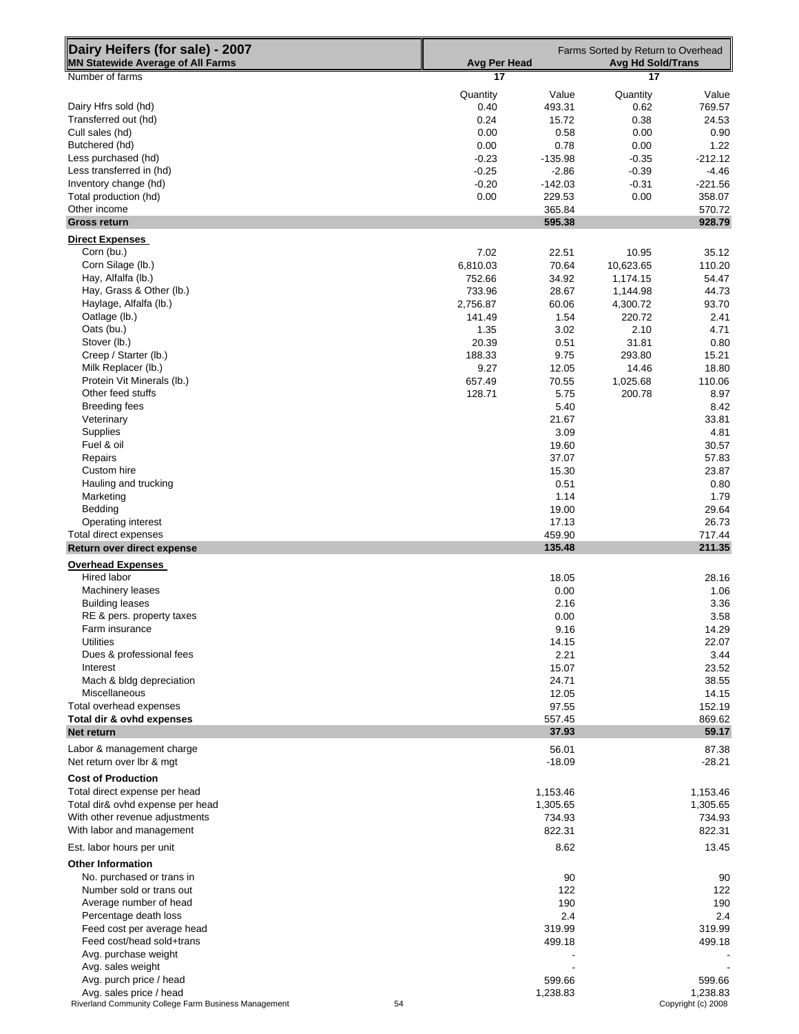| Dairy Heifers (for sale) - 2007<br>MN Statewide Average of All Farms | Farms Sorted by Return to Overhead<br>Avg Per Head | | Avg Hd Sold/Trans | |
|---|---|---|---|---|
| Number of farms | 17 | | 17 | |
| | Quantity | Value | Quantity | Value |
| Dairy Hfrs sold (hd) | 0.40 | 493.31 | 0.62 | 769.57 |
| Transferred out (hd) | 0.24 | 15.72 | 0.38 | 24.53 |
| Cull sales (hd) | 0.00 | 0.58 | 0.00 | 0.90 |
| Butchered (hd) | 0.00 | 0.78 | 0.00 | 1.22 |
| Less purchased (hd) | -0.23 | -135.98 | -0.35 | -212.12 |
| Less transferred in (hd) | -0.25 | -2.86 | -0.39 | -4.46 |
| Inventory change (hd) | -0.20 | -142.03 | -0.31 | -221.56 |
| Total production (hd) | 0.00 | 229.53 | 0.00 | 358.07 |
| Other income | | 365.84 | | 570.72 |
| **Gross return** | | **595.38** | | **928.79** |
| **Direct Expenses** | | | | |
| Corn (bu.) | 7.02 | 22.51 | 10.95 | 35.12 |
| Corn Silage (lb.) | 6,810.03 | 70.64 | 10,623.65 | 110.20 |
| Hay, Alfalfa (lb.) | 752.66 | 34.92 | 1,174.15 | 54.47 |
| Hay, Grass & Other (lb.) | 733.96 | 28.67 | 1,144.98 | 44.73 |
| Haylage, Alfalfa (lb.) | 2,756.87 | 60.06 | 4,300.72 | 93.70 |
| Oatlage (lb.) | 141.49 | 1.54 | 220.72 | 2.41 |
| Oats (bu.) | 1.35 | 3.02 | 2.10 | 4.71 |
| Stover (lb.) | 20.39 | 0.51 | 31.81 | 0.80 |
| Creep / Starter (lb.) | 188.33 | 9.75 | 293.80 | 15.21 |
| Milk Replacer (lb.) | 9.27 | 12.05 | 14.46 | 18.80 |
| Protein Vit Minerals (lb.) | 657.49 | 70.55 | 1,025.68 | 110.06 |
| Other feed stuffs | 128.71 | 5.75 | 200.78 | 8.97 |
| Breeding fees | | 5.40 | | 8.42 |
| Veterinary | | 21.67 | | 33.81 |
| Supplies | | 3.09 | | 4.81 |
| Fuel & oil | | 19.60 | | 30.57 |
| Repairs | | 37.07 | | 57.83 |
| Custom hire | | 15.30 | | 23.87 |
| Hauling and trucking | | 0.51 | | 0.80 |
| Marketing | | 1.14 | | 1.79 |
| Bedding | | 19.00 | | 29.64 |
| Operating interest | | 17.13 | | 26.73 |
| Total direct expenses | | 459.90 | | 717.44 |
| **Return over direct expense** | | **135.48** | | **211.35** |
| **Overhead Expenses** | | | | |
| Hired labor | | 18.05 | | 28.16 |
| Machinery leases | | 0.00 | | 1.06 |
| Building leases | | 2.16 | | 3.36 |
| RE & pers. property taxes | | 0.00 | | 3.58 |
| Farm insurance | | 9.16 | | 14.29 |
| Utilities | | 14.15 | | 22.07 |
| Dues & professional fees | | 2.21 | | 3.44 |
| Interest | | 15.07 | | 23.52 |
| Mach & bldg depreciation | | 24.71 | | 38.55 |
| Miscellaneous | | 12.05 | | 14.15 |
| Total overhead expenses | | 97.55 | | 152.19 |
| Total dir & ovhd expenses | | 557.45 | | 869.62 |
| **Net return** | | **37.93** | | **59.17** |
| Labor & management charge | | 56.01 | | 87.38 |
| Net return over lbr & mgt | | -18.09 | | -28.21 |
| **Cost of Production** | | | | |
| Total direct expense per head | | 1,153.46 | | 1,153.46 |
| Total dir& ovhd expense per head | | 1,305.65 | | 1,305.65 |
| With other revenue adjustments | | 734.93 | | 734.93 |
| With labor and management | | 822.31 | | 822.31 |
| Est. labor hours per unit | | 8.62 | | 13.45 |
| **Other Information** | | | | |
| No. purchased or trans in | | 90 | | 90 |
| Number sold or trans out | | 122 | | 122 |
| Average number of head | | 190 | | 190 |
| Percentage death loss | | 2.4 | | 2.4 |
| Feed cost per average head | | 319.99 | | 319.99 |
| Feed cost/head sold+trans | | 499.18 | | 499.18 |
| Avg. purchase weight | | - | | - |
| Avg. sales weight | | - | | - |
| Avg. purch price / head | | 599.66 | | 599.66 |
| Avg. sales price / head | | 1,238.83 | | 1,238.83 |

Riverland Community College Farm Business Management — Copyright (c) 2008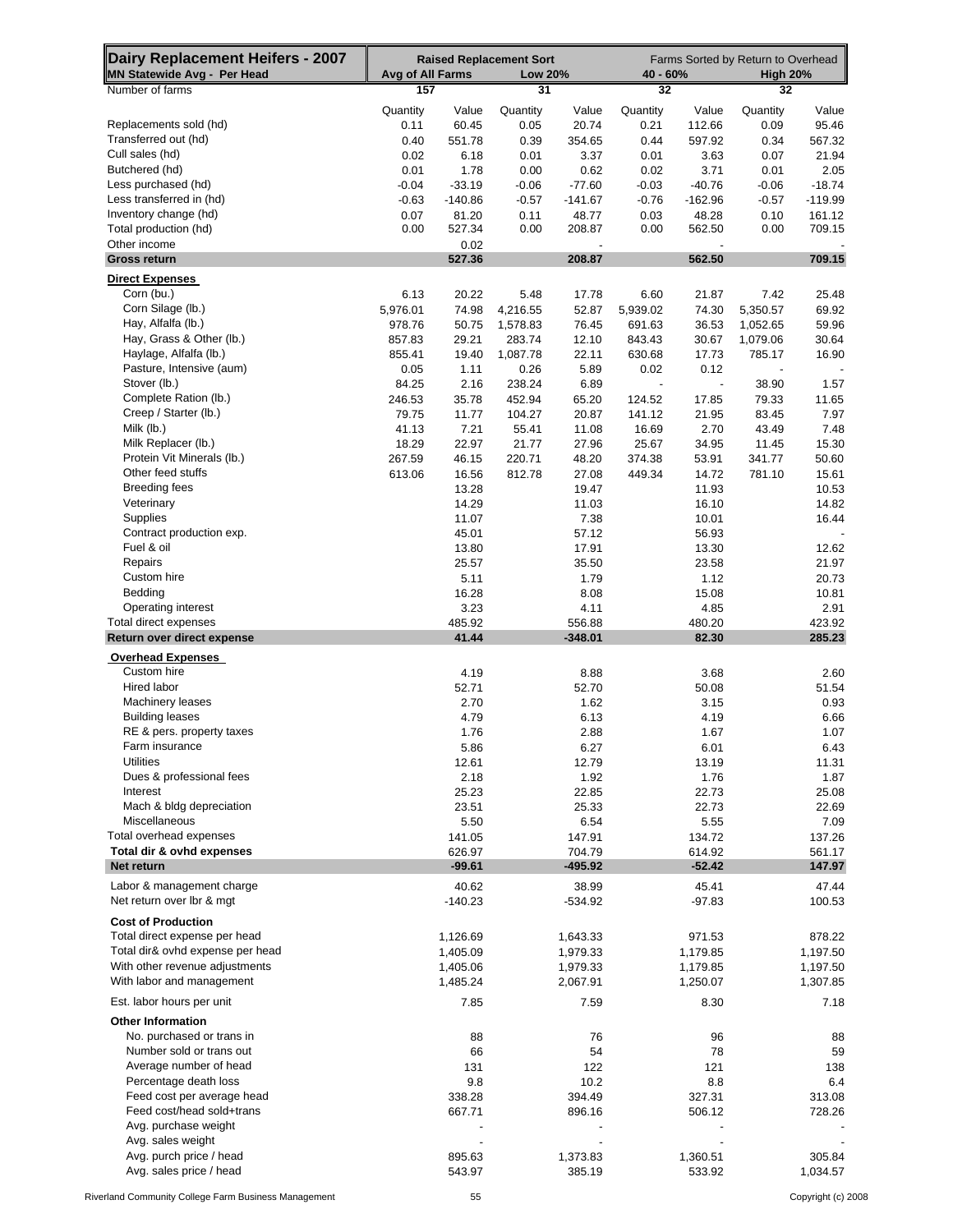| Dairy Replacement Heifers - 2007 | Raised Replacement Sort | | | | | Farms Sorted by Return to Overhead | | |
|---|---|---|---|---|---|---|---|---|
| MN Statewide Avg - Per Head | Avg of All Farms | | Low 20% | | 40 - 60% | | High 20% | |
| Number of farms | 157 | | 31 | | 32 | | 32 | |
| | Quantity | Value | Quantity | Value | Quantity | Value | Quantity | Value |
| Replacements sold (hd) | 0.11 | 60.45 | 0.05 | 20.74 | 0.21 | 112.66 | 0.09 | 95.46 |
| Transferred out (hd) | 0.40 | 551.78 | 0.39 | 354.65 | 0.44 | 597.92 | 0.34 | 567.32 |
| Cull sales (hd) | 0.02 | 6.18 | 0.01 | 3.37 | 0.01 | 3.63 | 0.07 | 21.94 |
| Butchered (hd) | 0.01 | 1.78 | 0.00 | 0.62 | 0.02 | 3.71 | 0.01 | 2.05 |
| Less purchased (hd) | -0.04 | -33.19 | -0.06 | -77.60 | -0.03 | -40.76 | -0.06 | -18.74 |
| Less transferred in (hd) | -0.63 | -140.86 | -0.57 | -141.67 | -0.76 | -162.96 | -0.57 | -119.99 |
| Inventory change (hd) | 0.07 | 81.20 | 0.11 | 48.77 | 0.03 | 48.28 | 0.10 | 161.12 |
| Total production (hd) | 0.00 | 527.34 | 0.00 | 208.87 | 0.00 | 562.50 | 0.00 | 709.15 |
| Other income | | 0.02 | | - | | - | | - |
| **Gross return** | | **527.36** | | **208.87** | | **562.50** | | **709.15** |
| **Direct Expenses** | | | | | | | | |
| Corn (bu.) | 6.13 | 20.22 | 5.48 | 17.78 | 6.60 | 21.87 | 7.42 | 25.48 |
| Corn Silage (lb.) | 5,976.01 | 74.98 | 4,216.55 | 52.87 | 5,939.02 | 74.30 | 5,350.57 | 69.92 |
| Hay, Alfalfa (lb.) | 978.76 | 50.75 | 1,578.83 | 76.45 | 691.63 | 36.53 | 1,052.65 | 59.96 |
| Hay, Grass & Other (lb.) | 857.83 | 29.21 | 283.74 | 12.10 | 843.43 | 30.67 | 1,079.06 | 30.64 |
| Haylage, Alfalfa (lb.) | 855.41 | 19.40 | 1,087.78 | 22.11 | 630.68 | 17.73 | 785.17 | 16.90 |
| Pasture, Intensive (aum) | 0.05 | 1.11 | 0.26 | 5.89 | 0.02 | 0.12 | - | - |
| Stover (lb.) | 84.25 | 2.16 | 238.24 | 6.89 | - | - | 38.90 | 1.57 |
| Complete Ration (lb.) | 246.53 | 35.78 | 452.94 | 65.20 | 124.52 | 17.85 | 79.33 | 11.65 |
| Creep / Starter (lb.) | 79.75 | 11.77 | 104.27 | 20.87 | 141.12 | 21.95 | 83.45 | 7.97 |
| Milk (lb.) | 41.13 | 7.21 | 55.41 | 11.08 | 16.69 | 2.70 | 43.49 | 7.48 |
| Milk Replacer (lb.) | 18.29 | 22.97 | 21.77 | 27.96 | 25.67 | 34.95 | 11.45 | 15.30 |
| Protein Vit Minerals (lb.) | 267.59 | 46.15 | 220.71 | 48.20 | 374.38 | 53.91 | 341.77 | 50.60 |
| Other feed stuffs | 613.06 | 16.56 | 812.78 | 27.08 | 449.34 | 14.72 | 781.10 | 15.61 |
| Breeding fees | | 13.28 | | 19.47 | | 11.93 | | 10.53 |
| Veterinary | | 14.29 | | 11.03 | | 16.10 | | 14.82 |
| Supplies | | 11.07 | | 7.38 | | 10.01 | | 16.44 |
| Contract production exp. | | 45.01 | | 57.12 | | 56.93 | | - |
| Fuel & oil | | 13.80 | | 17.91 | | 13.30 | | 12.62 |
| Repairs | | 25.57 | | 35.50 | | 23.58 | | 21.97 |
| Custom hire | | 5.11 | | 1.79 | | 1.12 | | 20.73 |
| Bedding | | 16.28 | | 8.08 | | 15.08 | | 10.81 |
| Operating interest | | 3.23 | | 4.11 | | 4.85 | | 2.91 |
| Total direct expenses | | 485.92 | | 556.88 | | 480.20 | | 423.92 |
| **Return over direct expense** | | **41.44** | | **-348.01** | | **82.30** | | **285.23** |
| **Overhead Expenses** | | | | | | | | |
| Custom hire | | 4.19 | | 8.88 | | 3.68 | | 2.60 |
| Hired labor | | 52.71 | | 52.70 | | 50.08 | | 51.54 |
| Machinery leases | | 2.70 | | 1.62 | | 3.15 | | 0.93 |
| Building leases | | 4.79 | | 6.13 | | 4.19 | | 6.66 |
| RE & pers. property taxes | | 1.76 | | 2.88 | | 1.67 | | 1.07 |
| Farm insurance | | 5.86 | | 6.27 | | 6.01 | | 6.43 |
| Utilities | | 12.61 | | 12.79 | | 13.19 | | 11.31 |
| Dues & professional fees | | 2.18 | | 1.92 | | 1.76 | | 1.87 |
| Interest | | 25.23 | | 22.85 | | 22.73 | | 25.08 |
| Mach & bldg depreciation | | 23.51 | | 25.33 | | 22.73 | | 22.69 |
| Miscellaneous | | 5.50 | | 6.54 | | 5.55 | | 7.09 |
| Total overhead expenses | | 141.05 | | 147.91 | | 134.72 | | 137.26 |
| **Total dir & ovhd expenses** | | 626.97 | | 704.79 | | 614.92 | | 561.17 |
| **Net return** | | **-99.61** | | **-495.92** | | **-52.42** | | **147.97** |
| Labor & management charge | | 40.62 | | 38.99 | | 45.41 | | 47.44 |
| Net return over lbr & mgt | | -140.23 | | -534.92 | | -97.83 | | 100.53 |
| **Cost of Production** | | | | | | | | |
| Total direct expense per head | | 1,126.69 | | 1,643.33 | | 971.53 | | 878.22 |
| Total dir& ovhd expense per head | | 1,405.09 | | 1,979.33 | | 1,179.85 | | 1,197.50 |
| With other revenue adjustments | | 1,405.06 | | 1,979.33 | | 1,179.85 | | 1,197.50 |
| With labor and management | | 1,485.24 | | 2,067.91 | | 1,250.07 | | 1,307.85 |
| Est. labor hours per unit | | 7.85 | | 7.59 | | 8.30 | | 7.18 |
| **Other Information** | | | | | | | | |
| No. purchased or trans in | | 88 | | 76 | | 96 | | 88 |
| Number sold or trans out | | 66 | | 54 | | 78 | | 59 |
| Average number of head | | 131 | | 122 | | 121 | | 138 |
| Percentage death loss | | 9.8 | | 10.2 | | 8.8 | | 6.4 |
| Feed cost per average head | | 338.28 | | 394.49 | | 327.31 | | 313.08 |
| Feed cost/head sold+trans | | 667.71 | | 896.16 | | 506.12 | | 728.26 |
| Avg. purchase weight | | - | | - | | - | | - |
| Avg. sales weight | | - | | - | | - | | - |
| Avg. purch price / head | | 895.63 | | 1,373.83 | | 1,360.51 | | 305.84 |
| Avg. sales price / head | | 543.97 | | 385.19 | | 533.92 | | 1,034.57 |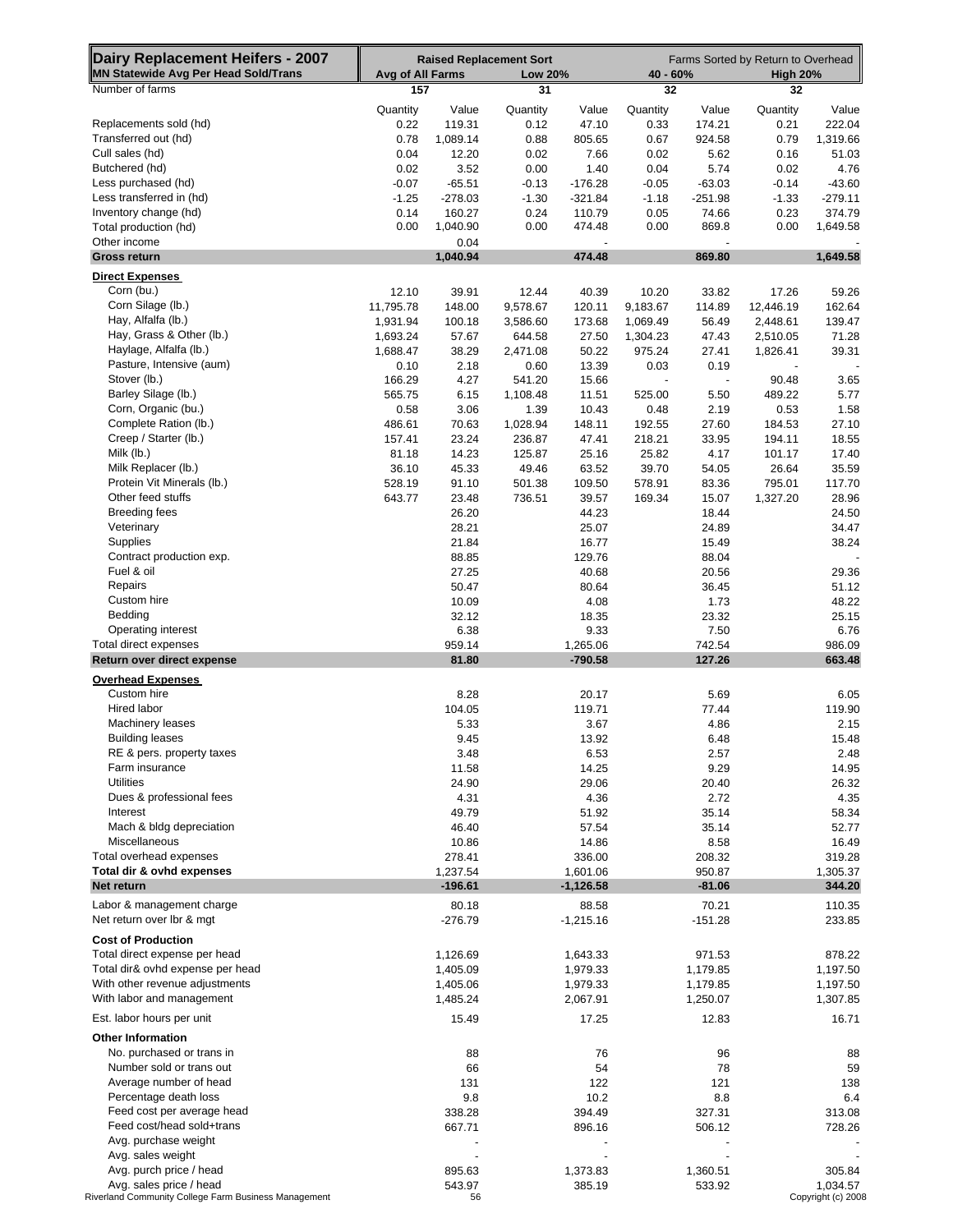| Dairy Replacement Heifers - 2007<br>MN Statewide Avg Per Head Sold/Trans | Raised Replacement Sort<br>Avg of All Farms | | Low 20% | | Farms Sorted by Return to Overhead<br>40 - 60% | | High 20% | |
|---|---|---|---|---|---|---|---|---|
| Number of farms | 157 | | 31 | | 32 | | 32 | |
| | Quantity | Value | Quantity | Value | Quantity | Value | Quantity | Value |
| Replacements sold (hd) | 0.22 | 119.31 | 0.12 | 47.10 | 0.33 | 174.21 | 0.21 | 222.04 |
| Transferred out (hd) | 0.78 | 1,089.14 | 0.88 | 805.65 | 0.67 | 924.58 | 0.79 | 1,319.66 |
| Cull sales (hd) | 0.04 | 12.20 | 0.02 | 7.66 | 0.02 | 5.62 | 0.16 | 51.03 |
| Butchered (hd) | 0.02 | 3.52 | 0.00 | 1.40 | 0.04 | 5.74 | 0.02 | 4.76 |
| Less purchased (hd) | -0.07 | -65.51 | -0.13 | -176.28 | -0.05 | -63.03 | -0.14 | -43.60 |
| Less transferred in (hd) | -1.25 | -278.03 | -1.30 | -321.84 | -1.18 | -251.98 | -1.33 | -279.11 |
| Inventory change (hd) | 0.14 | 160.27 | 0.24 | 110.79 | 0.05 | 74.66 | 0.23 | 374.79 |
| Total production (hd) | 0.00 | 1,040.90 | 0.00 | 474.48 | 0.00 | 869.8 | 0.00 | 1,649.58 |
| Other income | | 0.04 | | - | | - | | - |
| **Gross return** | | **1,040.94** | | **474.48** | | **869.80** | | **1,649.58** |
| **Direct Expenses** | | | | | | | | |
| Corn (bu.) | 12.10 | 39.91 | 12.44 | 40.39 | 10.20 | 33.82 | 17.26 | 59.26 |
| Corn Silage (lb.) | 11,795.78 | 148.00 | 9,578.67 | 120.11 | 9,183.67 | 114.89 | 12,446.19 | 162.64 |
| Hay, Alfalfa (lb.) | 1,931.94 | 100.18 | 3,586.60 | 173.68 | 1,069.49 | 56.49 | 2,448.61 | 139.47 |
| Hay, Grass & Other (lb.) | 1,693.24 | 57.67 | 644.58 | 27.50 | 1,304.23 | 47.43 | 2,510.05 | 71.28 |
| Haylage, Alfalfa (lb.) | 1,688.47 | 38.29 | 2,471.08 | 50.22 | 975.24 | 27.41 | 1,826.41 | 39.31 |
| Pasture, Intensive (aum) | 0.10 | 2.18 | 0.60 | 13.39 | 0.03 | 0.19 | - | - |
| Stover (lb.) | 166.29 | 4.27 | 541.20 | 15.66 | - | - | 90.48 | 3.65 |
| Barley Silage (lb.) | 565.75 | 6.15 | 1,108.48 | 11.51 | 525.00 | 5.50 | 489.22 | 5.77 |
| Corn, Organic (bu.) | 0.58 | 3.06 | 1.39 | 10.43 | 0.48 | 2.19 | 0.53 | 1.58 |
| Complete Ration (lb.) | 486.61 | 70.63 | 1,028.94 | 148.11 | 192.55 | 27.60 | 184.53 | 27.10 |
| Creep / Starter (lb.) | 157.41 | 23.24 | 236.87 | 47.41 | 218.21 | 33.95 | 194.11 | 18.55 |
| Milk (lb.) | 81.18 | 14.23 | 125.87 | 25.16 | 25.82 | 4.17 | 101.17 | 17.40 |
| Milk Replacer (lb.) | 36.10 | 45.33 | 49.46 | 63.52 | 39.70 | 54.05 | 26.64 | 35.59 |
| Protein Vit Minerals (lb.) | 528.19 | 91.10 | 501.38 | 109.50 | 578.91 | 83.36 | 795.01 | 117.70 |
| Other feed stuffs | 643.77 | 23.48 | 736.51 | 39.57 | 169.34 | 15.07 | 1,327.20 | 28.96 |
| Breeding fees | | 26.20 | | 44.23 | | 18.44 | | 24.50 |
| Veterinary | | 28.21 | | 25.07 | | 24.89 | | 34.47 |
| Supplies | | 21.84 | | 16.77 | | 15.49 | | 38.24 |
| Contract production exp. | | 88.85 | | 129.76 | | 88.04 | | - |
| Fuel & oil | | 27.25 | | 40.68 | | 20.56 | | 29.36 |
| Repairs | | 50.47 | | 80.64 | | 36.45 | | 51.12 |
| Custom hire | | 10.09 | | 4.08 | | 1.73 | | 48.22 |
| Bedding | | 32.12 | | 18.35 | | 23.32 | | 25.15 |
| Operating interest | | 6.38 | | 9.33 | | 7.50 | | 6.76 |
| Total direct expenses | | 959.14 | | 1,265.06 | | 742.54 | | 986.09 |
| **Return over direct expense** | | **81.80** | | **-790.58** | | **127.26** | | **663.48** |
| **Overhead Expenses** | | | | | | | | |
| Custom hire | | 8.28 | | 20.17 | | 5.69 | | 6.05 |
| Hired labor | | 104.05 | | 119.71 | | 77.44 | | 119.90 |
| Machinery leases | | 5.33 | | 3.67 | | 4.86 | | 2.15 |
| Building leases | | 9.45 | | 13.92 | | 6.48 | | 15.48 |
| RE & pers. property taxes | | 3.48 | | 6.53 | | 2.57 | | 2.48 |
| Farm insurance | | 11.58 | | 14.25 | | 9.29 | | 14.95 |
| Utilities | | 24.90 | | 29.06 | | 20.40 | | 26.32 |
| Dues & professional fees | | 4.31 | | 4.36 | | 2.72 | | 4.35 |
| Interest | | 49.79 | | 51.92 | | 35.14 | | 58.34 |
| Mach & bldg depreciation | | 46.40 | | 57.54 | | 35.14 | | 52.77 |
| Miscellaneous | | 10.86 | | 14.86 | | 8.58 | | 16.49 |
| Total overhead expenses | | 278.41 | | 336.00 | | 208.32 | | 319.28 |
| **Total dir & ovhd expenses** | | 1,237.54 | | 1,601.06 | | 950.87 | | 1,305.37 |
| **Net return** | | **-196.61** | | **-1,126.58** | | **-81.06** | | **344.20** |
| Labor & management charge | | 80.18 | | 88.58 | | 70.21 | | 110.35 |
| Net return over lbr & mgt | | -276.79 | | -1,215.16 | | -151.28 | | 233.85 |
| **Cost of Production** | | | | | | | | |
| Total direct expense per head | | 1,126.69 | | 1,643.33 | | 971.53 | | 878.22 |
| Total dir& ovhd expense per head | | 1,405.09 | | 1,979.33 | | 1,179.85 | | 1,197.50 |
| With other revenue adjustments | | 1,405.06 | | 1,979.33 | | 1,179.85 | | 1,197.50 |
| With labor and management | | 1,485.24 | | 2,067.91 | | 1,250.07 | | 1,307.85 |
| Est. labor hours per unit | | 15.49 | | 17.25 | | 12.83 | | 16.71 |
| **Other Information** | | | | | | | | |
| No. purchased or trans in | | 88 | | 76 | | 96 | | 88 |
| Number sold or trans out | | 66 | | 54 | | 78 | | 59 |
| Average number of head | | 131 | | 122 | | 121 | | 138 |
| Percentage death loss | | 9.8 | | 10.2 | | 8.8 | | 6.4 |
| Feed cost per average head | | 338.28 | | 394.49 | | 327.31 | | 313.08 |
| Feed cost/head sold+trans | | 667.71 | | 896.16 | | 506.12 | | 728.26 |
| Avg. purchase weight | | - | | - | | - | | - |
| Avg. sales weight | | - | | - | | - | | - |
| Avg. purch price / head | | 895.63 | | 1,373.83 | | 1,360.51 | | 305.84 |
| Avg. sales price / head | | 543.97 | | 385.19 | | 533.92 | | 1,034.57 |

Riverland Community College Farm Business Management | Copyright (c) 2008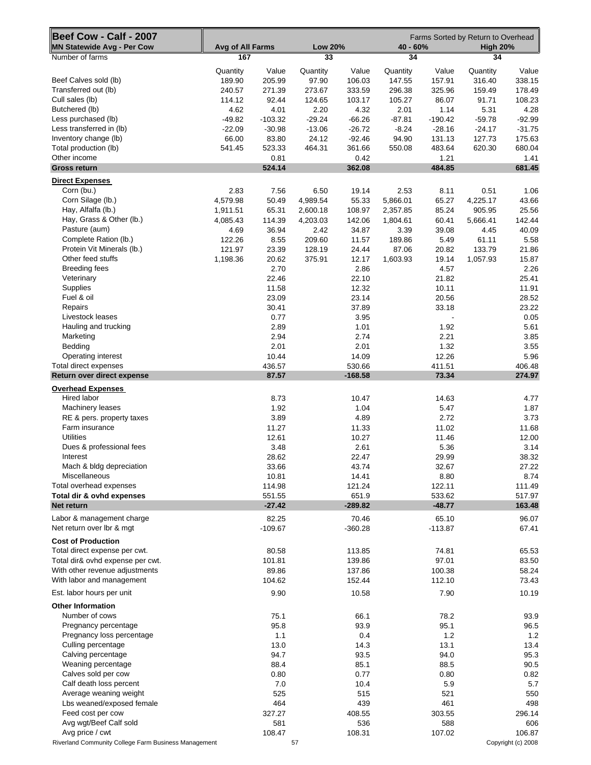| Beef Cow - Calf - 2007 | | | | | | | Farms Sorted by Return to Overhead | |
|---|---|---|---|---|---|---|---|---|
| MN Statewide Avg - Per Cow | Avg of All Farms | | Low 20% | | 40 - 60% | | High 20% | |
| Number of farms | 167 | | 33 | | 34 | | 34 | |
| | Quantity | Value | Quantity | Value | Quantity | Value | Quantity | Value |
| Beef Calves sold (lb) | 189.90 | 205.99 | 97.90 | 106.03 | 147.55 | 157.91 | 316.40 | 338.15 |
| Transferred out (lb) | 240.57 | 271.39 | 273.67 | 333.59 | 296.38 | 325.96 | 159.49 | 178.49 |
| Cull sales (lb) | 114.12 | 92.44 | 124.65 | 103.17 | 105.27 | 86.07 | 91.71 | 108.23 |
| Butchered (lb) | 4.62 | 4.01 | 2.20 | 4.32 | 2.01 | 1.14 | 5.31 | 4.28 |
| Less purchased (lb) | -49.82 | -103.32 | -29.24 | -66.26 | -87.81 | -190.42 | -59.78 | -92.99 |
| Less transferred in (lb) | -22.09 | -30.98 | -13.06 | -26.72 | -8.24 | -28.16 | -24.17 | -31.75 |
| Inventory change (lb) | 66.00 | 83.80 | 24.12 | -92.46 | 94.90 | 131.13 | 127.73 | 175.63 |
| Total production (lb) | 541.45 | 523.33 | 464.31 | 361.66 | 550.08 | 483.64 | 620.30 | 680.04 |
| Other income | | 0.81 | | 0.42 | | 1.21 | | 1.41 |
| **Gross return** | | **524.14** | | **362.08** | | **484.85** | | **681.45** |
| **Direct Expenses** | | | | | | | | |
| Corn (bu.) | 2.83 | 7.56 | 6.50 | 19.14 | 2.53 | 8.11 | 0.51 | 1.06 |
| Corn Silage (lb.) | 4,579.98 | 50.49 | 4,989.54 | 55.33 | 5,866.01 | 65.27 | 4,225.17 | 43.66 |
| Hay, Alfalfa (lb.) | 1,911.51 | 65.31 | 2,600.18 | 108.97 | 2,357.85 | 85.24 | 905.95 | 25.56 |
| Hay, Grass & Other (lb.) | 4,085.43 | 114.39 | 4,203.03 | 142.06 | 1,804.61 | 60.41 | 5,666.41 | 142.44 |
| Pasture (aum) | 4.69 | 36.94 | 2.42 | 34.87 | 3.39 | 39.08 | 4.45 | 40.09 |
| Complete Ration (lb.) | 122.26 | 8.55 | 209.60 | 11.57 | 189.86 | 5.49 | 61.11 | 5.58 |
| Protein Vit Minerals (lb.) | 121.97 | 23.39 | 128.19 | 24.44 | 87.06 | 20.82 | 133.79 | 21.86 |
| Other feed stuffs | 1,198.36 | 20.62 | 375.91 | 12.17 | 1,603.93 | 19.14 | 1,057.93 | 15.87 |
| Breeding fees | | 2.70 | | 2.86 | | 4.57 | | 2.26 |
| Veterinary | | 22.46 | | 22.10 | | 21.82 | | 25.41 |
| Supplies | | 11.58 | | 12.32 | | 10.11 | | 11.91 |
| Fuel & oil | | 23.09 | | 23.14 | | 20.56 | | 28.52 |
| Repairs | | 30.41 | | 37.89 | | 33.18 | | 23.22 |
| Livestock leases | | 0.77 | | 3.95 | | - | | 0.05 |
| Hauling and trucking | | 2.89 | | 1.01 | | 1.92 | | 5.61 |
| Marketing | | 2.94 | | 2.74 | | 2.21 | | 3.85 |
| Bedding | | 2.01 | | 2.01 | | 1.32 | | 3.55 |
| Operating interest | | 10.44 | | 14.09 | | 12.26 | | 5.96 |
| Total direct expenses | | 436.57 | | 530.66 | | 411.51 | | 406.48 |
| **Return over direct expense** | | **87.57** | | **-168.58** | | **73.34** | | **274.97** |
| **Overhead Expenses** | | | | | | | | |
| Hired labor | | 8.73 | | 10.47 | | 14.63 | | 4.77 |
| Machinery leases | | 1.92 | | 1.04 | | 5.47 | | 1.87 |
| RE & pers. property taxes | | 3.89 | | 4.89 | | 2.72 | | 3.73 |
| Farm insurance | | 11.27 | | 11.33 | | 11.02 | | 11.68 |
| Utilities | | 12.61 | | 10.27 | | 11.46 | | 12.00 |
| Dues & professional fees | | 3.48 | | 2.61 | | 5.36 | | 3.14 |
| Interest | | 28.62 | | 22.47 | | 29.99 | | 38.32 |
| Mach & bldg depreciation | | 33.66 | | 43.74 | | 32.67 | | 27.22 |
| Miscellaneous | | 10.81 | | 14.41 | | 8.80 | | 8.74 |
| Total overhead expenses | | 114.98 | | 121.24 | | 122.11 | | 111.49 |
| **Total dir & ovhd expenses** | | **551.55** | | **651.9** | | **533.62** | | **517.97** |
| **Net return** | | **-27.42** | | **-289.82** | | **-48.77** | | **163.48** |
| Labor & management charge | | 82.25 | | 70.46 | | 65.10 | | 96.07 |
| Net return over lbr & mgt | | -109.67 | | -360.28 | | -113.87 | | 67.41 |
| **Cost of Production** | | | | | | | | |
| Total direct expense per cwt. | | 80.58 | | 113.85 | | 74.81 | | 65.53 |
| Total dir& ovhd expense per cwt. | | 101.81 | | 139.86 | | 97.01 | | 83.50 |
| With other revenue adjustments | | 89.86 | | 137.86 | | 100.38 | | 58.24 |
| With labor and management | | 104.62 | | 152.44 | | 112.10 | | 73.43 |
| Est. labor hours per unit | | 9.90 | | 10.58 | | 7.90 | | 10.19 |
| **Other Information** | | | | | | | | |
| Number of cows | | 75.1 | | 66.1 | | 78.2 | | 93.9 |
| Pregnancy percentage | | 95.8 | | 93.9 | | 95.1 | | 96.5 |
| Pregnancy loss percentage | | 1.1 | | 0.4 | | 1.2 | | 1.2 |
| Culling percentage | | 13.0 | | 14.3 | | 13.1 | | 13.4 |
| Calving percentage | | 94.7 | | 93.5 | | 94.0 | | 95.3 |
| Weaning percentage | | 88.4 | | 85.1 | | 88.5 | | 90.5 |
| Calves sold per cow | | 0.80 | | 0.77 | | 0.80 | | 0.82 |
| Calf death loss percent | | 7.0 | | 10.4 | | 5.9 | | 5.7 |
| Average weaning weight | | 525 | | 515 | | 521 | | 550 |
| Lbs weaned/exposed female | | 464 | | 439 | | 461 | | 498 |
| Feed cost per cow | | 327.27 | | 408.55 | | 303.55 | | 296.14 |
| Avg wgt/Beef Calf sold | | 581 | | 536 | | 588 | | 606 |
| Avg price / cwt | | 108.47 | | 108.31 | | 107.02 | | 106.87 |

Riverland Community College Farm Business Management — Copyright (c) 2008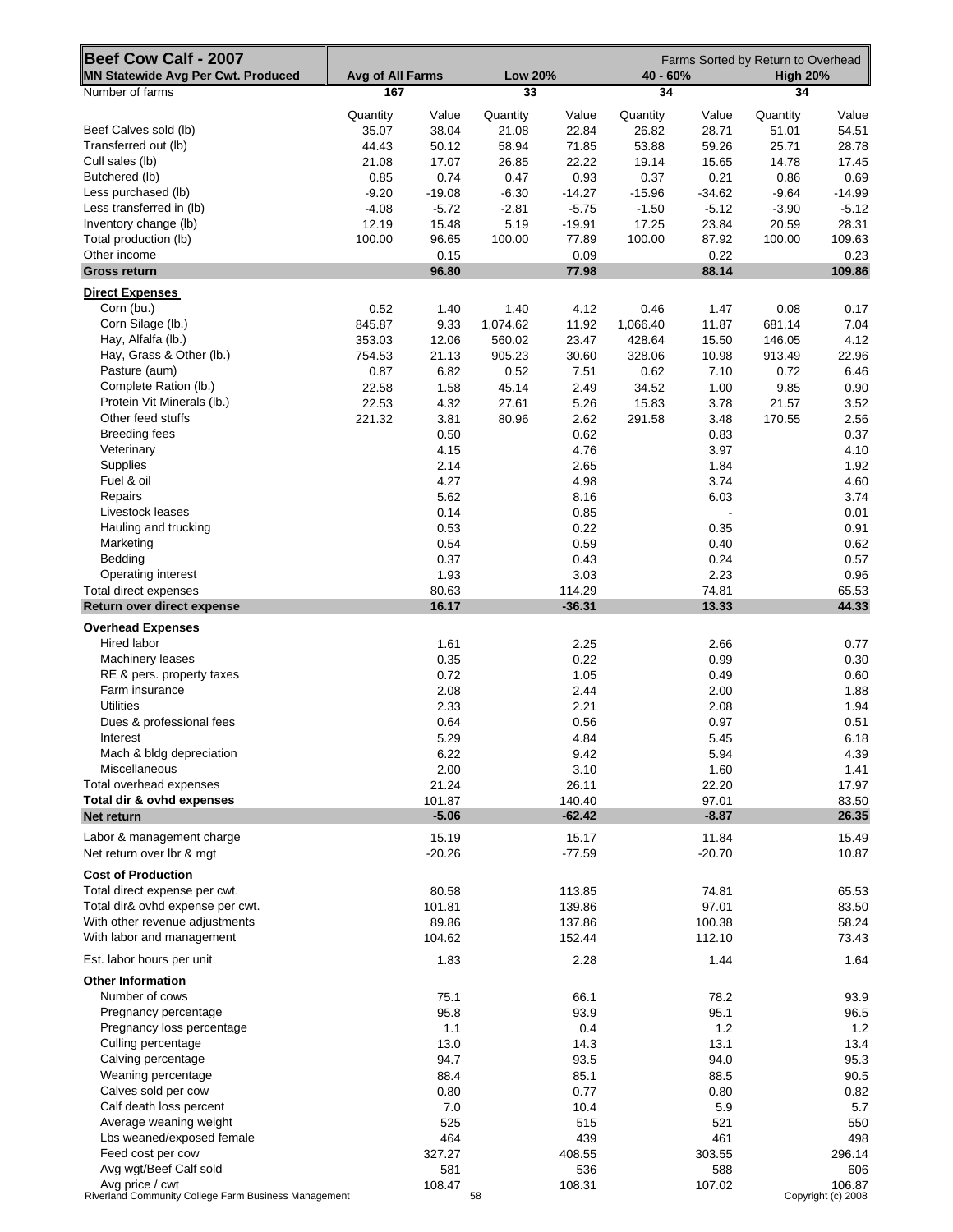| Beef Cow Calf - 2007 | | | | | | | Farms Sorted by Return to Overhead | |
|---|---|---|---|---|---|---|---|---|
| MN Statewide Avg Per Cwt. Produced | Avg of All Farms | | Low 20% | | 40 - 60% | | High 20% | |
| Number of farms | 167 | | 33 | | 34 | | 34 | |
| | Quantity | Value | Quantity | Value | Quantity | Value | Quantity | Value |
| Beef Calves sold (lb) | 35.07 | 38.04 | 21.08 | 22.84 | 26.82 | 28.71 | 51.01 | 54.51 |
| Transferred out (lb) | 44.43 | 50.12 | 58.94 | 71.85 | 53.88 | 59.26 | 25.71 | 28.78 |
| Cull sales (lb) | 21.08 | 17.07 | 26.85 | 22.22 | 19.14 | 15.65 | 14.78 | 17.45 |
| Butchered (lb) | 0.85 | 0.74 | 0.47 | 0.93 | 0.37 | 0.21 | 0.86 | 0.69 |
| Less purchased (lb) | -9.20 | -19.08 | -6.30 | -14.27 | -15.96 | -34.62 | -9.64 | -14.99 |
| Less transferred in (lb) | -4.08 | -5.72 | -2.81 | -5.75 | -1.50 | -5.12 | -3.90 | -5.12 |
| Inventory change (lb) | 12.19 | 15.48 | 5.19 | -19.91 | 17.25 | 23.84 | 20.59 | 28.31 |
| Total production (lb) | 100.00 | 96.65 | 100.00 | 77.89 | 100.00 | 87.92 | 100.00 | 109.63 |
| Other income | | 0.15 | | 0.09 | | 0.22 | | 0.23 |
| **Gross return** | | **96.80** | | **77.98** | | **88.14** | | **109.86** |
| **Direct Expenses** | | | | | | | | |
| Corn (bu.) | 0.52 | 1.40 | 1.40 | 4.12 | 0.46 | 1.47 | 0.08 | 0.17 |
| Corn Silage (lb.) | 845.87 | 9.33 | 1,074.62 | 11.92 | 1,066.40 | 11.87 | 681.14 | 7.04 |
| Hay, Alfalfa (lb.) | 353.03 | 12.06 | 560.02 | 23.47 | 428.64 | 15.50 | 146.05 | 4.12 |
| Hay, Grass & Other (lb.) | 754.53 | 21.13 | 905.23 | 30.60 | 328.06 | 10.98 | 913.49 | 22.96 |
| Pasture (aum) | 0.87 | 6.82 | 0.52 | 7.51 | 0.62 | 7.10 | 0.72 | 6.46 |
| Complete Ration (lb.) | 22.58 | 1.58 | 45.14 | 2.49 | 34.52 | 1.00 | 9.85 | 0.90 |
| Protein Vit Minerals (lb.) | 22.53 | 4.32 | 27.61 | 5.26 | 15.83 | 3.78 | 21.57 | 3.52 |
| Other feed stuffs | 221.32 | 3.81 | 80.96 | 2.62 | 291.58 | 3.48 | 170.55 | 2.56 |
| Breeding fees | | 0.50 | | 0.62 | | 0.83 | | 0.37 |
| Veterinary | | 4.15 | | 4.76 | | 3.97 | | 4.10 |
| Supplies | | 2.14 | | 2.65 | | 1.84 | | 1.92 |
| Fuel & oil | | 4.27 | | 4.98 | | 3.74 | | 4.60 |
| Repairs | | 5.62 | | 8.16 | | 6.03 | | 3.74 |
| Livestock leases | | 0.14 | | 0.85 | | - | | 0.01 |
| Hauling and trucking | | 0.53 | | 0.22 | | 0.35 | | 0.91 |
| Marketing | | 0.54 | | 0.59 | | 0.40 | | 0.62 |
| Bedding | | 0.37 | | 0.43 | | 0.24 | | 0.57 |
| Operating interest | | 1.93 | | 3.03 | | 2.23 | | 0.96 |
| Total direct expenses | | 80.63 | | 114.29 | | 74.81 | | 65.53 |
| **Return over direct expense** | | **16.17** | | **-36.31** | | **13.33** | | **44.33** |
| **Overhead Expenses** | | | | | | | | |
| Hired labor | | 1.61 | | 2.25 | | 2.66 | | 0.77 |
| Machinery leases | | 0.35 | | 0.22 | | 0.99 | | 0.30 |
| RE & pers. property taxes | | 0.72 | | 1.05 | | 0.49 | | 0.60 |
| Farm insurance | | 2.08 | | 2.44 | | 2.00 | | 1.88 |
| Utilities | | 2.33 | | 2.21 | | 2.08 | | 1.94 |
| Dues & professional fees | | 0.64 | | 0.56 | | 0.97 | | 0.51 |
| Interest | | 5.29 | | 4.84 | | 5.45 | | 6.18 |
| Mach & bldg depreciation | | 6.22 | | 9.42 | | 5.94 | | 4.39 |
| Miscellaneous | | 2.00 | | 3.10 | | 1.60 | | 1.41 |
| Total overhead expenses | | 21.24 | | 26.11 | | 22.20 | | 17.97 |
| **Total dir & ovhd expenses** | | **101.87** | | **140.40** | | **97.01** | | **83.50** |
| **Net return** | | **-5.06** | | **-62.42** | | **-8.87** | | **26.35** |
| Labor & management charge | | 15.19 | | 15.17 | | 11.84 | | 15.49 |
| Net return over lbr & mgt | | -20.26 | | -77.59 | | -20.70 | | 10.87 |
| **Cost of Production** | | | | | | | | |
| Total direct expense per cwt. | | 80.58 | | 113.85 | | 74.81 | | 65.53 |
| Total dir& ovhd expense per cwt. | | 101.81 | | 139.86 | | 97.01 | | 83.50 |
| With other revenue adjustments | | 89.86 | | 137.86 | | 100.38 | | 58.24 |
| With labor and management | | 104.62 | | 152.44 | | 112.10 | | 73.43 |
| Est. labor hours per unit | | 1.83 | | 2.28 | | 1.44 | | 1.64 |
| **Other Information** | | | | | | | | |
| Number of cows | | 75.1 | | 66.1 | | 78.2 | | 93.9 |
| Pregnancy percentage | | 95.8 | | 93.9 | | 95.1 | | 96.5 |
| Pregnancy loss percentage | | 1.1 | | 0.4 | | 1.2 | | 1.2 |
| Culling percentage | | 13.0 | | 14.3 | | 13.1 | | 13.4 |
| Calving percentage | | 94.7 | | 93.5 | | 94.0 | | 95.3 |
| Weaning percentage | | 88.4 | | 85.1 | | 88.5 | | 90.5 |
| Calves sold per cow | | 0.80 | | 0.77 | | 0.80 | | 0.82 |
| Calf death loss percent | | 7.0 | | 10.4 | | 5.9 | | 5.7 |
| Average weaning weight | | 525 | | 515 | | 521 | | 550 |
| Lbs weaned/exposed female | | 464 | | 439 | | 461 | | 498 |
| Feed cost per cow | | 327.27 | | 408.55 | | 303.55 | | 296.14 |
| Avg wgt/Beef Calf sold | | 581 | | 536 | | 588 | | 606 |
| Avg price / cwt | | 108.47 | | 108.31 | | 107.02 | | 106.87 |

Riverland Community College Farm Business Management — Copyright (c) 2008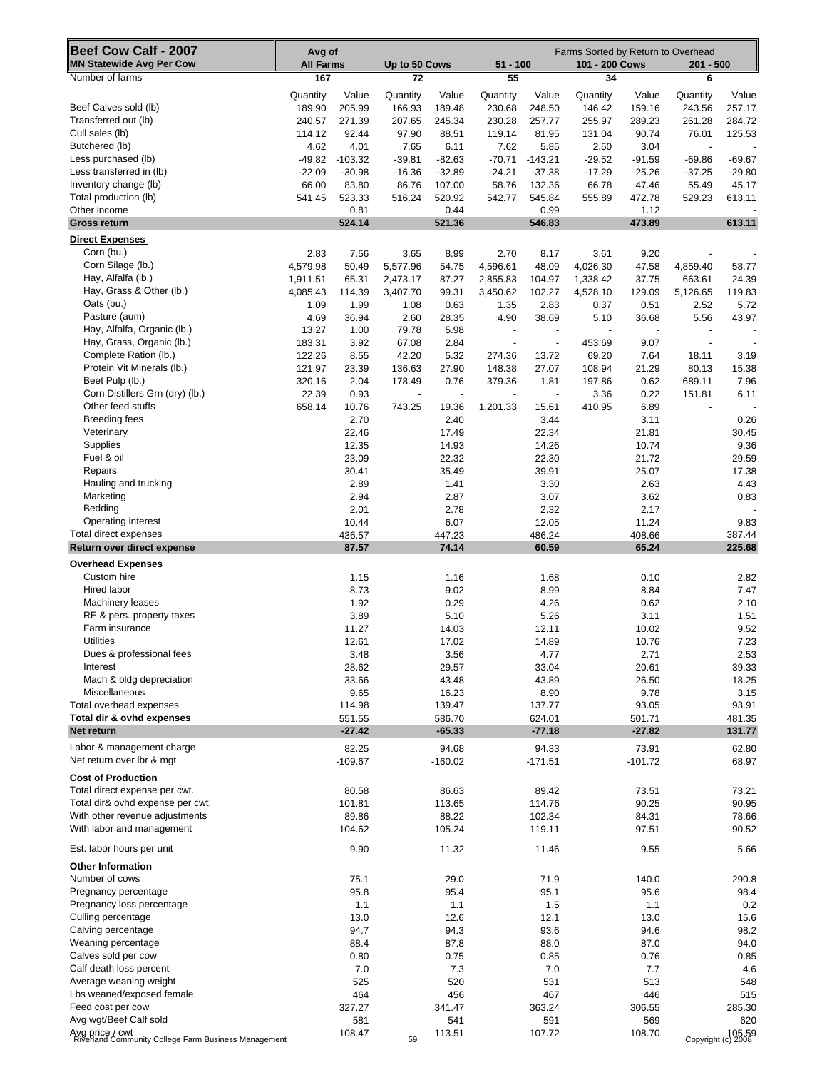| Beef Cow Calf - 2007 | Avg of | | Farms Sorted by Return to Overhead | | | | | | | |
|---|---|---|---|---|---|---|---|---|---|---|
| MN Statewide Avg Per Cow | All Farms | | Up to 50 Cows | | 51 - 100 | | 101 - 200 Cows | | 201 - 500 | |
| Number of farms | 167 | | 72 | | 55 | | 34 | | 6 | |
| | Quantity | Value | Quantity | Value | Quantity | Value | Quantity | Value | Quantity | Value |
| Beef Calves sold (lb) | 189.90 | 205.99 | 166.93 | 189.48 | 230.68 | 248.50 | 146.42 | 159.16 | 243.56 | 257.17 |
| Transferred out (lb) | 240.57 | 271.39 | 207.65 | 245.34 | 230.28 | 257.77 | 255.97 | 289.23 | 261.28 | 284.72 |
| Cull sales (lb) | 114.12 | 92.44 | 97.90 | 88.51 | 119.14 | 81.95 | 131.04 | 90.74 | 76.01 | 125.53 |
| Butchered (lb) | 4.62 | 4.01 | 7.65 | 6.11 | 7.62 | 5.85 | 2.50 | 3.04 | - | - |
| Less purchased (lb) | -49.82 | -103.32 | -39.81 | -82.63 | -70.71 | -143.21 | -29.52 | -91.59 | -69.86 | -69.67 |
| Less transferred in (lb) | -22.09 | -30.98 | -16.36 | -32.89 | -24.21 | -37.38 | -17.29 | -25.26 | -37.25 | -29.80 |
| Inventory change (lb) | 66.00 | 83.80 | 86.76 | 107.00 | 58.76 | 132.36 | 66.78 | 47.46 | 55.49 | 45.17 |
| Total production (lb) | 541.45 | 523.33 | 516.24 | 520.92 | 542.77 | 545.84 | 555.89 | 472.78 | 529.23 | 613.11 |
| Other income | | 0.81 | | 0.44 | | 0.99 | | 1.12 | | - |
| **Gross return** | | **524.14** | | **521.36** | | **546.83** | | **473.89** | | **613.11** |
| **Direct Expenses** | | | | | | | | | | |
| Corn (bu.) | 2.83 | 7.56 | 3.65 | 8.99 | 2.70 | 8.17 | 3.61 | 9.20 | - | - |
| Corn Silage (lb.) | 4,579.98 | 50.49 | 5,577.96 | 54.75 | 4,596.61 | 48.09 | 4,026.30 | 47.58 | 4,859.40 | 58.77 |
| Hay, Alfalfa (lb.) | 1,911.51 | 65.31 | 2,473.17 | 87.27 | 2,855.83 | 104.97 | 1,338.42 | 37.75 | 663.61 | 24.39 |
| Hay, Grass & Other (lb.) | 4,085.43 | 114.39 | 3,407.70 | 99.31 | 3,450.62 | 102.27 | 4,528.10 | 129.09 | 5,126.65 | 119.83 |
| Oats (bu.) | 1.09 | 1.99 | 1.08 | 0.63 | 1.35 | 2.83 | 0.37 | 0.51 | 2.52 | 5.72 |
| Pasture (aum) | 4.69 | 36.94 | 2.60 | 28.35 | 4.90 | 38.69 | 5.10 | 36.68 | 5.56 | 43.97 |
| Hay, Alfalfa, Organic (lb.) | 13.27 | 1.00 | 79.78 | 5.98 | - | - | - | - | - | - |
| Hay, Grass, Organic (lb.) | 183.31 | 3.92 | 67.08 | 2.84 | - | - | 453.69 | 9.07 | - | - |
| Complete Ration (lb.) | 122.26 | 8.55 | 42.20 | 5.32 | 274.36 | 13.72 | 69.20 | 7.64 | 18.11 | 3.19 |
| Protein Vit Minerals (lb.) | 121.97 | 23.39 | 136.63 | 27.90 | 148.38 | 27.07 | 108.94 | 21.29 | 80.13 | 15.38 |
| Beet Pulp (lb.) | 320.16 | 2.04 | 178.49 | 0.76 | 379.36 | 1.81 | 197.86 | 0.62 | 689.11 | 7.96 |
| Corn Distillers Grn (dry) (lb.) | 22.39 | 0.93 | - | - | - | - | 3.36 | 0.22 | 151.81 | 6.11 |
| Other feed stuffs | 658.14 | 10.76 | 743.25 | 19.36 | 1,201.33 | 15.61 | 410.95 | 6.89 | - | - |
| Breeding fees | | 2.70 | | 2.40 | | 3.44 | | 3.11 | | 0.26 |
| Veterinary | | 22.46 | | 17.49 | | 22.34 | | 21.81 | | 30.45 |
| Supplies | | 12.35 | | 14.93 | | 14.26 | | 10.74 | | 9.36 |
| Fuel & oil | | 23.09 | | 22.32 | | 22.30 | | 21.72 | | 29.59 |
| Repairs | | 30.41 | | 35.49 | | 39.91 | | 25.07 | | 17.38 |
| Hauling and trucking | | 2.89 | | 1.41 | | 3.30 | | 2.63 | | 4.43 |
| Marketing | | 2.94 | | 2.87 | | 3.07 | | 3.62 | | 0.83 |
| Bedding | | 2.01 | | 2.78 | | 2.32 | | 2.17 | | - |
| Operating interest | | 10.44 | | 6.07 | | 12.05 | | 11.24 | | 9.83 |
| Total direct expenses | | 436.57 | | 447.23 | | 486.24 | | 408.66 | | 387.44 |
| **Return over direct expense** | | **87.57** | | **74.14** | | **60.59** | | **65.24** | | **225.68** |
| **Overhead Expenses** | | | | | | | | | | |
| Custom hire | | 1.15 | | 1.16 | | 1.68 | | 0.10 | | 2.82 |
| Hired labor | | 8.73 | | 9.02 | | 8.99 | | 8.84 | | 7.47 |
| Machinery leases | | 1.92 | | 0.29 | | 4.26 | | 0.62 | | 2.10 |
| RE & pers. property taxes | | 3.89 | | 5.10 | | 5.26 | | 3.11 | | 1.51 |
| Farm insurance | | 11.27 | | 14.03 | | 12.11 | | 10.02 | | 9.52 |
| Utilities | | 12.61 | | 17.02 | | 14.89 | | 10.76 | | 7.23 |
| Dues & professional fees | | 3.48 | | 3.56 | | 4.77 | | 2.71 | | 2.53 |
| Interest | | 28.62 | | 29.57 | | 33.04 | | 20.61 | | 39.33 |
| Mach & bldg depreciation | | 33.66 | | 43.48 | | 43.89 | | 26.50 | | 18.25 |
| Miscellaneous | | 9.65 | | 16.23 | | 8.90 | | 9.78 | | 3.15 |
| Total overhead expenses | | 114.98 | | 139.47 | | 137.77 | | 93.05 | | 93.91 |
| **Total dir & ovhd expenses** | | **551.55** | | **586.70** | | **624.01** | | **501.71** | | **481.35** |
| **Net return** | | **-27.42** | | **-65.33** | | **-77.18** | | **-27.82** | | **131.77** |
| Labor & management charge | | 82.25 | | 94.68 | | 94.33 | | 73.91 | | 62.80 |
| Net return over lbr & mgt | | -109.67 | | -160.02 | | -171.51 | | -101.72 | | 68.97 |
| **Cost of Production** | | | | | | | | | | |
| Total direct expense per cwt. | | 80.58 | | 86.63 | | 89.42 | | 73.51 | | 73.21 |
| Total dir& ovhd expense per cwt. | | 101.81 | | 113.65 | | 114.76 | | 90.25 | | 90.95 |
| With other revenue adjustments | | 89.86 | | 88.22 | | 102.34 | | 84.31 | | 78.66 |
| With labor and management | | 104.62 | | 105.24 | | 119.11 | | 97.51 | | 90.52 |
| Est. labor hours per unit | | 9.90 | | 11.32 | | 11.46 | | 9.55 | | 5.66 |
| **Other Information** | | | | | | | | | | |
| Number of cows | | 75.1 | | 29.0 | | 71.9 | | 140.0 | | 290.8 |
| Pregnancy percentage | | 95.8 | | 95.4 | | 95.1 | | 95.6 | | 98.4 |
| Pregnancy loss percentage | | 1.1 | | 1.1 | | 1.5 | | 1.1 | | 0.2 |
| Culling percentage | | 13.0 | | 12.6 | | 12.1 | | 13.0 | | 15.6 |
| Calving percentage | | 94.7 | | 94.3 | | 93.6 | | 94.6 | | 98.2 |
| Weaning percentage | | 88.4 | | 87.8 | | 88.0 | | 87.0 | | 94.0 |
| Calves sold per cow | | 0.80 | | 0.75 | | 0.85 | | 0.76 | | 0.85 |
| Calf death loss percent | | 7.0 | | 7.3 | | 7.0 | | 7.7 | | 4.6 |
| Average weaning weight | | 525 | | 520 | | 531 | | 513 | | 548 |
| Lbs weaned/exposed female | | 464 | | 456 | | 467 | | 446 | | 515 |
| Feed cost per cow | | 327.27 | | 341.47 | | 363.24 | | 306.55 | | 285.30 |
| Avg wgt/Beef Calf sold | | 581 | | 541 | | 591 | | 569 | | 620 |
| Avg price / cwt | | 108.47 | | 113.51 | | 107.72 | | 108.70 | | 105.59 |

Riverland Community College Farm Business Management

Copyright (c) 2008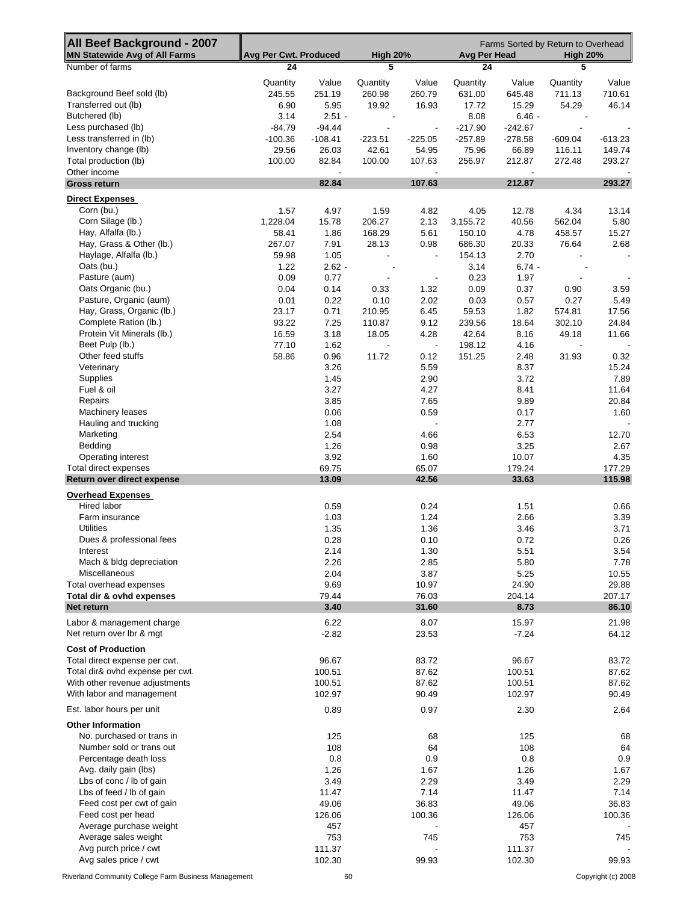| All Beef Background - 2007<br>MN Statewide Avg of All Farms | Avg Per Cwt. Produced | | High 20% | | Avg Per Head | | High 20% | |
|---|---|---|---|---|---|---|---|---|
| | Farms Sorted by Return to Overhead | | | | | | | |
| Number of farms | 24 | | 5 | | 24 | | 5 | |
| | Quantity | Value | Quantity | Value | Quantity | Value | Quantity | Value |
| Background Beef sold (lb) | 245.55 | 251.19 | 260.98 | 260.79 | 631.00 | 645.48 | 711.13 | 710.61 |
| Transferred out (lb) | 6.90 | 5.95 | 19.92 | 16.93 | 17.72 | 15.29 | 54.29 | 46.14 |
| Butchered (lb) | 3.14 | 2.51 | - | - | 8.08 | 6.46 | - | - |
| Less purchased (lb) | -84.79 | -94.44 | - | - | -217.90 | -242.67 | - | - |
| Less transferred in (lb) | -100.36 | -108.41 | -223.51 | -225.05 | -257.89 | -278.58 | -609.04 | -613.23 |
| Inventory change (lb) | 29.56 | 26.03 | 42.61 | 54.95 | 75.96 | 66.89 | 116.11 | 149.74 |
| Total production (lb) | 100.00 | 82.84 | 100.00 | 107.63 | 256.97 | 212.87 | 272.48 | 293.27 |
| Other income | | - | | - | | - | | - |
| **Gross return** | | **82.84** | | **107.63** | | **212.87** | | **293.27** |
| **Direct Expenses** | | | | | | | | |
| Corn (bu.) | 1.57 | 4.97 | 1.59 | 4.82 | 4.05 | 12.78 | 4.34 | 13.14 |
| Corn Silage (lb.) | 1,228.04 | 15.78 | 206.27 | 2.13 | 3,155.72 | 40.56 | 562.04 | 5.80 |
| Hay, Alfalfa (lb.) | 58.41 | 1.86 | 168.29 | 5.61 | 150.10 | 4.78 | 458.57 | 15.27 |
| Hay, Grass & Other (lb.) | 267.07 | 7.91 | 28.13 | 0.98 | 686.30 | 20.33 | 76.64 | 2.68 |
| Haylage, Alfalfa (lb.) | 59.98 | 1.05 | - | - | 154.13 | 2.70 | - | - |
| Oats (bu.) | 1.22 | 2.62 | - | - | 3.14 | 6.74 | - | - |
| Pasture (aum) | 0.09 | 0.77 | - | - | 0.23 | 1.97 | - | - |
| Oats Organic (bu.) | 0.04 | 0.14 | 0.33 | 1.32 | 0.09 | 0.37 | 0.90 | 3.59 |
| Pasture, Organic (aum) | 0.01 | 0.22 | 0.10 | 2.02 | 0.03 | 0.57 | 0.27 | 5.49 |
| Hay, Grass, Organic (lb.) | 23.17 | 0.71 | 210.95 | 6.45 | 59.53 | 1.82 | 574.81 | 17.56 |
| Complete Ration (lb.) | 93.22 | 7.25 | 110.87 | 9.12 | 239.56 | 18.64 | 302.10 | 24.84 |
| Protein Vit Minerals (lb.) | 16.59 | 3.18 | 18.05 | 4.28 | 42.64 | 8.16 | 49.18 | 11.66 |
| Beet Pulp (lb.) | 77.10 | 1.62 | - | - | 198.12 | 4.16 | - | - |
| Other feed stuffs | 58.86 | 0.96 | 11.72 | 0.12 | 151.25 | 2.48 | 31.93 | 0.32 |
| Veterinary | | 3.26 | | 5.59 | | 8.37 | | 15.24 |
| Supplies | | 1.45 | | 2.90 | | 3.72 | | 7.89 |
| Fuel & oil | | 3.27 | | 4.27 | | 8.41 | | 11.64 |
| Repairs | | 3.85 | | 7.65 | | 9.89 | | 20.84 |
| Machinery leases | | 0.06 | | 0.59 | | 0.17 | | 1.60 |
| Hauling and trucking | | 1.08 | | - | | 2.77 | | - |
| Marketing | | 2.54 | | 4.66 | | 6.53 | | 12.70 |
| Bedding | | 1.26 | | 0.98 | | 3.25 | | 2.67 |
| Operating interest | | 3.92 | | 1.60 | | 10.07 | | 4.35 |
| Total direct expenses | | 69.75 | | 65.07 | | 179.24 | | 177.29 |
| **Return over direct expense** | | **13.09** | | **42.56** | | **33.63** | | **115.98** |
| **Overhead Expenses** | | | | | | | | |
| Hired labor | | 0.59 | | 0.24 | | 1.51 | | 0.66 |
| Farm insurance | | 1.03 | | 1.24 | | 2.66 | | 3.39 |
| Utilities | | 1.35 | | 1.36 | | 3.46 | | 3.71 |
| Dues & professional fees | | 0.28 | | 0.10 | | 0.72 | | 0.26 |
| Interest | | 2.14 | | 1.30 | | 5.51 | | 3.54 |
| Mach & bldg depreciation | | 2.26 | | 2.85 | | 5.80 | | 7.78 |
| Miscellaneous | | 2.04 | | 3.87 | | 5.25 | | 10.55 |
| Total overhead expenses | | 9.69 | | 10.97 | | 24.90 | | 29.88 |
| **Total dir & ovhd expenses** | | **79.44** | | **76.03** | | **204.14** | | **207.17** |
| **Net return** | | **3.40** | | **31.60** | | **8.73** | | **86.10** |
| Labor & management charge | | 6.22 | | 8.07 | | 15.97 | | 21.98 |
| Net return over lbr & mgt | | -2.82 | | 23.53 | | -7.24 | | 64.12 |
| **Cost of Production** | | | | | | | | |
| Total direct expense per cwt. | | 96.67 | | 83.72 | | 96.67 | | 83.72 |
| Total dir& ovhd expense per cwt. | | 100.51 | | 87.62 | | 100.51 | | 87.62 |
| With other revenue adjustments | | 100.51 | | 87.62 | | 100.51 | | 87.62 |
| With labor and management | | 102.97 | | 90.49 | | 102.97 | | 90.49 |
| Est. labor hours per unit | | 0.89 | | 0.97 | | 2.30 | | 2.64 |
| **Other Information** | | | | | | | | |
| No. purchased or trans in | | 125 | | 68 | | 125 | | 68 |
| Number sold or trans out | | 108 | | 64 | | 108 | | 64 |
| Percentage death loss | | 0.8 | | 0.9 | | 0.8 | | 0.9 |
| Avg. daily gain (lbs) | | 1.26 | | 1.67 | | 1.26 | | 1.67 |
| Lbs of conc / lb of gain | | 3.49 | | 2.29 | | 3.49 | | 2.29 |
| Lbs of feed / lb of gain | | 11.47 | | 7.14 | | 11.47 | | 7.14 |
| Feed cost per cwt of gain | | 49.06 | | 36.83 | | 49.06 | | 36.83 |
| Feed cost per head | | 126.06 | | 100.36 | | 126.06 | | 100.36 |
| Average purchase weight | | 457 | | - | | 457 | | - |
| Average sales weight | | 753 | | 745 | | 753 | | 745 |
| Avg purch price / cwt | | 111.37 | | - | | 111.37 | | - |
| Avg sales price / cwt | | 102.30 | | 99.93 | | 102.30 | | 99.93 |

Riverland Community College Farm Business Management

Copyright (c) 2008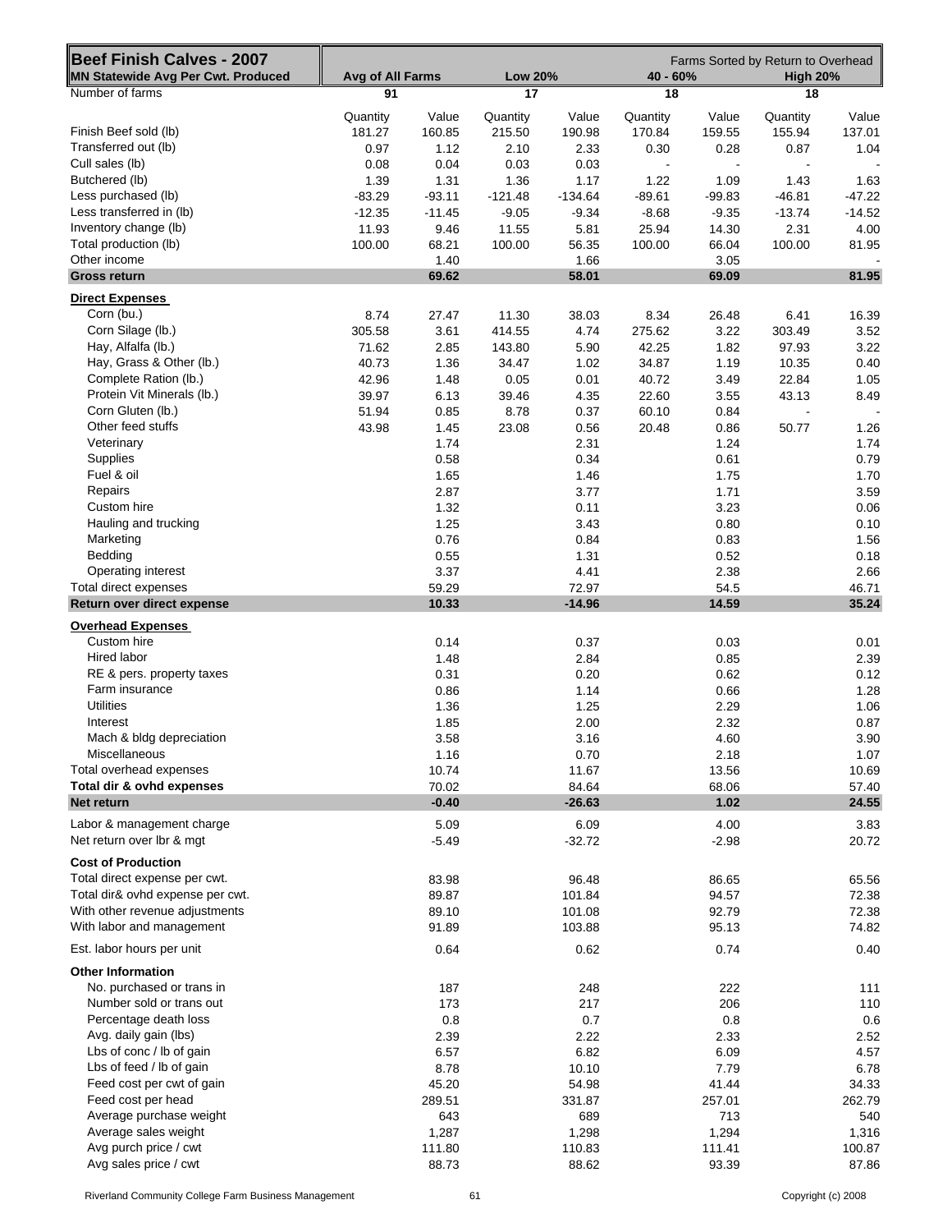| Beef Finish Calves - 2007<br>MN Statewide Avg Per Cwt. Produced | Avg of All Farms | | Low 20% | | 40 - 60% | | High 20% | |
|---|---|---|---|---|---|---|---|---|
| | | | | | Farms Sorted by Return to Overhead | | | |
| Number of farms | 91 | | 17 | | 18 | | 18 | |
| | Quantity | Value | Quantity | Value | Quantity | Value | Quantity | Value |
| Finish Beef sold (lb) | 181.27 | 160.85 | 215.50 | 190.98 | 170.84 | 159.55 | 155.94 | 137.01 |
| Transferred out (lb) | 0.97 | 1.12 | 2.10 | 2.33 | 0.30 | 0.28 | 0.87 | 1.04 |
| Cull sales (lb) | 0.08 | 0.04 | 0.03 | 0.03 | - | - | - | - |
| Butchered (lb) | 1.39 | 1.31 | 1.36 | 1.17 | 1.22 | 1.09 | 1.43 | 1.63 |
| Less purchased (lb) | -83.29 | -93.11 | -121.48 | -134.64 | -89.61 | -99.83 | -46.81 | -47.22 |
| Less transferred in (lb) | -12.35 | -11.45 | -9.05 | -9.34 | -8.68 | -9.35 | -13.74 | -14.52 |
| Inventory change (lb) | 11.93 | 9.46 | 11.55 | 5.81 | 25.94 | 14.30 | 2.31 | 4.00 |
| Total production (lb) | 100.00 | 68.21 | 100.00 | 56.35 | 100.00 | 66.04 | 100.00 | 81.95 |
| Other income | | 1.40 | | 1.66 | | 3.05 | | - |
| **Gross return** | | **69.62** | | **58.01** | | **69.09** | | **81.95** |
| **Direct Expenses** | | | | | | | | |
| Corn (bu.) | 8.74 | 27.47 | 11.30 | 38.03 | 8.34 | 26.48 | 6.41 | 16.39 |
| Corn Silage (lb.) | 305.58 | 3.61 | 414.55 | 4.74 | 275.62 | 3.22 | 303.49 | 3.52 |
| Hay, Alfalfa (lb.) | 71.62 | 2.85 | 143.80 | 5.90 | 42.25 | 1.82 | 97.93 | 3.22 |
| Hay, Grass & Other (lb.) | 40.73 | 1.36 | 34.47 | 1.02 | 34.87 | 1.19 | 10.35 | 0.40 |
| Complete Ration (lb.) | 42.96 | 1.48 | 0.05 | 0.01 | 40.72 | 3.49 | 22.84 | 1.05 |
| Protein Vit Minerals (lb.) | 39.97 | 6.13 | 39.46 | 4.35 | 22.60 | 3.55 | 43.13 | 8.49 |
| Corn Gluten (lb.) | 51.94 | 0.85 | 8.78 | 0.37 | 60.10 | 0.84 | - | - |
| Other feed stuffs | 43.98 | 1.45 | 23.08 | 0.56 | 20.48 | 0.86 | 50.77 | 1.26 |
| Veterinary | | 1.74 | | 2.31 | | 1.24 | | 1.74 |
| Supplies | | 0.58 | | 0.34 | | 0.61 | | 0.79 |
| Fuel & oil | | 1.65 | | 1.46 | | 1.75 | | 1.70 |
| Repairs | | 2.87 | | 3.77 | | 1.71 | | 3.59 |
| Custom hire | | 1.32 | | 0.11 | | 3.23 | | 0.06 |
| Hauling and trucking | | 1.25 | | 3.43 | | 0.80 | | 0.10 |
| Marketing | | 0.76 | | 0.84 | | 0.83 | | 1.56 |
| Bedding | | 0.55 | | 1.31 | | 0.52 | | 0.18 |
| Operating interest | | 3.37 | | 4.41 | | 2.38 | | 2.66 |
| Total direct expenses | | 59.29 | | 72.97 | | 54.5 | | 46.71 |
| **Return over direct expense** | | **10.33** | | **-14.96** | | **14.59** | | **35.24** |
| **Overhead Expenses** | | | | | | | | |
| Custom hire | | 0.14 | | 0.37 | | 0.03 | | 0.01 |
| Hired labor | | 1.48 | | 2.84 | | 0.85 | | 2.39 |
| RE & pers. property taxes | | 0.31 | | 0.20 | | 0.62 | | 0.12 |
| Farm insurance | | 0.86 | | 1.14 | | 0.66 | | 1.28 |
| Utilities | | 1.36 | | 1.25 | | 2.29 | | 1.06 |
| Interest | | 1.85 | | 2.00 | | 2.32 | | 0.87 |
| Mach & bldg depreciation | | 3.58 | | 3.16 | | 4.60 | | 3.90 |
| Miscellaneous | | 1.16 | | 0.70 | | 2.18 | | 1.07 |
| Total overhead expenses | | 10.74 | | 11.67 | | 13.56 | | 10.69 |
| **Total dir & ovhd expenses** | | **70.02** | | **84.64** | | **68.06** | | **57.40** |
| **Net return** | | **-0.40** | | **-26.63** | | **1.02** | | **24.55** |
| Labor & management charge | | 5.09 | | 6.09 | | 4.00 | | 3.83 |
| Net return over lbr & mgt | | -5.49 | | -32.72 | | -2.98 | | 20.72 |
| **Cost of Production** | | | | | | | | |
| Total direct expense per cwt. | | 83.98 | | 96.48 | | 86.65 | | 65.56 |
| Total dir& ovhd expense per cwt. | | 89.87 | | 101.84 | | 94.57 | | 72.38 |
| With other revenue adjustments | | 89.10 | | 101.08 | | 92.79 | | 72.38 |
| With labor and management | | 91.89 | | 103.88 | | 95.13 | | 74.82 |
| Est. labor hours per unit | | 0.64 | | 0.62 | | 0.74 | | 0.40 |
| **Other Information** | | | | | | | | |
| No. purchased or trans in | | 187 | | 248 | | 222 | | 111 |
| Number sold or trans out | | 173 | | 217 | | 206 | | 110 |
| Percentage death loss | | 0.8 | | 0.7 | | 0.8 | | 0.6 |
| Avg. daily gain (lbs) | | 2.39 | | 2.22 | | 2.33 | | 2.52 |
| Lbs of conc / lb of gain | | 6.57 | | 6.82 | | 6.09 | | 4.57 |
| Lbs of feed / lb of gain | | 8.78 | | 10.10 | | 7.79 | | 6.78 |
| Feed cost per cwt of gain | | 45.20 | | 54.98 | | 41.44 | | 34.33 |
| Feed cost per head | | 289.51 | | 331.87 | | 257.01 | | 262.79 |
| Average purchase weight | | 643 | | 689 | | 713 | | 540 |
| Average sales weight | | 1,287 | | 1,298 | | 1,294 | | 1,316 |
| Avg purch price / cwt | | 111.80 | | 110.83 | | 111.41 | | 100.87 |
| Avg sales price / cwt | | 88.73 | | 88.62 | | 93.39 | | 87.86 |

Riverland Community College Farm Business Management

Copyright (c) 2008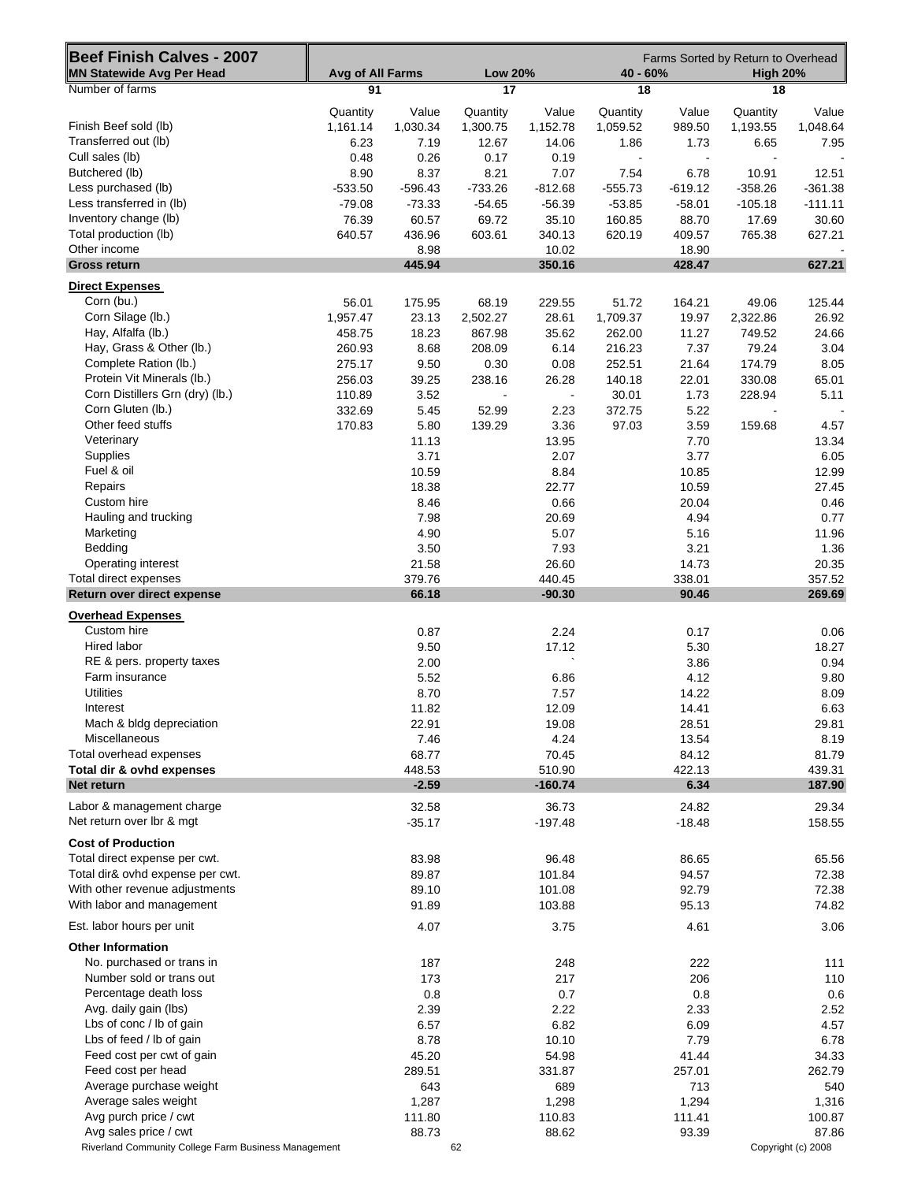| Beef Finish Calves - 2007<br>MN Statewide Avg Per Head | Avg of All Farms | | Low 20% | | 40 - 60% | | High 20% | |
|---|---|---|---|---|---|---|---|---|
| | Farms Sorted by Return to Overhead | | | | | | | |
| Number of farms | 91 | | 17 | | 18 | | 18 | |
| | Quantity | Value | Quantity | Value | Quantity | Value | Quantity | Value |
| Finish Beef sold (lb) | 1,161.14 | 1,030.34 | 1,300.75 | 1,152.78 | 1,059.52 | 989.50 | 1,193.55 | 1,048.64 |
| Transferred out (lb) | 6.23 | 7.19 | 12.67 | 14.06 | 1.86 | 1.73 | 6.65 | 7.95 |
| Cull sales (lb) | 0.48 | 0.26 | 0.17 | 0.19 | - | - | - | - |
| Butchered (lb) | 8.90 | 8.37 | 8.21 | 7.07 | 7.54 | 6.78 | 10.91 | 12.51 |
| Less purchased (lb) | -533.50 | -596.43 | -733.26 | -812.68 | -555.73 | -619.12 | -358.26 | -361.38 |
| Less transferred in (lb) | -79.08 | -73.33 | -54.65 | -56.39 | -53.85 | -58.01 | -105.18 | -111.11 |
| Inventory change (lb) | 76.39 | 60.57 | 69.72 | 35.10 | 160.85 | 88.70 | 17.69 | 30.60 |
| Total production (lb) | 640.57 | 436.96 | 603.61 | 340.13 | 620.19 | 409.57 | 765.38 | 627.21 |
| Other income | | 8.98 | | 10.02 | | 18.90 | | - |
| **Gross return** | | **445.94** | | **350.16** | | **428.47** | | **627.21** |
| **Direct Expenses** | | | | | | | | |
| Corn (bu.) | 56.01 | 175.95 | 68.19 | 229.55 | 51.72 | 164.21 | 49.06 | 125.44 |
| Corn Silage (lb.) | 1,957.47 | 23.13 | 2,502.27 | 28.61 | 1,709.37 | 19.97 | 2,322.86 | 26.92 |
| Hay, Alfalfa (lb.) | 458.75 | 18.23 | 867.98 | 35.62 | 262.00 | 11.27 | 749.52 | 24.66 |
| Hay, Grass & Other (lb.) | 260.93 | 8.68 | 208.09 | 6.14 | 216.23 | 7.37 | 79.24 | 3.04 |
| Complete Ration (lb.) | 275.17 | 9.50 | 0.30 | 0.08 | 252.51 | 21.64 | 174.79 | 8.05 |
| Protein Vit Minerals (lb.) | 256.03 | 39.25 | 238.16 | 26.28 | 140.18 | 22.01 | 330.08 | 65.01 |
| Corn Distillers Grn (dry) (lb.) | 110.89 | 3.52 | - | - | 30.01 | 1.73 | 228.94 | 5.11 |
| Corn Gluten (lb.) | 332.69 | 5.45 | 52.99 | 2.23 | 372.75 | 5.22 | - | - |
| Other feed stuffs | 170.83 | 5.80 | 139.29 | 3.36 | 97.03 | 3.59 | 159.68 | 4.57 |
| Veterinary | | 11.13 | | 13.95 | | 7.70 | | 13.34 |
| Supplies | | 3.71 | | 2.07 | | 3.77 | | 6.05 |
| Fuel & oil | | 10.59 | | 8.84 | | 10.85 | | 12.99 |
| Repairs | | 18.38 | | 22.77 | | 10.59 | | 27.45 |
| Custom hire | | 8.46 | | 0.66 | | 20.04 | | 0.46 |
| Hauling and trucking | | 7.98 | | 20.69 | | 4.94 | | 0.77 |
| Marketing | | 4.90 | | 5.07 | | 5.16 | | 11.96 |
| Bedding | | 3.50 | | 7.93 | | 3.21 | | 1.36 |
| Operating interest | | 21.58 | | 26.60 | | 14.73 | | 20.35 |
| Total direct expenses | | 379.76 | | 440.45 | | 338.01 | | 357.52 |
| **Return over direct expense** | | **66.18** | | **-90.30** | | **90.46** | | **269.69** |
| **Overhead Expenses** | | | | | | | | |
| Custom hire | | 0.87 | | 2.24 | | 0.17 | | 0.06 |
| Hired labor | | 9.50 | | 17.12 | | 5.30 | | 18.27 |
| RE & pers. property taxes | | 2.00 | | ` | | 3.86 | | 0.94 |
| Farm insurance | | 5.52 | | 6.86 | | 4.12 | | 9.80 |
| Utilities | | 8.70 | | 7.57 | | 14.22 | | 8.09 |
| Interest | | 11.82 | | 12.09 | | 14.41 | | 6.63 |
| Mach & bldg depreciation | | 22.91 | | 19.08 | | 28.51 | | 29.81 |
| Miscellaneous | | 7.46 | | 4.24 | | 13.54 | | 8.19 |
| Total overhead expenses | | 68.77 | | 70.45 | | 84.12 | | 81.79 |
| **Total dir & ovhd expenses** | | **448.53** | | **510.90** | | **422.13** | | **439.31** |
| **Net return** | | **-2.59** | | **-160.74** | | **6.34** | | **187.90** |
| Labor & management charge | | 32.58 | | 36.73 | | 24.82 | | 29.34 |
| Net return over lbr & mgt | | -35.17 | | -197.48 | | -18.48 | | 158.55 |
| **Cost of Production** | | | | | | | | |
| Total direct expense per cwt. | | 83.98 | | 96.48 | | 86.65 | | 65.56 |
| Total dir& ovhd expense per cwt. | | 89.87 | | 101.84 | | 94.57 | | 72.38 |
| With other revenue adjustments | | 89.10 | | 101.08 | | 92.79 | | 72.38 |
| With labor and management | | 91.89 | | 103.88 | | 95.13 | | 74.82 |
| Est. labor hours per unit | | 4.07 | | 3.75 | | 4.61 | | 3.06 |
| **Other Information** | | | | | | | | |
| No. purchased or trans in | | 187 | | 248 | | 222 | | 111 |
| Number sold or trans out | | 173 | | 217 | | 206 | | 110 |
| Percentage death loss | | 0.8 | | 0.7 | | 0.8 | | 0.6 |
| Avg. daily gain (lbs) | | 2.39 | | 2.22 | | 2.33 | | 2.52 |
| Lbs of conc / lb of gain | | 6.57 | | 6.82 | | 6.09 | | 4.57 |
| Lbs of feed / lb of gain | | 8.78 | | 10.10 | | 7.79 | | 6.78 |
| Feed cost per cwt of gain | | 45.20 | | 54.98 | | 41.44 | | 34.33 |
| Feed cost per head | | 289.51 | | 331.87 | | 257.01 | | 262.79 |
| Average purchase weight | | 643 | | 689 | | 713 | | 540 |
| Average sales weight | | 1,287 | | 1,298 | | 1,294 | | 1,316 |
| Avg purch price / cwt | | 111.80 | | 110.83 | | 111.41 | | 100.87 |
| Avg sales price / cwt | | 88.73 | | 88.62 | | 93.39 | | 87.86 |

Riverland Community College Farm Business Management — Copyright (c) 2008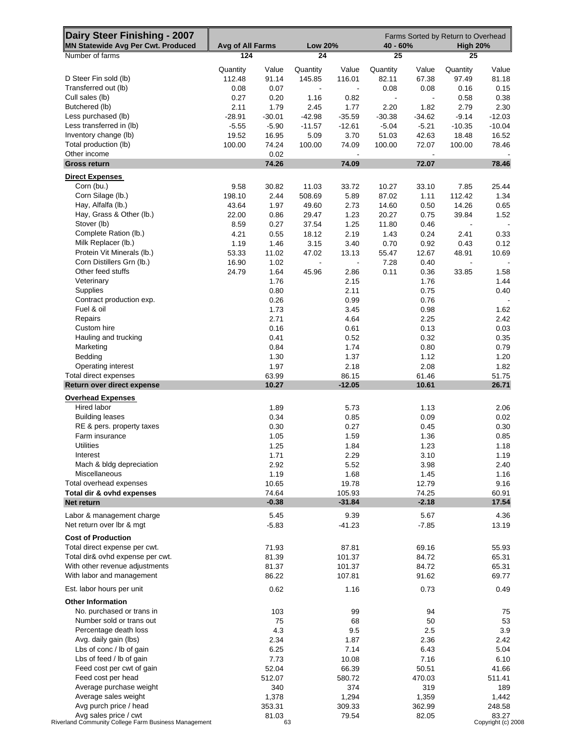| Dairy Steer Finishing - 2007<br>MN Statewide Avg Per Cwt. Produced | Avg of All Farms | | Low 20% | | 40 - 60% | | High 20% | |
|---|---|---|---|---|---|---|---|---|
| | | | | | Farms Sorted by Return to Overhead | | | |
| Number of farms | 124 | | 24 | | 25 | | 25 | |
| | Quantity | Value | Quantity | Value | Quantity | Value | Quantity | Value |
| D Steer Fin sold (lb) | 112.48 | 91.14 | 145.85 | 116.01 | 82.11 | 67.38 | 97.49 | 81.18 |
| Transferred out (lb) | 0.08 | 0.07 | - | - | 0.08 | 0.08 | 0.16 | 0.15 |
| Cull sales (lb) | 0.27 | 0.20 | 1.16 | 0.82 | - | - | 0.58 | 0.38 |
| Butchered (lb) | 2.11 | 1.79 | 2.45 | 1.77 | 2.20 | 1.82 | 2.79 | 2.30 |
| Less purchased (lb) | -28.91 | -30.01 | -42.98 | -35.59 | -30.38 | -34.62 | -9.14 | -12.03 |
| Less transferred in (lb) | -5.55 | -5.90 | -11.57 | -12.61 | -5.04 | -5.21 | -10.35 | -10.04 |
| Inventory change (lb) | 19.52 | 16.95 | 5.09 | 3.70 | 51.03 | 42.63 | 18.48 | 16.52 |
| Total production (lb) | 100.00 | 74.24 | 100.00 | 74.09 | 100.00 | 72.07 | 100.00 | 78.46 |
| Other income | | 0.02 | | - | | - | | - |
| **Gross return** | | **74.26** | | **74.09** | | **72.07** | | **78.46** |
| **Direct Expenses** | | | | | | | | |
| Corn (bu.) | 9.58 | 30.82 | 11.03 | 33.72 | 10.27 | 33.10 | 7.85 | 25.44 |
| Corn Silage (lb.) | 198.10 | 2.44 | 508.69 | 5.89 | 87.02 | 1.11 | 112.42 | 1.34 |
| Hay, Alfalfa (lb.) | 43.64 | 1.97 | 49.60 | 2.73 | 14.60 | 0.50 | 14.26 | 0.65 |
| Hay, Grass & Other (lb.) | 22.00 | 0.86 | 29.47 | 1.23 | 20.27 | 0.75 | 39.84 | 1.52 |
| Stover (lb) | 8.59 | 0.27 | 37.54 | 1.25 | 11.80 | 0.46 | - | - |
| Complete Ration (lb.) | 4.21 | 0.55 | 18.12 | 2.19 | 1.43 | 0.24 | 2.41 | 0.33 |
| Milk Replacer (lb.) | 1.19 | 1.46 | 3.15 | 3.40 | 0.70 | 0.92 | 0.43 | 0.12 |
| Protein Vit Minerals (lb.) | 53.33 | 11.02 | 47.02 | 13.13 | 55.47 | 12.67 | 48.91 | 10.69 |
| Corn Distillers Grn (lb.) | 16.90 | 1.02 | - | - | 7.28 | 0.40 | - | - |
| Other feed stuffs | 24.79 | 1.64 | 45.96 | 2.86 | 0.11 | 0.36 | 33.85 | 1.58 |
| Veterinary | | 1.76 | | 2.15 | | 1.76 | | 1.44 |
| Supplies | | 0.80 | | 2.11 | | 0.75 | | 0.40 |
| Contract production exp. | | 0.26 | | 0.99 | | 0.76 | | - |
| Fuel & oil | | 1.73 | | 3.45 | | 0.98 | | 1.62 |
| Repairs | | 2.71 | | 4.64 | | 2.25 | | 2.42 |
| Custom hire | | 0.16 | | 0.61 | | 0.13 | | 0.03 |
| Hauling and trucking | | 0.41 | | 0.52 | | 0.32 | | 0.35 |
| Marketing | | 0.84 | | 1.74 | | 0.80 | | 0.79 |
| Bedding | | 1.30 | | 1.37 | | 1.12 | | 1.20 |
| Operating interest | | 1.97 | | 2.18 | | 2.08 | | 1.82 |
| Total direct expenses | | 63.99 | | 86.15 | | 61.46 | | 51.75 |
| **Return over direct expense** | | **10.27** | | **-12.05** | | **10.61** | | **26.71** |
| **Overhead Expenses** | | | | | | | | |
| Hired labor | | 1.89 | | 5.73 | | 1.13 | | 2.06 |
| Building leases | | 0.34 | | 0.85 | | 0.09 | | 0.02 |
| RE & pers. property taxes | | 0.30 | | 0.27 | | 0.45 | | 0.30 |
| Farm insurance | | 1.05 | | 1.59 | | 1.36 | | 0.85 |
| Utilities | | 1.25 | | 1.84 | | 1.23 | | 1.18 |
| Interest | | 1.71 | | 2.29 | | 3.10 | | 1.19 |
| Mach & bldg depreciation | | 2.92 | | 5.52 | | 3.98 | | 2.40 |
| Miscellaneous | | 1.19 | | 1.68 | | 1.45 | | 1.16 |
| Total overhead expenses | | 10.65 | | 19.78 | | 12.79 | | 9.16 |
| **Total dir & ovhd expenses** | | 74.64 | | 105.93 | | 74.25 | | 60.91 |
| **Net return** | | **-0.38** | | **-31.84** | | **-2.18** | | **17.54** |
| Labor & management charge | | 5.45 | | 9.39 | | 5.67 | | 4.36 |
| Net return over lbr & mgt | | -5.83 | | -41.23 | | -7.85 | | 13.19 |
| **Cost of Production** | | | | | | | | |
| Total direct expense per cwt. | | 71.93 | | 87.81 | | 69.16 | | 55.93 |
| Total dir& ovhd expense per cwt. | | 81.39 | | 101.37 | | 84.72 | | 65.31 |
| With other revenue adjustments | | 81.37 | | 101.37 | | 84.72 | | 65.31 |
| With labor and management | | 86.22 | | 107.81 | | 91.62 | | 69.77 |
| Est. labor hours per unit | | 0.62 | | 1.16 | | 0.73 | | 0.49 |
| **Other Information** | | | | | | | | |
| No. purchased or trans in | | 103 | | 99 | | 94 | | 75 |
| Number sold or trans out | | 75 | | 68 | | 50 | | 53 |
| Percentage death loss | | 4.3 | | 9.5 | | 2.5 | | 3.9 |
| Avg. daily gain (lbs) | | 2.34 | | 1.87 | | 2.36 | | 2.42 |
| Lbs of conc / lb of gain | | 6.25 | | 7.14 | | 6.43 | | 5.04 |
| Lbs of feed / lb of gain | | 7.73 | | 10.08 | | 7.16 | | 6.10 |
| Feed cost per cwt of gain | | 52.04 | | 66.39 | | 50.51 | | 41.66 |
| Feed cost per head | | 512.07 | | 580.72 | | 470.03 | | 511.41 |
| Average purchase weight | | 340 | | 374 | | 319 | | 189 |
| Average sales weight | | 1,378 | | 1,294 | | 1,359 | | 1,442 |
| Avg purch price / head | | 353.31 | | 309.33 | | 362.99 | | 248.58 |
| Avg sales price / cwt | | 81.03 | | 79.54 | | 82.05 | | 83.27 |

Riverland Community College Farm Business Management    Copyright (c) 2008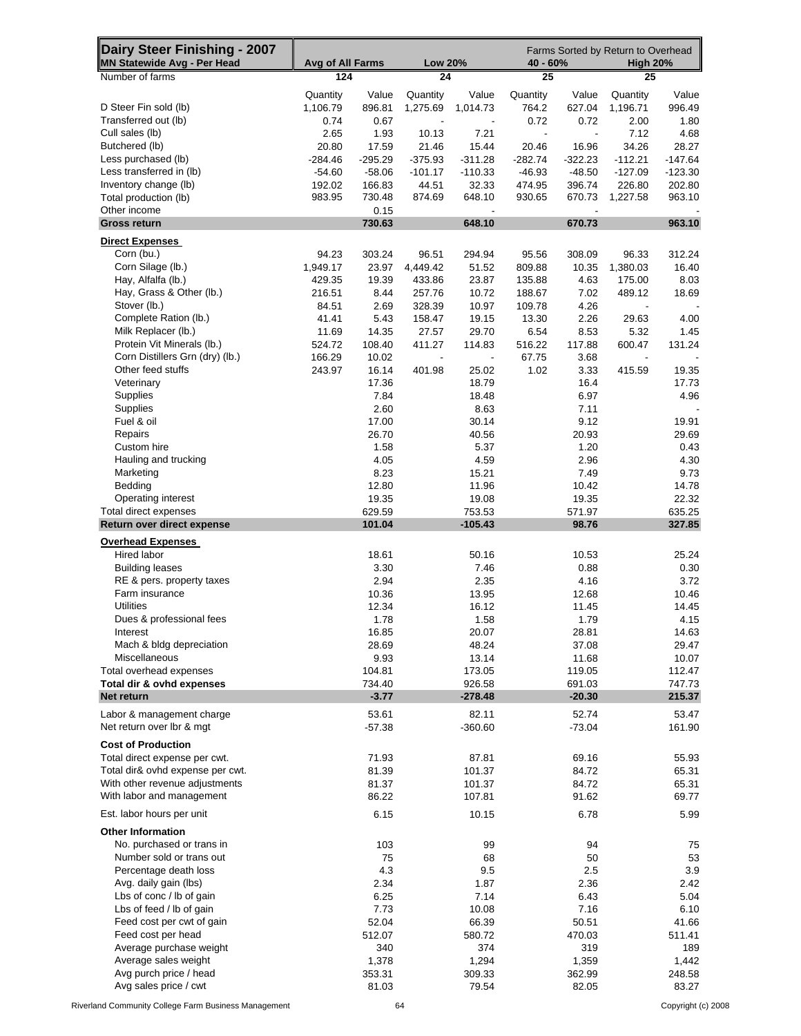# Dairy Steer Finishing - 2007

| MN Statewide Avg - Per Head | Avg of All Farms | | Low 20% | | 40 - 60% | | High 20% | |
|---|---|---|---|---|---|---|---|---|
| | | | Farms Sorted by Return to Overhead | | | | | |
| Number of farms | 124 | | 24 | | 25 | | 25 | |
| | Quantity | Value | Quantity | Value | Quantity | Value | Quantity | Value |
| D Steer Fin sold (lb) | 1,106.79 | 896.81 | 1,275.69 | 1,014.73 | 764.2 | 627.04 | 1,196.71 | 996.49 |
| Transferred out (lb) | 0.74 | 0.67 | - | - | 0.72 | 0.72 | 2.00 | 1.80 |
| Cull sales (lb) | 2.65 | 1.93 | 10.13 | 7.21 | - | - | 7.12 | 4.68 |
| Butchered (lb) | 20.80 | 17.59 | 21.46 | 15.44 | 20.46 | 16.96 | 34.26 | 28.27 |
| Less purchased (lb) | -284.46 | -295.29 | -375.93 | -311.28 | -282.74 | -322.23 | -112.21 | -147.64 |
| Less transferred in (lb) | -54.60 | -58.06 | -101.17 | -110.33 | -46.93 | -48.50 | -127.09 | -123.30 |
| Inventory change (lb) | 192.02 | 166.83 | 44.51 | 32.33 | 474.95 | 396.74 | 226.80 | 202.80 |
| Total production (lb) | 983.95 | 730.48 | 874.69 | 648.10 | 930.65 | 670.73 | 1,227.58 | 963.10 |
| Other income | | 0.15 | | - | | - | | - |
| **Gross return** | | **730.63** | | **648.10** | | **670.73** | | **963.10** |
| **Direct Expenses** | | | | | | | | |
| Corn (bu.) | 94.23 | 303.24 | 96.51 | 294.94 | 95.56 | 308.09 | 96.33 | 312.24 |
| Corn Silage (lb.) | 1,949.17 | 23.97 | 4,449.42 | 51.52 | 809.88 | 10.35 | 1,380.03 | 16.40 |
| Hay, Alfalfa (lb.) | 429.35 | 19.39 | 433.86 | 23.87 | 135.88 | 4.63 | 175.00 | 8.03 |
| Hay, Grass & Other (lb.) | 216.51 | 8.44 | 257.76 | 10.72 | 188.67 | 7.02 | 489.12 | 18.69 |
| Stover (lb.) | 84.51 | 2.69 | 328.39 | 10.97 | 109.78 | 4.26 | - | - |
| Complete Ration (lb.) | 41.41 | 5.43 | 158.47 | 19.15 | 13.30 | 2.26 | 29.63 | 4.00 |
| Milk Replacer (lb.) | 11.69 | 14.35 | 27.57 | 29.70 | 6.54 | 8.53 | 5.32 | 1.45 |
| Protein Vit Minerals (lb.) | 524.72 | 108.40 | 411.27 | 114.83 | 516.22 | 117.88 | 600.47 | 131.24 |
| Corn Distillers Grn (dry) (lb.) | 166.29 | 10.02 | - | - | 67.75 | 3.68 | - | - |
| Other feed stuffs | 243.97 | 16.14 | 401.98 | 25.02 | 1.02 | 3.33 | 415.59 | 19.35 |
| Veterinary | | 17.36 | | 18.79 | | 16.4 | | 17.73 |
| Supplies | | 7.84 | | 18.48 | | 6.97 | | 4.96 |
| Supplies | | 2.60 | | 8.63 | | 7.11 | | - |
| Fuel & oil | | 17.00 | | 30.14 | | 9.12 | | 19.91 |
| Repairs | | 26.70 | | 40.56 | | 20.93 | | 29.69 |
| Custom hire | | 1.58 | | 5.37 | | 1.20 | | 0.43 |
| Hauling and trucking | | 4.05 | | 4.59 | | 2.96 | | 4.30 |
| Marketing | | 8.23 | | 15.21 | | 7.49 | | 9.73 |
| Bedding | | 12.80 | | 11.96 | | 10.42 | | 14.78 |
| Operating interest | | 19.35 | | 19.08 | | 19.35 | | 22.32 |
| Total direct expenses | | 629.59 | | 753.53 | | 571.97 | | 635.25 |
| **Return over direct expense** | | **101.04** | | **-105.43** | | **98.76** | | **327.85** |
| **Overhead Expenses** | | | | | | | | |
| Hired labor | | 18.61 | | 50.16 | | 10.53 | | 25.24 |
| Building leases | | 3.30 | | 7.46 | | 0.88 | | 0.30 |
| RE & pers. property taxes | | 2.94 | | 2.35 | | 4.16 | | 3.72 |
| Farm insurance | | 10.36 | | 13.95 | | 12.68 | | 10.46 |
| Utilities | | 12.34 | | 16.12 | | 11.45 | | 14.45 |
| Dues & professional fees | | 1.78 | | 1.58 | | 1.79 | | 4.15 |
| Interest | | 16.85 | | 20.07 | | 28.81 | | 14.63 |
| Mach & bldg depreciation | | 28.69 | | 48.24 | | 37.08 | | 29.47 |
| Miscellaneous | | 9.93 | | 13.14 | | 11.68 | | 10.07 |
| Total overhead expenses | | 104.81 | | 173.05 | | 119.05 | | 112.47 |
| **Total dir & ovhd expenses** | | **734.40** | | **926.58** | | **691.03** | | **747.73** |
| **Net return** | | **-3.77** | | **-278.48** | | **-20.30** | | **215.37** |
| Labor & management charge | | 53.61 | | 82.11 | | 52.74 | | 53.47 |
| Net return over lbr & mgt | | -57.38 | | -360.60 | | -73.04 | | 161.90 |
| **Cost of Production** | | | | | | | | |
| Total direct expense per cwt. | | 71.93 | | 87.81 | | 69.16 | | 55.93 |
| Total dir& ovhd expense per cwt. | | 81.39 | | 101.37 | | 84.72 | | 65.31 |
| With other revenue adjustments | | 81.37 | | 101.37 | | 84.72 | | 65.31 |
| With labor and management | | 86.22 | | 107.81 | | 91.62 | | 69.77 |
| Est. labor hours per unit | | 6.15 | | 10.15 | | 6.78 | | 5.99 |
| **Other Information** | | | | | | | | |
| No. purchased or trans in | | 103 | | 99 | | 94 | | 75 |
| Number sold or trans out | | 75 | | 68 | | 50 | | 53 |
| Percentage death loss | | 4.3 | | 9.5 | | 2.5 | | 3.9 |
| Avg. daily gain (lbs) | | 2.34 | | 1.87 | | 2.36 | | 2.42 |
| Lbs of conc / lb of gain | | 6.25 | | 7.14 | | 6.43 | | 5.04 |
| Lbs of feed / lb of gain | | 7.73 | | 10.08 | | 7.16 | | 6.10 |
| Feed cost per cwt of gain | | 52.04 | | 66.39 | | 50.51 | | 41.66 |
| Feed cost per head | | 512.07 | | 580.72 | | 470.03 | | 511.41 |
| Average purchase weight | | 340 | | 374 | | 319 | | 189 |
| Average sales weight | | 1,378 | | 1,294 | | 1,359 | | 1,442 |
| Avg purch price / head | | 353.31 | | 309.33 | | 362.99 | | 248.58 |
| Avg sales price / cwt | | 81.03 | | 79.54 | | 82.05 | | 83.27 |

Riverland Community College Farm Business Management — Copyright (c) 2008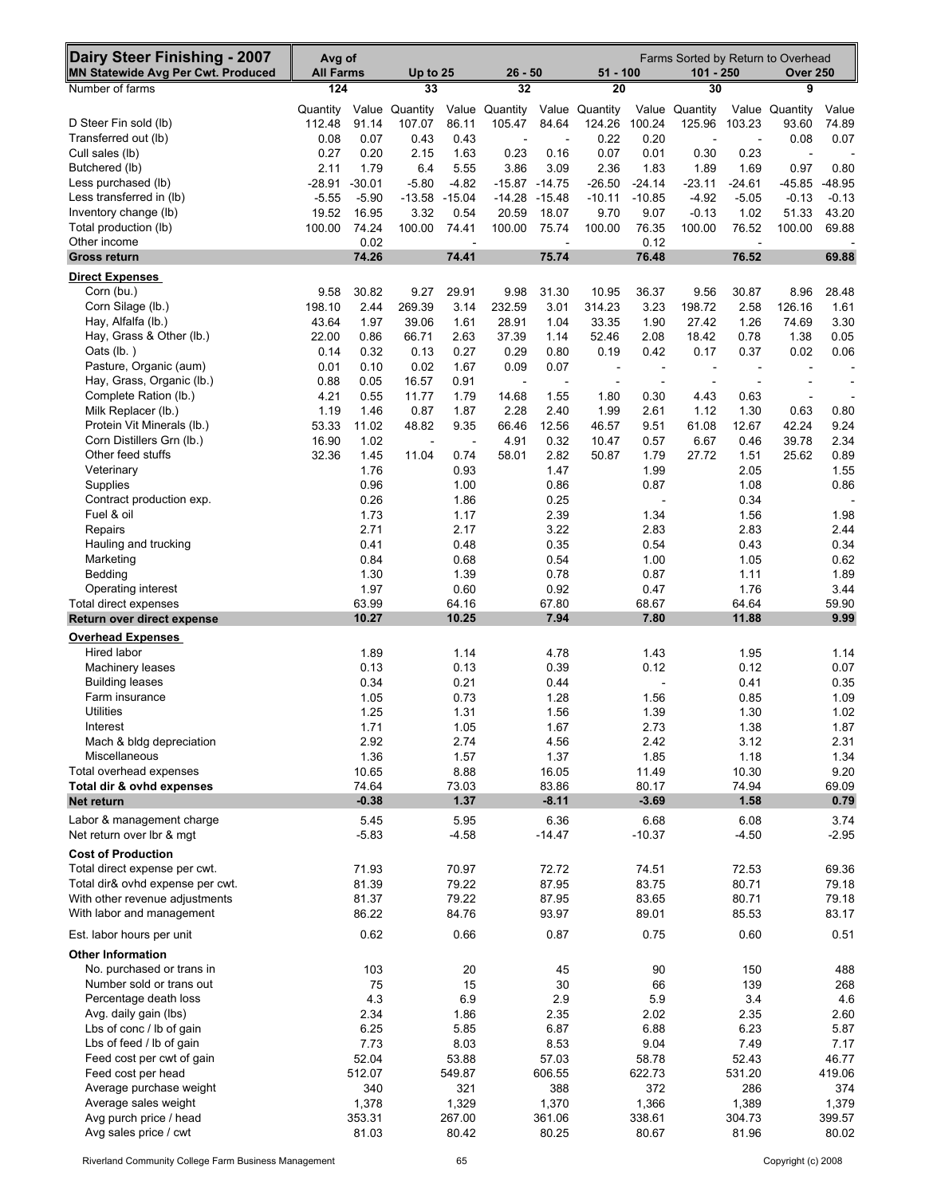| Dairy Steer Finishing - 2007<br>MN Statewide Avg Per Cwt. Produced | Avg of<br>All Farms | | Farms Sorted by Return to Overhead<br>Up to 25 | | 26 - 50 | | 51 - 100 | | 101 - 250 | | Over 250 | |
|---|---|---|---|---|---|---|---|---|---|---|---|---|
| Number of farms | 124 | | 33 | | 32 | | 20 | | 30 | | 9 | |
| | Quantity | Value | Quantity | Value | Quantity | Value | Quantity | Value | Quantity | Value | Quantity | Value |
| D Steer Fin sold (lb) | 112.48 | 91.14 | 107.07 | 86.11 | 105.47 | 84.64 | 124.26 | 100.24 | 125.96 | 103.23 | 93.60 | 74.89 |
| Transferred out (lb) | 0.08 | 0.07 | 0.43 | 0.43 | - | - | 0.22 | 0.20 | - | - | 0.08 | 0.07 |
| Cull sales (lb) | 0.27 | 0.20 | 2.15 | 1.63 | 0.23 | 0.16 | 0.07 | 0.01 | 0.30 | 0.23 | - | - |
| Butchered (lb) | 2.11 | 1.79 | 6.4 | 5.55 | 3.86 | 3.09 | 2.36 | 1.83 | 1.89 | 1.69 | 0.97 | 0.80 |
| Less purchased (lb) | -28.91 | -30.01 | -5.80 | -4.82 | -15.87 | -14.75 | -26.50 | -24.14 | -23.11 | -24.61 | -45.85 | -48.95 |
| Less transferred in (lb) | -5.55 | -5.90 | -13.58 | -15.04 | -14.28 | -15.48 | -10.11 | -10.85 | -4.92 | -5.05 | -0.13 | -0.13 |
| Inventory change (lb) | 19.52 | 16.95 | 3.32 | 0.54 | 20.59 | 18.07 | 9.70 | 9.07 | -0.13 | 1.02 | 51.33 | 43.20 |
| Total production (lb) | 100.00 | 74.24 | 100.00 | 74.41 | 100.00 | 75.74 | 100.00 | 76.35 | 100.00 | 76.52 | 100.00 | 69.88 |
| Other income | | 0.02 | | - | | - | | 0.12 | | - | | - |
| **Gross return** | | **74.26** | | **74.41** | | **75.74** | | **76.48** | | **76.52** | | **69.88** |
| **Direct Expenses** | | | | | | | | | | | | |
| Corn (bu.) | 9.58 | 30.82 | 9.27 | 29.91 | 9.98 | 31.30 | 10.95 | 36.37 | 9.56 | 30.87 | 8.96 | 28.48 |
| Corn Silage (lb.) | 198.10 | 2.44 | 269.39 | 3.14 | 232.59 | 3.01 | 314.23 | 3.23 | 198.72 | 2.58 | 126.16 | 1.61 |
| Hay, Alfalfa (lb.) | 43.64 | 1.97 | 39.06 | 1.61 | 28.91 | 1.04 | 33.35 | 1.90 | 27.42 | 1.26 | 74.69 | 3.30 |
| Hay, Grass & Other (lb.) | 22.00 | 0.86 | 66.71 | 2.63 | 37.39 | 1.14 | 52.46 | 2.08 | 18.42 | 0.78 | 1.38 | 0.05 |
| Oats (lb. ) | 0.14 | 0.32 | 0.13 | 0.27 | 0.29 | 0.80 | 0.19 | 0.42 | 0.17 | 0.37 | 0.02 | 0.06 |
| Pasture, Organic (aum) | 0.01 | 0.10 | 0.02 | 1.67 | 0.09 | 0.07 | - | - | - | - | - | - |
| Hay, Grass, Organic (lb.) | 0.88 | 0.05 | 16.57 | 0.91 | - | - | - | - | - | - | - | - |
| Complete Ration (lb.) | 4.21 | 0.55 | 11.77 | 1.79 | 14.68 | 1.55 | 1.80 | 0.30 | 4.43 | 0.63 | - | - |
| Milk Replacer (lb.) | 1.19 | 1.46 | 0.87 | 1.87 | 2.28 | 2.40 | 1.99 | 2.61 | 1.12 | 1.30 | 0.63 | 0.80 |
| Protein Vit Minerals (lb.) | 53.33 | 11.02 | 48.82 | 9.35 | 66.46 | 12.56 | 46.57 | 9.51 | 61.08 | 12.67 | 42.24 | 9.24 |
| Corn Distillers Grn (lb.) | 16.90 | 1.02 | - | - | 4.91 | 0.32 | 10.47 | 0.57 | 6.67 | 0.46 | 39.78 | 2.34 |
| Other feed stuffs | 32.36 | 1.45 | 11.04 | 0.74 | 58.01 | 2.82 | 50.87 | 1.79 | 27.72 | 1.51 | 25.62 | 0.89 |
| Veterinary | | 1.76 | | 0.93 | | 1.47 | | 1.99 | | 2.05 | | 1.55 |
| Supplies | | 0.96 | | 1.00 | | 0.86 | | 0.87 | | 1.08 | | 0.86 |
| Contract production exp. | | 0.26 | | 1.86 | | 0.25 | | - | | 0.34 | | - |
| Fuel & oil | | 1.73 | | 1.17 | | 2.39 | | 1.34 | | 1.56 | | 1.98 |
| Repairs | | 2.71 | | 2.17 | | 3.22 | | 2.83 | | 2.83 | | 2.44 |
| Hauling and trucking | | 0.41 | | 0.48 | | 0.35 | | 0.54 | | 0.43 | | 0.34 |
| Marketing | | 0.84 | | 0.68 | | 0.54 | | 1.00 | | 1.05 | | 0.62 |
| Bedding | | 1.30 | | 1.39 | | 0.78 | | 0.87 | | 1.11 | | 1.89 |
| Operating interest | | 1.97 | | 0.60 | | 0.92 | | 0.47 | | 1.76 | | 3.44 |
| Total direct expenses | | 63.99 | | 64.16 | | 67.80 | | 68.67 | | 64.64 | | 59.90 |
| **Return over direct expense** | | **10.27** | | **10.25** | | **7.94** | | **7.80** | | **11.88** | | **9.99** |
| **Overhead Expenses** | | | | | | | | | | | | |
| Hired labor | | 1.89 | | 1.14 | | 4.78 | | 1.43 | | 1.95 | | 1.14 |
| Machinery leases | | 0.13 | | 0.13 | | 0.39 | | 0.12 | | 0.12 | | 0.07 |
| Building leases | | 0.34 | | 0.21 | | 0.44 | | - | | 0.41 | | 0.35 |
| Farm insurance | | 1.05 | | 0.73 | | 1.28 | | 1.56 | | 0.85 | | 1.09 |
| Utilities | | 1.25 | | 1.31 | | 1.56 | | 1.39 | | 1.30 | | 1.02 |
| Interest | | 1.71 | | 1.05 | | 1.67 | | 2.73 | | 1.38 | | 1.87 |
| Mach & bldg depreciation | | 2.92 | | 2.74 | | 4.56 | | 2.42 | | 3.12 | | 2.31 |
| Miscellaneous | | 1.36 | | 1.57 | | 1.37 | | 1.85 | | 1.18 | | 1.34 |
| Total overhead expenses | | 10.65 | | 8.88 | | 16.05 | | 11.49 | | 10.30 | | 9.20 |
| **Total dir & ovhd expenses** | | **74.64** | | **73.03** | | **83.86** | | **80.17** | | **74.94** | | **69.09** |
| **Net return** | | **-0.38** | | **1.37** | | **-8.11** | | **-3.69** | | **1.58** | | **0.79** |
| Labor & management charge | | 5.45 | | 5.95 | | 6.36 | | 6.68 | | 6.08 | | 3.74 |
| Net return over lbr & mgt | | -5.83 | | -4.58 | | -14.47 | | -10.37 | | -4.50 | | -2.95 |
| **Cost of Production** | | | | | | | | | | | | |
| Total direct expense per cwt. | | 71.93 | | 70.97 | | 72.72 | | 74.51 | | 72.53 | | 69.36 |
| Total dir& ovhd expense per cwt. | | 81.39 | | 79.22 | | 87.95 | | 83.75 | | 80.71 | | 79.18 |
| With other revenue adjustments | | 81.37 | | 79.22 | | 87.95 | | 83.65 | | 80.71 | | 79.18 |
| With labor and management | | 86.22 | | 84.76 | | 93.97 | | 89.01 | | 85.53 | | 83.17 |
| Est. labor hours per unit | | 0.62 | | 0.66 | | 0.87 | | 0.75 | | 0.60 | | 0.51 |
| **Other Information** | | | | | | | | | | | | |
| No. purchased or trans in | | 103 | | 20 | | 45 | | 90 | | 150 | | 488 |
| Number sold or trans out | | 75 | | 15 | | 30 | | 66 | | 139 | | 268 |
| Percentage death loss | | 4.3 | | 6.9 | | 2.9 | | 5.9 | | 3.4 | | 4.6 |
| Avg. daily gain (lbs) | | 2.34 | | 1.86 | | 2.35 | | 2.02 | | 2.35 | | 2.60 |
| Lbs of conc / lb of gain | | 6.25 | | 5.85 | | 6.87 | | 6.88 | | 6.23 | | 5.87 |
| Lbs of feed / lb of gain | | 7.73 | | 8.03 | | 8.53 | | 9.04 | | 7.49 | | 7.17 |
| Feed cost per cwt of gain | | 52.04 | | 53.88 | | 57.03 | | 58.78 | | 52.43 | | 46.77 |
| Feed cost per head | | 512.07 | | 549.87 | | 606.55 | | 622.73 | | 531.20 | | 419.06 |
| Average purchase weight | | 340 | | 321 | | 388 | | 372 | | 286 | | 374 |
| Average sales weight | | 1,378 | | 1,329 | | 1,370 | | 1,366 | | 1,389 | | 1,379 |
| Avg purch price / head | | 353.31 | | 267.00 | | 361.06 | | 338.61 | | 304.73 | | 399.57 |
| Avg sales price / cwt | | 81.03 | | 80.42 | | 80.25 | | 80.67 | | 81.96 | | 80.02 |

Riverland Community College Farm Business Management     Copyright (c) 2008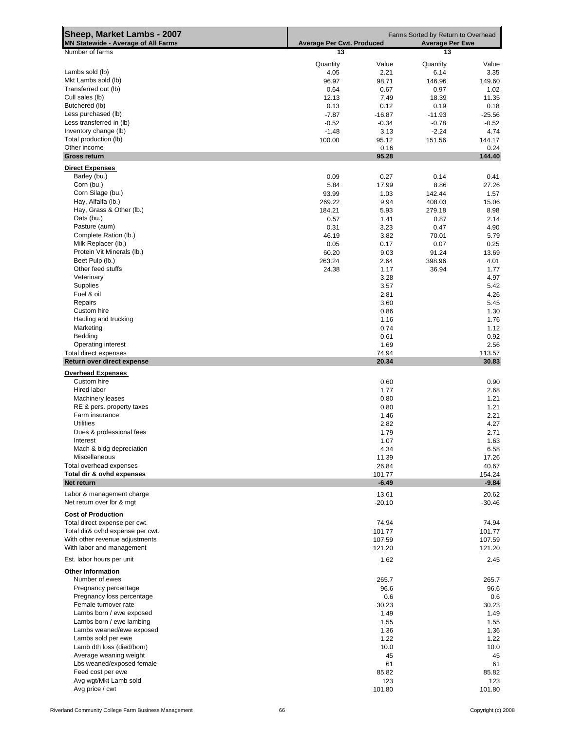| Sheep, Market Lambs - 2007<br>MN Statewide - Average of All Farms | Average Per Cwt. Produced | | Farms Sorted by Return to Overhead<br>Average Per Ewe | |
|---|---|---|---|---|
| Number of farms | 13 | | 13 | |
| | Quantity | Value | Quantity | Value |
| Lambs sold (lb) | 4.05 | 2.21 | 6.14 | 3.35 |
| Mkt Lambs sold (lb) | 96.97 | 98.71 | 146.96 | 149.60 |
| Transferred out (lb) | 0.64 | 0.67 | 0.97 | 1.02 |
| Cull sales (lb) | 12.13 | 7.49 | 18.39 | 11.35 |
| Butchered (lb) | 0.13 | 0.12 | 0.19 | 0.18 |
| Less purchased (lb) | -7.87 | -16.87 | -11.93 | -25.56 |
| Less transferred in (lb) | -0.52 | -0.34 | -0.78 | -0.52 |
| Inventory change (lb) | -1.48 | 3.13 | -2.24 | 4.74 |
| Total production (lb) | 100.00 | 95.12 | 151.56 | 144.17 |
| Other income | | 0.16 | | 0.24 |
| **Gross return** | | **95.28** | | **144.40** |
| **Direct Expenses** | | | | |
| Barley (bu.) | 0.09 | 0.27 | 0.14 | 0.41 |
| Corn (bu.) | 5.84 | 17.99 | 8.86 | 27.26 |
| Corn Silage (bu.) | 93.99 | 1.03 | 142.44 | 1.57 |
| Hay, Alfalfa (lb.) | 269.22 | 9.94 | 408.03 | 15.06 |
| Hay, Grass & Other (lb.) | 184.21 | 5.93 | 279.18 | 8.98 |
| Oats (bu.) | 0.57 | 1.41 | 0.87 | 2.14 |
| Pasture (aum) | 0.31 | 3.23 | 0.47 | 4.90 |
| Complete Ration (lb.) | 46.19 | 3.82 | 70.01 | 5.79 |
| Milk Replacer (lb.) | 0.05 | 0.17 | 0.07 | 0.25 |
| Protein Vit Minerals (lb.) | 60.20 | 9.03 | 91.24 | 13.69 |
| Beet Pulp (lb.) | 263.24 | 2.64 | 398.96 | 4.01 |
| Other feed stuffs | 24.38 | 1.17 | 36.94 | 1.77 |
| Veterinary | | 3.28 | | 4.97 |
| Supplies | | 3.57 | | 5.42 |
| Fuel & oil | | 2.81 | | 4.26 |
| Repairs | | 3.60 | | 5.45 |
| Custom hire | | 0.86 | | 1.30 |
| Hauling and trucking | | 1.16 | | 1.76 |
| Marketing | | 0.74 | | 1.12 |
| Bedding | | 0.61 | | 0.92 |
| Operating interest | | 1.69 | | 2.56 |
| Total direct expenses | | 74.94 | | 113.57 |
| **Return over direct expense** | | **20.34** | | **30.83** |
| **Overhead Expenses** | | | | |
| Custom hire | | 0.60 | | 0.90 |
| Hired labor | | 1.77 | | 2.68 |
| Machinery leases | | 0.80 | | 1.21 |
| RE & pers. property taxes | | 0.80 | | 1.21 |
| Farm insurance | | 1.46 | | 2.21 |
| Utilities | | 2.82 | | 4.27 |
| Dues & professional fees | | 1.79 | | 2.71 |
| Interest | | 1.07 | | 1.63 |
| Mach & bldg depreciation | | 4.34 | | 6.58 |
| Miscellaneous | | 11.39 | | 17.26 |
| Total overhead expenses | | 26.84 | | 40.67 |
| **Total dir & ovhd expenses** | | **101.77** | | **154.24** |
| **Net return** | | **-6.49** | | **-9.84** |
| Labor & management charge | | 13.61 | | 20.62 |
| Net return over lbr & mgt | | -20.10 | | -30.46 |
| **Cost of Production** | | | | |
| Total direct expense per cwt. | | 74.94 | | 74.94 |
| Total dir& ovhd expense per cwt. | | 101.77 | | 101.77 |
| With other revenue adjustments | | 107.59 | | 107.59 |
| With labor and management | | 121.20 | | 121.20 |
| Est. labor hours per unit | | 1.62 | | 2.45 |
| **Other Information** | | | | |
| Number of ewes | | 265.7 | | 265.7 |
| Pregnancy percentage | | 96.6 | | 96.6 |
| Pregnancy loss percentage | | 0.6 | | 0.6 |
| Female turnover rate | | 30.23 | | 30.23 |
| Lambs born / ewe exposed | | 1.49 | | 1.49 |
| Lambs born / ewe lambing | | 1.55 | | 1.55 |
| Lambs weaned/ewe exposed | | 1.36 | | 1.36 |
| Lambs sold per ewe | | 1.22 | | 1.22 |
| Lamb dth loss (died/born) | | 10.0 | | 10.0 |
| Average weaning weight | | 45 | | 45 |
| Lbs weaned/exposed female | | 61 | | 61 |
| Feed cost per ewe | | 85.82 | | 85.82 |
| Avg wgt/Mkt Lamb sold | | 123 | | 123 |
| Avg price / cwt | | 101.80 | | 101.80 |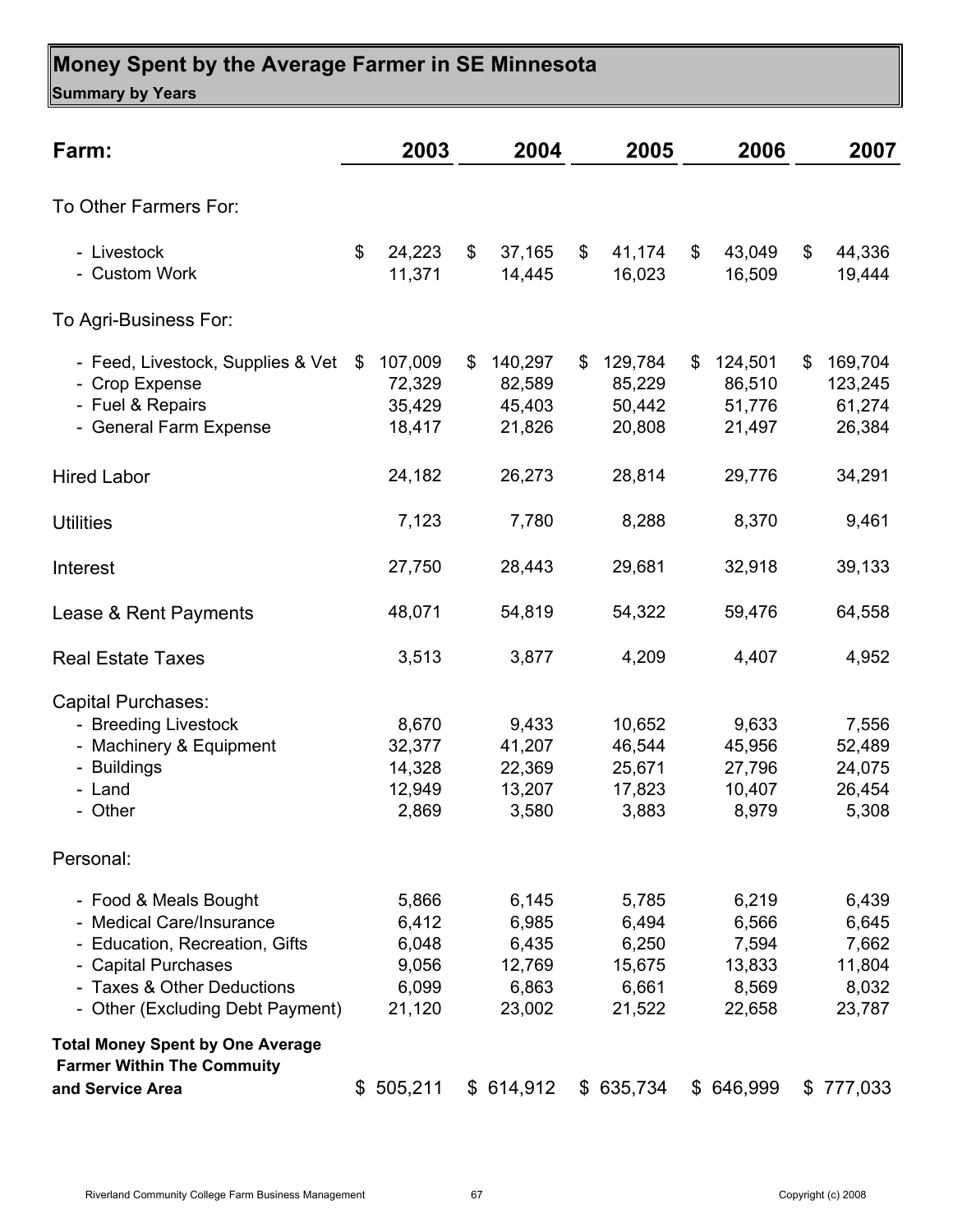# Money Spent by the Average Farmer in SE Minnesota

**Summary by Years**

| Farm: | 2003 | 2004 | 2005 | 2006 | 2007 |
|---|---|---|---|---|---|
| To Other Farmers For: | | | | | |
| - Livestock | $ 24,223 | $ 37,165 | $ 41,174 | $ 43,049 | $ 44,336 |
| - Custom Work | 11,371 | 14,445 | 16,023 | 16,509 | 19,444 |
| To Agri-Business For: | | | | | |
| - Feed, Livestock, Supplies & Vet | $ 107,009 | $ 140,297 | $ 129,784 | $ 124,501 | $ 169,704 |
| - Crop Expense | 72,329 | 82,589 | 85,229 | 86,510 | 123,245 |
| - Fuel & Repairs | 35,429 | 45,403 | 50,442 | 51,776 | 61,274 |
| - General Farm Expense | 18,417 | 21,826 | 20,808 | 21,497 | 26,384 |
| Hired Labor | 24,182 | 26,273 | 28,814 | 29,776 | 34,291 |
| Utilities | 7,123 | 7,780 | 8,288 | 8,370 | 9,461 |
| Interest | 27,750 | 28,443 | 29,681 | 32,918 | 39,133 |
| Lease & Rent Payments | 48,071 | 54,819 | 54,322 | 59,476 | 64,558 |
| Real Estate Taxes | 3,513 | 3,877 | 4,209 | 4,407 | 4,952 |
| Capital Purchases: | | | | | |
| - Breeding Livestock | 8,670 | 9,433 | 10,652 | 9,633 | 7,556 |
| - Machinery & Equipment | 32,377 | 41,207 | 46,544 | 45,956 | 52,489 |
| - Buildings | 14,328 | 22,369 | 25,671 | 27,796 | 24,075 |
| - Land | 12,949 | 13,207 | 17,823 | 10,407 | 26,454 |
| - Other | 2,869 | 3,580 | 3,883 | 8,979 | 5,308 |
| Personal: | | | | | |
| - Food & Meals Bought | 5,866 | 6,145 | 5,785 | 6,219 | 6,439 |
| - Medical Care/Insurance | 6,412 | 6,985 | 6,494 | 6,566 | 6,645 |
| - Education, Recreation, Gifts | 6,048 | 6,435 | 6,250 | 7,594 | 7,662 |
| - Capital Purchases | 9,056 | 12,769 | 15,675 | 13,833 | 11,804 |
| - Taxes & Other Deductions | 6,099 | 6,863 | 6,661 | 8,569 | 8,032 |
| - Other (Excluding Debt Payment) | 21,120 | 23,002 | 21,522 | 22,658 | 23,787 |
| **Total Money Spent by One Average Farmer Within The Commuity and Service Area** | $ 505,211 | $ 614,912 | $ 635,734 | $ 646,999 | $ 777,033 |

Riverland Community College Farm Business Management

Copyright (c) 2008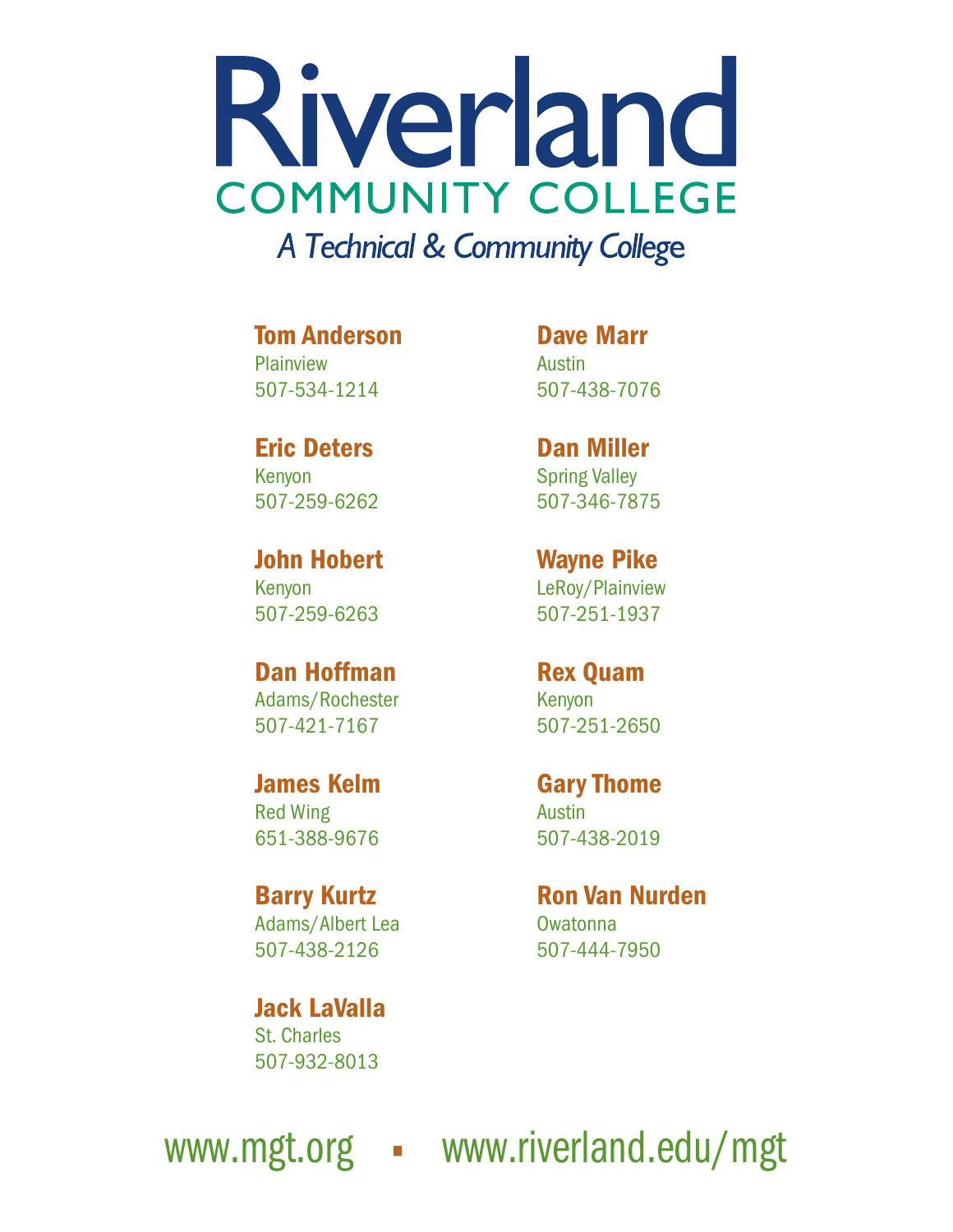# Riverland

## COMMUNITY COLLEGE

*A Technical & Community College*

**Tom Anderson**
Plainview
507-534-1214

**Eric Deters**
Kenyon
507-259-6262

**John Hobert**
Kenyon
507-259-6263

**Dan Hoffman**
Adams/Rochester
507-421-7167

**James Kelm**
Red Wing
651-388-9676

**Barry Kurtz**
Adams/Albert Lea
507-438-2126

**Jack LaValla**
St. Charles
507-932-8013

**Dave Marr**
Austin
507-438-7076

**Dan Miller**
Spring Valley
507-346-7875

**Wayne Pike**
LeRoy/Plainview
507-251-1937

**Rex Quam**
Kenyon
507-251-2650

**Gary Thome**
Austin
507-438-2019

**Ron Van Nurden**
Owatonna
507-444-7950

www.mgt.org ▪ www.riverland.edu/mgt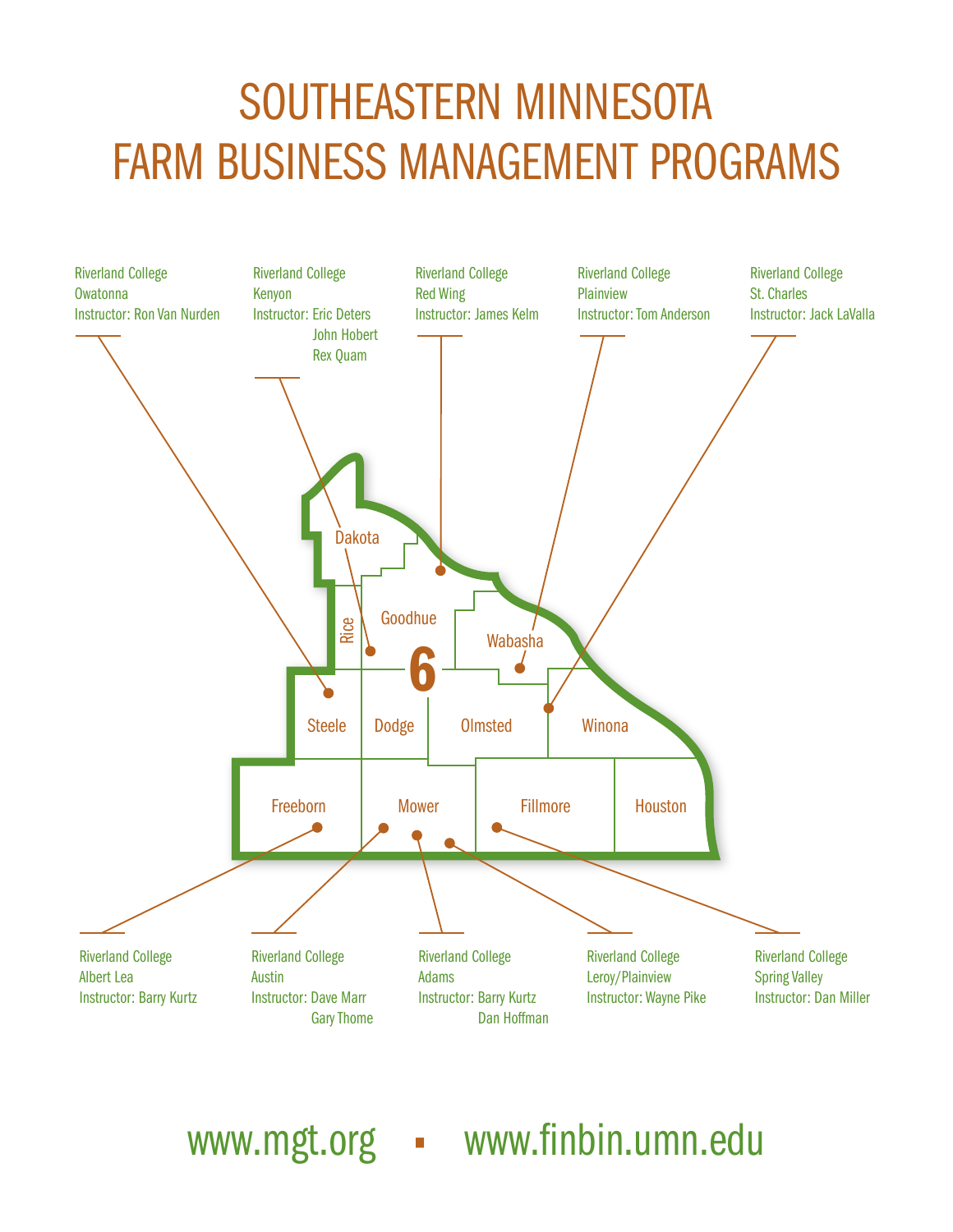# SOUTHEASTERN MINNESOTA FARM BUSINESS MANAGEMENT PROGRAMS

Riverland College
Owatonna
Instructor: Ron Van Nurden

Riverland College
Kenyon
Instructor: Eric Deters
John Hobert
Rex Quam

Riverland College
Red Wing
Instructor: James Kelm

Riverland College
Plainview
Instructor: Tom Anderson

Riverland College
St. Charles
Instructor: Jack LaValla

Dakota
Rice
Goodhue
Wabasha
6
Steele
Dodge
Olmsted
Winona
Freeborn
Mower
Fillmore
Houston

Riverland College
Albert Lea
Instructor: Barry Kurtz

Riverland College
Austin
Instructor: Dave Marr
Gary Thome

Riverland College
Adams
Instructor: Barry Kurtz
Dan Hoffman

Riverland College
Leroy/Plainview
Instructor: Wayne Pike

Riverland College
Spring Valley
Instructor: Dan Miller

www.mgt.org ▪ www.finbin.umn.edu